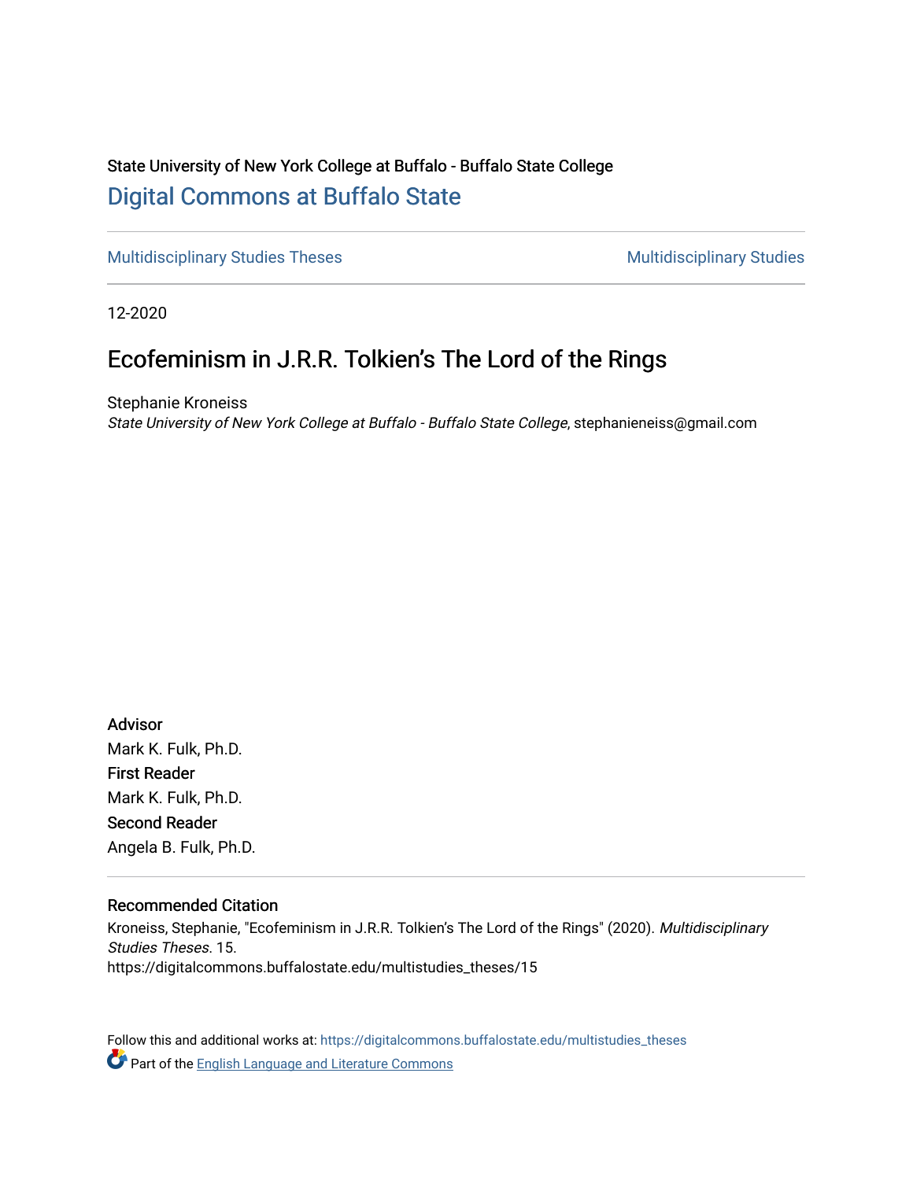State University of New York College at Buffalo - Buffalo State College

## Digital Commons at Buffalo State

Multidisciplinary Studies Theses | Multidisciplinary Studies

12-2020

# Ecofeminism in J.R.R. Tolkien's The Lord of the Rings

Stephanie Kroneiss
*State University of New York College at Buffalo - Buffalo State College*, stephanieneiss@gmail.com

**Advisor**
Mark K. Fulk, Ph.D.

**First Reader**
Mark K. Fulk, Ph.D.

**Second Reader**
Angela B. Fulk, Ph.D.

**Recommended Citation**
Kroneiss, Stephanie, "Ecofeminism in J.R.R. Tolkien's The Lord of the Rings" (2020). *Multidisciplinary Studies Theses*. 15.
https://digitalcommons.buffalostate.edu/multistudies_theses/15

Follow this and additional works at: https://digitalcommons.buffalostate.edu/multistudies_theses

Part of the English Language and Literature Commons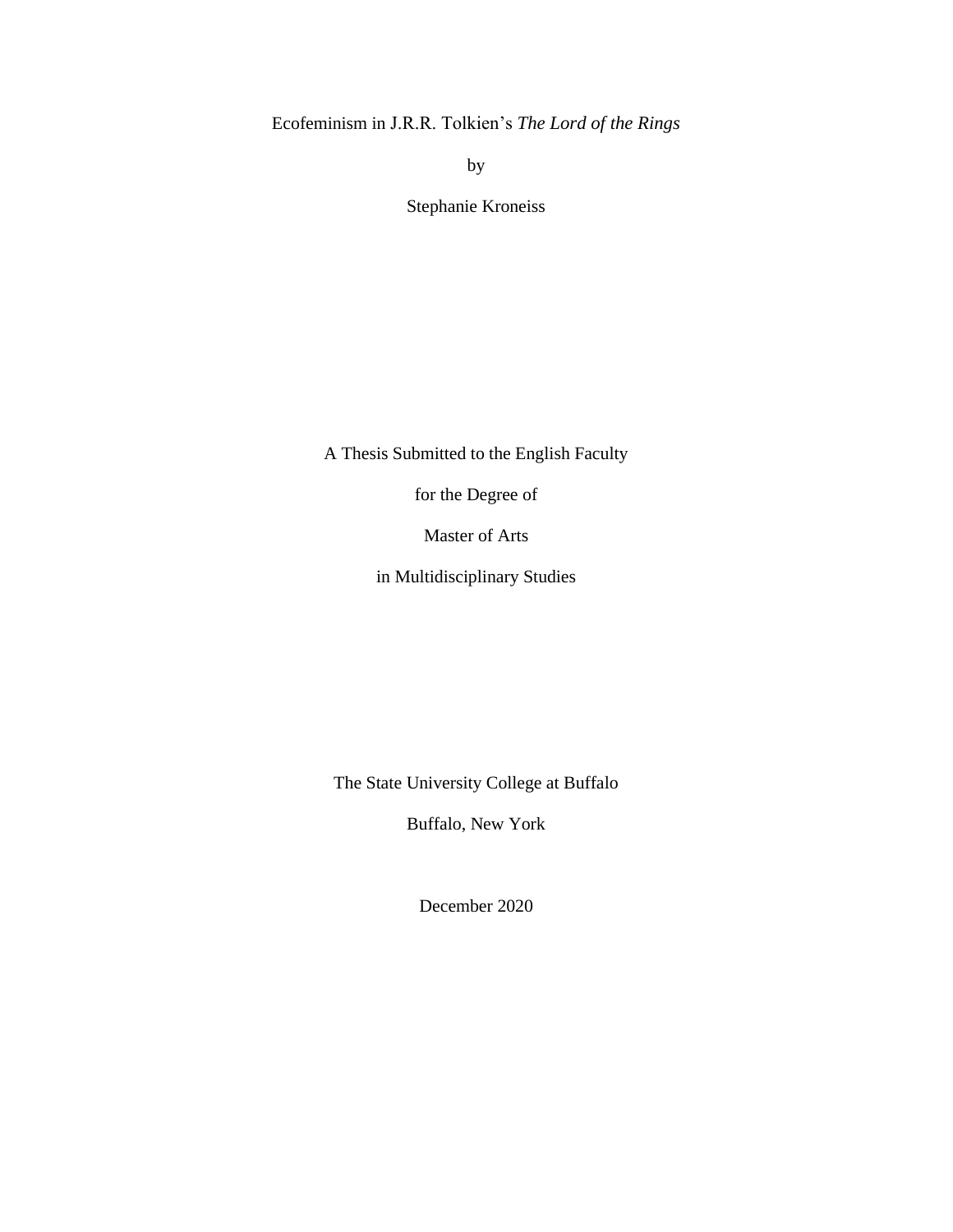Ecofeminism in J.R.R. Tolkien's *The Lord of the Rings*

by

Stephanie Kroneiss

A Thesis Submitted to the English Faculty

for the Degree of

Master of Arts

in Multidisciplinary Studies

The State University College at Buffalo

Buffalo, New York

December 2020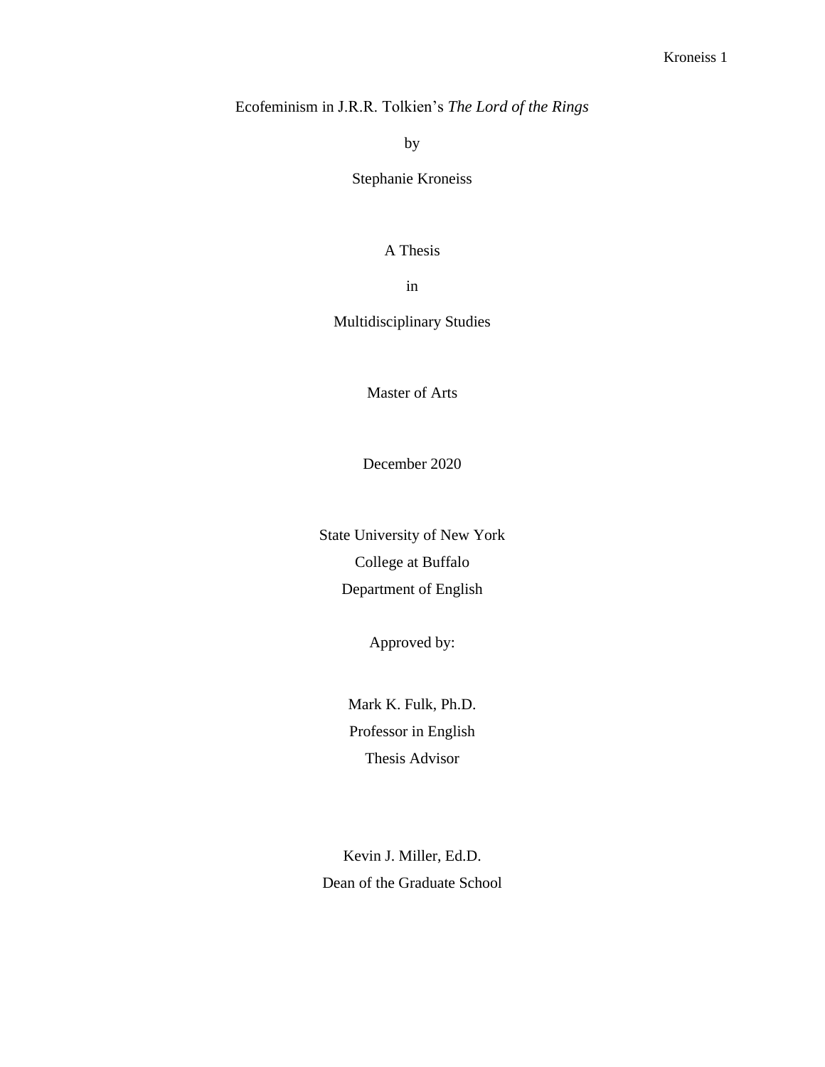# Ecofeminism in J.R.R. Tolkien's *The Lord of the Rings*

by

Stephanie Kroneiss

A Thesis

in

Multidisciplinary Studies

Master of Arts

December 2020

State University of New York
College at Buffalo
Department of English

Approved by:

Mark K. Fulk, Ph.D.
Professor in English
Thesis Advisor

Kevin J. Miller, Ed.D.
Dean of the Graduate School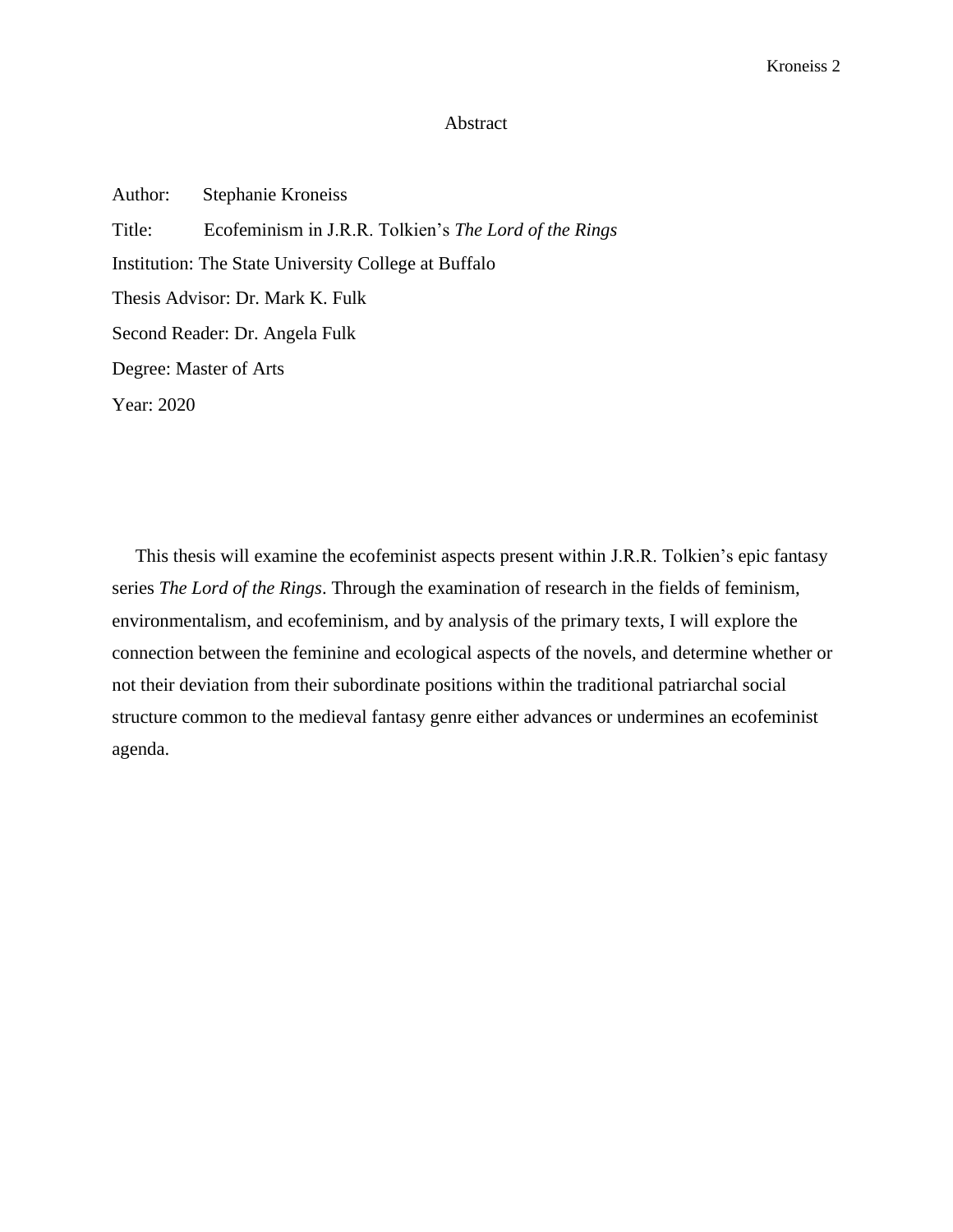# Abstract

Author: Stephanie Kroneiss

Title: Ecofeminism in J.R.R. Tolkien's *The Lord of the Rings*

Institution: The State University College at Buffalo

Thesis Advisor: Dr. Mark K. Fulk

Second Reader: Dr. Angela Fulk

Degree: Master of Arts

Year: 2020

This thesis will examine the ecofeminist aspects present within J.R.R. Tolkien's epic fantasy series *The Lord of the Rings*. Through the examination of research in the fields of feminism, environmentalism, and ecofeminism, and by analysis of the primary texts, I will explore the connection between the feminine and ecological aspects of the novels, and determine whether or not their deviation from their subordinate positions within the traditional patriarchal social structure common to the medieval fantasy genre either advances or undermines an ecofeminist agenda.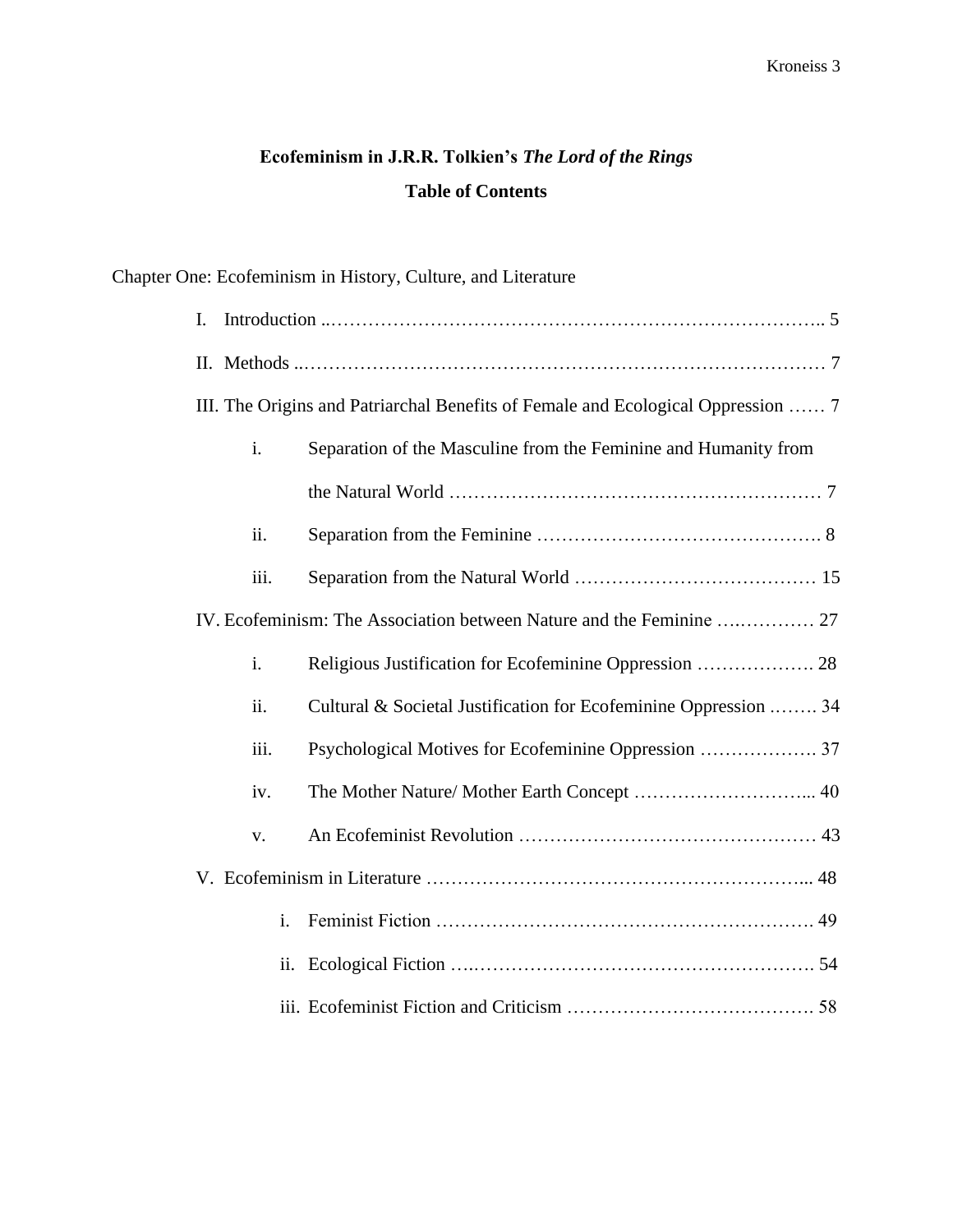# Ecofeminism in J.R.R. Tolkien's *The Lord of the Rings*

## Table of Contents

Chapter One: Ecofeminism in History, Culture, and Literature

- I. Introduction ..…………………………………………………………………….. 5
- II. Methods ..………………………………………………………………………… 7
- III. The Origins and Patriarchal Benefits of Female and Ecological Oppression …… 7
  - i. Separation of the Masculine from the Feminine and Humanity from the Natural World …………………………………………………… 7
  - ii. Separation from the Feminine ………………………………………. 8
  - iii. Separation from the Natural World ………………………………… 15
- IV. Ecofeminism: The Association between Nature and the Feminine ….………… 27
  - i. Religious Justification for Ecofeminine Oppression ………………. 28
  - ii. Cultural & Societal Justification for Ecofeminine Oppression .……. 34
  - iii. Psychological Motives for Ecofeminine Oppression ………………. 37
  - iv. The Mother Nature/ Mother Earth Concept ………………………... 40
  - v. An Ecofeminist Revolution ………………………………………… 43
- V. Ecofeminism in Literature …………………………………………………... 48
  - i. Feminist Fiction ……………………………………………………. 49
  - ii. Ecological Fiction …..………………………………………………. 54
  - iii. Ecofeminist Fiction and Criticism …………………………………. 58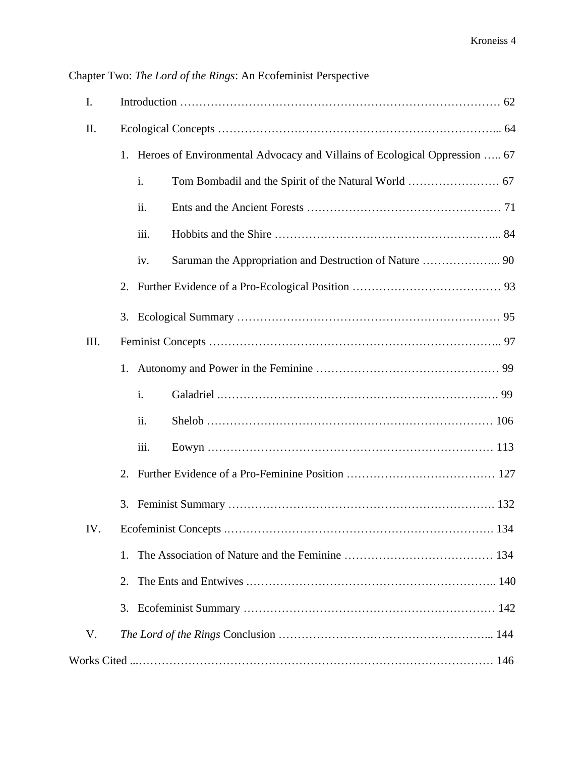Chapter Two: *The Lord of the Rings*: An Ecofeminist Perspective

I. Introduction …………………………………………………………………………… 62

II. Ecological Concepts ………………………………………………………………... 64

1. Heroes of Environmental Advocacy and Villains of Ecological Oppression ….. 67

    i. Tom Bombadil and the Spirit of the Natural World …………………… 67

    ii. Ents and the Ancient Forests …………………………………………… 71

    iii. Hobbits and the Shire …………………………………………………... 84

    iv. Saruman the Appropriation and Destruction of Nature ………………... 90

2. Further Evidence of a Pro-Ecological Position ………………………………… 93

3. Ecological Summary …………………………………………………………… 95

III. Feminist Concepts ………………………………………………………………….. 97

1. Autonomy and Power in the Feminine ………………………………………… 99

    i. Galadriel .………………………………………………………………. 99

    ii. Shelob ………………………………………………………………… 106

    iii. Eowyn ………………………………………………………………… 113

2. Further Evidence of a Pro-Feminine Position ………………………………… 127

3. Feminist Summary ……………………………………………………………. 132

IV. Ecofeminist Concepts .………………………………………………………………. 134

1. The Association of Nature and the Feminine ………………………………… 134

2. The Ents and Entwives .……………………………………………………….. 140

3. Ecofeminist Summary ………………………………………………………… 142

V. *The Lord of the Rings* Conclusion ………………………………………………... 144

Works Cited ...………………………………………………………………………………… 146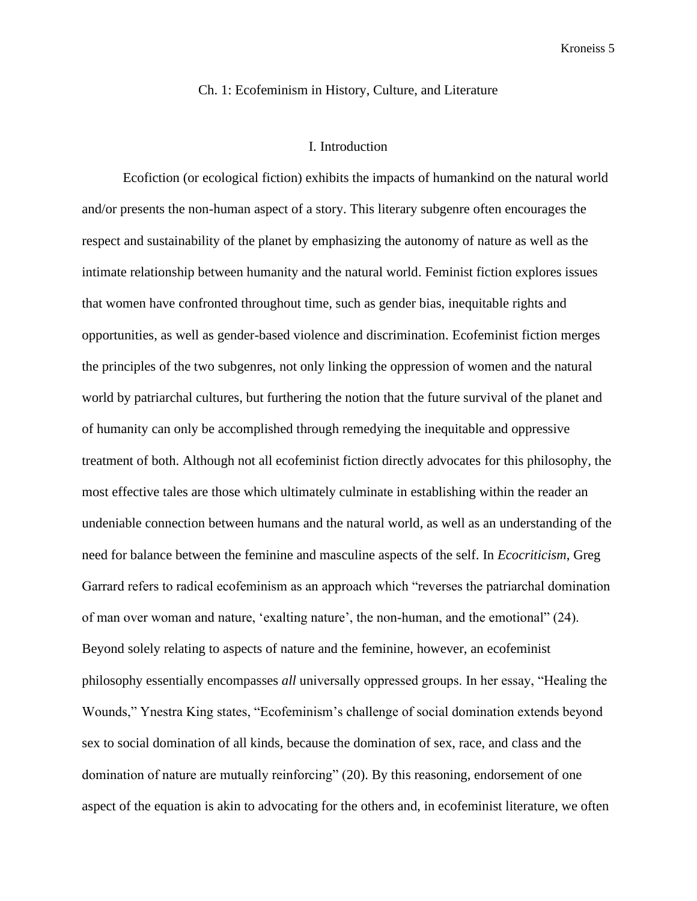# Ch. 1: Ecofeminism in History, Culture, and Literature

## I. Introduction

Ecofiction (or ecological fiction) exhibits the impacts of humankind on the natural world and/or presents the non-human aspect of a story. This literary subgenre often encourages the respect and sustainability of the planet by emphasizing the autonomy of nature as well as the intimate relationship between humanity and the natural world. Feminist fiction explores issues that women have confronted throughout time, such as gender bias, inequitable rights and opportunities, as well as gender-based violence and discrimination. Ecofeminist fiction merges the principles of the two subgenres, not only linking the oppression of women and the natural world by patriarchal cultures, but furthering the notion that the future survival of the planet and of humanity can only be accomplished through remedying the inequitable and oppressive treatment of both. Although not all ecofeminist fiction directly advocates for this philosophy, the most effective tales are those which ultimately culminate in establishing within the reader an undeniable connection between humans and the natural world, as well as an understanding of the need for balance between the feminine and masculine aspects of the self. In *Ecocriticism*, Greg Garrard refers to radical ecofeminism as an approach which "reverses the patriarchal domination of man over woman and nature, 'exalting nature', the non-human, and the emotional" (24). Beyond solely relating to aspects of nature and the feminine, however, an ecofeminist philosophy essentially encompasses *all* universally oppressed groups. In her essay, "Healing the Wounds," Ynestra King states, "Ecofeminism's challenge of social domination extends beyond sex to social domination of all kinds, because the domination of sex, race, and class and the domination of nature are mutually reinforcing" (20). By this reasoning, endorsement of one aspect of the equation is akin to advocating for the others and, in ecofeminist literature, we often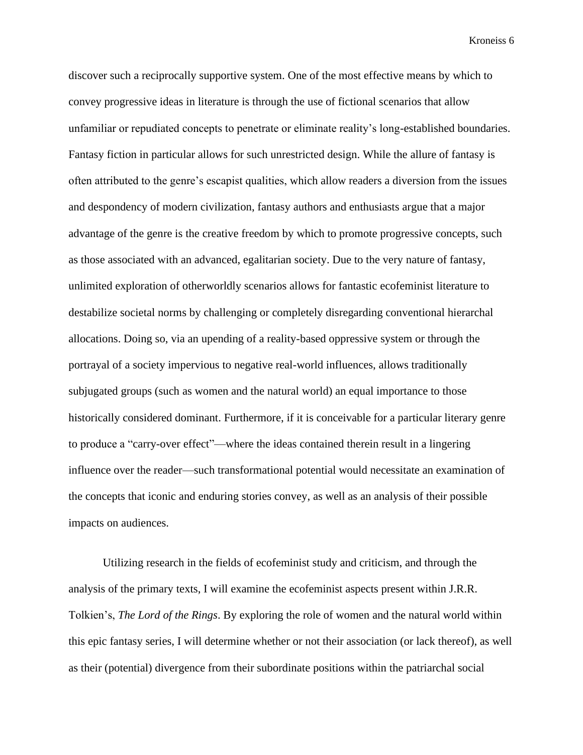discover such a reciprocally supportive system. One of the most effective means by which to convey progressive ideas in literature is through the use of fictional scenarios that allow unfamiliar or repudiated concepts to penetrate or eliminate reality's long-established boundaries. Fantasy fiction in particular allows for such unrestricted design. While the allure of fantasy is often attributed to the genre's escapist qualities, which allow readers a diversion from the issues and despondency of modern civilization, fantasy authors and enthusiasts argue that a major advantage of the genre is the creative freedom by which to promote progressive concepts, such as those associated with an advanced, egalitarian society. Due to the very nature of fantasy, unlimited exploration of otherworldly scenarios allows for fantastic ecofeminist literature to destabilize societal norms by challenging or completely disregarding conventional hierarchal allocations. Doing so, via an upending of a reality-based oppressive system or through the portrayal of a society impervious to negative real-world influences, allows traditionally subjugated groups (such as women and the natural world) an equal importance to those historically considered dominant. Furthermore, if it is conceivable for a particular literary genre to produce a "carry-over effect"—where the ideas contained therein result in a lingering influence over the reader—such transformational potential would necessitate an examination of the concepts that iconic and enduring stories convey, as well as an analysis of their possible impacts on audiences.

Utilizing research in the fields of ecofeminist study and criticism, and through the analysis of the primary texts, I will examine the ecofeminist aspects present within J.R.R. Tolkien's, *The Lord of the Rings*. By exploring the role of women and the natural world within this epic fantasy series, I will determine whether or not their association (or lack thereof), as well as their (potential) divergence from their subordinate positions within the patriarchal social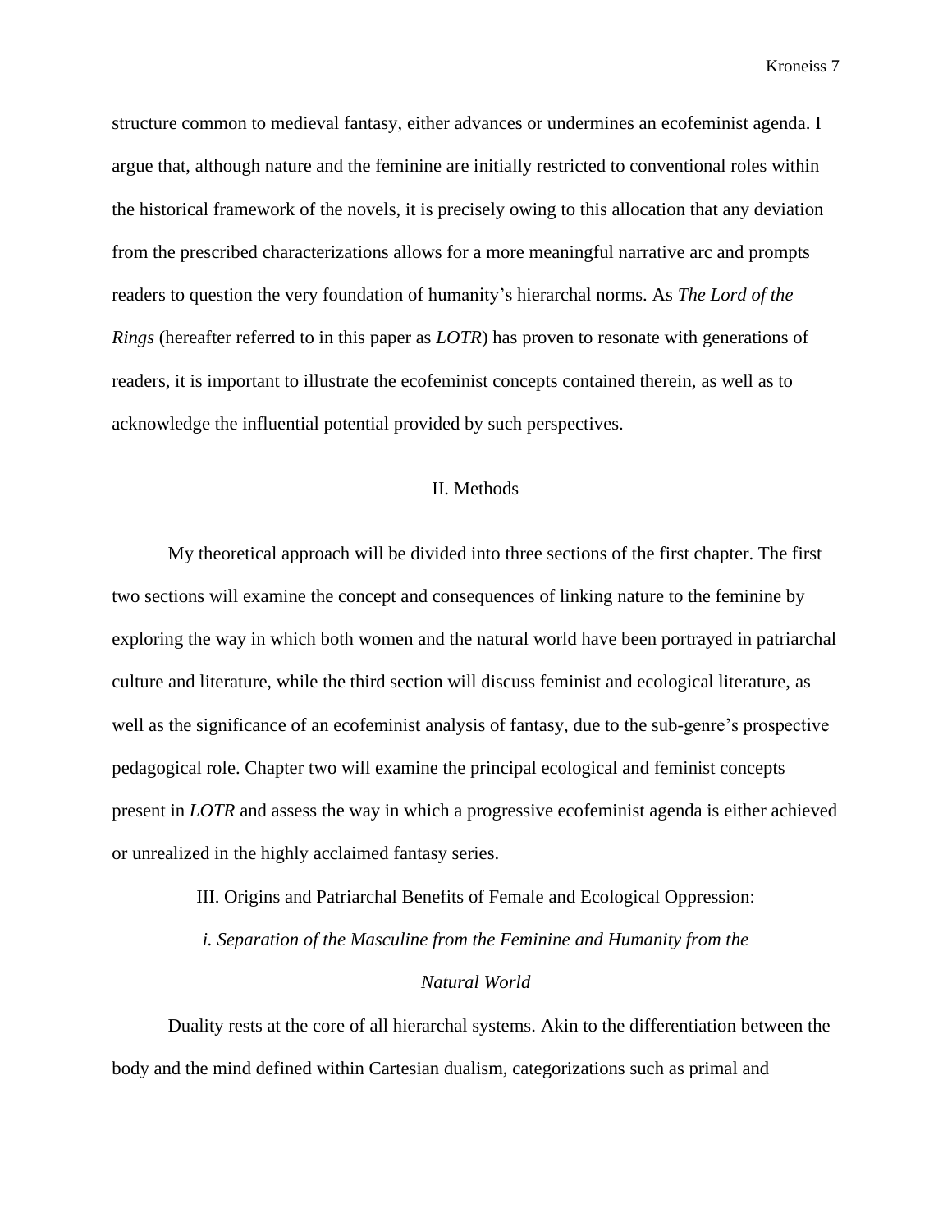structure common to medieval fantasy, either advances or undermines an ecofeminist agenda. I argue that, although nature and the feminine are initially restricted to conventional roles within the historical framework of the novels, it is precisely owing to this allocation that any deviation from the prescribed characterizations allows for a more meaningful narrative arc and prompts readers to question the very foundation of humanity's hierarchal norms. As *The Lord of the Rings* (hereafter referred to in this paper as *LOTR*) has proven to resonate with generations of readers, it is important to illustrate the ecofeminist concepts contained therein, as well as to acknowledge the influential potential provided by such perspectives.

## II. Methods

My theoretical approach will be divided into three sections of the first chapter. The first two sections will examine the concept and consequences of linking nature to the feminine by exploring the way in which both women and the natural world have been portrayed in patriarchal culture and literature, while the third section will discuss feminist and ecological literature, as well as the significance of an ecofeminist analysis of fantasy, due to the sub-genre's prospective pedagogical role. Chapter two will examine the principal ecological and feminist concepts present in *LOTR* and assess the way in which a progressive ecofeminist agenda is either achieved or unrealized in the highly acclaimed fantasy series.

## III. Origins and Patriarchal Benefits of Female and Ecological Oppression:

### *i. Separation of the Masculine from the Feminine and Humanity from the Natural World*

Duality rests at the core of all hierarchal systems. Akin to the differentiation between the body and the mind defined within Cartesian dualism, categorizations such as primal and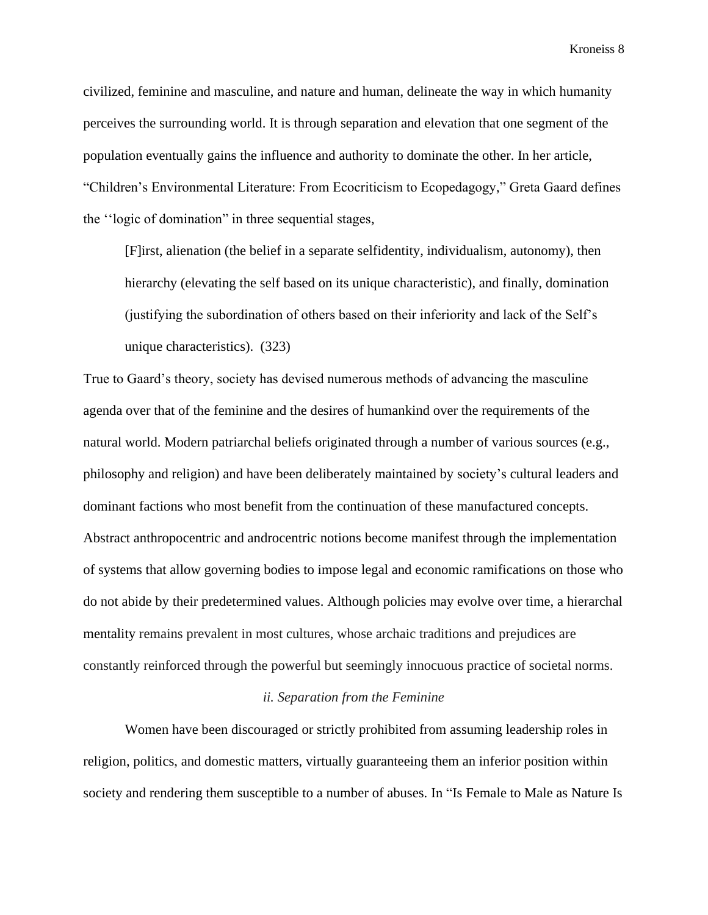civilized, feminine and masculine, and nature and human, delineate the way in which humanity perceives the surrounding world. It is through separation and elevation that one segment of the population eventually gains the influence and authority to dominate the other. In her article, "Children's Environmental Literature: From Ecocriticism to Ecopedagogy," Greta Gaard defines the ''logic of domination" in three sequential stages,

> [F]irst, alienation (the belief in a separate selfidentity, individualism, autonomy), then hierarchy (elevating the self based on its unique characteristic), and finally, domination (justifying the subordination of others based on their inferiority and lack of the Self's unique characteristics). (323)

True to Gaard's theory, society has devised numerous methods of advancing the masculine agenda over that of the feminine and the desires of humankind over the requirements of the natural world. Modern patriarchal beliefs originated through a number of various sources (e.g., philosophy and religion) and have been deliberately maintained by society's cultural leaders and dominant factions who most benefit from the continuation of these manufactured concepts. Abstract anthropocentric and androcentric notions become manifest through the implementation of systems that allow governing bodies to impose legal and economic ramifications on those who do not abide by their predetermined values. Although policies may evolve over time, a hierarchal mentality remains prevalent in most cultures, whose archaic traditions and prejudices are constantly reinforced through the powerful but seemingly innocuous practice of societal norms.

### *ii. Separation from the Feminine*

Women have been discouraged or strictly prohibited from assuming leadership roles in religion, politics, and domestic matters, virtually guaranteeing them an inferior position within society and rendering them susceptible to a number of abuses. In "Is Female to Male as Nature Is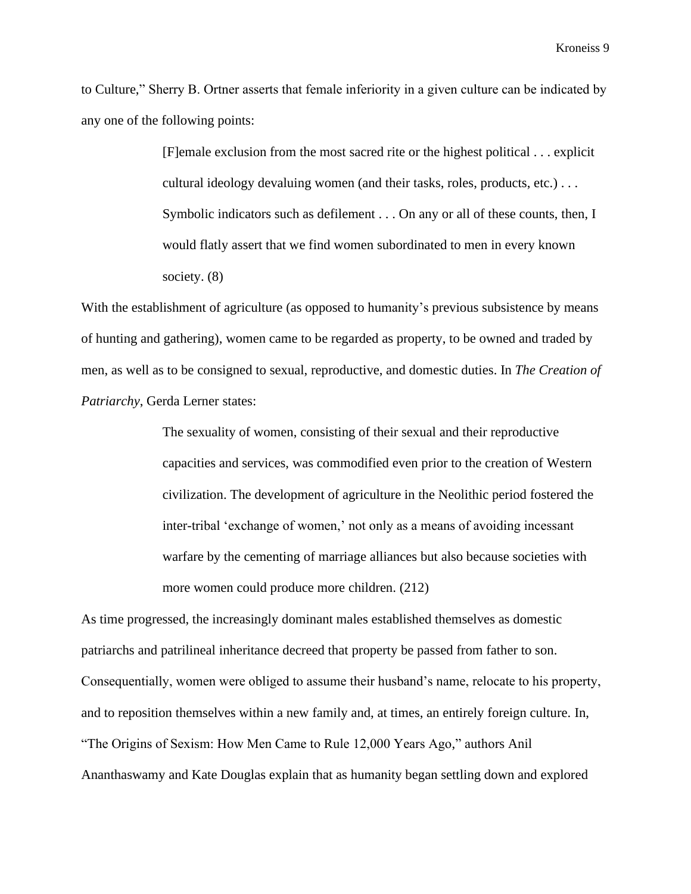to Culture," Sherry B. Ortner asserts that female inferiority in a given culture can be indicated by any one of the following points:

> [F]emale exclusion from the most sacred rite or the highest political . . . explicit cultural ideology devaluing women (and their tasks, roles, products, etc.) . . . Symbolic indicators such as defilement . . . On any or all of these counts, then, I would flatly assert that we find women subordinated to men in every known society. (8)

With the establishment of agriculture (as opposed to humanity's previous subsistence by means of hunting and gathering), women came to be regarded as property, to be owned and traded by men, as well as to be consigned to sexual, reproductive, and domestic duties. In *The Creation of Patriarchy*, Gerda Lerner states:

> The sexuality of women, consisting of their sexual and their reproductive capacities and services, was commodified even prior to the creation of Western civilization. The development of agriculture in the Neolithic period fostered the inter-tribal 'exchange of women,' not only as a means of avoiding incessant warfare by the cementing of marriage alliances but also because societies with more women could produce more children. (212)

As time progressed, the increasingly dominant males established themselves as domestic patriarchs and patrilineal inheritance decreed that property be passed from father to son. Consequentially, women were obliged to assume their husband's name, relocate to his property, and to reposition themselves within a new family and, at times, an entirely foreign culture. In, "The Origins of Sexism: How Men Came to Rule 12,000 Years Ago," authors Anil Ananthaswamy and Kate Douglas explain that as humanity began settling down and explored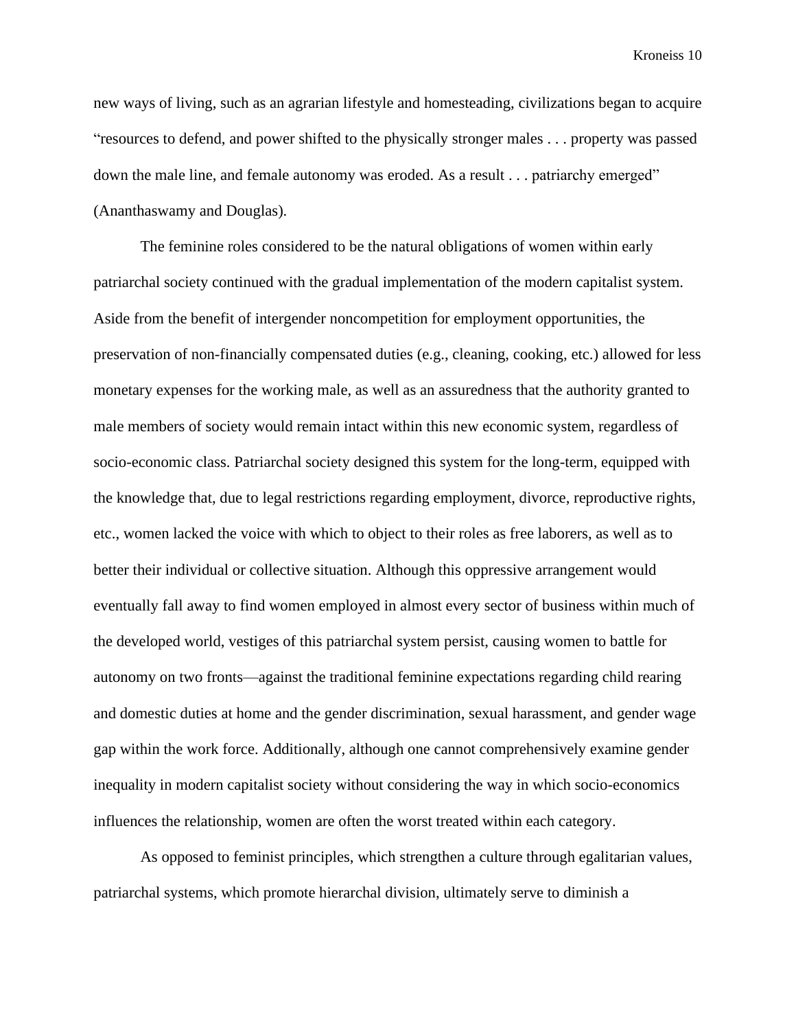new ways of living, such as an agrarian lifestyle and homesteading, civilizations began to acquire "resources to defend, and power shifted to the physically stronger males . . . property was passed down the male line, and female autonomy was eroded. As a result . . . patriarchy emerged" (Ananthaswamy and Douglas).

The feminine roles considered to be the natural obligations of women within early patriarchal society continued with the gradual implementation of the modern capitalist system. Aside from the benefit of intergender noncompetition for employment opportunities, the preservation of non-financially compensated duties (e.g., cleaning, cooking, etc.) allowed for less monetary expenses for the working male, as well as an assuredness that the authority granted to male members of society would remain intact within this new economic system, regardless of socio-economic class. Patriarchal society designed this system for the long-term, equipped with the knowledge that, due to legal restrictions regarding employment, divorce, reproductive rights, etc., women lacked the voice with which to object to their roles as free laborers, as well as to better their individual or collective situation. Although this oppressive arrangement would eventually fall away to find women employed in almost every sector of business within much of the developed world, vestiges of this patriarchal system persist, causing women to battle for autonomy on two fronts—against the traditional feminine expectations regarding child rearing and domestic duties at home and the gender discrimination, sexual harassment, and gender wage gap within the work force. Additionally, although one cannot comprehensively examine gender inequality in modern capitalist society without considering the way in which socio-economics influences the relationship, women are often the worst treated within each category.

As opposed to feminist principles, which strengthen a culture through egalitarian values, patriarchal systems, which promote hierarchal division, ultimately serve to diminish a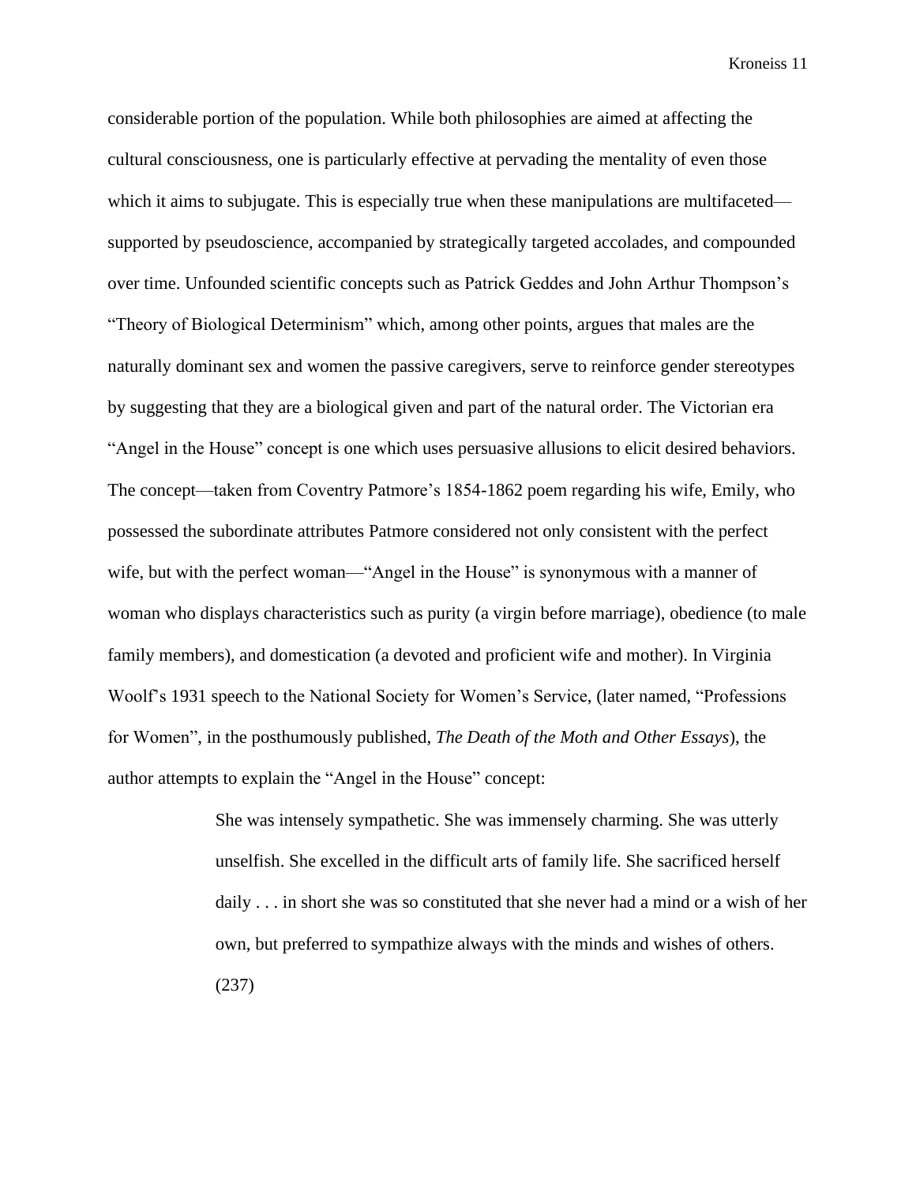considerable portion of the population. While both philosophies are aimed at affecting the cultural consciousness, one is particularly effective at pervading the mentality of even those which it aims to subjugate. This is especially true when these manipulations are multifaceted—supported by pseudoscience, accompanied by strategically targeted accolades, and compounded over time. Unfounded scientific concepts such as Patrick Geddes and John Arthur Thompson's "Theory of Biological Determinism" which, among other points, argues that males are the naturally dominant sex and women the passive caregivers, serve to reinforce gender stereotypes by suggesting that they are a biological given and part of the natural order. The Victorian era "Angel in the House" concept is one which uses persuasive allusions to elicit desired behaviors. The concept—taken from Coventry Patmore's 1854-1862 poem regarding his wife, Emily, who possessed the subordinate attributes Patmore considered not only consistent with the perfect wife, but with the perfect woman—"Angel in the House" is synonymous with a manner of woman who displays characteristics such as purity (a virgin before marriage), obedience (to male family members), and domestication (a devoted and proficient wife and mother). In Virginia Woolf's 1931 speech to the National Society for Women's Service, (later named, "Professions for Women", in the posthumously published, *The Death of the Moth and Other Essays*), the author attempts to explain the "Angel in the House" concept:

> She was intensely sympathetic. She was immensely charming. She was utterly unselfish. She excelled in the difficult arts of family life. She sacrificed herself daily . . . in short she was so constituted that she never had a mind or a wish of her own, but preferred to sympathize always with the minds and wishes of others. (237)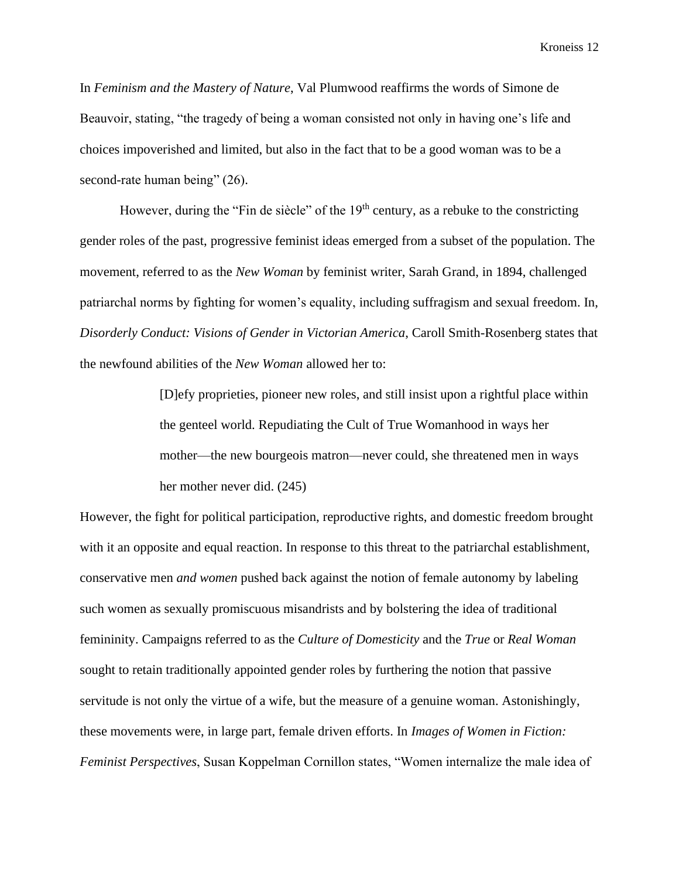In *Feminism and the Mastery of Nature*, Val Plumwood reaffirms the words of Simone de Beauvoir, stating, "the tragedy of being a woman consisted not only in having one's life and choices impoverished and limited, but also in the fact that to be a good woman was to be a second-rate human being" (26).

However, during the "Fin de siècle" of the 19th century, as a rebuke to the constricting gender roles of the past, progressive feminist ideas emerged from a subset of the population. The movement, referred to as the *New Woman* by feminist writer, Sarah Grand, in 1894, challenged patriarchal norms by fighting for women's equality, including suffragism and sexual freedom. In, *Disorderly Conduct: Visions of Gender in Victorian America*, Caroll Smith-Rosenberg states that the newfound abilities of the *New Woman* allowed her to:

> [D]efy proprieties, pioneer new roles, and still insist upon a rightful place within the genteel world. Repudiating the Cult of True Womanhood in ways her mother—the new bourgeois matron—never could, she threatened men in ways her mother never did. (245)

However, the fight for political participation, reproductive rights, and domestic freedom brought with it an opposite and equal reaction. In response to this threat to the patriarchal establishment, conservative men *and women* pushed back against the notion of female autonomy by labeling such women as sexually promiscuous misandrists and by bolstering the idea of traditional femininity. Campaigns referred to as the *Culture of Domesticity* and the *True* or *Real Woman* sought to retain traditionally appointed gender roles by furthering the notion that passive servitude is not only the virtue of a wife, but the measure of a genuine woman. Astonishingly, these movements were, in large part, female driven efforts. In *Images of Women in Fiction: Feminist Perspectives*, Susan Koppelman Cornillon states, "Women internalize the male idea of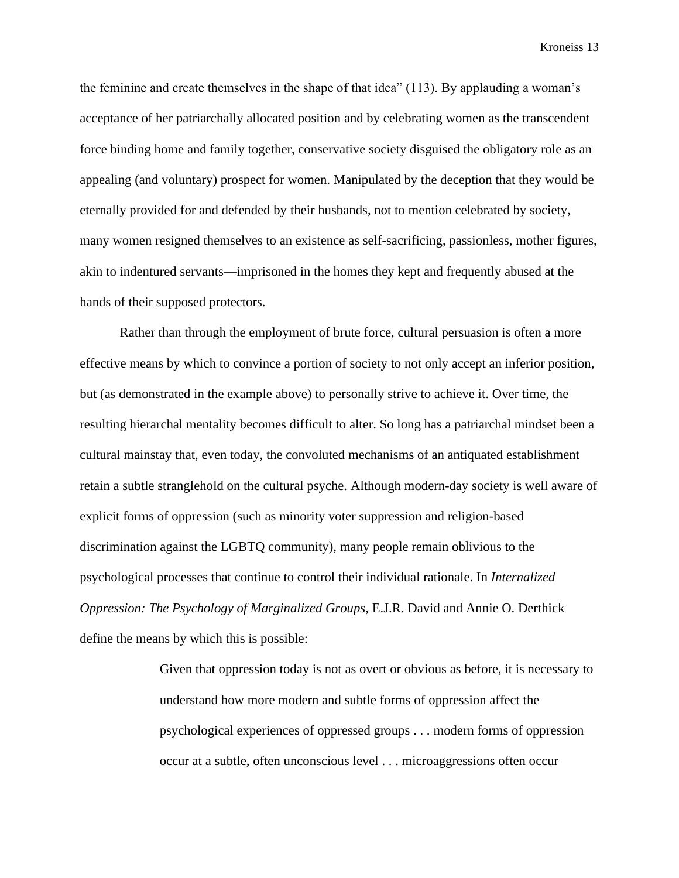the feminine and create themselves in the shape of that idea" (113). By applauding a woman's acceptance of her patriarchally allocated position and by celebrating women as the transcendent force binding home and family together, conservative society disguised the obligatory role as an appealing (and voluntary) prospect for women. Manipulated by the deception that they would be eternally provided for and defended by their husbands, not to mention celebrated by society, many women resigned themselves to an existence as self-sacrificing, passionless, mother figures, akin to indentured servants—imprisoned in the homes they kept and frequently abused at the hands of their supposed protectors.

Rather than through the employment of brute force, cultural persuasion is often a more effective means by which to convince a portion of society to not only accept an inferior position, but (as demonstrated in the example above) to personally strive to achieve it. Over time, the resulting hierarchal mentality becomes difficult to alter. So long has a patriarchal mindset been a cultural mainstay that, even today, the convoluted mechanisms of an antiquated establishment retain a subtle stranglehold on the cultural psyche. Although modern-day society is well aware of explicit forms of oppression (such as minority voter suppression and religion-based discrimination against the LGBTQ community), many people remain oblivious to the psychological processes that continue to control their individual rationale. In *Internalized Oppression: The Psychology of Marginalized Groups*, E.J.R. David and Annie O. Derthick define the means by which this is possible:

> Given that oppression today is not as overt or obvious as before, it is necessary to understand how more modern and subtle forms of oppression affect the psychological experiences of oppressed groups . . . modern forms of oppression occur at a subtle, often unconscious level . . . microaggressions often occur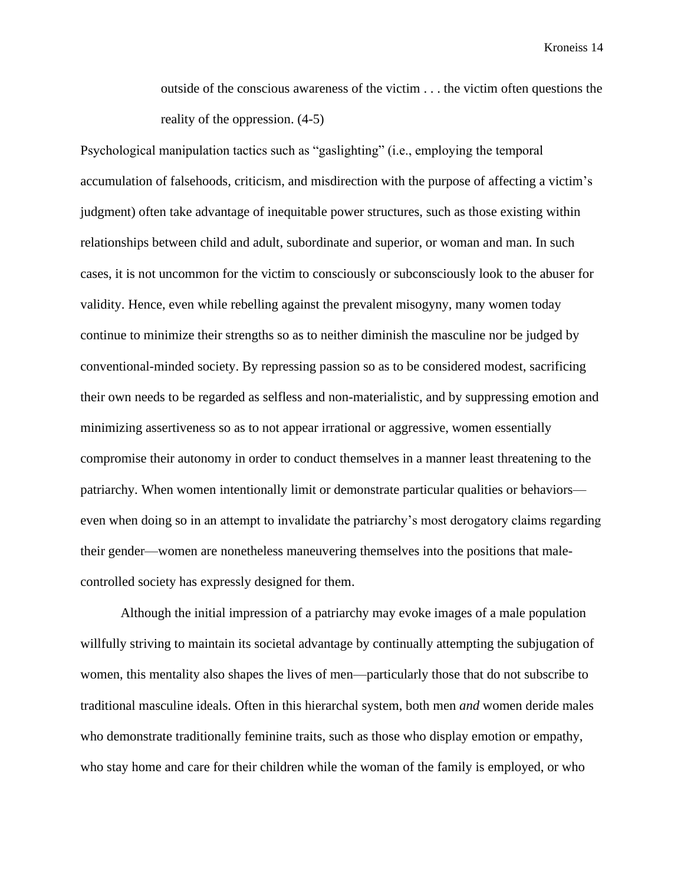> outside of the conscious awareness of the victim . . . the victim often questions the reality of the oppression. (4-5)

Psychological manipulation tactics such as "gaslighting" (i.e., employing the temporal accumulation of falsehoods, criticism, and misdirection with the purpose of affecting a victim's judgment) often take advantage of inequitable power structures, such as those existing within relationships between child and adult, subordinate and superior, or woman and man. In such cases, it is not uncommon for the victim to consciously or subconsciously look to the abuser for validity. Hence, even while rebelling against the prevalent misogyny, many women today continue to minimize their strengths so as to neither diminish the masculine nor be judged by conventional-minded society. By repressing passion so as to be considered modest, sacrificing their own needs to be regarded as selfless and non-materialistic, and by suppressing emotion and minimizing assertiveness so as to not appear irrational or aggressive, women essentially compromise their autonomy in order to conduct themselves in a manner least threatening to the patriarchy. When women intentionally limit or demonstrate particular qualities or behaviors—even when doing so in an attempt to invalidate the patriarchy's most derogatory claims regarding their gender—women are nonetheless maneuvering themselves into the positions that male-controlled society has expressly designed for them.

Although the initial impression of a patriarchy may evoke images of a male population willfully striving to maintain its societal advantage by continually attempting the subjugation of women, this mentality also shapes the lives of men—particularly those that do not subscribe to traditional masculine ideals. Often in this hierarchal system, both men *and* women deride males who demonstrate traditionally feminine traits, such as those who display emotion or empathy, who stay home and care for their children while the woman of the family is employed, or who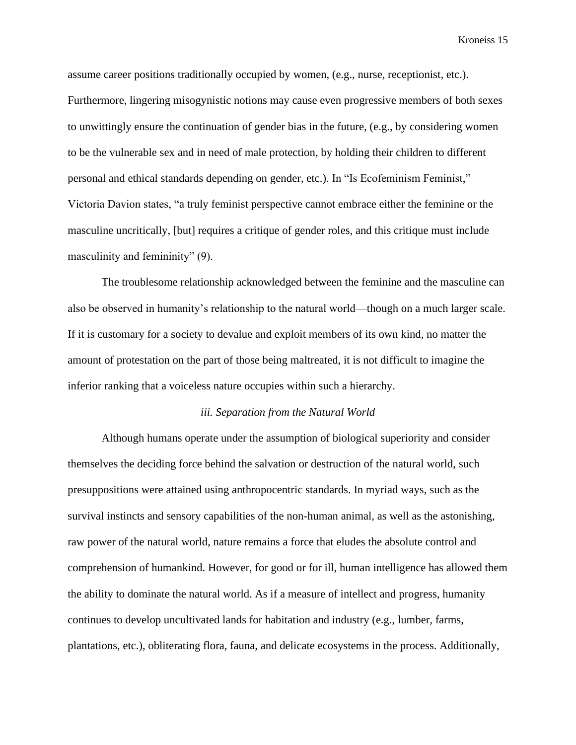assume career positions traditionally occupied by women, (e.g., nurse, receptionist, etc.). Furthermore, lingering misogynistic notions may cause even progressive members of both sexes to unwittingly ensure the continuation of gender bias in the future, (e.g., by considering women to be the vulnerable sex and in need of male protection, by holding their children to different personal and ethical standards depending on gender, etc.). In "Is Ecofeminism Feminist," Victoria Davion states, "a truly feminist perspective cannot embrace either the feminine or the masculine uncritically, [but] requires a critique of gender roles, and this critique must include masculinity and femininity" (9).

The troublesome relationship acknowledged between the feminine and the masculine can also be observed in humanity's relationship to the natural world—though on a much larger scale. If it is customary for a society to devalue and exploit members of its own kind, no matter the amount of protestation on the part of those being maltreated, it is not difficult to imagine the inferior ranking that a voiceless nature occupies within such a hierarchy.

### *iii. Separation from the Natural World*

Although humans operate under the assumption of biological superiority and consider themselves the deciding force behind the salvation or destruction of the natural world, such presuppositions were attained using anthropocentric standards. In myriad ways, such as the survival instincts and sensory capabilities of the non-human animal, as well as the astonishing, raw power of the natural world, nature remains a force that eludes the absolute control and comprehension of humankind. However, for good or for ill, human intelligence has allowed them the ability to dominate the natural world. As if a measure of intellect and progress, humanity continues to develop uncultivated lands for habitation and industry (e.g., lumber, farms, plantations, etc.), obliterating flora, fauna, and delicate ecosystems in the process. Additionally,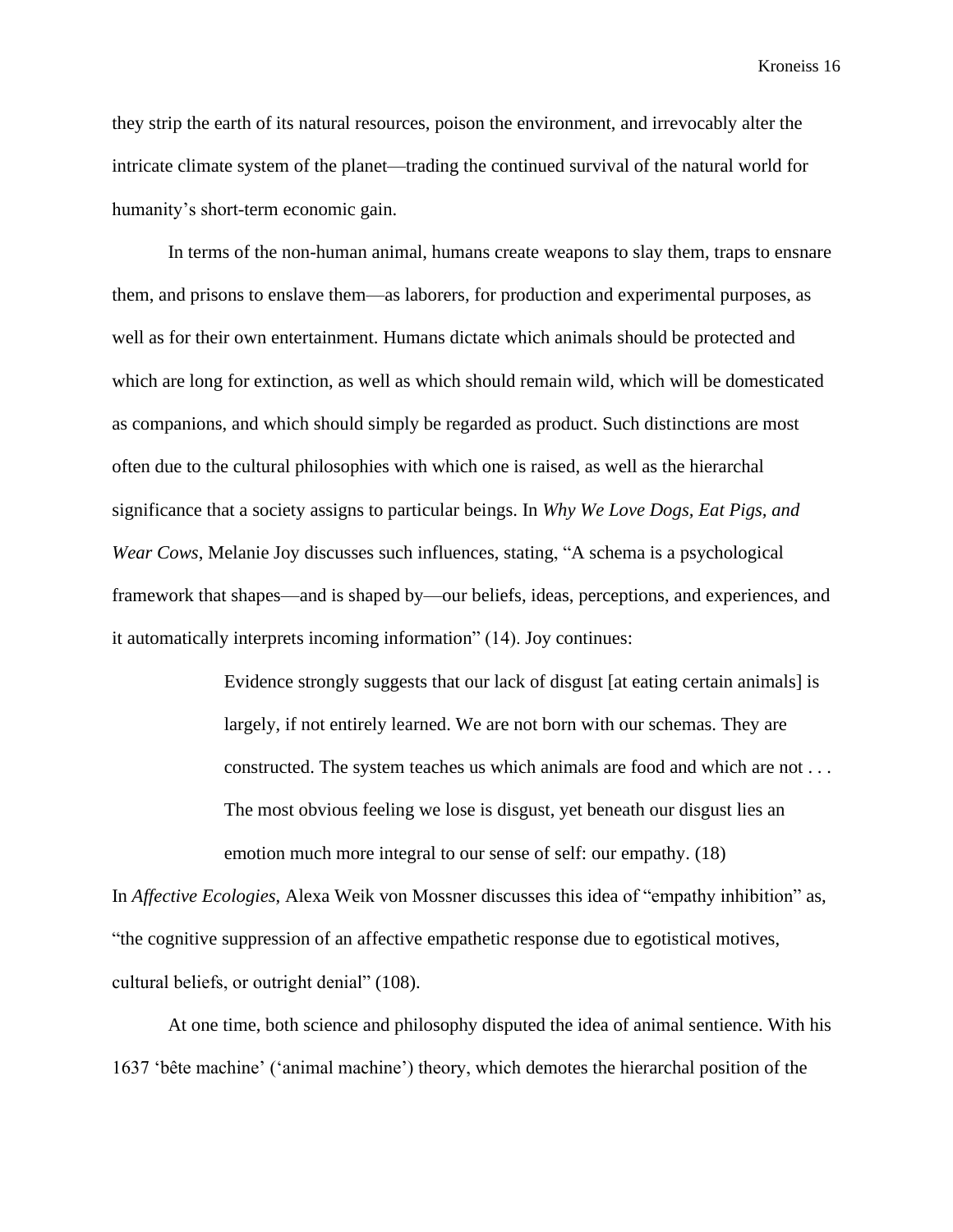they strip the earth of its natural resources, poison the environment, and irrevocably alter the intricate climate system of the planet—trading the continued survival of the natural world for humanity's short-term economic gain.

In terms of the non-human animal, humans create weapons to slay them, traps to ensnare them, and prisons to enslave them—as laborers, for production and experimental purposes, as well as for their own entertainment. Humans dictate which animals should be protected and which are long for extinction, as well as which should remain wild, which will be domesticated as companions, and which should simply be regarded as product. Such distinctions are most often due to the cultural philosophies with which one is raised, as well as the hierarchal significance that a society assigns to particular beings. In *Why We Love Dogs, Eat Pigs, and Wear Cows*, Melanie Joy discusses such influences, stating, "A schema is a psychological framework that shapes—and is shaped by—our beliefs, ideas, perceptions, and experiences, and it automatically interprets incoming information" (14). Joy continues:

> Evidence strongly suggests that our lack of disgust [at eating certain animals] is largely, if not entirely learned. We are not born with our schemas. They are constructed. The system teaches us which animals are food and which are not . . . The most obvious feeling we lose is disgust, yet beneath our disgust lies an emotion much more integral to our sense of self: our empathy. (18)

In *Affective Ecologies*, Alexa Weik von Mossner discusses this idea of "empathy inhibition" as, "the cognitive suppression of an affective empathetic response due to egotistical motives, cultural beliefs, or outright denial" (108).

At one time, both science and philosophy disputed the idea of animal sentience. With his 1637 'bête machine' ('animal machine') theory, which demotes the hierarchal position of the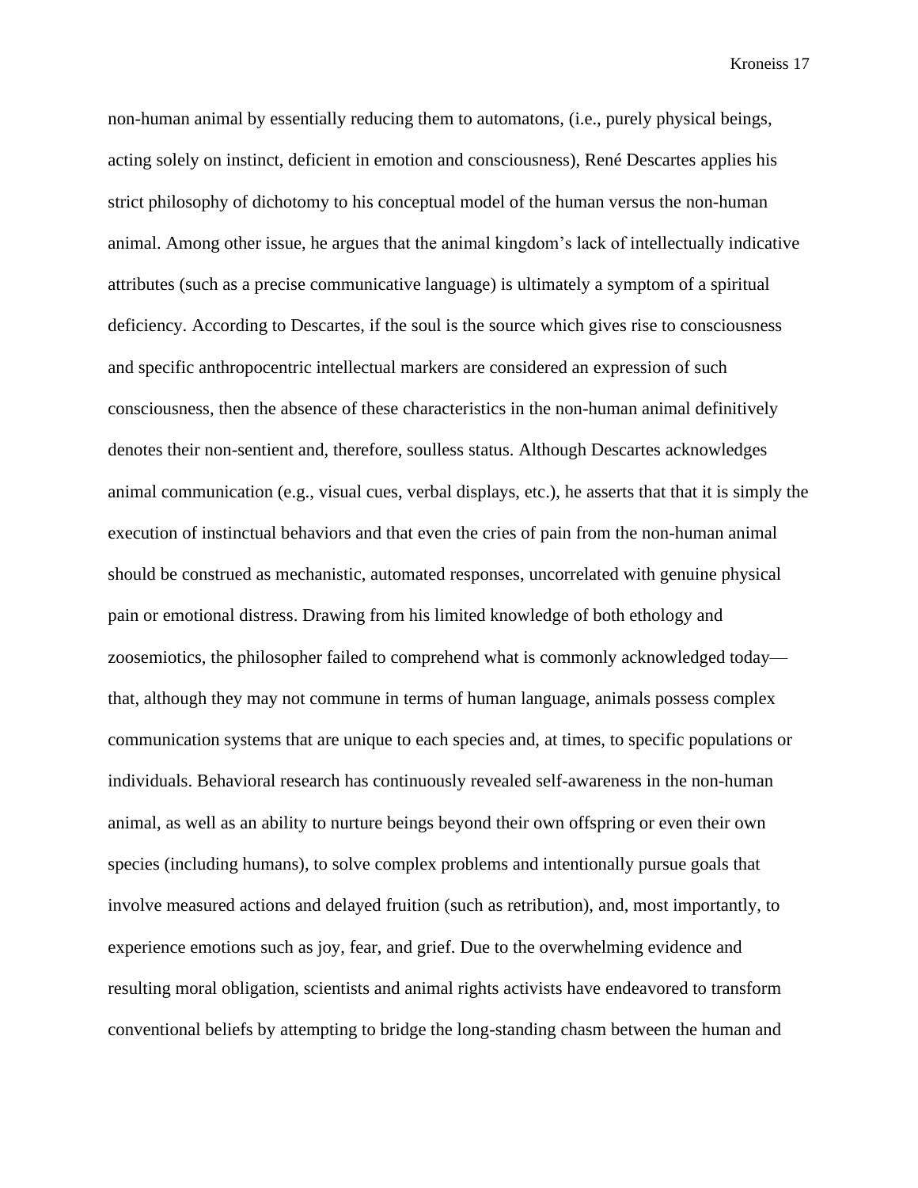non-human animal by essentially reducing them to automatons, (i.e., purely physical beings, acting solely on instinct, deficient in emotion and consciousness), René Descartes applies his strict philosophy of dichotomy to his conceptual model of the human versus the non-human animal. Among other issue, he argues that the animal kingdom's lack of intellectually indicative attributes (such as a precise communicative language) is ultimately a symptom of a spiritual deficiency. According to Descartes, if the soul is the source which gives rise to consciousness and specific anthropocentric intellectual markers are considered an expression of such consciousness, then the absence of these characteristics in the non-human animal definitively denotes their non-sentient and, therefore, soulless status. Although Descartes acknowledges animal communication (e.g., visual cues, verbal displays, etc.), he asserts that that it is simply the execution of instinctual behaviors and that even the cries of pain from the non-human animal should be construed as mechanistic, automated responses, uncorrelated with genuine physical pain or emotional distress. Drawing from his limited knowledge of both ethology and zoosemiotics, the philosopher failed to comprehend what is commonly acknowledged today—that, although they may not commune in terms of human language, animals possess complex communication systems that are unique to each species and, at times, to specific populations or individuals. Behavioral research has continuously revealed self-awareness in the non-human animal, as well as an ability to nurture beings beyond their own offspring or even their own species (including humans), to solve complex problems and intentionally pursue goals that involve measured actions and delayed fruition (such as retribution), and, most importantly, to experience emotions such as joy, fear, and grief. Due to the overwhelming evidence and resulting moral obligation, scientists and animal rights activists have endeavored to transform conventional beliefs by attempting to bridge the long-standing chasm between the human and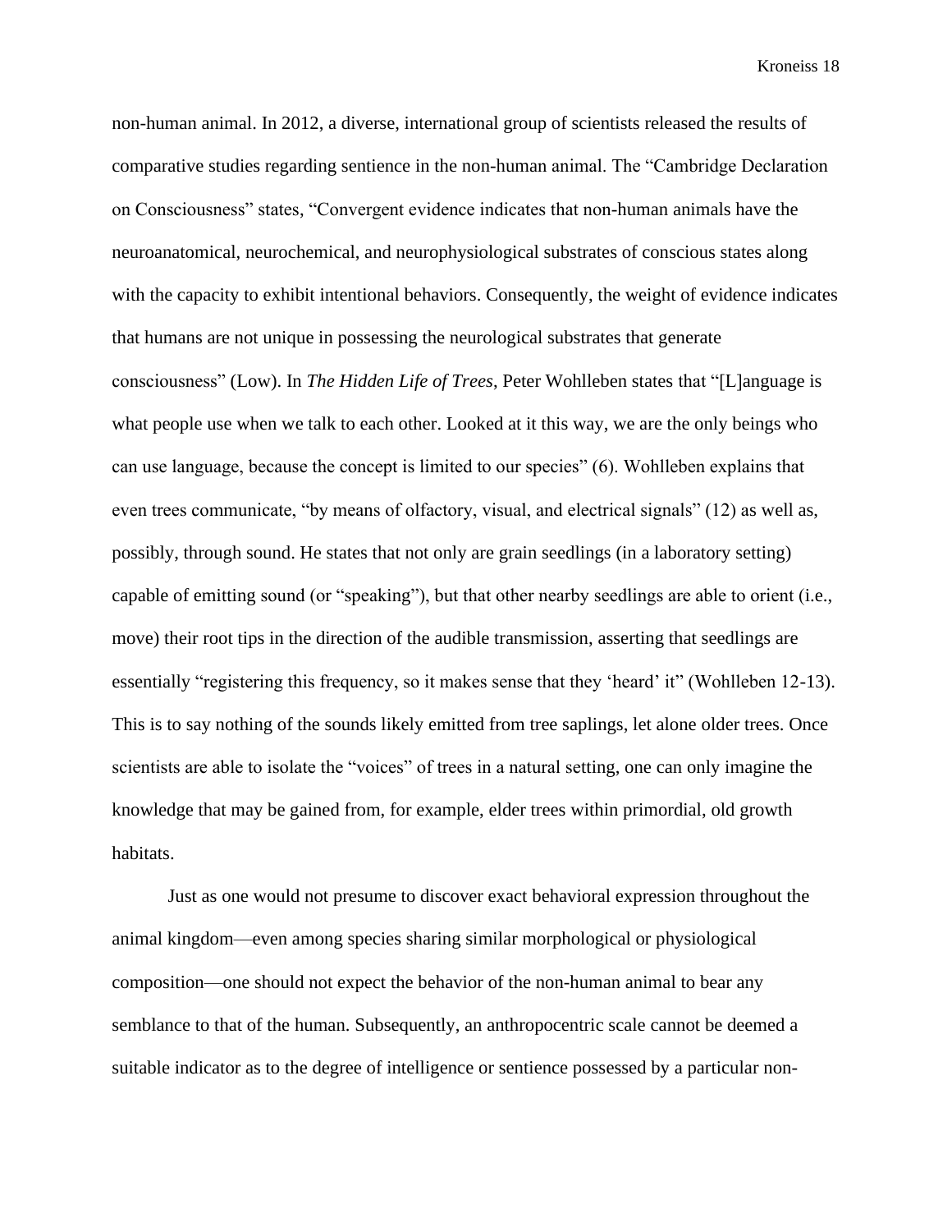non-human animal. In 2012, a diverse, international group of scientists released the results of comparative studies regarding sentience in the non-human animal. The "Cambridge Declaration on Consciousness" states, "Convergent evidence indicates that non-human animals have the neuroanatomical, neurochemical, and neurophysiological substrates of conscious states along with the capacity to exhibit intentional behaviors. Consequently, the weight of evidence indicates that humans are not unique in possessing the neurological substrates that generate consciousness" (Low). In *The Hidden Life of Trees*, Peter Wohlleben states that "[L]anguage is what people use when we talk to each other. Looked at it this way, we are the only beings who can use language, because the concept is limited to our species" (6). Wohlleben explains that even trees communicate, "by means of olfactory, visual, and electrical signals" (12) as well as, possibly, through sound. He states that not only are grain seedlings (in a laboratory setting) capable of emitting sound (or "speaking"), but that other nearby seedlings are able to orient (i.e., move) their root tips in the direction of the audible transmission, asserting that seedlings are essentially "registering this frequency, so it makes sense that they 'heard' it" (Wohlleben 12-13). This is to say nothing of the sounds likely emitted from tree saplings, let alone older trees. Once scientists are able to isolate the "voices" of trees in a natural setting, one can only imagine the knowledge that may be gained from, for example, elder trees within primordial, old growth habitats.

Just as one would not presume to discover exact behavioral expression throughout the animal kingdom—even among species sharing similar morphological or physiological composition—one should not expect the behavior of the non-human animal to bear any semblance to that of the human. Subsequently, an anthropocentric scale cannot be deemed a suitable indicator as to the degree of intelligence or sentience possessed by a particular non-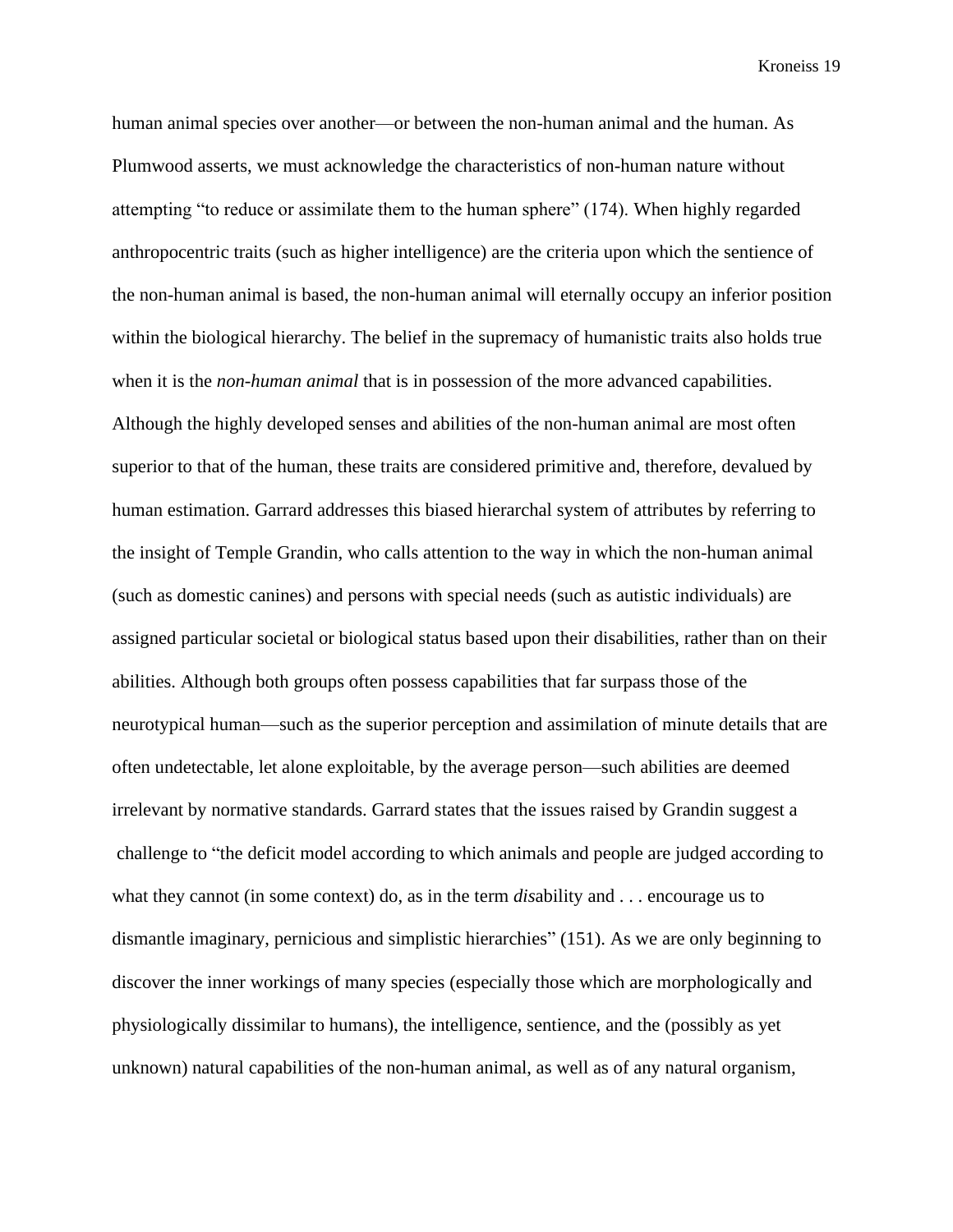human animal species over another—or between the non-human animal and the human. As Plumwood asserts, we must acknowledge the characteristics of non-human nature without attempting "to reduce or assimilate them to the human sphere" (174). When highly regarded anthropocentric traits (such as higher intelligence) are the criteria upon which the sentience of the non-human animal is based, the non-human animal will eternally occupy an inferior position within the biological hierarchy. The belief in the supremacy of humanistic traits also holds true when it is the *non-human animal* that is in possession of the more advanced capabilities. Although the highly developed senses and abilities of the non-human animal are most often superior to that of the human, these traits are considered primitive and, therefore, devalued by human estimation. Garrard addresses this biased hierarchal system of attributes by referring to the insight of Temple Grandin, who calls attention to the way in which the non-human animal (such as domestic canines) and persons with special needs (such as autistic individuals) are assigned particular societal or biological status based upon their disabilities, rather than on their abilities. Although both groups often possess capabilities that far surpass those of the neurotypical human—such as the superior perception and assimilation of minute details that are often undetectable, let alone exploitable, by the average person—such abilities are deemed irrelevant by normative standards. Garrard states that the issues raised by Grandin suggest a challenge to "the deficit model according to which animals and people are judged according to what they cannot (in some context) do, as in the term *dis*ability and . . . encourage us to dismantle imaginary, pernicious and simplistic hierarchies" (151). As we are only beginning to discover the inner workings of many species (especially those which are morphologically and physiologically dissimilar to humans), the intelligence, sentience, and the (possibly as yet unknown) natural capabilities of the non-human animal, as well as of any natural organism,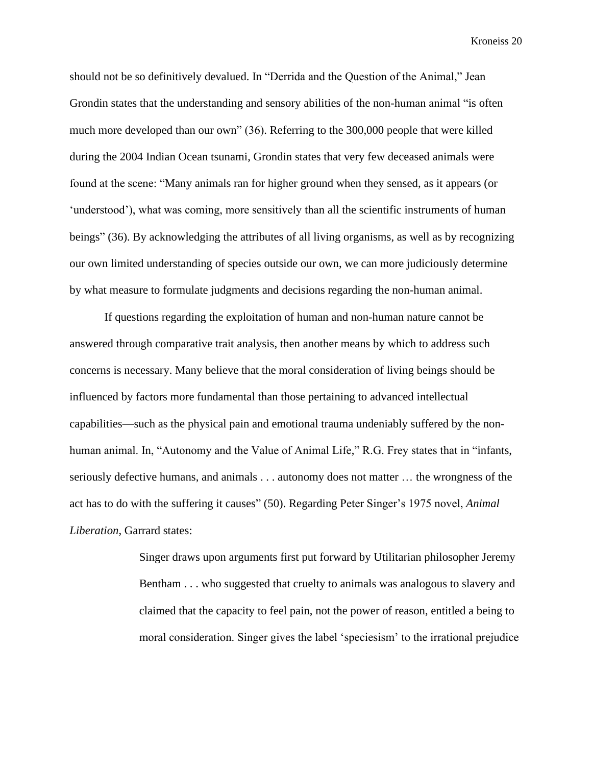should not be so definitively devalued. In "Derrida and the Question of the Animal," Jean Grondin states that the understanding and sensory abilities of the non-human animal "is often much more developed than our own" (36). Referring to the 300,000 people that were killed during the 2004 Indian Ocean tsunami, Grondin states that very few deceased animals were found at the scene: "Many animals ran for higher ground when they sensed, as it appears (or 'understood'), what was coming, more sensitively than all the scientific instruments of human beings" (36). By acknowledging the attributes of all living organisms, as well as by recognizing our own limited understanding of species outside our own, we can more judiciously determine by what measure to formulate judgments and decisions regarding the non-human animal.

If questions regarding the exploitation of human and non-human nature cannot be answered through comparative trait analysis, then another means by which to address such concerns is necessary. Many believe that the moral consideration of living beings should be influenced by factors more fundamental than those pertaining to advanced intellectual capabilities—such as the physical pain and emotional trauma undeniably suffered by the non-human animal. In, "Autonomy and the Value of Animal Life," R.G. Frey states that in "infants, seriously defective humans, and animals . . . autonomy does not matter … the wrongness of the act has to do with the suffering it causes" (50). Regarding Peter Singer's 1975 novel, *Animal Liberation*, Garrard states:

> Singer draws upon arguments first put forward by Utilitarian philosopher Jeremy Bentham . . . who suggested that cruelty to animals was analogous to slavery and claimed that the capacity to feel pain, not the power of reason, entitled a being to moral consideration. Singer gives the label 'speciesism' to the irrational prejudice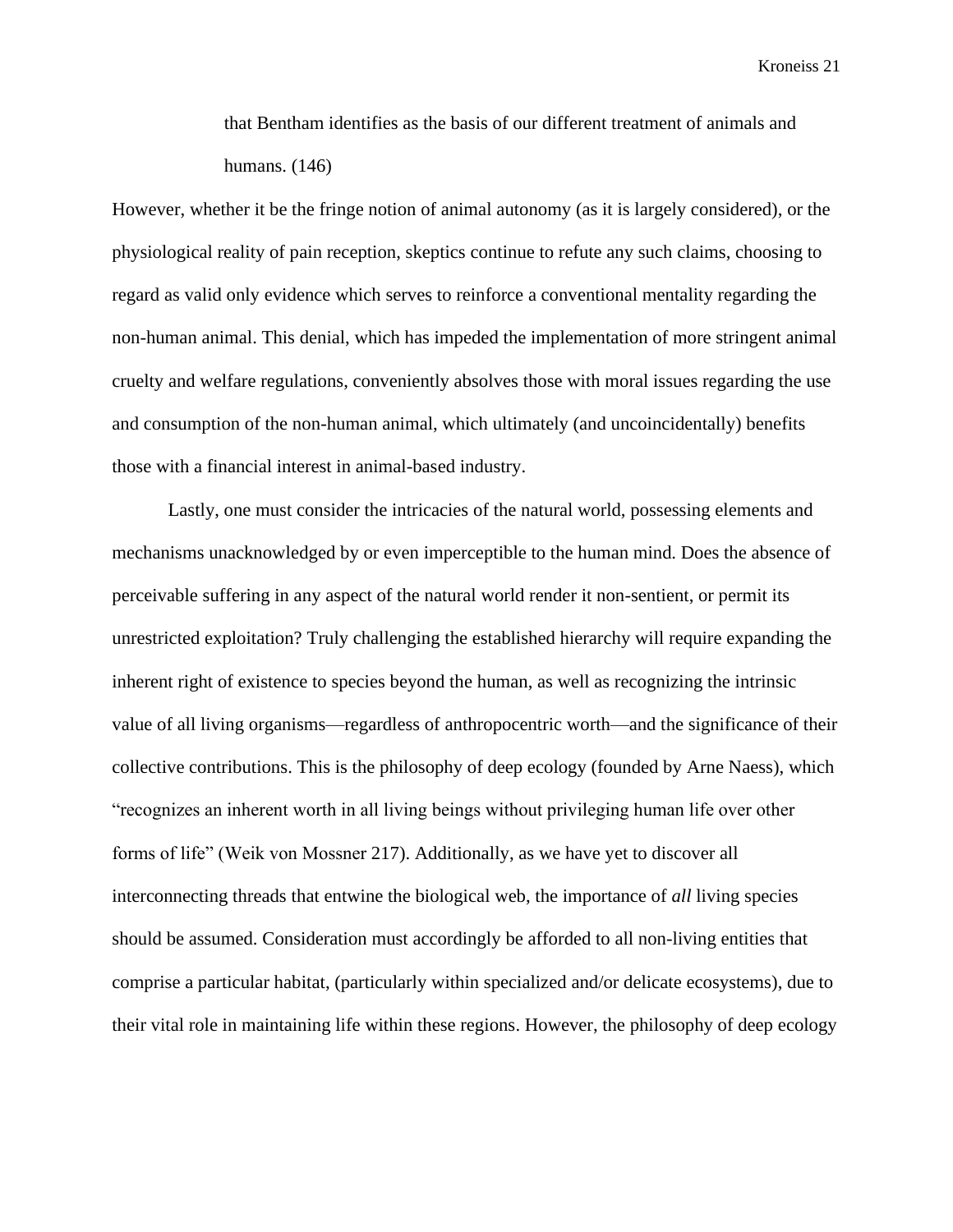> that Bentham identifies as the basis of our different treatment of animals and humans. (146)

However, whether it be the fringe notion of animal autonomy (as it is largely considered), or the physiological reality of pain reception, skeptics continue to refute any such claims, choosing to regard as valid only evidence which serves to reinforce a conventional mentality regarding the non-human animal. This denial, which has impeded the implementation of more stringent animal cruelty and welfare regulations, conveniently absolves those with moral issues regarding the use and consumption of the non-human animal, which ultimately (and uncoincidentally) benefits those with a financial interest in animal-based industry.

Lastly, one must consider the intricacies of the natural world, possessing elements and mechanisms unacknowledged by or even imperceptible to the human mind. Does the absence of perceivable suffering in any aspect of the natural world render it non-sentient, or permit its unrestricted exploitation? Truly challenging the established hierarchy will require expanding the inherent right of existence to species beyond the human, as well as recognizing the intrinsic value of all living organisms—regardless of anthropocentric worth—and the significance of their collective contributions. This is the philosophy of deep ecology (founded by Arne Naess), which "recognizes an inherent worth in all living beings without privileging human life over other forms of life" (Weik von Mossner 217). Additionally, as we have yet to discover all interconnecting threads that entwine the biological web, the importance of *all* living species should be assumed. Consideration must accordingly be afforded to all non-living entities that comprise a particular habitat, (particularly within specialized and/or delicate ecosystems), due to their vital role in maintaining life within these regions. However, the philosophy of deep ecology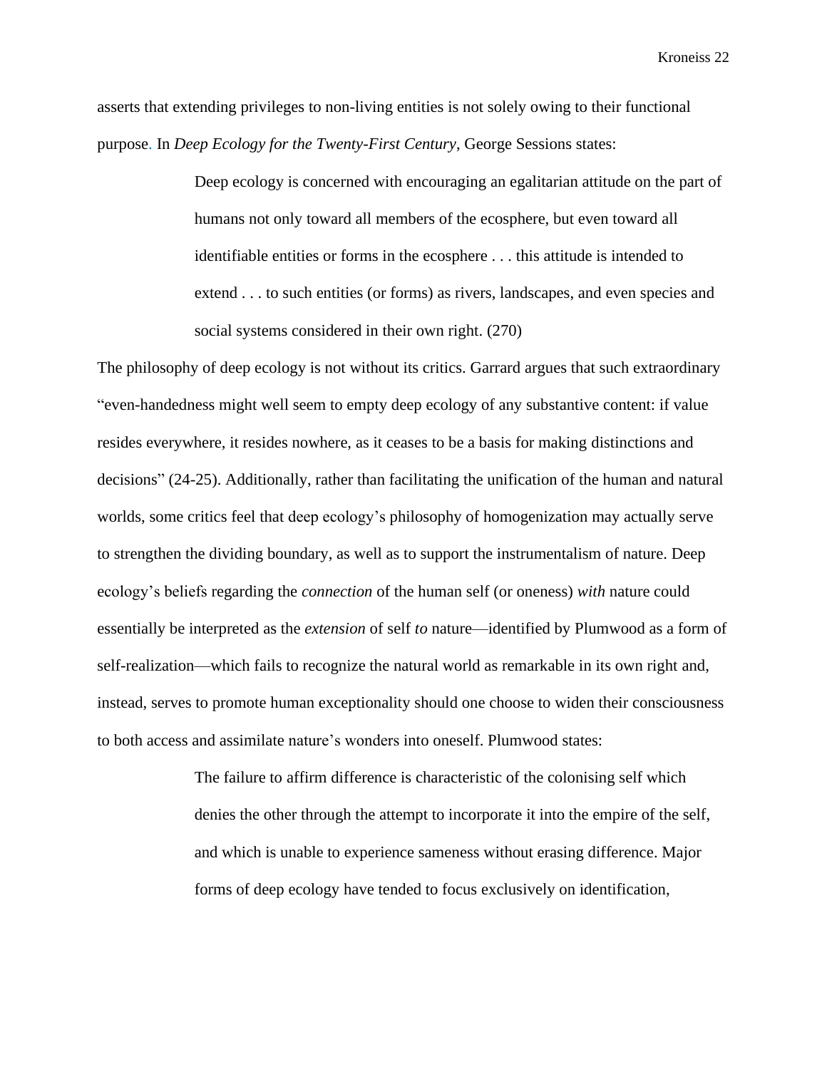asserts that extending privileges to non-living entities is not solely owing to their functional purpose. In *Deep Ecology for the Twenty-First Century*, George Sessions states:

> Deep ecology is concerned with encouraging an egalitarian attitude on the part of humans not only toward all members of the ecosphere, but even toward all identifiable entities or forms in the ecosphere . . . this attitude is intended to extend . . . to such entities (or forms) as rivers, landscapes, and even species and social systems considered in their own right. (270)

The philosophy of deep ecology is not without its critics. Garrard argues that such extraordinary "even-handedness might well seem to empty deep ecology of any substantive content: if value resides everywhere, it resides nowhere, as it ceases to be a basis for making distinctions and decisions" (24-25). Additionally, rather than facilitating the unification of the human and natural worlds, some critics feel that deep ecology's philosophy of homogenization may actually serve to strengthen the dividing boundary, as well as to support the instrumentalism of nature. Deep ecology's beliefs regarding the *connection* of the human self (or oneness) *with* nature could essentially be interpreted as the *extension* of self *to* nature—identified by Plumwood as a form of self-realization—which fails to recognize the natural world as remarkable in its own right and, instead, serves to promote human exceptionality should one choose to widen their consciousness to both access and assimilate nature's wonders into oneself. Plumwood states:

> The failure to affirm difference is characteristic of the colonising self which denies the other through the attempt to incorporate it into the empire of the self, and which is unable to experience sameness without erasing difference. Major forms of deep ecology have tended to focus exclusively on identification,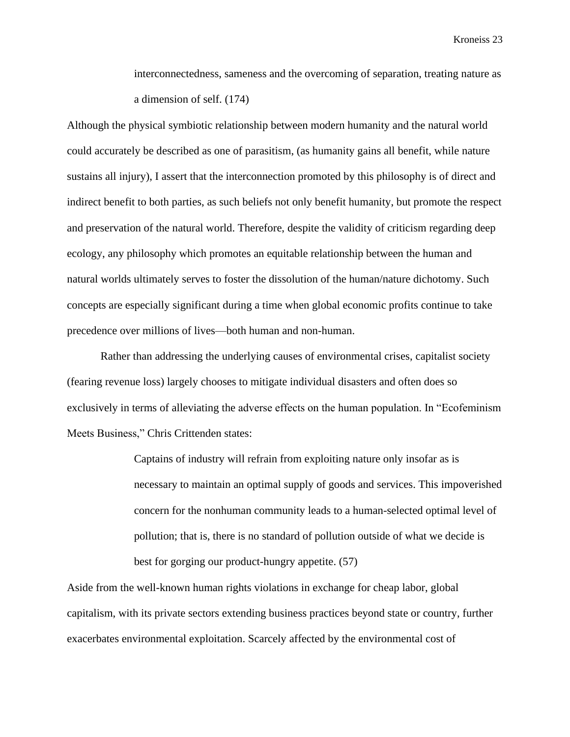> interconnectedness, sameness and the overcoming of separation, treating nature as a dimension of self. (174)

Although the physical symbiotic relationship between modern humanity and the natural world could accurately be described as one of parasitism, (as humanity gains all benefit, while nature sustains all injury), I assert that the interconnection promoted by this philosophy is of direct and indirect benefit to both parties, as such beliefs not only benefit humanity, but promote the respect and preservation of the natural world. Therefore, despite the validity of criticism regarding deep ecology, any philosophy which promotes an equitable relationship between the human and natural worlds ultimately serves to foster the dissolution of the human/nature dichotomy. Such concepts are especially significant during a time when global economic profits continue to take precedence over millions of lives—both human and non-human.

Rather than addressing the underlying causes of environmental crises, capitalist society (fearing revenue loss) largely chooses to mitigate individual disasters and often does so exclusively in terms of alleviating the adverse effects on the human population. In "Ecofeminism Meets Business," Chris Crittenden states:

> Captains of industry will refrain from exploiting nature only insofar as is necessary to maintain an optimal supply of goods and services. This impoverished concern for the nonhuman community leads to a human-selected optimal level of pollution; that is, there is no standard of pollution outside of what we decide is best for gorging our product-hungry appetite. (57)

Aside from the well-known human rights violations in exchange for cheap labor, global capitalism, with its private sectors extending business practices beyond state or country, further exacerbates environmental exploitation. Scarcely affected by the environmental cost of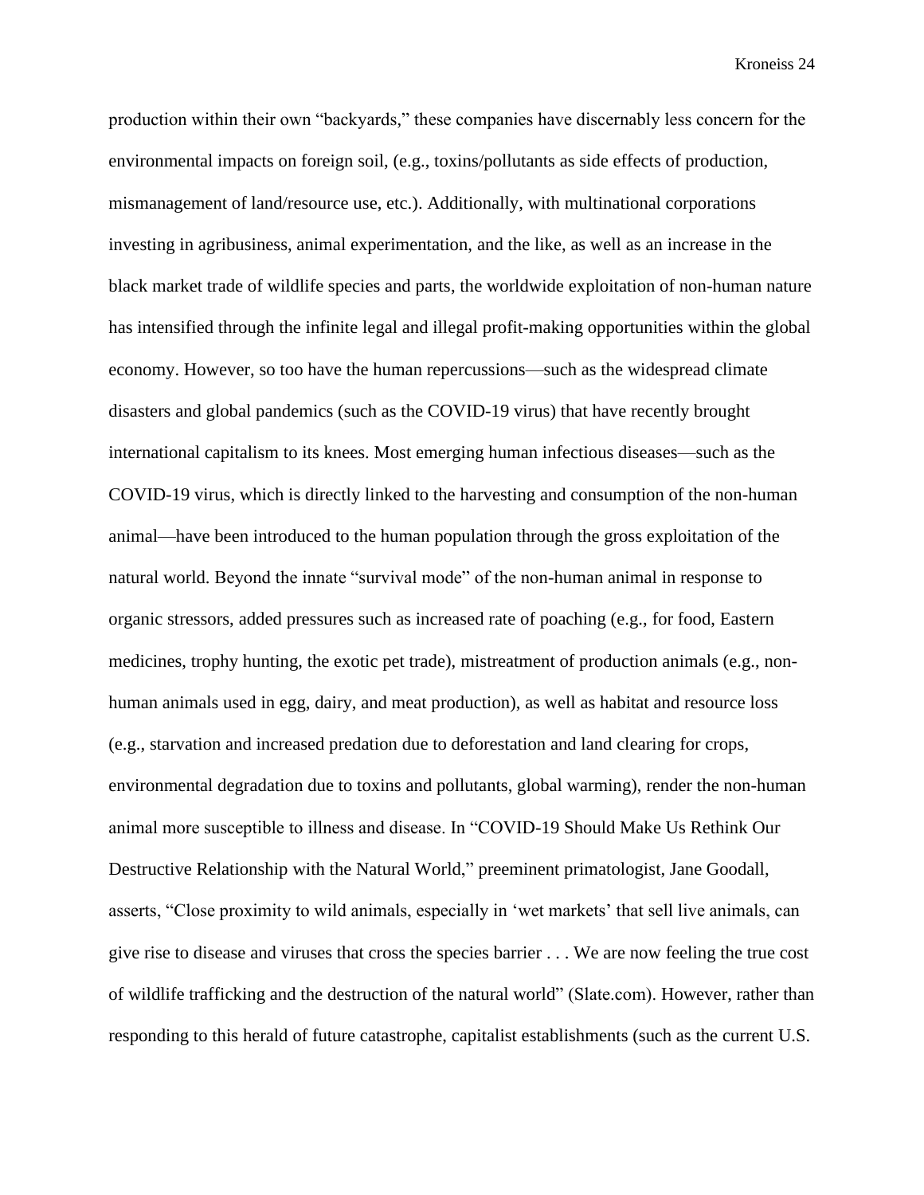production within their own "backyards," these companies have discernably less concern for the environmental impacts on foreign soil, (e.g., toxins/pollutants as side effects of production, mismanagement of land/resource use, etc.). Additionally, with multinational corporations investing in agribusiness, animal experimentation, and the like, as well as an increase in the black market trade of wildlife species and parts, the worldwide exploitation of non-human nature has intensified through the infinite legal and illegal profit-making opportunities within the global economy. However, so too have the human repercussions—such as the widespread climate disasters and global pandemics (such as the COVID-19 virus) that have recently brought international capitalism to its knees. Most emerging human infectious diseases—such as the COVID-19 virus, which is directly linked to the harvesting and consumption of the non-human animal—have been introduced to the human population through the gross exploitation of the natural world. Beyond the innate "survival mode" of the non-human animal in response to organic stressors, added pressures such as increased rate of poaching (e.g., for food, Eastern medicines, trophy hunting, the exotic pet trade), mistreatment of production animals (e.g., non-human animals used in egg, dairy, and meat production), as well as habitat and resource loss (e.g., starvation and increased predation due to deforestation and land clearing for crops, environmental degradation due to toxins and pollutants, global warming), render the non-human animal more susceptible to illness and disease. In "COVID-19 Should Make Us Rethink Our Destructive Relationship with the Natural World," preeminent primatologist, Jane Goodall, asserts, "Close proximity to wild animals, especially in 'wet markets' that sell live animals, can give rise to disease and viruses that cross the species barrier . . . We are now feeling the true cost of wildlife trafficking and the destruction of the natural world" (Slate.com). However, rather than responding to this herald of future catastrophe, capitalist establishments (such as the current U.S.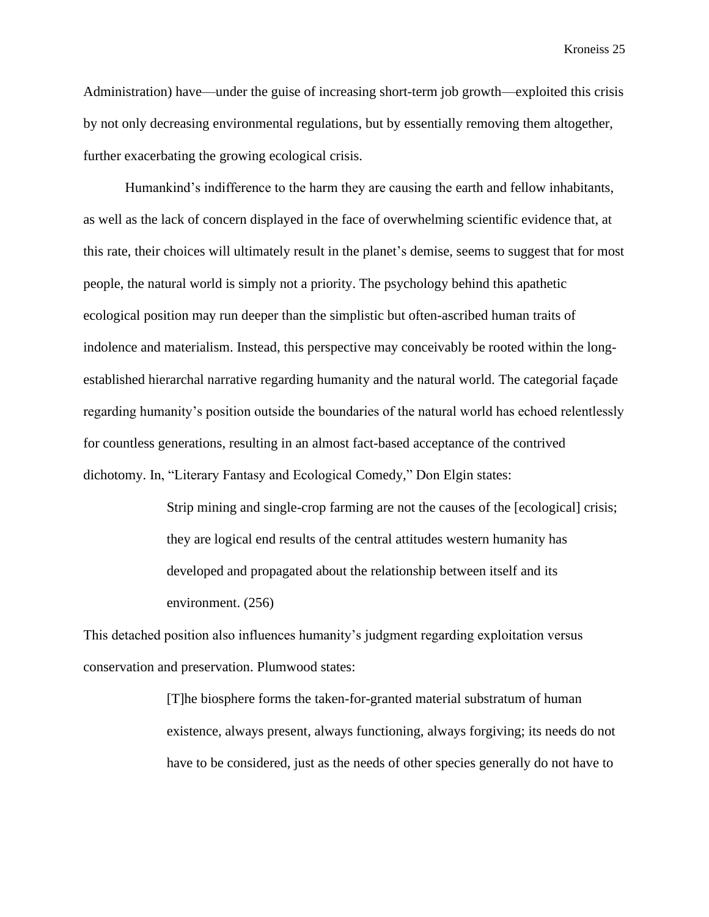Administration) have—under the guise of increasing short-term job growth—exploited this crisis by not only decreasing environmental regulations, but by essentially removing them altogether, further exacerbating the growing ecological crisis.

Humankind's indifference to the harm they are causing the earth and fellow inhabitants, as well as the lack of concern displayed in the face of overwhelming scientific evidence that, at this rate, their choices will ultimately result in the planet's demise, seems to suggest that for most people, the natural world is simply not a priority. The psychology behind this apathetic ecological position may run deeper than the simplistic but often-ascribed human traits of indolence and materialism. Instead, this perspective may conceivably be rooted within the long-established hierarchal narrative regarding humanity and the natural world. The categorial façade regarding humanity's position outside the boundaries of the natural world has echoed relentlessly for countless generations, resulting in an almost fact-based acceptance of the contrived dichotomy. In, "Literary Fantasy and Ecological Comedy," Don Elgin states:

> Strip mining and single-crop farming are not the causes of the [ecological] crisis; they are logical end results of the central attitudes western humanity has developed and propagated about the relationship between itself and its environment. (256)

This detached position also influences humanity's judgment regarding exploitation versus conservation and preservation. Plumwood states:

> [T]he biosphere forms the taken-for-granted material substratum of human existence, always present, always functioning, always forgiving; its needs do not have to be considered, just as the needs of other species generally do not have to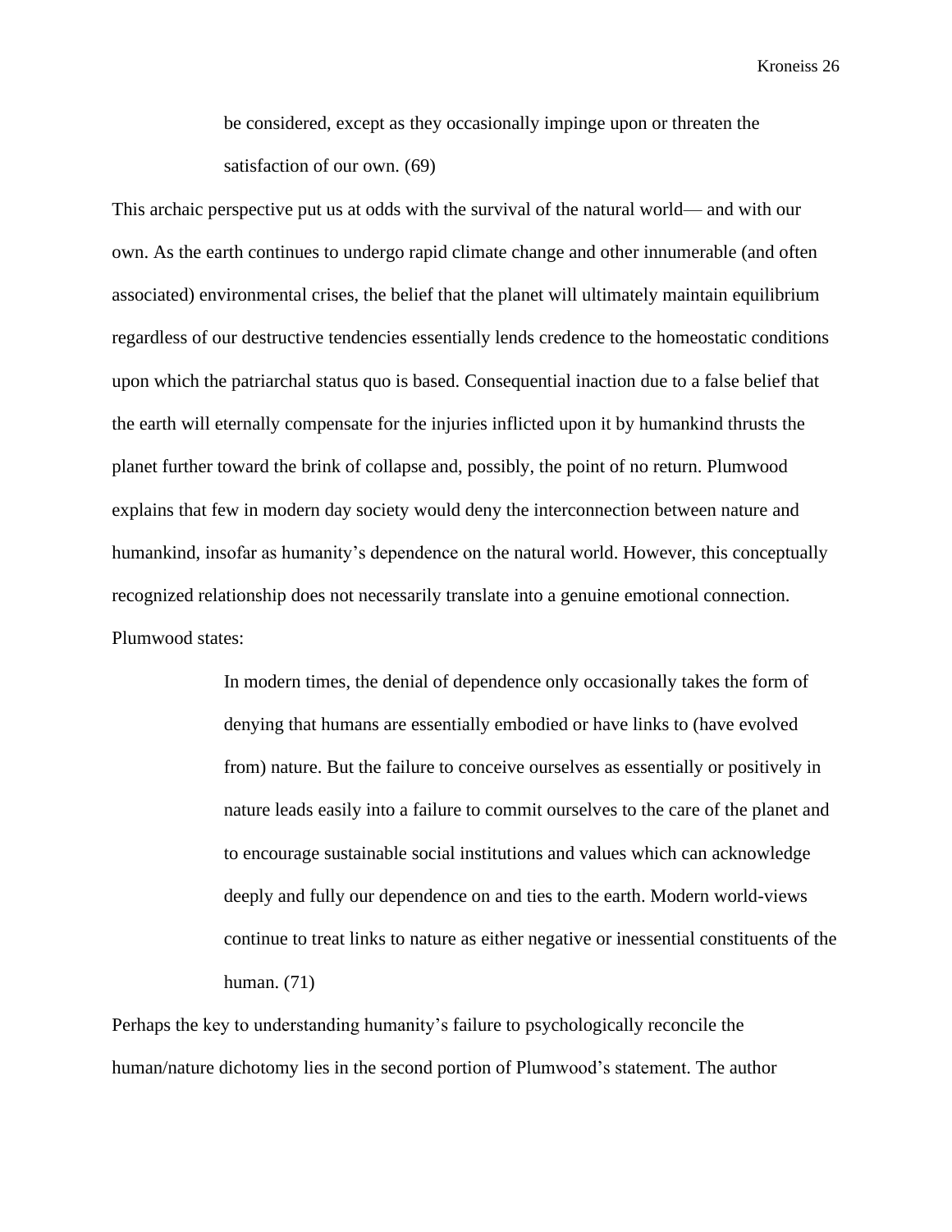> be considered, except as they occasionally impinge upon or threaten the satisfaction of our own. (69)

This archaic perspective put us at odds with the survival of the natural world— and with our own. As the earth continues to undergo rapid climate change and other innumerable (and often associated) environmental crises, the belief that the planet will ultimately maintain equilibrium regardless of our destructive tendencies essentially lends credence to the homeostatic conditions upon which the patriarchal status quo is based. Consequential inaction due to a false belief that the earth will eternally compensate for the injuries inflicted upon it by humankind thrusts the planet further toward the brink of collapse and, possibly, the point of no return. Plumwood explains that few in modern day society would deny the interconnection between nature and humankind, insofar as humanity's dependence on the natural world. However, this conceptually recognized relationship does not necessarily translate into a genuine emotional connection. Plumwood states:

> In modern times, the denial of dependence only occasionally takes the form of denying that humans are essentially embodied or have links to (have evolved from) nature. But the failure to conceive ourselves as essentially or positively in nature leads easily into a failure to commit ourselves to the care of the planet and to encourage sustainable social institutions and values which can acknowledge deeply and fully our dependence on and ties to the earth. Modern world-views continue to treat links to nature as either negative or inessential constituents of the human. (71)

Perhaps the key to understanding humanity's failure to psychologically reconcile the human/nature dichotomy lies in the second portion of Plumwood's statement. The author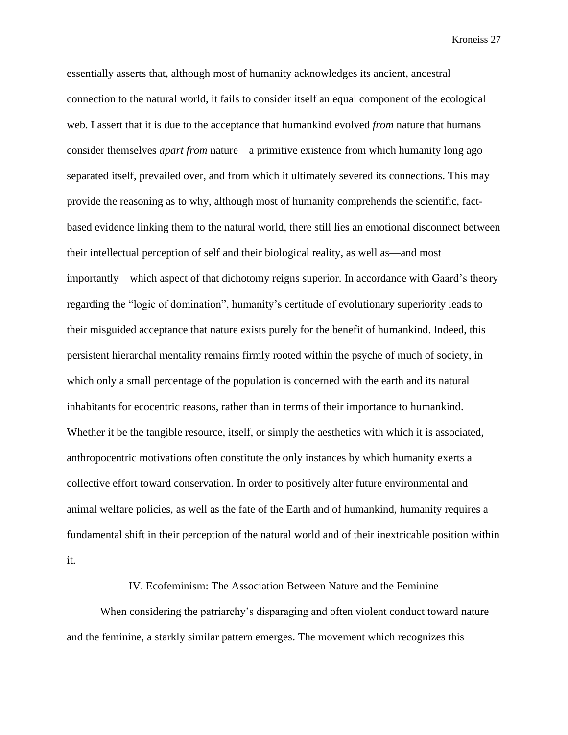essentially asserts that, although most of humanity acknowledges its ancient, ancestral connection to the natural world, it fails to consider itself an equal component of the ecological web. I assert that it is due to the acceptance that humankind evolved *from* nature that humans consider themselves *apart from* nature—a primitive existence from which humanity long ago separated itself, prevailed over, and from which it ultimately severed its connections. This may provide the reasoning as to why, although most of humanity comprehends the scientific, fact-based evidence linking them to the natural world, there still lies an emotional disconnect between their intellectual perception of self and their biological reality, as well as—and most importantly—which aspect of that dichotomy reigns superior. In accordance with Gaard's theory regarding the "logic of domination", humanity's certitude of evolutionary superiority leads to their misguided acceptance that nature exists purely for the benefit of humankind. Indeed, this persistent hierarchal mentality remains firmly rooted within the psyche of much of society, in which only a small percentage of the population is concerned with the earth and its natural inhabitants for ecocentric reasons, rather than in terms of their importance to humankind. Whether it be the tangible resource, itself, or simply the aesthetics with which it is associated, anthropocentric motivations often constitute the only instances by which humanity exerts a collective effort toward conservation. In order to positively alter future environmental and animal welfare policies, as well as the fate of the Earth and of humankind, humanity requires a fundamental shift in their perception of the natural world and of their inextricable position within it.

## IV. Ecofeminism: The Association Between Nature and the Feminine

When considering the patriarchy's disparaging and often violent conduct toward nature and the feminine, a starkly similar pattern emerges. The movement which recognizes this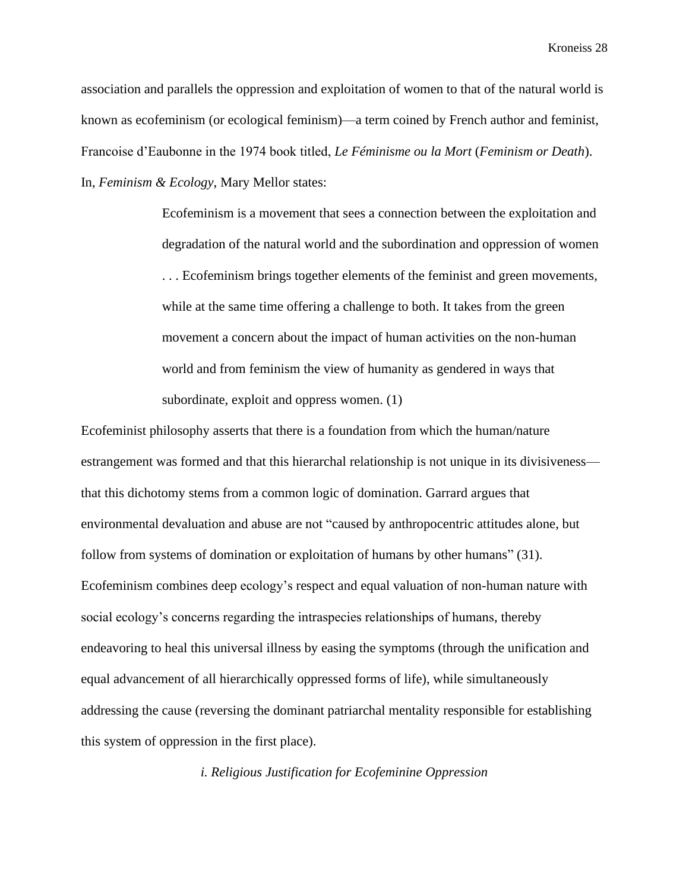association and parallels the oppression and exploitation of women to that of the natural world is known as ecofeminism (or ecological feminism)—a term coined by French author and feminist, Francoise d'Eaubonne in the 1974 book titled, *Le Féminisme ou la Mort* (*Feminism or Death*). In, *Feminism & Ecology*, Mary Mellor states:

> Ecofeminism is a movement that sees a connection between the exploitation and degradation of the natural world and the subordination and oppression of women . . . Ecofeminism brings together elements of the feminist and green movements, while at the same time offering a challenge to both. It takes from the green movement a concern about the impact of human activities on the non-human world and from feminism the view of humanity as gendered in ways that subordinate, exploit and oppress women. (1)

Ecofeminist philosophy asserts that there is a foundation from which the human/nature estrangement was formed and that this hierarchal relationship is not unique in its divisiveness—that this dichotomy stems from a common logic of domination. Garrard argues that environmental devaluation and abuse are not "caused by anthropocentric attitudes alone, but follow from systems of domination or exploitation of humans by other humans" (31). Ecofeminism combines deep ecology's respect and equal valuation of non-human nature with social ecology's concerns regarding the intraspecies relationships of humans, thereby endeavoring to heal this universal illness by easing the symptoms (through the unification and equal advancement of all hierarchically oppressed forms of life), while simultaneously addressing the cause (reversing the dominant patriarchal mentality responsible for establishing this system of oppression in the first place).

### *i. Religious Justification for Ecofeminine Oppression*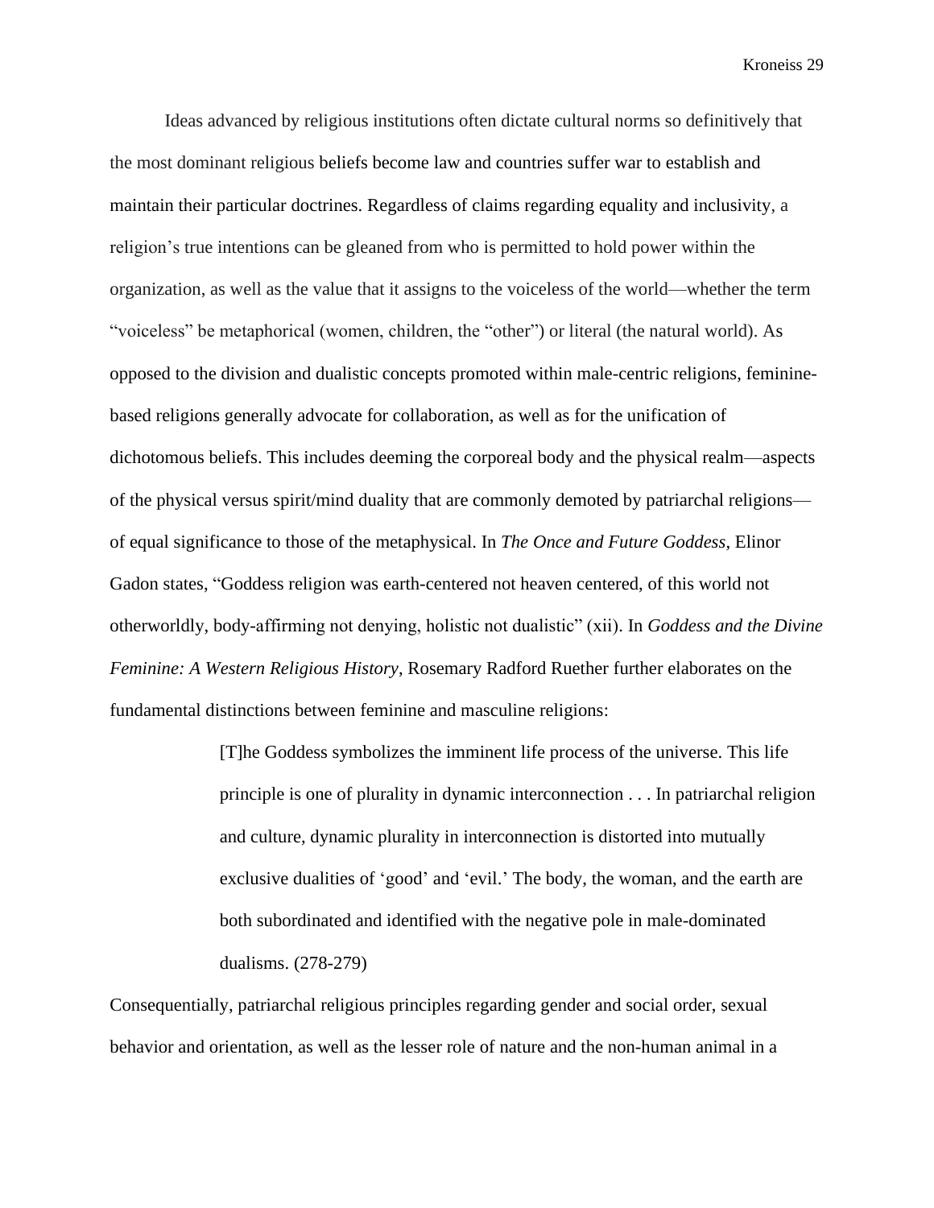Ideas advanced by religious institutions often dictate cultural norms so definitively that the most dominant religious beliefs become law and countries suffer war to establish and maintain their particular doctrines. Regardless of claims regarding equality and inclusivity, a religion's true intentions can be gleaned from who is permitted to hold power within the organization, as well as the value that it assigns to the voiceless of the world—whether the term "voiceless" be metaphorical (women, children, the "other") or literal (the natural world). As opposed to the division and dualistic concepts promoted within male-centric religions, feminine-based religions generally advocate for collaboration, as well as for the unification of dichotomous beliefs. This includes deeming the corporeal body and the physical realm—aspects of the physical versus spirit/mind duality that are commonly demoted by patriarchal religions—of equal significance to those of the metaphysical. In *The Once and Future Goddess*, Elinor Gadon states, "Goddess religion was earth-centered not heaven centered, of this world not otherworldly, body-affirming not denying, holistic not dualistic" (xii). In *Goddess and the Divine Feminine: A Western Religious History*, Rosemary Radford Ruether further elaborates on the fundamental distinctions between feminine and masculine religions:

> [T]he Goddess symbolizes the imminent life process of the universe. This life principle is one of plurality in dynamic interconnection . . . In patriarchal religion and culture, dynamic plurality in interconnection is distorted into mutually exclusive dualities of 'good' and 'evil.' The body, the woman, and the earth are both subordinated and identified with the negative pole in male-dominated dualisms. (278-279)

Consequentially, patriarchal religious principles regarding gender and social order, sexual behavior and orientation, as well as the lesser role of nature and the non-human animal in a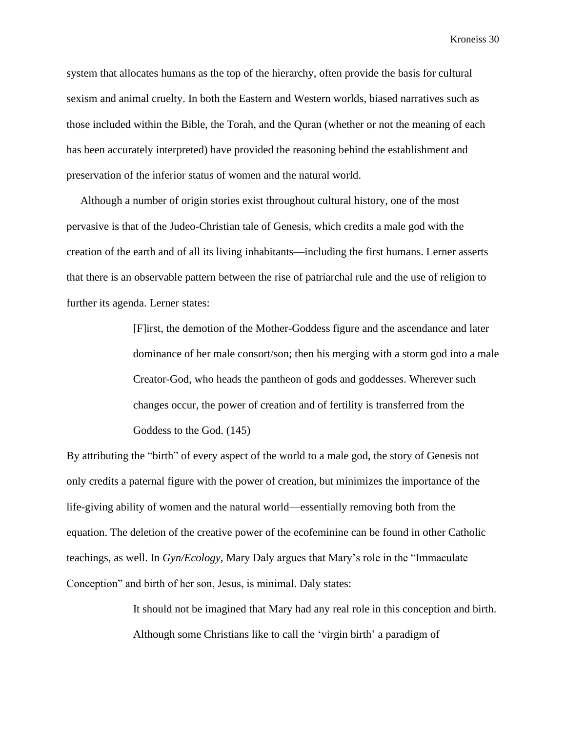system that allocates humans as the top of the hierarchy, often provide the basis for cultural sexism and animal cruelty. In both the Eastern and Western worlds, biased narratives such as those included within the Bible, the Torah, and the Quran (whether or not the meaning of each has been accurately interpreted) have provided the reasoning behind the establishment and preservation of the inferior status of women and the natural world.

Although a number of origin stories exist throughout cultural history, one of the most pervasive is that of the Judeo-Christian tale of Genesis, which credits a male god with the creation of the earth and of all its living inhabitants—including the first humans. Lerner asserts that there is an observable pattern between the rise of patriarchal rule and the use of religion to further its agenda. Lerner states:

> [F]irst, the demotion of the Mother-Goddess figure and the ascendance and later dominance of her male consort/son; then his merging with a storm god into a male Creator-God, who heads the pantheon of gods and goddesses. Wherever such changes occur, the power of creation and of fertility is transferred from the Goddess to the God. (145)

By attributing the "birth" of every aspect of the world to a male god, the story of Genesis not only credits a paternal figure with the power of creation, but minimizes the importance of the life-giving ability of women and the natural world—essentially removing both from the equation. The deletion of the creative power of the ecofeminine can be found in other Catholic teachings, as well. In *Gyn/Ecology*, Mary Daly argues that Mary's role in the "Immaculate Conception" and birth of her son, Jesus, is minimal. Daly states:

> It should not be imagined that Mary had any real role in this conception and birth. Although some Christians like to call the 'virgin birth' a paradigm of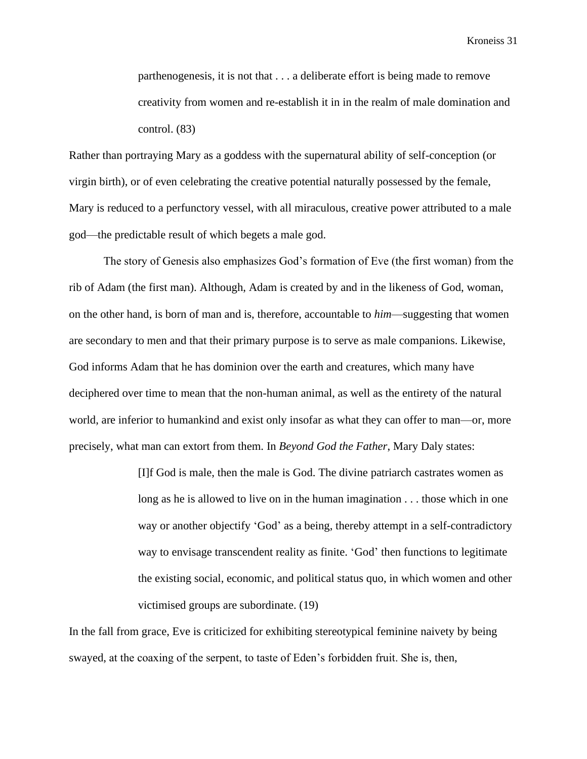> parthenogenesis, it is not that . . . a deliberate effort is being made to remove creativity from women and re-establish it in in the realm of male domination and control. (83)

Rather than portraying Mary as a goddess with the supernatural ability of self-conception (or virgin birth), or of even celebrating the creative potential naturally possessed by the female, Mary is reduced to a perfunctory vessel, with all miraculous, creative power attributed to a male god—the predictable result of which begets a male god.

The story of Genesis also emphasizes God's formation of Eve (the first woman) from the rib of Adam (the first man). Although, Adam is created by and in the likeness of God, woman, on the other hand, is born of man and is, therefore, accountable to *him*—suggesting that women are secondary to men and that their primary purpose is to serve as male companions. Likewise, God informs Adam that he has dominion over the earth and creatures, which many have deciphered over time to mean that the non-human animal, as well as the entirety of the natural world, are inferior to humankind and exist only insofar as what they can offer to man—or, more precisely, what man can extort from them. In *Beyond God the Father*, Mary Daly states:

> [I]f God is male, then the male is God. The divine patriarch castrates women as long as he is allowed to live on in the human imagination . . . those which in one way or another objectify 'God' as a being, thereby attempt in a self-contradictory way to envisage transcendent reality as finite. 'God' then functions to legitimate the existing social, economic, and political status quo, in which women and other victimised groups are subordinate. (19)

In the fall from grace, Eve is criticized for exhibiting stereotypical feminine naivety by being swayed, at the coaxing of the serpent, to taste of Eden's forbidden fruit. She is, then,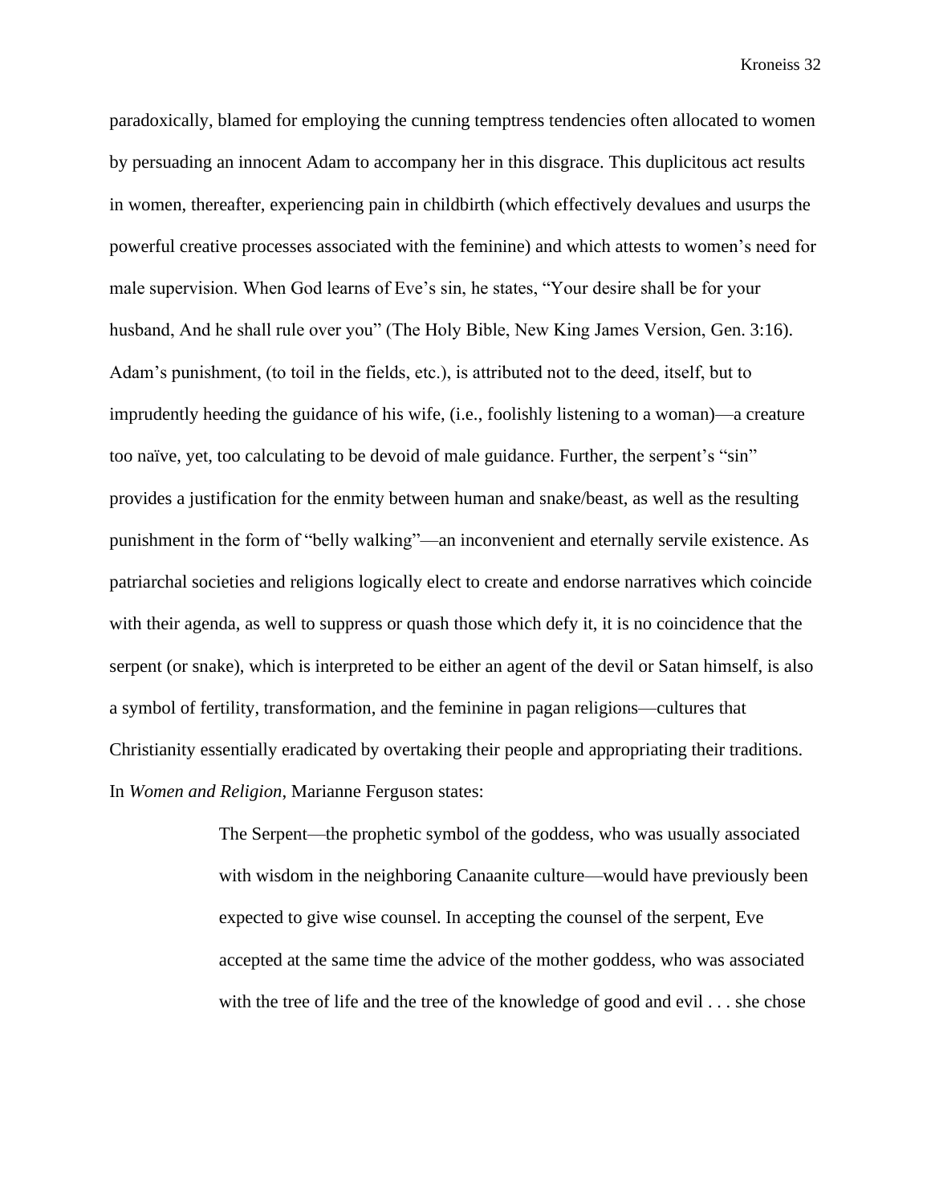paradoxically, blamed for employing the cunning temptress tendencies often allocated to women by persuading an innocent Adam to accompany her in this disgrace. This duplicitous act results in women, thereafter, experiencing pain in childbirth (which effectively devalues and usurps the powerful creative processes associated with the feminine) and which attests to women's need for male supervision. When God learns of Eve's sin, he states, "Your desire shall be for your husband, And he shall rule over you" (The Holy Bible, New King James Version, Gen. 3:16). Adam's punishment, (to toil in the fields, etc.), is attributed not to the deed, itself, but to imprudently heeding the guidance of his wife, (i.e., foolishly listening to a woman)—a creature too naïve, yet, too calculating to be devoid of male guidance. Further, the serpent's "sin" provides a justification for the enmity between human and snake/beast, as well as the resulting punishment in the form of "belly walking"—an inconvenient and eternally servile existence. As patriarchal societies and religions logically elect to create and endorse narratives which coincide with their agenda, as well to suppress or quash those which defy it, it is no coincidence that the serpent (or snake), which is interpreted to be either an agent of the devil or Satan himself, is also a symbol of fertility, transformation, and the feminine in pagan religions—cultures that Christianity essentially eradicated by overtaking their people and appropriating their traditions. In *Women and Religion*, Marianne Ferguson states:

> The Serpent—the prophetic symbol of the goddess, who was usually associated with wisdom in the neighboring Canaanite culture—would have previously been expected to give wise counsel. In accepting the counsel of the serpent, Eve accepted at the same time the advice of the mother goddess, who was associated with the tree of life and the tree of the knowledge of good and evil . . . she chose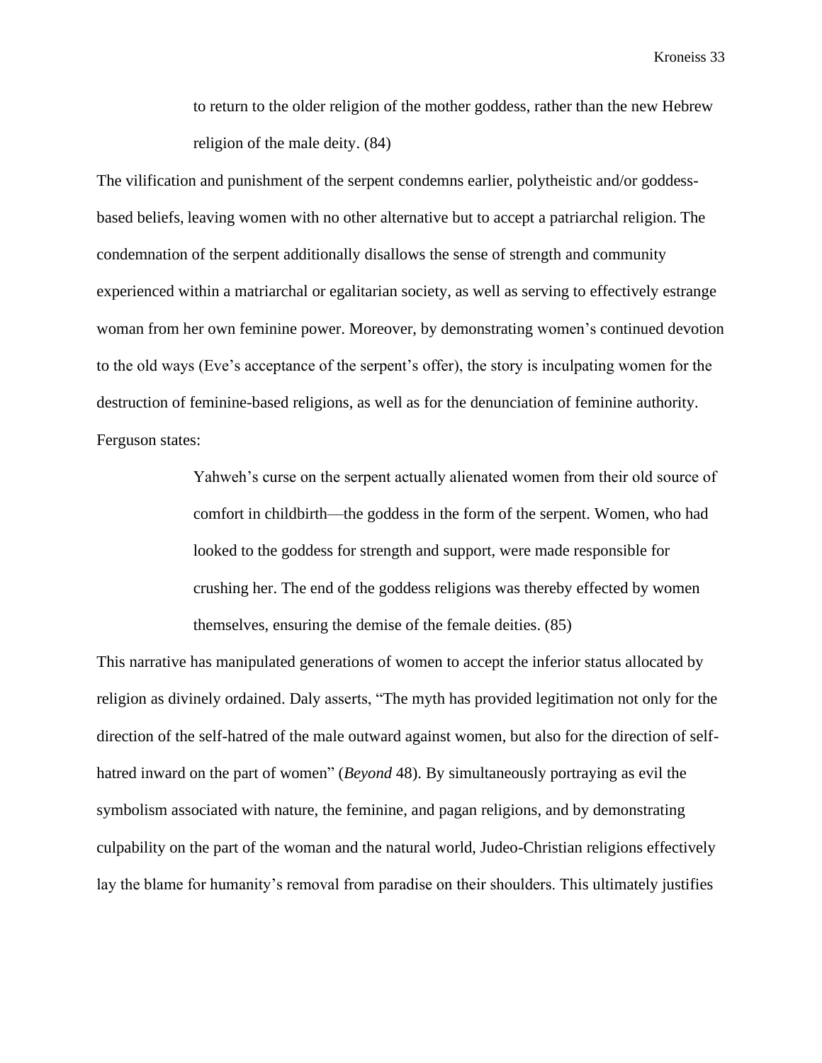> to return to the older religion of the mother goddess, rather than the new Hebrew religion of the male deity. (84)

The vilification and punishment of the serpent condemns earlier, polytheistic and/or goddess-based beliefs, leaving women with no other alternative but to accept a patriarchal religion. The condemnation of the serpent additionally disallows the sense of strength and community experienced within a matriarchal or egalitarian society, as well as serving to effectively estrange woman from her own feminine power. Moreover, by demonstrating women's continued devotion to the old ways (Eve's acceptance of the serpent's offer), the story is inculpating women for the destruction of feminine-based religions, as well as for the denunciation of feminine authority. Ferguson states:

> Yahweh's curse on the serpent actually alienated women from their old source of comfort in childbirth—the goddess in the form of the serpent. Women, who had looked to the goddess for strength and support, were made responsible for crushing her. The end of the goddess religions was thereby effected by women themselves, ensuring the demise of the female deities. (85)

This narrative has manipulated generations of women to accept the inferior status allocated by religion as divinely ordained. Daly asserts, "The myth has provided legitimation not only for the direction of the self-hatred of the male outward against women, but also for the direction of self-hatred inward on the part of women" (*Beyond* 48). By simultaneously portraying as evil the symbolism associated with nature, the feminine, and pagan religions, and by demonstrating culpability on the part of the woman and the natural world, Judeo-Christian religions effectively lay the blame for humanity's removal from paradise on their shoulders. This ultimately justifies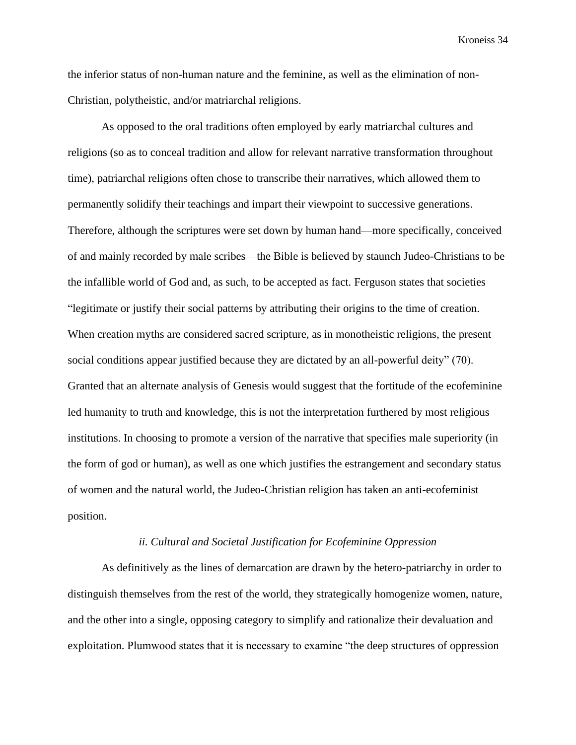the inferior status of non-human nature and the feminine, as well as the elimination of non-Christian, polytheistic, and/or matriarchal religions.

As opposed to the oral traditions often employed by early matriarchal cultures and religions (so as to conceal tradition and allow for relevant narrative transformation throughout time), patriarchal religions often chose to transcribe their narratives, which allowed them to permanently solidify their teachings and impart their viewpoint to successive generations. Therefore, although the scriptures were set down by human hand—more specifically, conceived of and mainly recorded by male scribes—the Bible is believed by staunch Judeo-Christians to be the infallible world of God and, as such, to be accepted as fact. Ferguson states that societies "legitimate or justify their social patterns by attributing their origins to the time of creation. When creation myths are considered sacred scripture, as in monotheistic religions, the present social conditions appear justified because they are dictated by an all-powerful deity" (70). Granted that an alternate analysis of Genesis would suggest that the fortitude of the ecofeminine led humanity to truth and knowledge, this is not the interpretation furthered by most religious institutions. In choosing to promote a version of the narrative that specifies male superiority (in the form of god or human), as well as one which justifies the estrangement and secondary status of women and the natural world, the Judeo-Christian religion has taken an anti-ecofeminist position.

### *ii. Cultural and Societal Justification for Ecofeminine Oppression*

As definitively as the lines of demarcation are drawn by the hetero-patriarchy in order to distinguish themselves from the rest of the world, they strategically homogenize women, nature, and the other into a single, opposing category to simplify and rationalize their devaluation and exploitation. Plumwood states that it is necessary to examine "the deep structures of oppression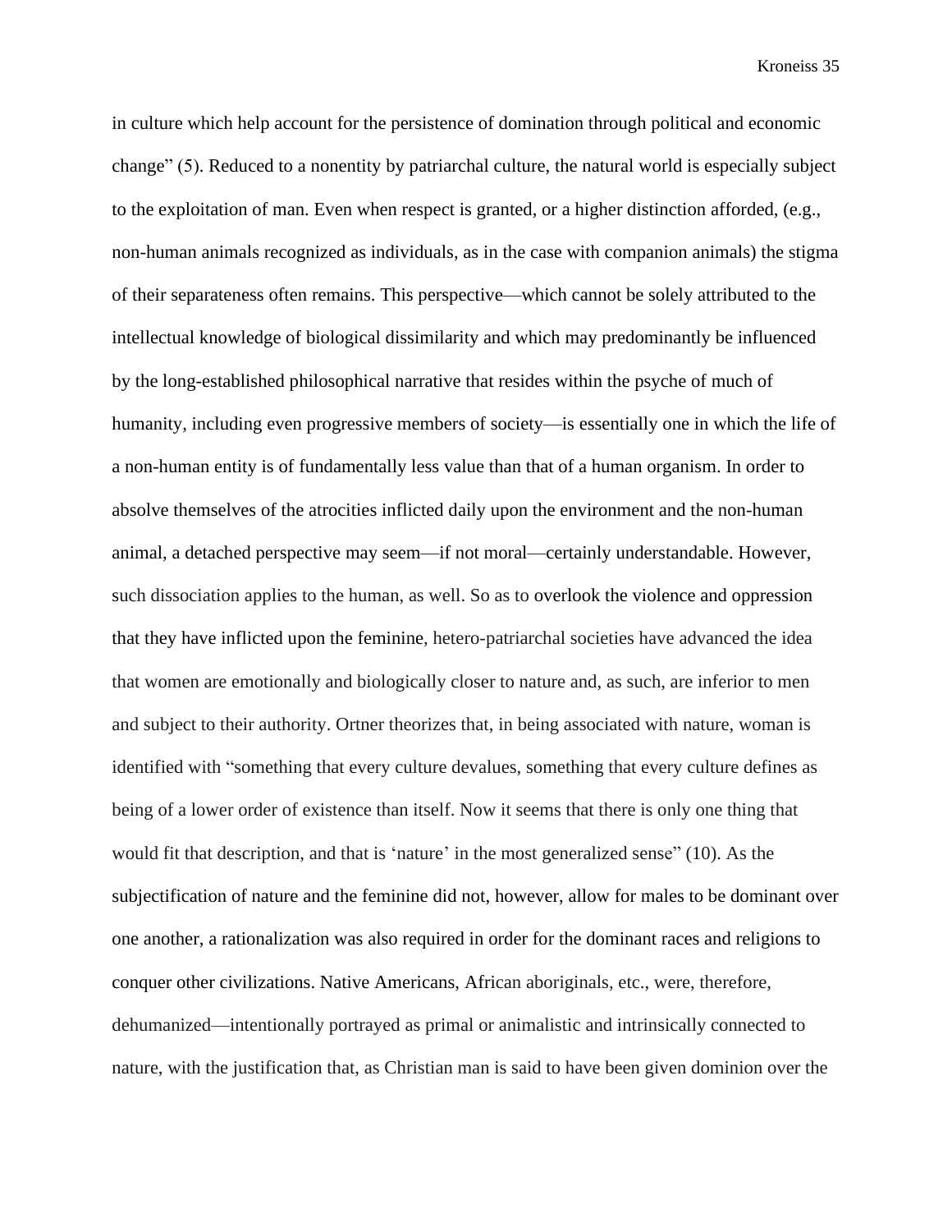in culture which help account for the persistence of domination through political and economic change" (5). Reduced to a nonentity by patriarchal culture, the natural world is especially subject to the exploitation of man. Even when respect is granted, or a higher distinction afforded, (e.g., non-human animals recognized as individuals, as in the case with companion animals) the stigma of their separateness often remains. This perspective—which cannot be solely attributed to the intellectual knowledge of biological dissimilarity and which may predominantly be influenced by the long-established philosophical narrative that resides within the psyche of much of humanity, including even progressive members of society—is essentially one in which the life of a non-human entity is of fundamentally less value than that of a human organism. In order to absolve themselves of the atrocities inflicted daily upon the environment and the non-human animal, a detached perspective may seem—if not moral—certainly understandable. However, such dissociation applies to the human, as well. So as to overlook the violence and oppression that they have inflicted upon the feminine, hetero-patriarchal societies have advanced the idea that women are emotionally and biologically closer to nature and, as such, are inferior to men and subject to their authority. Ortner theorizes that, in being associated with nature, woman is identified with "something that every culture devalues, something that every culture defines as being of a lower order of existence than itself. Now it seems that there is only one thing that would fit that description, and that is 'nature' in the most generalized sense" (10). As the subjectification of nature and the feminine did not, however, allow for males to be dominant over one another, a rationalization was also required in order for the dominant races and religions to conquer other civilizations. Native Americans, African aboriginals, etc., were, therefore, dehumanized—intentionally portrayed as primal or animalistic and intrinsically connected to nature, with the justification that, as Christian man is said to have been given dominion over the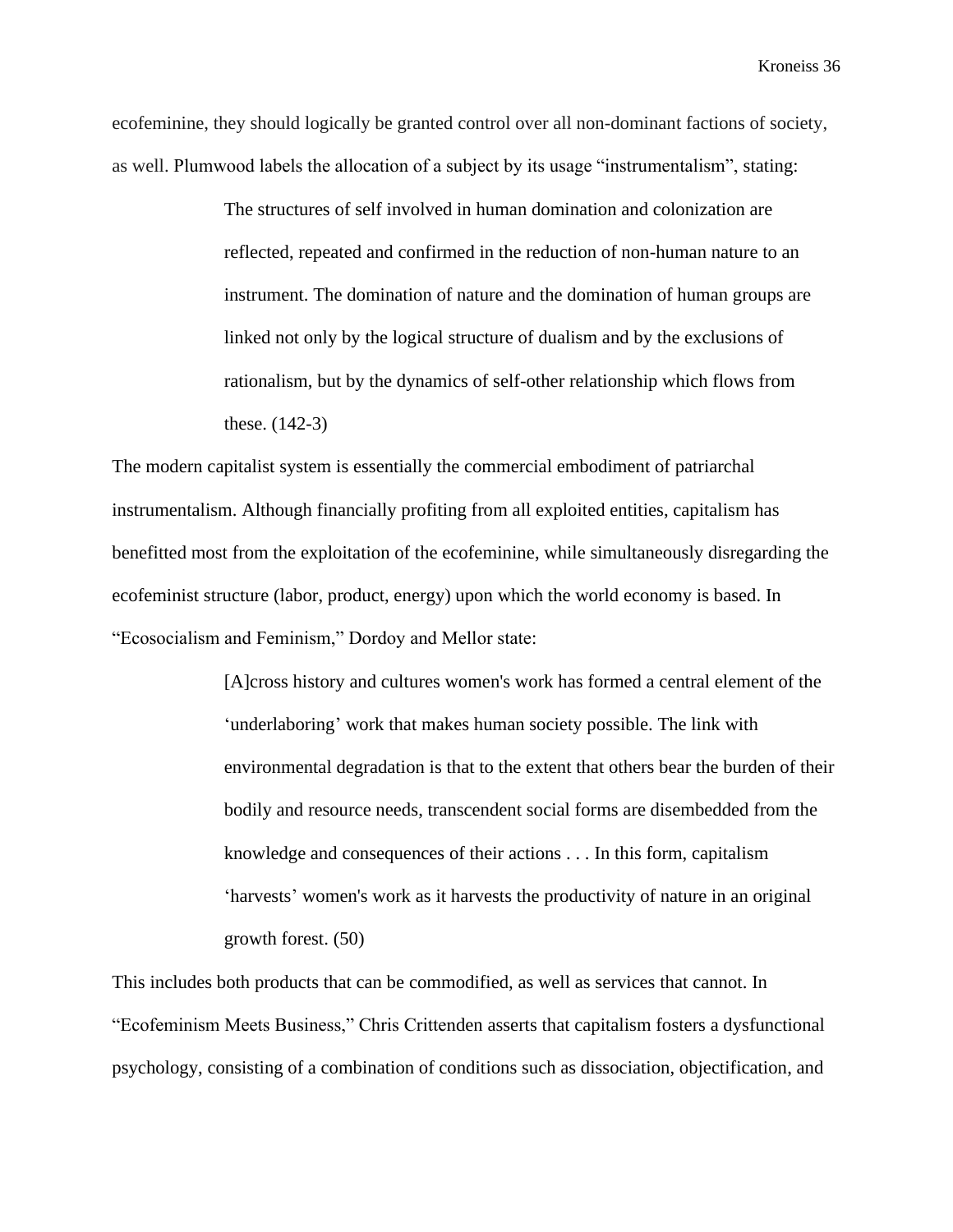ecofeminine, they should logically be granted control over all non-dominant factions of society, as well. Plumwood labels the allocation of a subject by its usage "instrumentalism", stating:

> The structures of self involved in human domination and colonization are reflected, repeated and confirmed in the reduction of non-human nature to an instrument. The domination of nature and the domination of human groups are linked not only by the logical structure of dualism and by the exclusions of rationalism, but by the dynamics of self-other relationship which flows from these. (142-3)

The modern capitalist system is essentially the commercial embodiment of patriarchal instrumentalism. Although financially profiting from all exploited entities, capitalism has benefitted most from the exploitation of the ecofeminine, while simultaneously disregarding the ecofeminist structure (labor, product, energy) upon which the world economy is based. In "Ecosocialism and Feminism," Dordoy and Mellor state:

> [A]cross history and cultures women's work has formed a central element of the 'underlaboring' work that makes human society possible. The link with environmental degradation is that to the extent that others bear the burden of their bodily and resource needs, transcendent social forms are disembedded from the knowledge and consequences of their actions . . . In this form, capitalism 'harvests' women's work as it harvests the productivity of nature in an original growth forest. (50)

This includes both products that can be commodified, as well as services that cannot. In "Ecofeminism Meets Business," Chris Crittenden asserts that capitalism fosters a dysfunctional psychology, consisting of a combination of conditions such as dissociation, objectification, and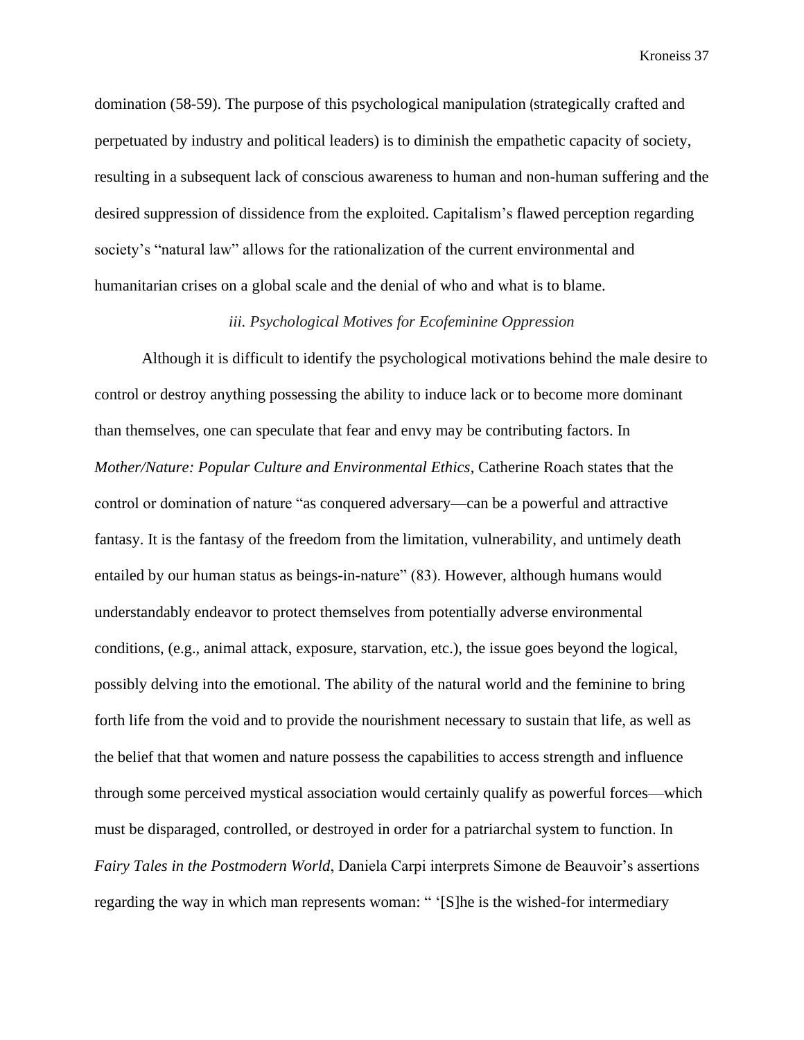domination (58-59). The purpose of this psychological manipulation (strategically crafted and perpetuated by industry and political leaders) is to diminish the empathetic capacity of society, resulting in a subsequent lack of conscious awareness to human and non-human suffering and the desired suppression of dissidence from the exploited. Capitalism's flawed perception regarding society's "natural law" allows for the rationalization of the current environmental and humanitarian crises on a global scale and the denial of who and what is to blame.

### *iii. Psychological Motives for Ecofeminine Oppression*

Although it is difficult to identify the psychological motivations behind the male desire to control or destroy anything possessing the ability to induce lack or to become more dominant than themselves, one can speculate that fear and envy may be contributing factors. In *Mother/Nature: Popular Culture and Environmental Ethics*, Catherine Roach states that the control or domination of nature "as conquered adversary—can be a powerful and attractive fantasy. It is the fantasy of the freedom from the limitation, vulnerability, and untimely death entailed by our human status as beings-in-nature" (83). However, although humans would understandably endeavor to protect themselves from potentially adverse environmental conditions, (e.g., animal attack, exposure, starvation, etc.), the issue goes beyond the logical, possibly delving into the emotional. The ability of the natural world and the feminine to bring forth life from the void and to provide the nourishment necessary to sustain that life, as well as the belief that that women and nature possess the capabilities to access strength and influence through some perceived mystical association would certainly qualify as powerful forces—which must be disparaged, controlled, or destroyed in order for a patriarchal system to function. In *Fairy Tales in the Postmodern World*, Daniela Carpi interprets Simone de Beauvoir's assertions regarding the way in which man represents woman: " '[S]he is the wished-for intermediary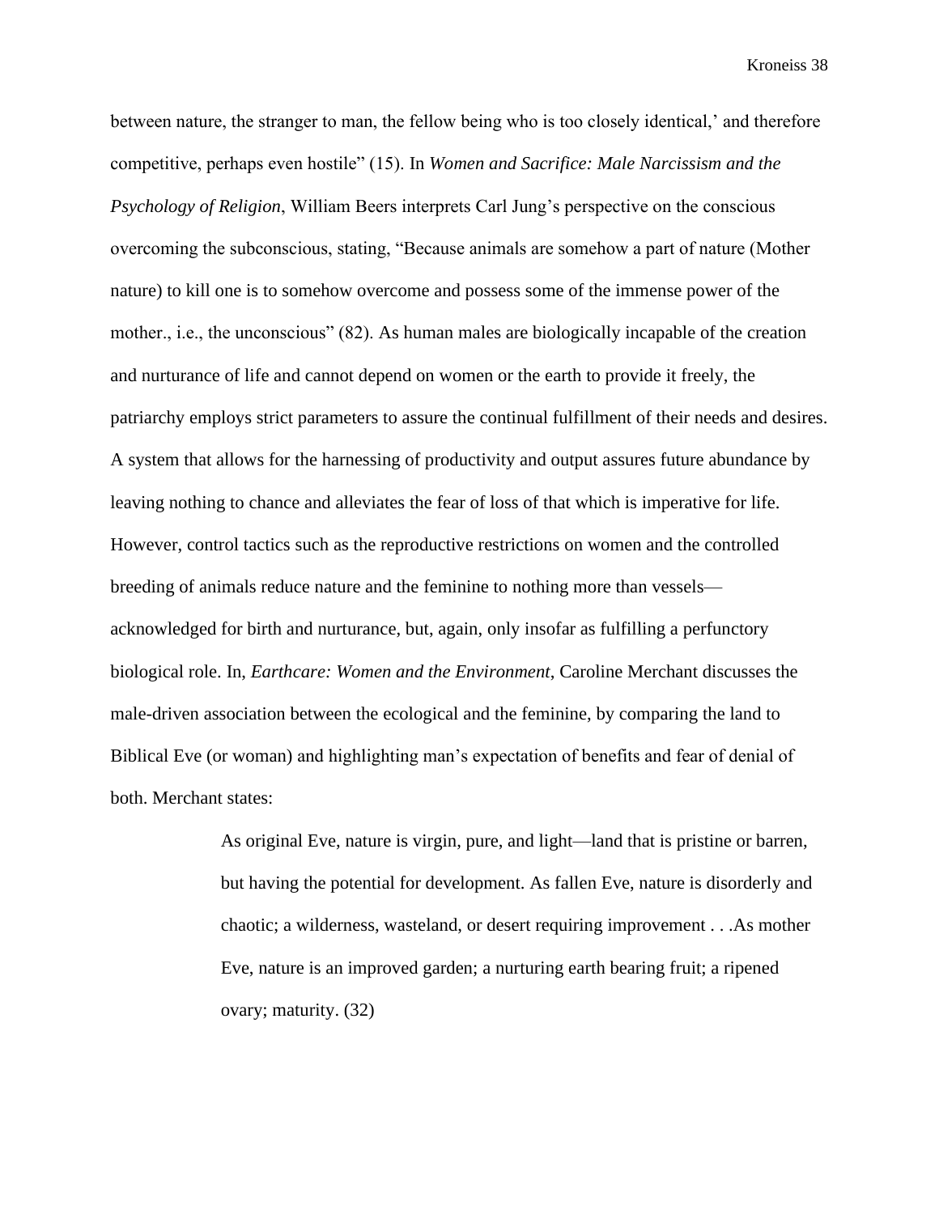between nature, the stranger to man, the fellow being who is too closely identical,' and therefore competitive, perhaps even hostile" (15). In *Women and Sacrifice: Male Narcissism and the Psychology of Religion*, William Beers interprets Carl Jung's perspective on the conscious overcoming the subconscious, stating, "Because animals are somehow a part of nature (Mother nature) to kill one is to somehow overcome and possess some of the immense power of the mother., i.e., the unconscious" (82). As human males are biologically incapable of the creation and nurturance of life and cannot depend on women or the earth to provide it freely, the patriarchy employs strict parameters to assure the continual fulfillment of their needs and desires. A system that allows for the harnessing of productivity and output assures future abundance by leaving nothing to chance and alleviates the fear of loss of that which is imperative for life. However, control tactics such as the reproductive restrictions on women and the controlled breeding of animals reduce nature and the feminine to nothing more than vessels—acknowledged for birth and nurturance, but, again, only insofar as fulfilling a perfunctory biological role. In, *Earthcare: Women and the Environment*, Caroline Merchant discusses the male-driven association between the ecological and the feminine, by comparing the land to Biblical Eve (or woman) and highlighting man's expectation of benefits and fear of denial of both. Merchant states:

> As original Eve, nature is virgin, pure, and light—land that is pristine or barren, but having the potential for development. As fallen Eve, nature is disorderly and chaotic; a wilderness, wasteland, or desert requiring improvement . . .As mother Eve, nature is an improved garden; a nurturing earth bearing fruit; a ripened ovary; maturity. (32)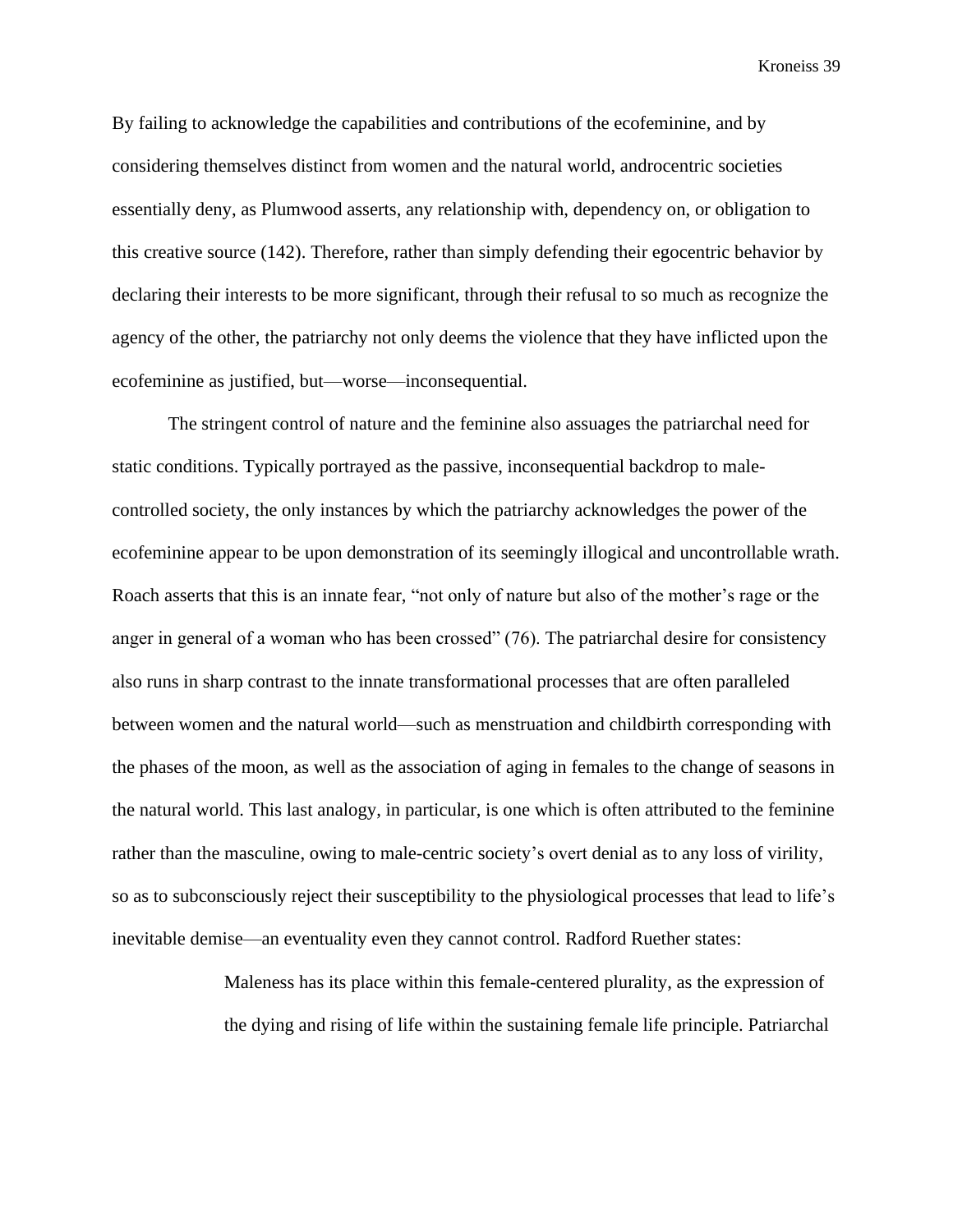By failing to acknowledge the capabilities and contributions of the ecofeminine, and by considering themselves distinct from women and the natural world, androcentric societies essentially deny, as Plumwood asserts, any relationship with, dependency on, or obligation to this creative source (142). Therefore, rather than simply defending their egocentric behavior by declaring their interests to be more significant, through their refusal to so much as recognize the agency of the other, the patriarchy not only deems the violence that they have inflicted upon the ecofeminine as justified, but—worse—inconsequential.

The stringent control of nature and the feminine also assuages the patriarchal need for static conditions. Typically portrayed as the passive, inconsequential backdrop to male-controlled society, the only instances by which the patriarchy acknowledges the power of the ecofeminine appear to be upon demonstration of its seemingly illogical and uncontrollable wrath. Roach asserts that this is an innate fear, "not only of nature but also of the mother's rage or the anger in general of a woman who has been crossed" (76). The patriarchal desire for consistency also runs in sharp contrast to the innate transformational processes that are often paralleled between women and the natural world—such as menstruation and childbirth corresponding with the phases of the moon, as well as the association of aging in females to the change of seasons in the natural world. This last analogy, in particular, is one which is often attributed to the feminine rather than the masculine, owing to male-centric society's overt denial as to any loss of virility, so as to subconsciously reject their susceptibility to the physiological processes that lead to life's inevitable demise—an eventuality even they cannot control. Radford Ruether states:

> Maleness has its place within this female-centered plurality, as the expression of the dying and rising of life within the sustaining female life principle. Patriarchal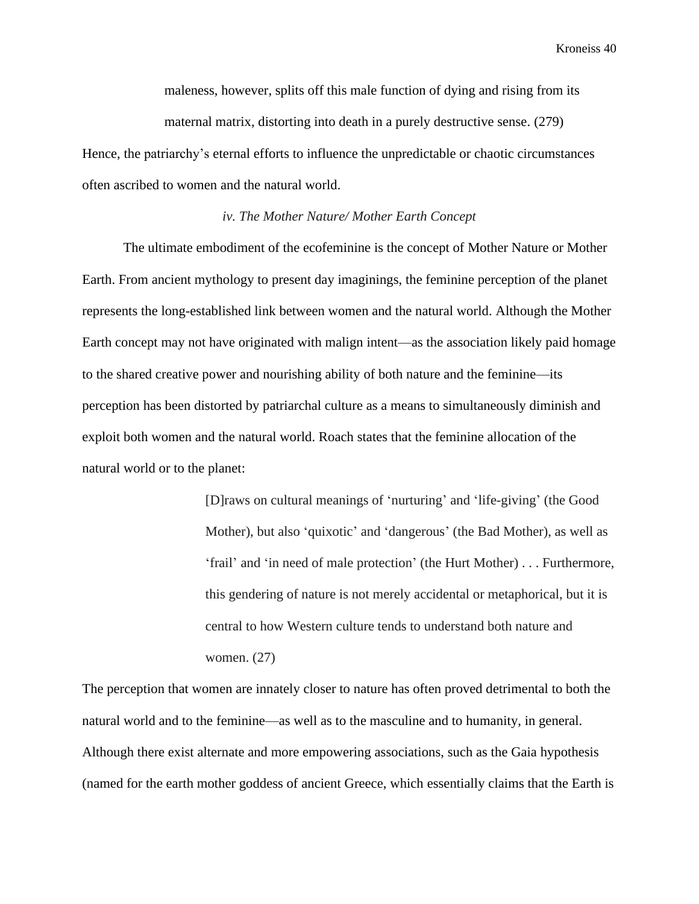> maleness, however, splits off this male function of dying and rising from its maternal matrix, distorting into death in a purely destructive sense. (279)

Hence, the patriarchy's eternal efforts to influence the unpredictable or chaotic circumstances often ascribed to women and the natural world.

*iv. The Mother Nature/ Mother Earth Concept*

The ultimate embodiment of the ecofeminine is the concept of Mother Nature or Mother Earth. From ancient mythology to present day imaginings, the feminine perception of the planet represents the long-established link between women and the natural world. Although the Mother Earth concept may not have originated with malign intent—as the association likely paid homage to the shared creative power and nourishing ability of both nature and the feminine—its perception has been distorted by patriarchal culture as a means to simultaneously diminish and exploit both women and the natural world. Roach states that the feminine allocation of the natural world or to the planet:

> [D]raws on cultural meanings of 'nurturing' and 'life-giving' (the Good Mother), but also 'quixotic' and 'dangerous' (the Bad Mother), as well as 'frail' and 'in need of male protection' (the Hurt Mother) . . . Furthermore, this gendering of nature is not merely accidental or metaphorical, but it is central to how Western culture tends to understand both nature and women. (27)

The perception that women are innately closer to nature has often proved detrimental to both the natural world and to the feminine—as well as to the masculine and to humanity, in general. Although there exist alternate and more empowering associations, such as the Gaia hypothesis (named for the earth mother goddess of ancient Greece, which essentially claims that the Earth is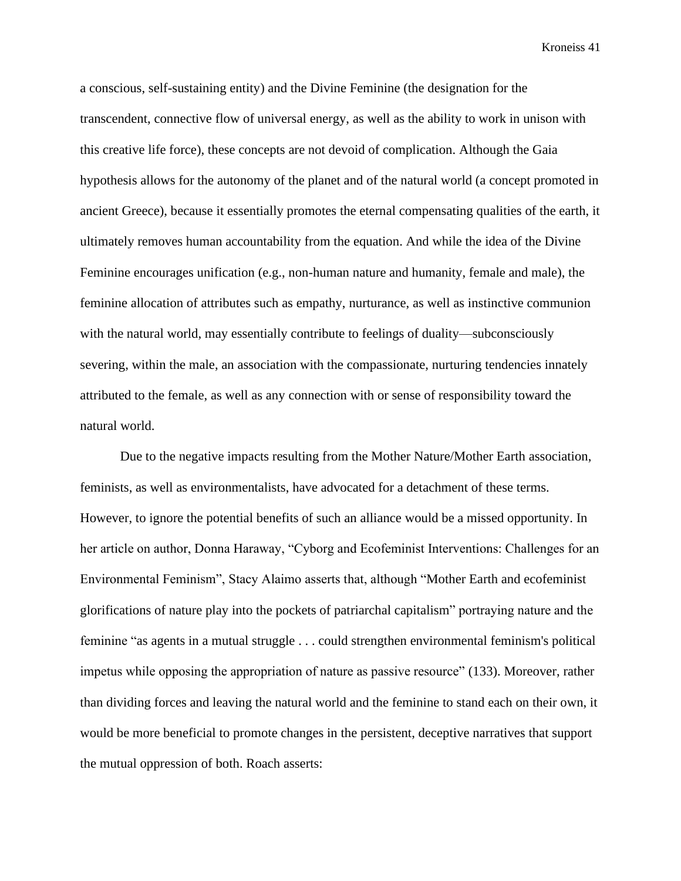a conscious, self-sustaining entity) and the Divine Feminine (the designation for the transcendent, connective flow of universal energy, as well as the ability to work in unison with this creative life force), these concepts are not devoid of complication. Although the Gaia hypothesis allows for the autonomy of the planet and of the natural world (a concept promoted in ancient Greece), because it essentially promotes the eternal compensating qualities of the earth, it ultimately removes human accountability from the equation. And while the idea of the Divine Feminine encourages unification (e.g., non-human nature and humanity, female and male), the feminine allocation of attributes such as empathy, nurturance, as well as instinctive communion with the natural world, may essentially contribute to feelings of duality—subconsciously severing, within the male, an association with the compassionate, nurturing tendencies innately attributed to the female, as well as any connection with or sense of responsibility toward the natural world.

Due to the negative impacts resulting from the Mother Nature/Mother Earth association, feminists, as well as environmentalists, have advocated for a detachment of these terms. However, to ignore the potential benefits of such an alliance would be a missed opportunity. In her article on author, Donna Haraway, "Cyborg and Ecofeminist Interventions: Challenges for an Environmental Feminism", Stacy Alaimo asserts that, although "Mother Earth and ecofeminist glorifications of nature play into the pockets of patriarchal capitalism" portraying nature and the feminine "as agents in a mutual struggle . . . could strengthen environmental feminism's political impetus while opposing the appropriation of nature as passive resource" (133). Moreover, rather than dividing forces and leaving the natural world and the feminine to stand each on their own, it would be more beneficial to promote changes in the persistent, deceptive narratives that support the mutual oppression of both. Roach asserts: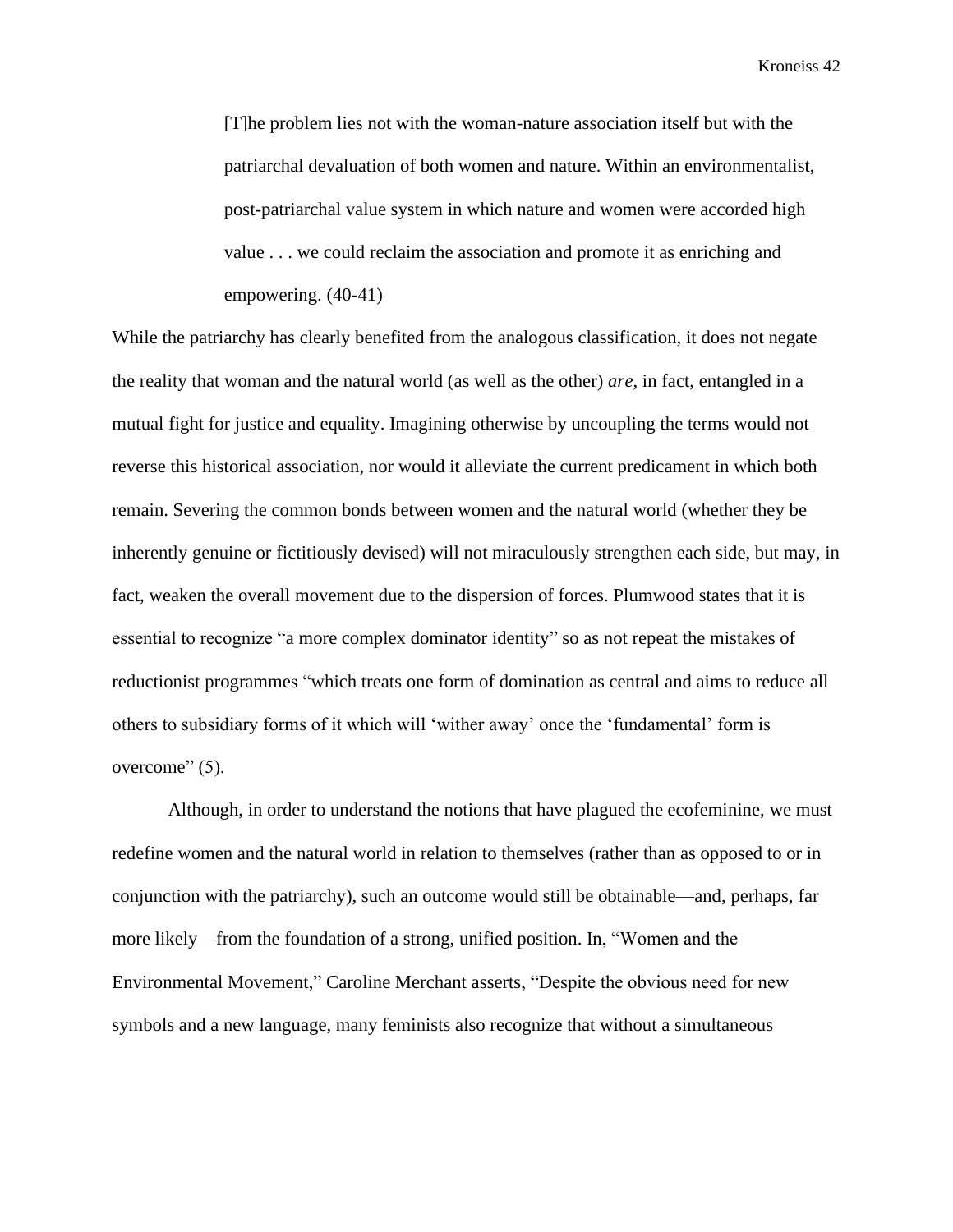> [T]he problem lies not with the woman-nature association itself but with the patriarchal devaluation of both women and nature. Within an environmentalist, post-patriarchal value system in which nature and women were accorded high value . . . we could reclaim the association and promote it as enriching and empowering. (40-41)

While the patriarchy has clearly benefited from the analogous classification, it does not negate the reality that woman and the natural world (as well as the other) *are*, in fact, entangled in a mutual fight for justice and equality. Imagining otherwise by uncoupling the terms would not reverse this historical association, nor would it alleviate the current predicament in which both remain. Severing the common bonds between women and the natural world (whether they be inherently genuine or fictitiously devised) will not miraculously strengthen each side, but may, in fact, weaken the overall movement due to the dispersion of forces. Plumwood states that it is essential to recognize "a more complex dominator identity" so as not repeat the mistakes of reductionist programmes "which treats one form of domination as central and aims to reduce all others to subsidiary forms of it which will 'wither away' once the 'fundamental' form is overcome" (5).

Although, in order to understand the notions that have plagued the ecofeminine, we must redefine women and the natural world in relation to themselves (rather than as opposed to or in conjunction with the patriarchy), such an outcome would still be obtainable—and, perhaps, far more likely—from the foundation of a strong, unified position. In, "Women and the Environmental Movement," Caroline Merchant asserts, "Despite the obvious need for new symbols and a new language, many feminists also recognize that without a simultaneous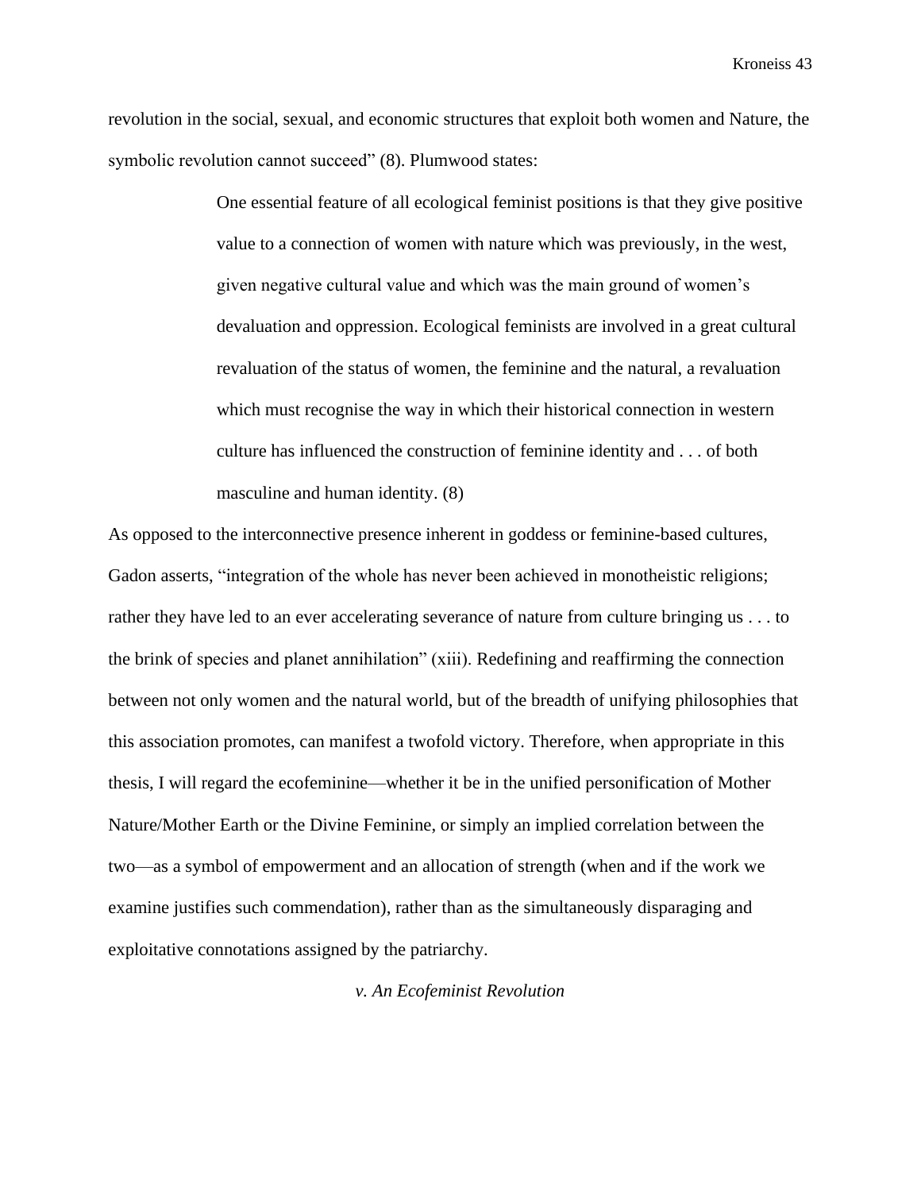revolution in the social, sexual, and economic structures that exploit both women and Nature, the symbolic revolution cannot succeed" (8). Plumwood states:

> One essential feature of all ecological feminist positions is that they give positive value to a connection of women with nature which was previously, in the west, given negative cultural value and which was the main ground of women's devaluation and oppression. Ecological feminists are involved in a great cultural revaluation of the status of women, the feminine and the natural, a revaluation which must recognise the way in which their historical connection in western culture has influenced the construction of feminine identity and . . . of both masculine and human identity. (8)

As opposed to the interconnective presence inherent in goddess or feminine-based cultures, Gadon asserts, "integration of the whole has never been achieved in monotheistic religions; rather they have led to an ever accelerating severance of nature from culture bringing us . . . to the brink of species and planet annihilation" (xiii). Redefining and reaffirming the connection between not only women and the natural world, but of the breadth of unifying philosophies that this association promotes, can manifest a twofold victory. Therefore, when appropriate in this thesis, I will regard the ecofeminine—whether it be in the unified personification of Mother Nature/Mother Earth or the Divine Feminine, or simply an implied correlation between the two—as a symbol of empowerment and an allocation of strength (when and if the work we examine justifies such commendation), rather than as the simultaneously disparaging and exploitative connotations assigned by the patriarchy.

### *v. An Ecofeminist Revolution*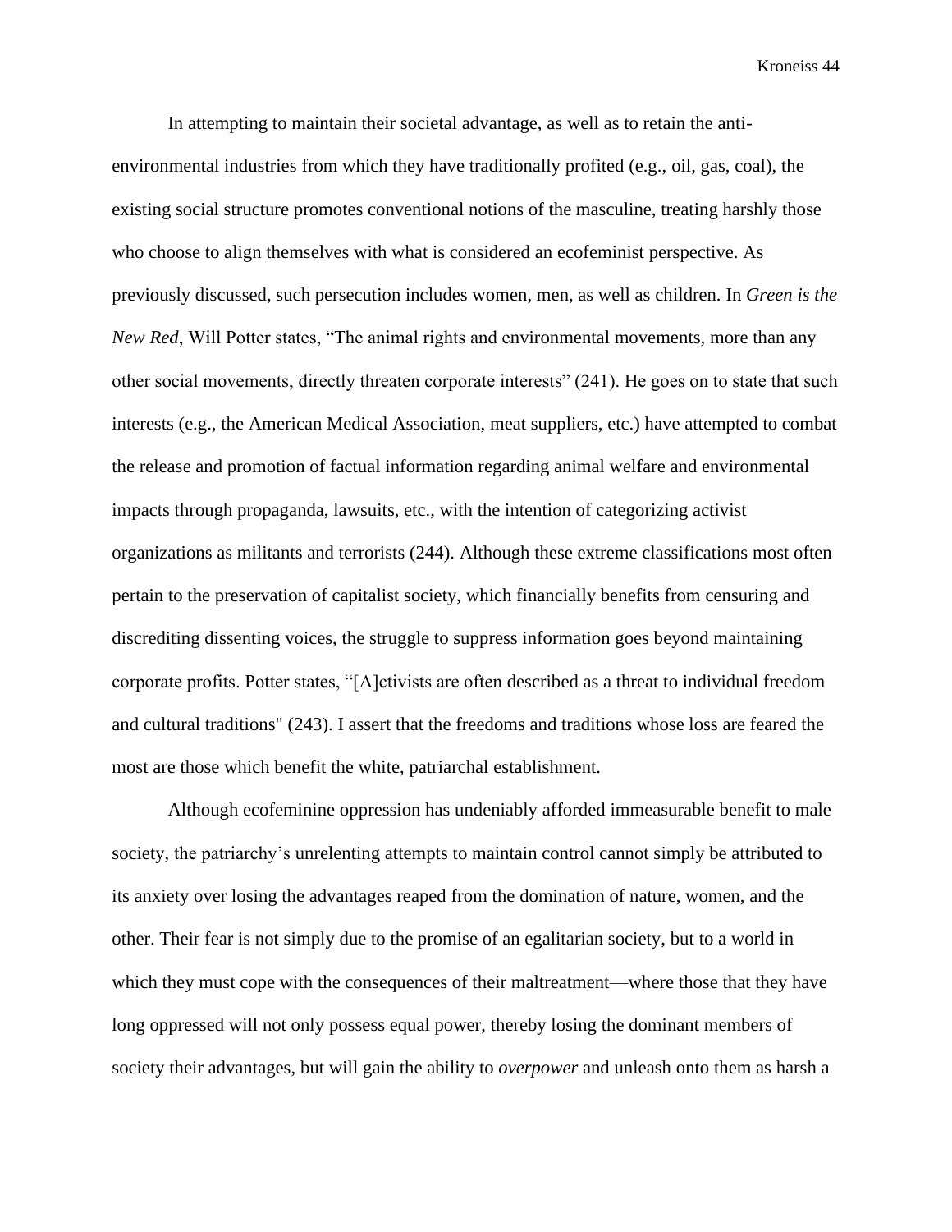In attempting to maintain their societal advantage, as well as to retain the anti-environmental industries from which they have traditionally profited (e.g., oil, gas, coal), the existing social structure promotes conventional notions of the masculine, treating harshly those who choose to align themselves with what is considered an ecofeminist perspective. As previously discussed, such persecution includes women, men, as well as children. In *Green is the New Red*, Will Potter states, "The animal rights and environmental movements, more than any other social movements, directly threaten corporate interests" (241). He goes on to state that such interests (e.g., the American Medical Association, meat suppliers, etc.) have attempted to combat the release and promotion of factual information regarding animal welfare and environmental impacts through propaganda, lawsuits, etc., with the intention of categorizing activist organizations as militants and terrorists (244). Although these extreme classifications most often pertain to the preservation of capitalist society, which financially benefits from censuring and discrediting dissenting voices, the struggle to suppress information goes beyond maintaining corporate profits. Potter states, "[A]ctivists are often described as a threat to individual freedom and cultural traditions" (243). I assert that the freedoms and traditions whose loss are feared the most are those which benefit the white, patriarchal establishment.

Although ecofeminine oppression has undeniably afforded immeasurable benefit to male society, the patriarchy's unrelenting attempts to maintain control cannot simply be attributed to its anxiety over losing the advantages reaped from the domination of nature, women, and the other. Their fear is not simply due to the promise of an egalitarian society, but to a world in which they must cope with the consequences of their maltreatment—where those that they have long oppressed will not only possess equal power, thereby losing the dominant members of society their advantages, but will gain the ability to *overpower* and unleash onto them as harsh a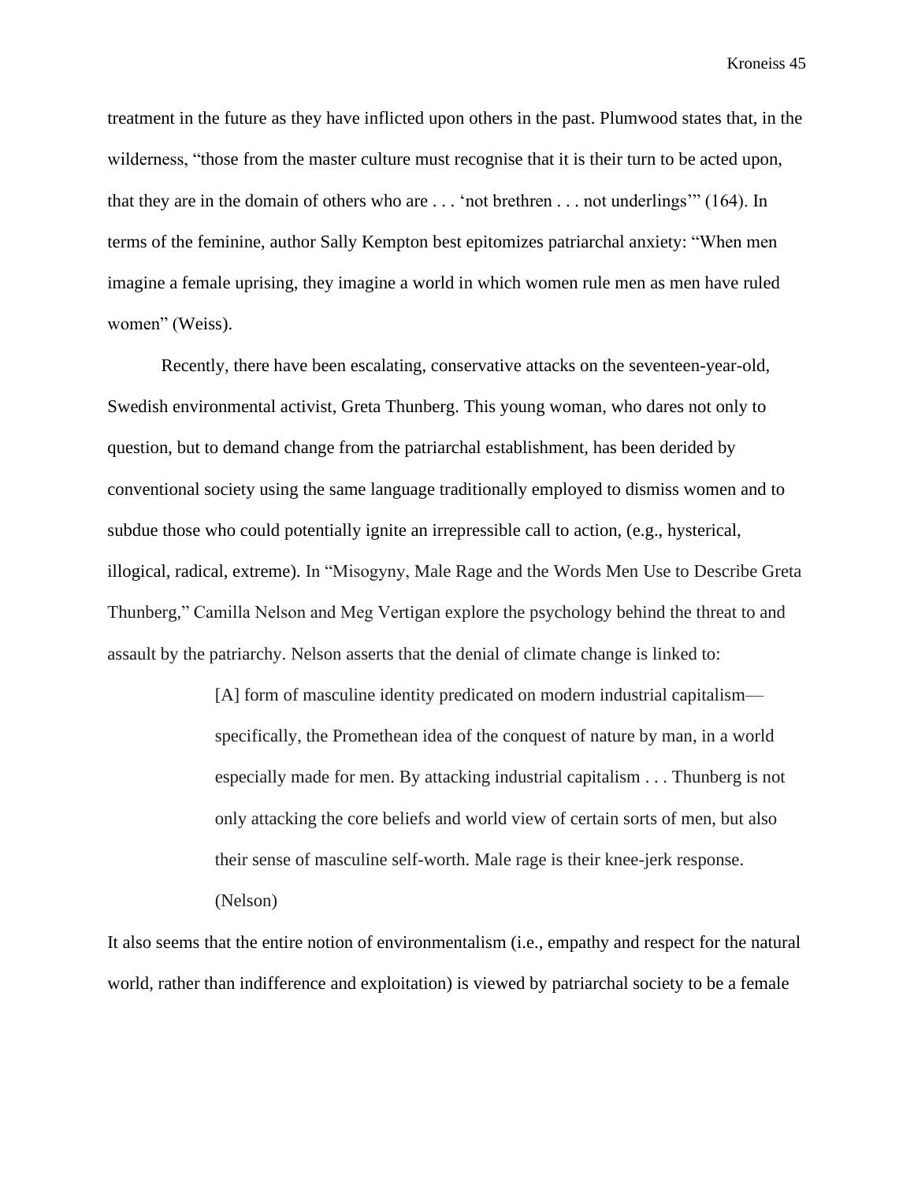treatment in the future as they have inflicted upon others in the past. Plumwood states that, in the wilderness, “those from the master culture must recognise that it is their turn to be acted upon, that they are in the domain of others who are . . . ‘not brethren . . . not underlings’” (164). In terms of the feminine, author Sally Kempton best epitomizes patriarchal anxiety: “When men imagine a female uprising, they imagine a world in which women rule men as men have ruled women” (Weiss).

Recently, there have been escalating, conservative attacks on the seventeen-year-old, Swedish environmental activist, Greta Thunberg. This young woman, who dares not only to question, but to demand change from the patriarchal establishment, has been derided by conventional society using the same language traditionally employed to dismiss women and to subdue those who could potentially ignite an irrepressible call to action, (e.g., hysterical, illogical, radical, extreme). In “Misogyny, Male Rage and the Words Men Use to Describe Greta Thunberg,” Camilla Nelson and Meg Vertigan explore the psychology behind the threat to and assault by the patriarchy. Nelson asserts that the denial of climate change is linked to:

> [A] form of masculine identity predicated on modern industrial capitalism—specifically, the Promethean idea of the conquest of nature by man, in a world especially made for men. By attacking industrial capitalism . . . Thunberg is not only attacking the core beliefs and world view of certain sorts of men, but also their sense of masculine self-worth. Male rage is their knee-jerk response. (Nelson)

It also seems that the entire notion of environmentalism (i.e., empathy and respect for the natural world, rather than indifference and exploitation) is viewed by patriarchal society to be a female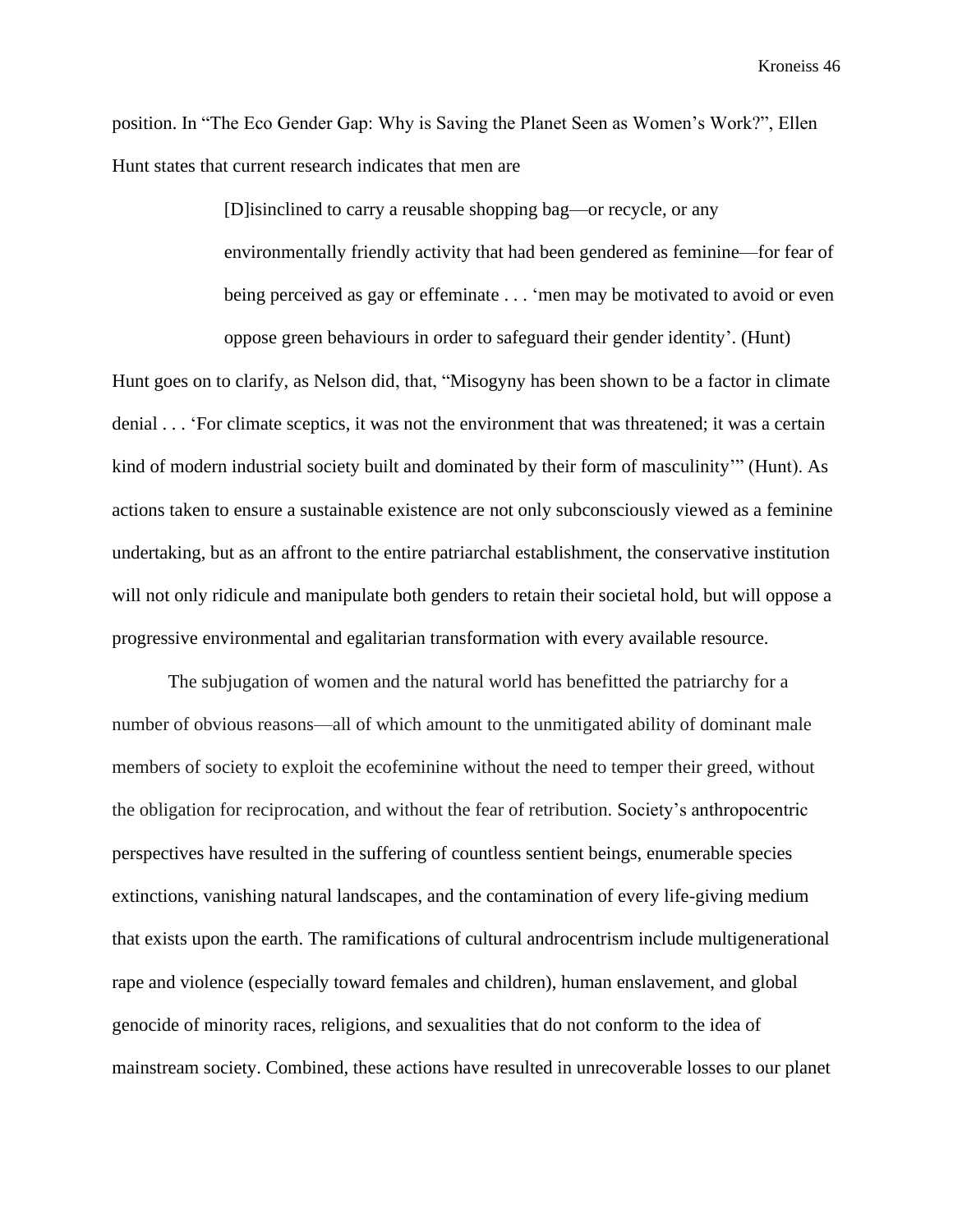position. In "The Eco Gender Gap: Why is Saving the Planet Seen as Women's Work?", Ellen Hunt states that current research indicates that men are

> [D]isinclined to carry a reusable shopping bag—or recycle, or any environmentally friendly activity that had been gendered as feminine—for fear of being perceived as gay or effeminate . . . 'men may be motivated to avoid or even oppose green behaviours in order to safeguard their gender identity'. (Hunt)

Hunt goes on to clarify, as Nelson did, that, "Misogyny has been shown to be a factor in climate denial . . . 'For climate sceptics, it was not the environment that was threatened; it was a certain kind of modern industrial society built and dominated by their form of masculinity'" (Hunt). As actions taken to ensure a sustainable existence are not only subconsciously viewed as a feminine undertaking, but as an affront to the entire patriarchal establishment, the conservative institution will not only ridicule and manipulate both genders to retain their societal hold, but will oppose a progressive environmental and egalitarian transformation with every available resource.

The subjugation of women and the natural world has benefitted the patriarchy for a number of obvious reasons—all of which amount to the unmitigated ability of dominant male members of society to exploit the ecofeminine without the need to temper their greed, without the obligation for reciprocation, and without the fear of retribution. Society's anthropocentric perspectives have resulted in the suffering of countless sentient beings, enumerable species extinctions, vanishing natural landscapes, and the contamination of every life-giving medium that exists upon the earth. The ramifications of cultural androcentrism include multigenerational rape and violence (especially toward females and children), human enslavement, and global genocide of minority races, religions, and sexualities that do not conform to the idea of mainstream society. Combined, these actions have resulted in unrecoverable losses to our planet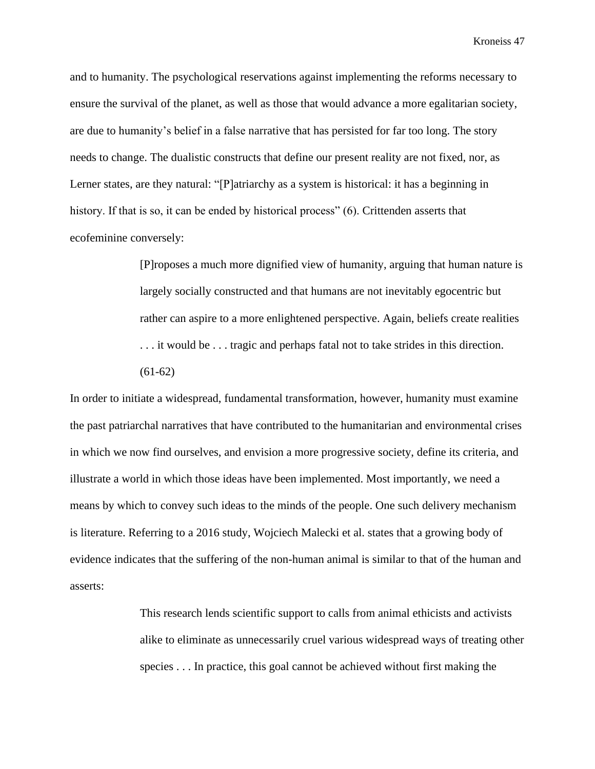and to humanity. The psychological reservations against implementing the reforms necessary to ensure the survival of the planet, as well as those that would advance a more egalitarian society, are due to humanity's belief in a false narrative that has persisted for far too long. The story needs to change. The dualistic constructs that define our present reality are not fixed, nor, as Lerner states, are they natural: "[P]atriarchy as a system is historical: it has a beginning in history. If that is so, it can be ended by historical process" (6). Crittenden asserts that ecofeminine conversely:

> [P]roposes a much more dignified view of humanity, arguing that human nature is largely socially constructed and that humans are not inevitably egocentric but rather can aspire to a more enlightened perspective. Again, beliefs create realities . . . it would be . . . tragic and perhaps fatal not to take strides in this direction. (61-62)

In order to initiate a widespread, fundamental transformation, however, humanity must examine the past patriarchal narratives that have contributed to the humanitarian and environmental crises in which we now find ourselves, and envision a more progressive society, define its criteria, and illustrate a world in which those ideas have been implemented. Most importantly, we need a means by which to convey such ideas to the minds of the people. One such delivery mechanism is literature. Referring to a 2016 study, Wojciech Malecki et al. states that a growing body of evidence indicates that the suffering of the non-human animal is similar to that of the human and asserts:

> This research lends scientific support to calls from animal ethicists and activists alike to eliminate as unnecessarily cruel various widespread ways of treating other species . . . In practice, this goal cannot be achieved without first making the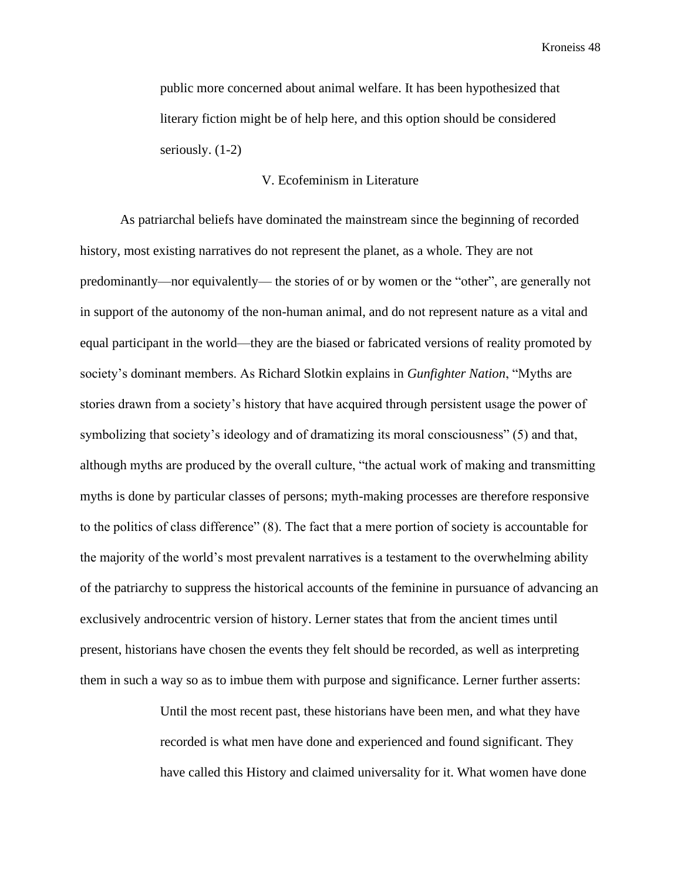> public more concerned about animal welfare. It has been hypothesized that literary fiction might be of help here, and this option should be considered seriously. (1-2)

## V. Ecofeminism in Literature

As patriarchal beliefs have dominated the mainstream since the beginning of recorded history, most existing narratives do not represent the planet, as a whole. They are not predominantly—nor equivalently— the stories of or by women or the "other", are generally not in support of the autonomy of the non-human animal, and do not represent nature as a vital and equal participant in the world—they are the biased or fabricated versions of reality promoted by society's dominant members. As Richard Slotkin explains in *Gunfighter Nation*, "Myths are stories drawn from a society's history that have acquired through persistent usage the power of symbolizing that society's ideology and of dramatizing its moral consciousness" (5) and that, although myths are produced by the overall culture, "the actual work of making and transmitting myths is done by particular classes of persons; myth-making processes are therefore responsive to the politics of class difference" (8). The fact that a mere portion of society is accountable for the majority of the world's most prevalent narratives is a testament to the overwhelming ability of the patriarchy to suppress the historical accounts of the feminine in pursuance of advancing an exclusively androcentric version of history. Lerner states that from the ancient times until present, historians have chosen the events they felt should be recorded, as well as interpreting them in such a way so as to imbue them with purpose and significance. Lerner further asserts:

> Until the most recent past, these historians have been men, and what they have recorded is what men have done and experienced and found significant. They have called this History and claimed universality for it. What women have done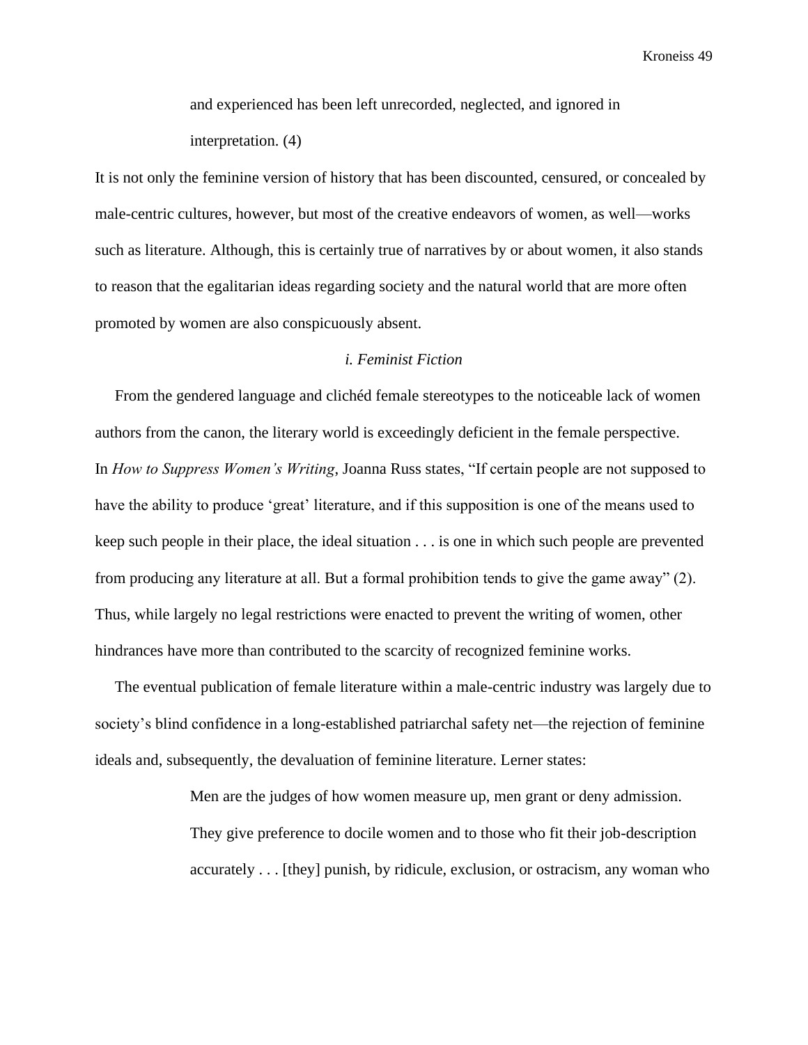> and experienced has been left unrecorded, neglected, and ignored in interpretation. (4)

It is not only the feminine version of history that has been discounted, censured, or concealed by male-centric cultures, however, but most of the creative endeavors of women, as well—works such as literature. Although, this is certainly true of narratives by or about women, it also stands to reason that the egalitarian ideas regarding society and the natural world that are more often promoted by women are also conspicuously absent.

### *i. Feminist Fiction*

From the gendered language and clichéd female stereotypes to the noticeable lack of women authors from the canon, the literary world is exceedingly deficient in the female perspective. In *How to Suppress Women's Writing*, Joanna Russ states, "If certain people are not supposed to have the ability to produce 'great' literature, and if this supposition is one of the means used to keep such people in their place, the ideal situation . . . is one in which such people are prevented from producing any literature at all. But a formal prohibition tends to give the game away" (2). Thus, while largely no legal restrictions were enacted to prevent the writing of women, other hindrances have more than contributed to the scarcity of recognized feminine works.

The eventual publication of female literature within a male-centric industry was largely due to society's blind confidence in a long-established patriarchal safety net—the rejection of feminine ideals and, subsequently, the devaluation of feminine literature. Lerner states:

> Men are the judges of how women measure up, men grant or deny admission. They give preference to docile women and to those who fit their job-description accurately . . . [they] punish, by ridicule, exclusion, or ostracism, any woman who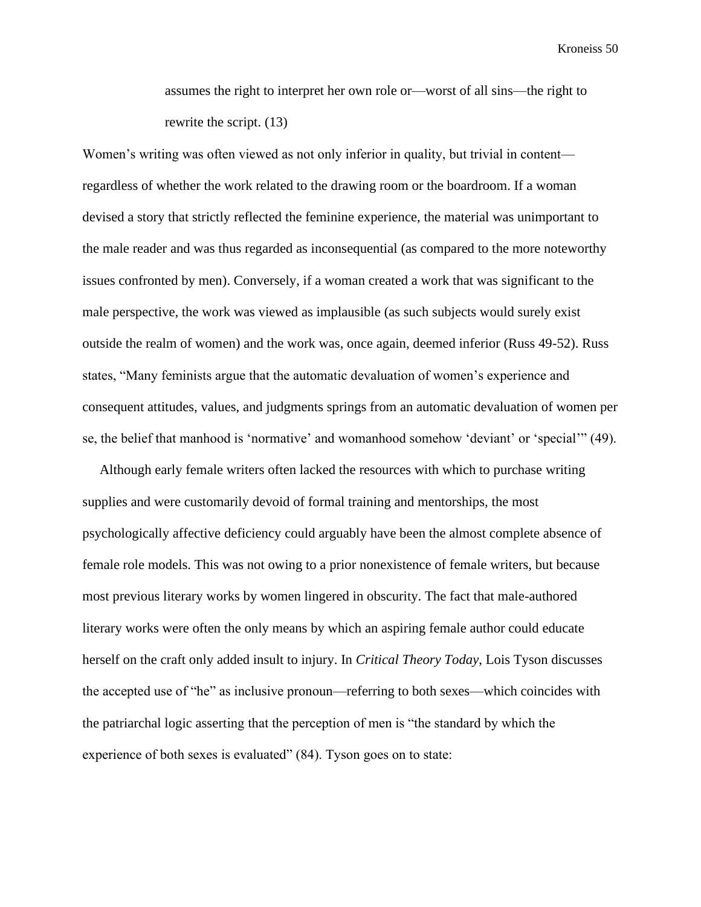> assumes the right to interpret her own role or—worst of all sins—the right to rewrite the script. (13)

Women's writing was often viewed as not only inferior in quality, but trivial in content—regardless of whether the work related to the drawing room or the boardroom. If a woman devised a story that strictly reflected the feminine experience, the material was unimportant to the male reader and was thus regarded as inconsequential (as compared to the more noteworthy issues confronted by men). Conversely, if a woman created a work that was significant to the male perspective, the work was viewed as implausible (as such subjects would surely exist outside the realm of women) and the work was, once again, deemed inferior (Russ 49-52). Russ states, "Many feminists argue that the automatic devaluation of women's experience and consequent attitudes, values, and judgments springs from an automatic devaluation of women per se, the belief that manhood is 'normative' and womanhood somehow 'deviant' or 'special'" (49).

Although early female writers often lacked the resources with which to purchase writing supplies and were customarily devoid of formal training and mentorships, the most psychologically affective deficiency could arguably have been the almost complete absence of female role models. This was not owing to a prior nonexistence of female writers, but because most previous literary works by women lingered in obscurity. The fact that male-authored literary works were often the only means by which an aspiring female author could educate herself on the craft only added insult to injury. In *Critical Theory Today*, Lois Tyson discusses the accepted use of "he" as inclusive pronoun—referring to both sexes—which coincides with the patriarchal logic asserting that the perception of men is "the standard by which the experience of both sexes is evaluated" (84). Tyson goes on to state: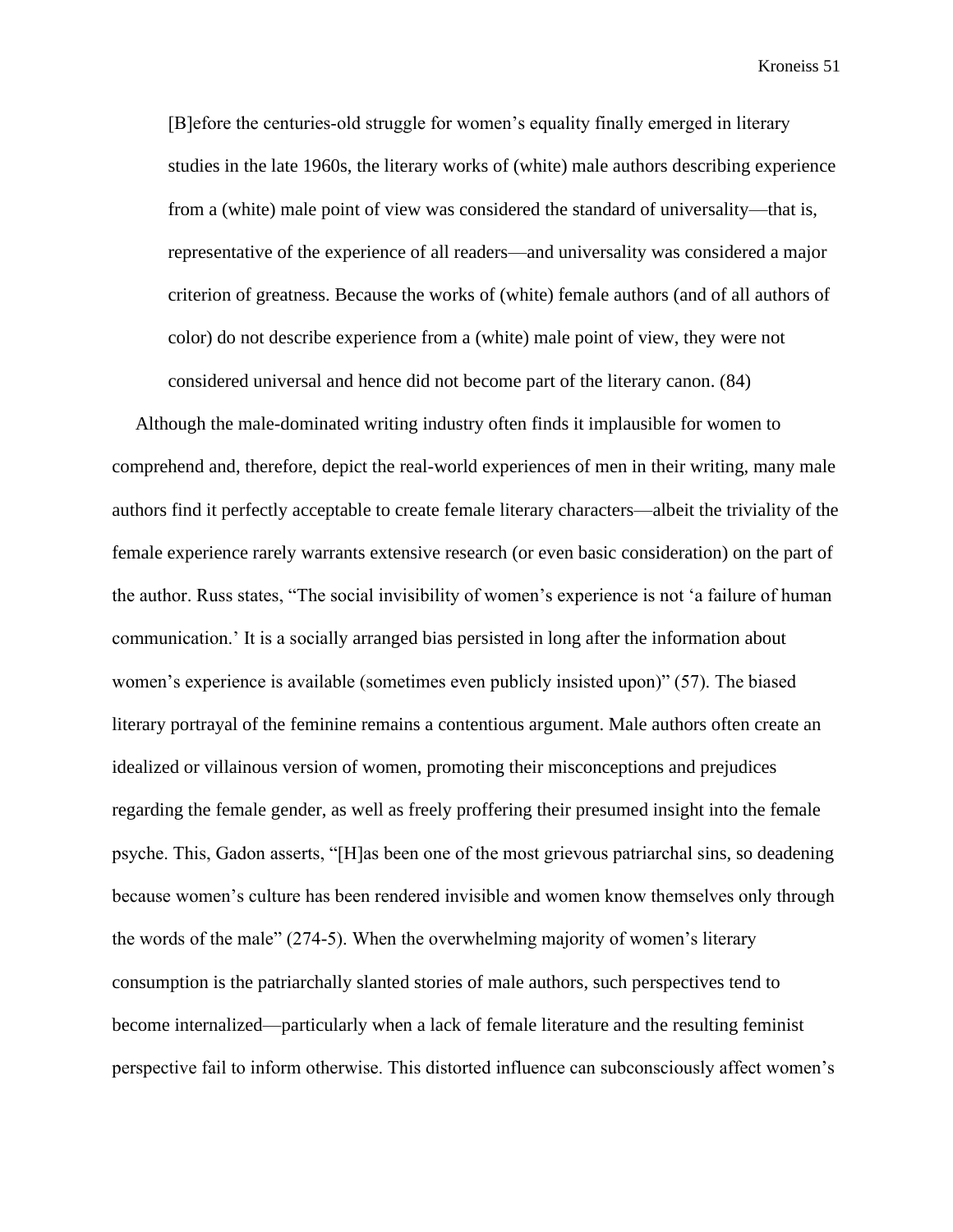> [B]efore the centuries-old struggle for women's equality finally emerged in literary studies in the late 1960s, the literary works of (white) male authors describing experience from a (white) male point of view was considered the standard of universality—that is, representative of the experience of all readers—and universality was considered a major criterion of greatness. Because the works of (white) female authors (and of all authors of color) do not describe experience from a (white) male point of view, they were not considered universal and hence did not become part of the literary canon. (84)

Although the male-dominated writing industry often finds it implausible for women to comprehend and, therefore, depict the real-world experiences of men in their writing, many male authors find it perfectly acceptable to create female literary characters—albeit the triviality of the female experience rarely warrants extensive research (or even basic consideration) on the part of the author. Russ states, "The social invisibility of women's experience is not 'a failure of human communication.' It is a socially arranged bias persisted in long after the information about women's experience is available (sometimes even publicly insisted upon)" (57). The biased literary portrayal of the feminine remains a contentious argument. Male authors often create an idealized or villainous version of women, promoting their misconceptions and prejudices regarding the female gender, as well as freely proffering their presumed insight into the female psyche. This, Gadon asserts, "[H]as been one of the most grievous patriarchal sins, so deadening because women's culture has been rendered invisible and women know themselves only through the words of the male" (274-5). When the overwhelming majority of women's literary consumption is the patriarchally slanted stories of male authors, such perspectives tend to become internalized—particularly when a lack of female literature and the resulting feminist perspective fail to inform otherwise. This distorted influence can subconsciously affect women's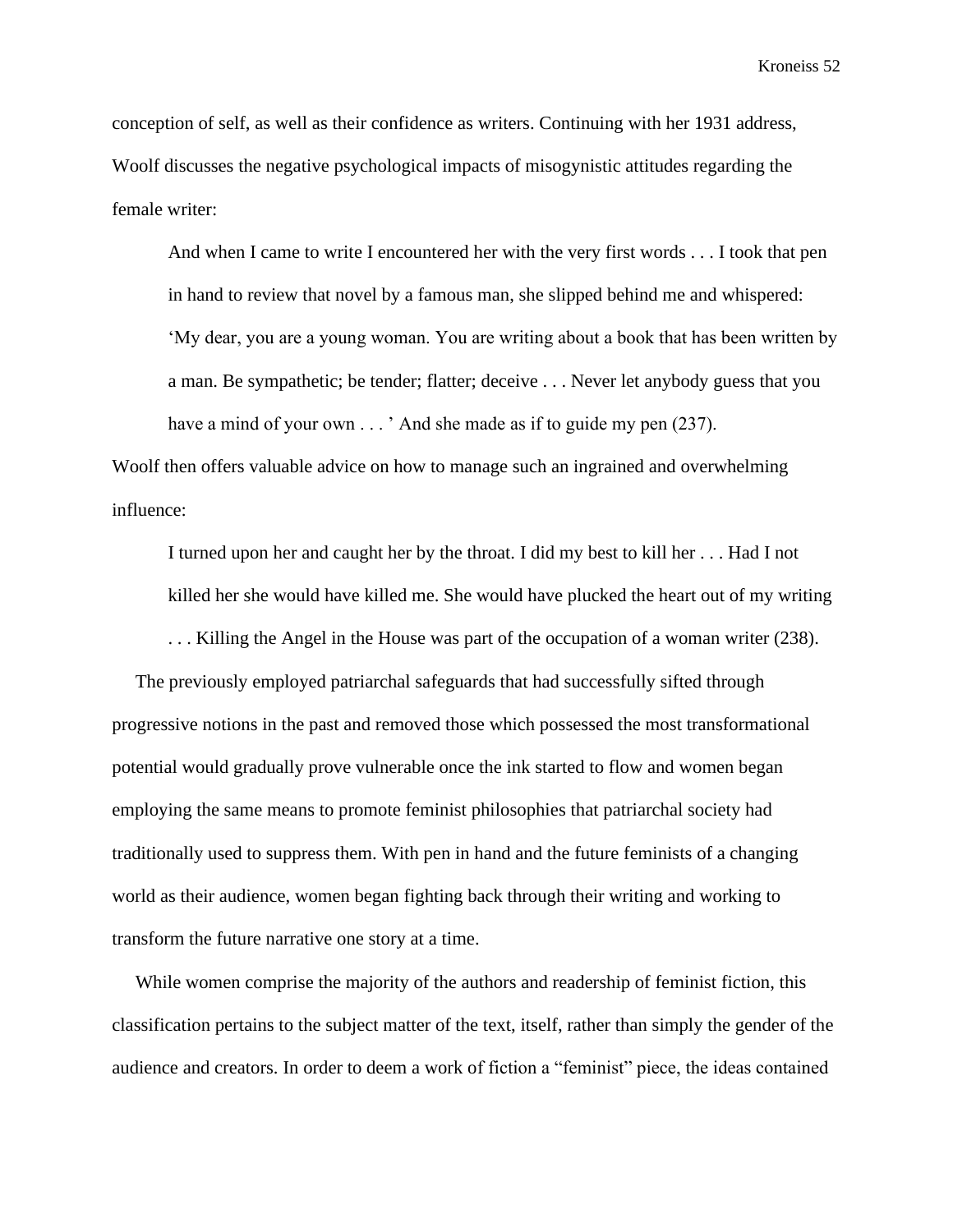conception of self, as well as their confidence as writers. Continuing with her 1931 address, Woolf discusses the negative psychological impacts of misogynistic attitudes regarding the female writer:

> And when I came to write I encountered her with the very first words . . . I took that pen in hand to review that novel by a famous man, she slipped behind me and whispered: 'My dear, you are a young woman. You are writing about a book that has been written by a man. Be sympathetic; be tender; flatter; deceive . . . Never let anybody guess that you have a mind of your own . . . ' And she made as if to guide my pen (237).

Woolf then offers valuable advice on how to manage such an ingrained and overwhelming influence:

> I turned upon her and caught her by the throat. I did my best to kill her . . . Had I not killed her she would have killed me. She would have plucked the heart out of my writing . . . Killing the Angel in the House was part of the occupation of a woman writer (238).

The previously employed patriarchal safeguards that had successfully sifted through progressive notions in the past and removed those which possessed the most transformational potential would gradually prove vulnerable once the ink started to flow and women began employing the same means to promote feminist philosophies that patriarchal society had traditionally used to suppress them. With pen in hand and the future feminists of a changing world as their audience, women began fighting back through their writing and working to transform the future narrative one story at a time.

While women comprise the majority of the authors and readership of feminist fiction, this classification pertains to the subject matter of the text, itself, rather than simply the gender of the audience and creators. In order to deem a work of fiction a "feminist" piece, the ideas contained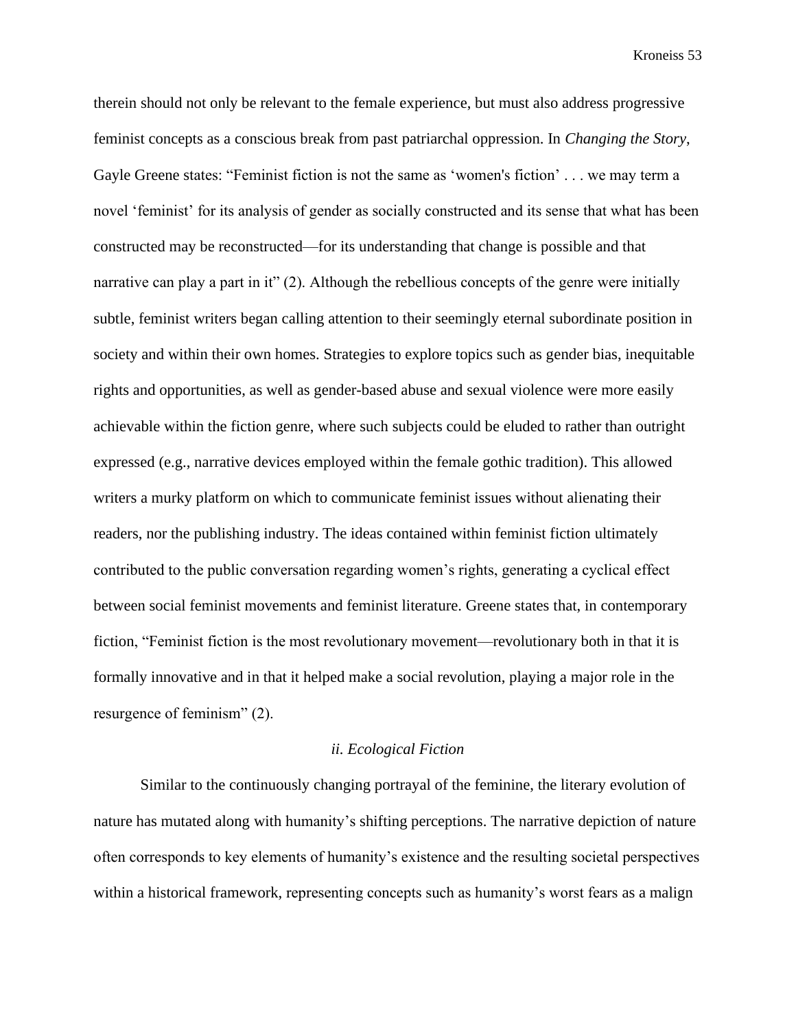therein should not only be relevant to the female experience, but must also address progressive feminist concepts as a conscious break from past patriarchal oppression. In *Changing the Story*, Gayle Greene states: “Feminist fiction is not the same as ‘women's fiction’ . . . we may term a novel ‘feminist’ for its analysis of gender as socially constructed and its sense that what has been constructed may be reconstructed—for its understanding that change is possible and that narrative can play a part in it” (2). Although the rebellious concepts of the genre were initially subtle, feminist writers began calling attention to their seemingly eternal subordinate position in society and within their own homes. Strategies to explore topics such as gender bias, inequitable rights and opportunities, as well as gender-based abuse and sexual violence were more easily achievable within the fiction genre, where such subjects could be eluded to rather than outright expressed (e.g., narrative devices employed within the female gothic tradition). This allowed writers a murky platform on which to communicate feminist issues without alienating their readers, nor the publishing industry. The ideas contained within feminist fiction ultimately contributed to the public conversation regarding women’s rights, generating a cyclical effect between social feminist movements and feminist literature. Greene states that, in contemporary fiction, “Feminist fiction is the most revolutionary movement—revolutionary both in that it is formally innovative and in that it helped make a social revolution, playing a major role in the resurgence of feminism” (2).

### *ii. Ecological Fiction*

Similar to the continuously changing portrayal of the feminine, the literary evolution of nature has mutated along with humanity’s shifting perceptions. The narrative depiction of nature often corresponds to key elements of humanity’s existence and the resulting societal perspectives within a historical framework, representing concepts such as humanity’s worst fears as a malign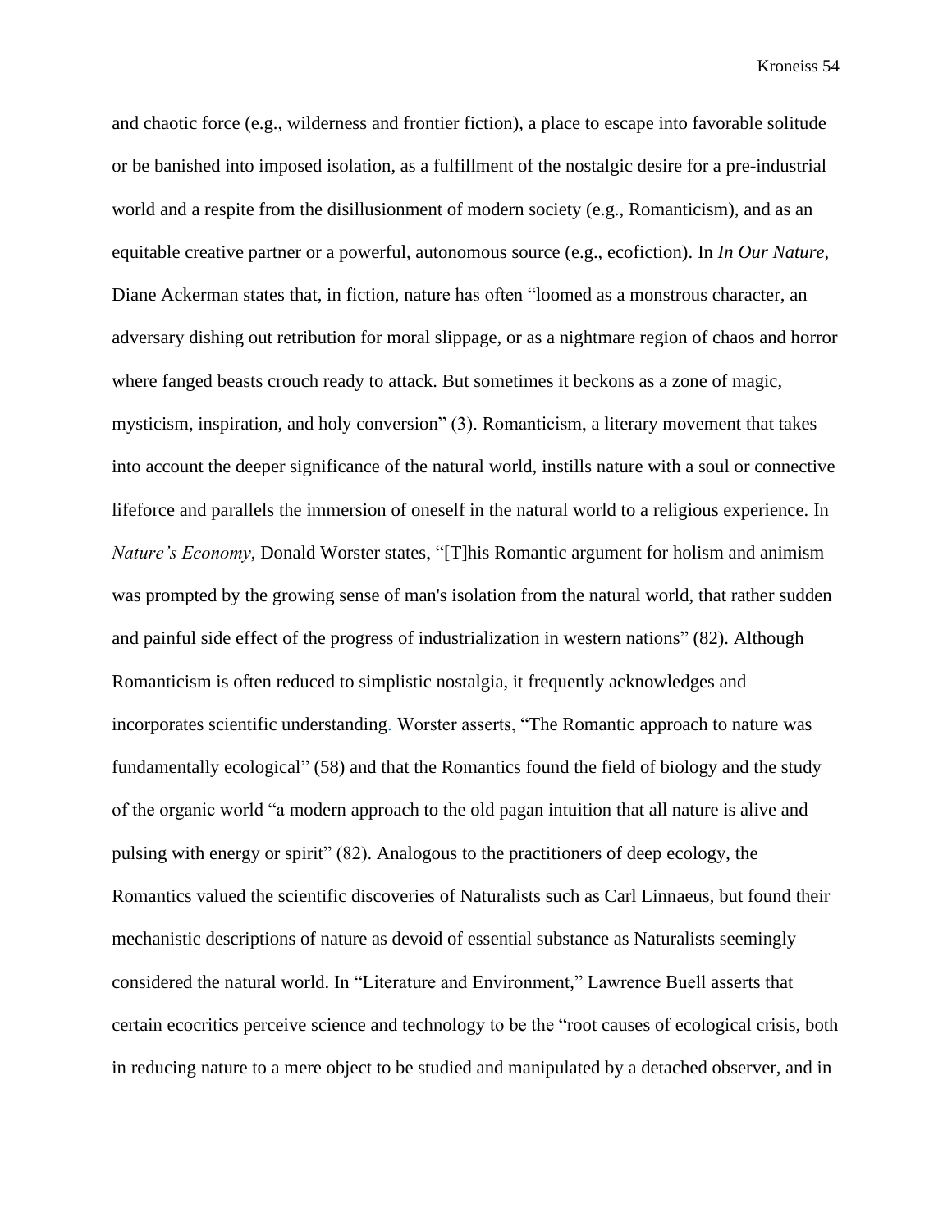and chaotic force (e.g., wilderness and frontier fiction), a place to escape into favorable solitude or be banished into imposed isolation, as a fulfillment of the nostalgic desire for a pre-industrial world and a respite from the disillusionment of modern society (e.g., Romanticism), and as an equitable creative partner or a powerful, autonomous source (e.g., ecofiction). In *In Our Nature,* Diane Ackerman states that, in fiction, nature has often "loomed as a monstrous character, an adversary dishing out retribution for moral slippage, or as a nightmare region of chaos and horror where fanged beasts crouch ready to attack. But sometimes it beckons as a zone of magic, mysticism, inspiration, and holy conversion" (3). Romanticism, a literary movement that takes into account the deeper significance of the natural world, instills nature with a soul or connective lifeforce and parallels the immersion of oneself in the natural world to a religious experience. In *Nature's Economy*, Donald Worster states, "[T]his Romantic argument for holism and animism was prompted by the growing sense of man's isolation from the natural world, that rather sudden and painful side effect of the progress of industrialization in western nations" (82). Although Romanticism is often reduced to simplistic nostalgia, it frequently acknowledges and incorporates scientific understanding. Worster asserts, "The Romantic approach to nature was fundamentally ecological" (58) and that the Romantics found the field of biology and the study of the organic world "a modern approach to the old pagan intuition that all nature is alive and pulsing with energy or spirit" (82). Analogous to the practitioners of deep ecology, the Romantics valued the scientific discoveries of Naturalists such as Carl Linnaeus, but found their mechanistic descriptions of nature as devoid of essential substance as Naturalists seemingly considered the natural world. In "Literature and Environment," Lawrence Buell asserts that certain ecocritics perceive science and technology to be the "root causes of ecological crisis, both in reducing nature to a mere object to be studied and manipulated by a detached observer, and in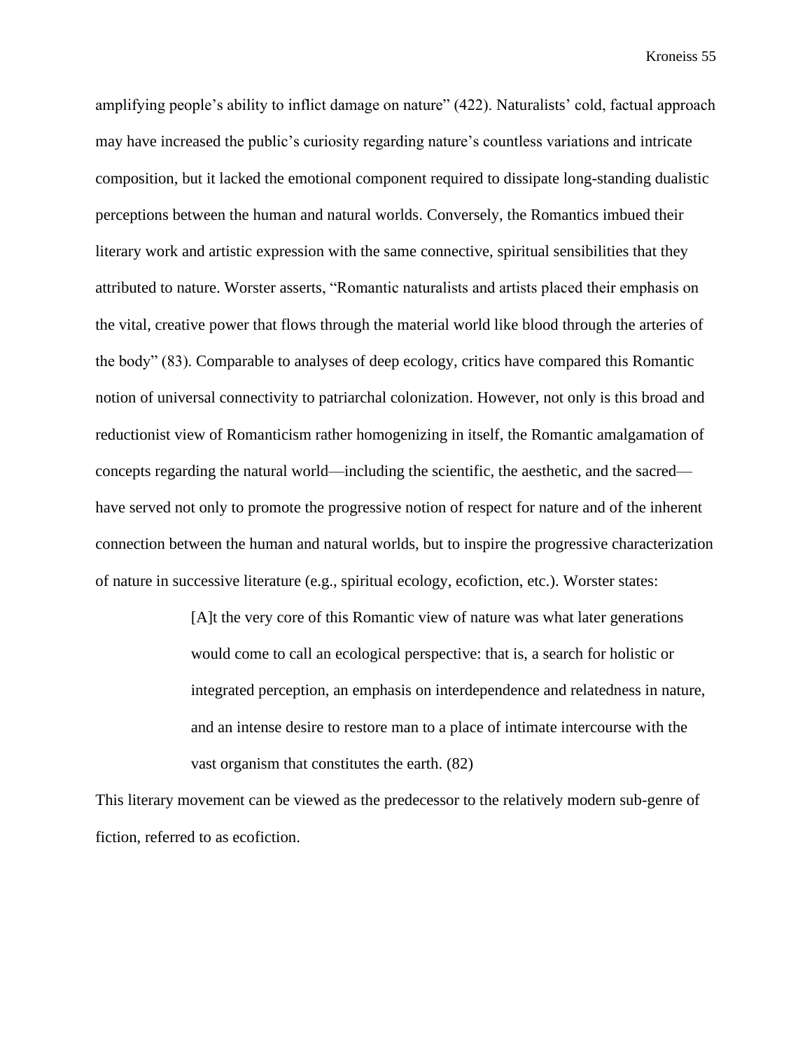amplifying people's ability to inflict damage on nature" (422). Naturalists' cold, factual approach may have increased the public's curiosity regarding nature's countless variations and intricate composition, but it lacked the emotional component required to dissipate long-standing dualistic perceptions between the human and natural worlds. Conversely, the Romantics imbued their literary work and artistic expression with the same connective, spiritual sensibilities that they attributed to nature. Worster asserts, "Romantic naturalists and artists placed their emphasis on the vital, creative power that flows through the material world like blood through the arteries of the body" (83). Comparable to analyses of deep ecology, critics have compared this Romantic notion of universal connectivity to patriarchal colonization. However, not only is this broad and reductionist view of Romanticism rather homogenizing in itself, the Romantic amalgamation of concepts regarding the natural world—including the scientific, the aesthetic, and the sacred—have served not only to promote the progressive notion of respect for nature and of the inherent connection between the human and natural worlds, but to inspire the progressive characterization of nature in successive literature (e.g., spiritual ecology, ecofiction, etc.). Worster states:

> [A]t the very core of this Romantic view of nature was what later generations would come to call an ecological perspective: that is, a search for holistic or integrated perception, an emphasis on interdependence and relatedness in nature, and an intense desire to restore man to a place of intimate intercourse with the vast organism that constitutes the earth. (82)

This literary movement can be viewed as the predecessor to the relatively modern sub-genre of fiction, referred to as ecofiction.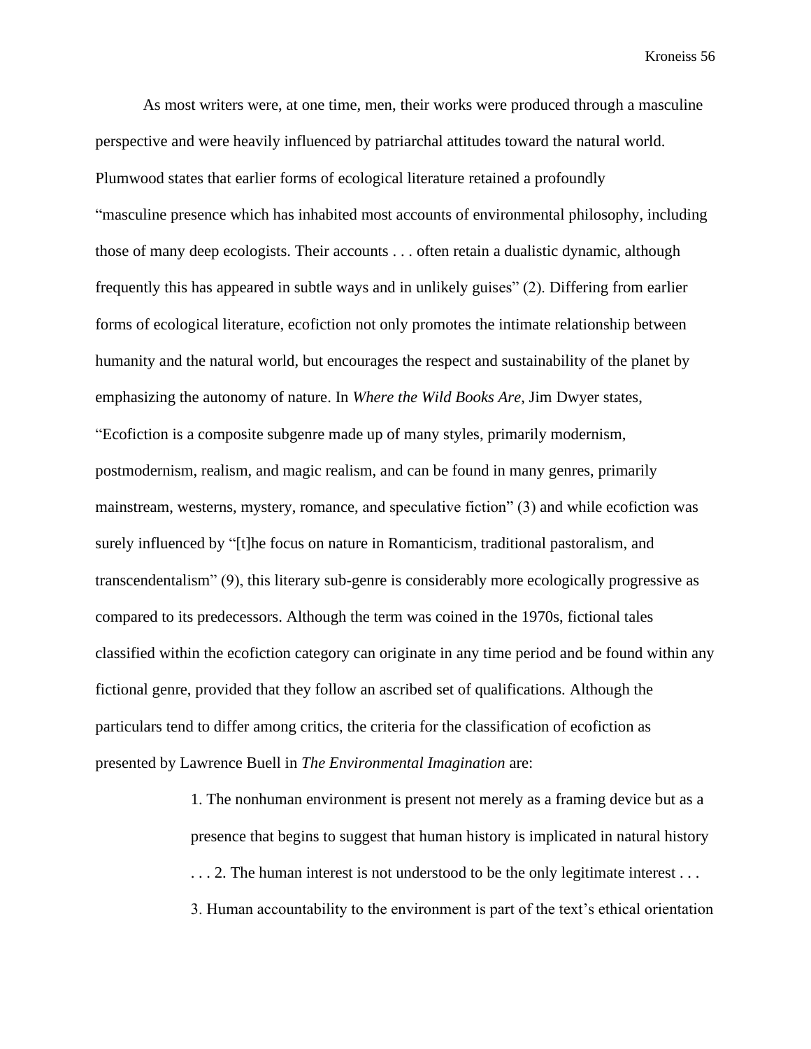As most writers were, at one time, men, their works were produced through a masculine perspective and were heavily influenced by patriarchal attitudes toward the natural world. Plumwood states that earlier forms of ecological literature retained a profoundly "masculine presence which has inhabited most accounts of environmental philosophy, including those of many deep ecologists. Their accounts . . . often retain a dualistic dynamic, although frequently this has appeared in subtle ways and in unlikely guises" (2). Differing from earlier forms of ecological literature, ecofiction not only promotes the intimate relationship between humanity and the natural world, but encourages the respect and sustainability of the planet by emphasizing the autonomy of nature. In *Where the Wild Books Are*, Jim Dwyer states, "Ecofiction is a composite subgenre made up of many styles, primarily modernism, postmodernism, realism, and magic realism, and can be found in many genres, primarily mainstream, westerns, mystery, romance, and speculative fiction" (3) and while ecofiction was surely influenced by "[t]he focus on nature in Romanticism, traditional pastoralism, and transcendentalism" (9), this literary sub-genre is considerably more ecologically progressive as compared to its predecessors. Although the term was coined in the 1970s, fictional tales classified within the ecofiction category can originate in any time period and be found within any fictional genre, provided that they follow an ascribed set of qualifications. Although the particulars tend to differ among critics, the criteria for the classification of ecofiction as presented by Lawrence Buell in *The Environmental Imagination* are:

> 1. The nonhuman environment is present not merely as a framing device but as a presence that begins to suggest that human history is implicated in natural history . . . 2. The human interest is not understood to be the only legitimate interest . . . 3. Human accountability to the environment is part of the text's ethical orientation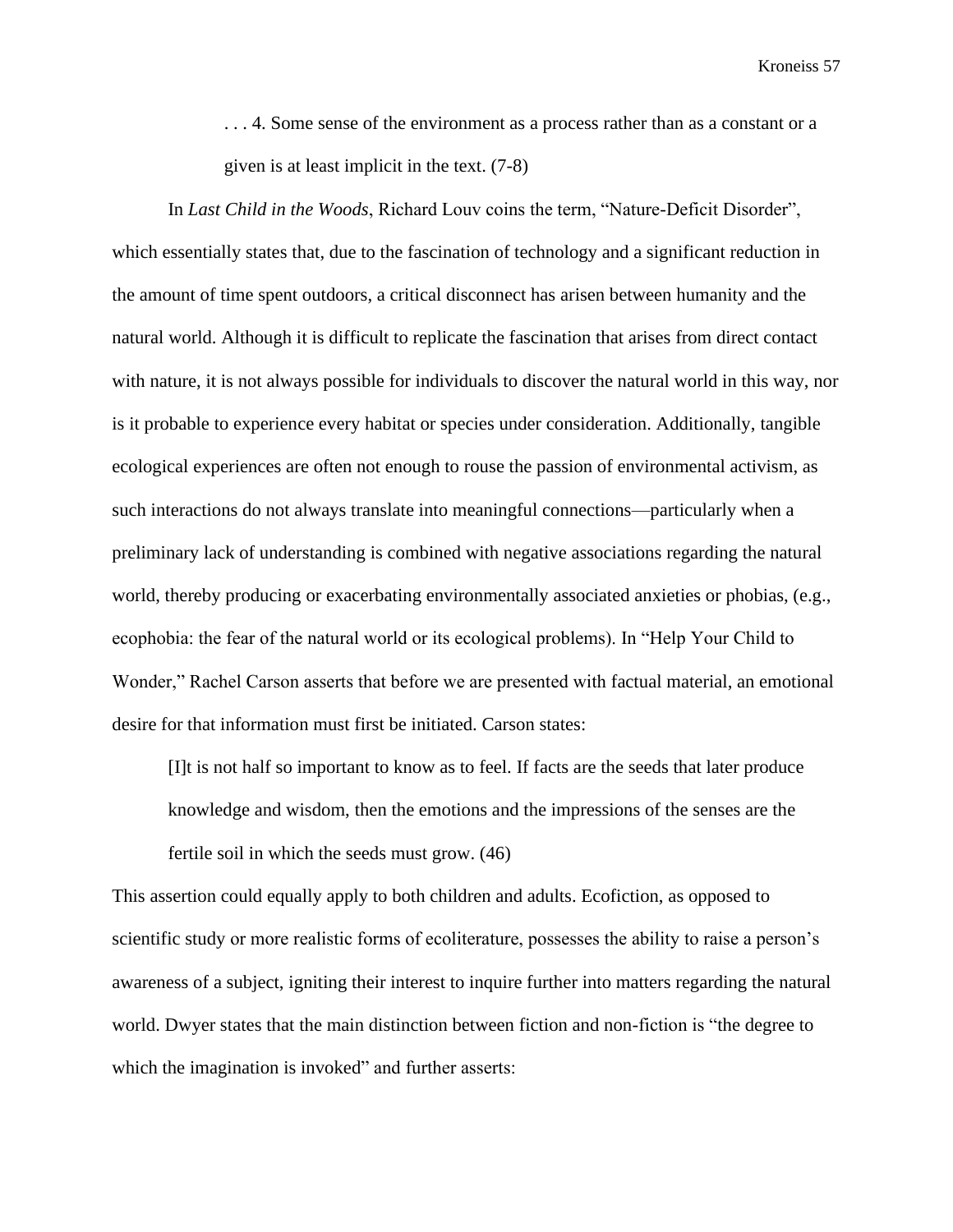> . . . 4. Some sense of the environment as a process rather than as a constant or a given is at least implicit in the text. (7-8)

In *Last Child in the Woods*, Richard Louv coins the term, "Nature-Deficit Disorder", which essentially states that, due to the fascination of technology and a significant reduction in the amount of time spent outdoors, a critical disconnect has arisen between humanity and the natural world. Although it is difficult to replicate the fascination that arises from direct contact with nature, it is not always possible for individuals to discover the natural world in this way, nor is it probable to experience every habitat or species under consideration. Additionally, tangible ecological experiences are often not enough to rouse the passion of environmental activism, as such interactions do not always translate into meaningful connections—particularly when a preliminary lack of understanding is combined with negative associations regarding the natural world, thereby producing or exacerbating environmentally associated anxieties or phobias, (e.g., ecophobia: the fear of the natural world or its ecological problems). In "Help Your Child to Wonder," Rachel Carson asserts that before we are presented with factual material, an emotional desire for that information must first be initiated. Carson states:

> [I]t is not half so important to know as to feel. If facts are the seeds that later produce knowledge and wisdom, then the emotions and the impressions of the senses are the fertile soil in which the seeds must grow. (46)

This assertion could equally apply to both children and adults. Ecofiction, as opposed to scientific study or more realistic forms of ecoliterature, possesses the ability to raise a person's awareness of a subject, igniting their interest to inquire further into matters regarding the natural world. Dwyer states that the main distinction between fiction and non-fiction is "the degree to which the imagination is invoked" and further asserts: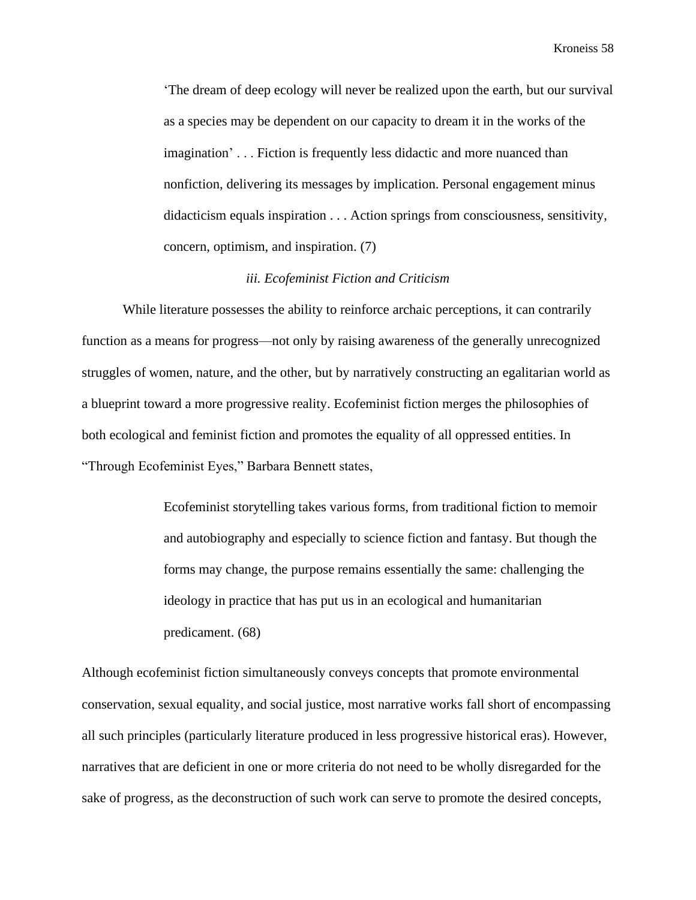> 'The dream of deep ecology will never be realized upon the earth, but our survival as a species may be dependent on our capacity to dream it in the works of the imagination' . . . Fiction is frequently less didactic and more nuanced than nonfiction, delivering its messages by implication. Personal engagement minus didacticism equals inspiration . . . Action springs from consciousness, sensitivity, concern, optimism, and inspiration. (7)

### *iii. Ecofeminist Fiction and Criticism*

While literature possesses the ability to reinforce archaic perceptions, it can contrarily function as a means for progress—not only by raising awareness of the generally unrecognized struggles of women, nature, and the other, but by narratively constructing an egalitarian world as a blueprint toward a more progressive reality. Ecofeminist fiction merges the philosophies of both ecological and feminist fiction and promotes the equality of all oppressed entities. In "Through Ecofeminist Eyes," Barbara Bennett states,

> Ecofeminist storytelling takes various forms, from traditional fiction to memoir and autobiography and especially to science fiction and fantasy. But though the forms may change, the purpose remains essentially the same: challenging the ideology in practice that has put us in an ecological and humanitarian predicament. (68)

Although ecofeminist fiction simultaneously conveys concepts that promote environmental conservation, sexual equality, and social justice, most narrative works fall short of encompassing all such principles (particularly literature produced in less progressive historical eras). However, narratives that are deficient in one or more criteria do not need to be wholly disregarded for the sake of progress, as the deconstruction of such work can serve to promote the desired concepts,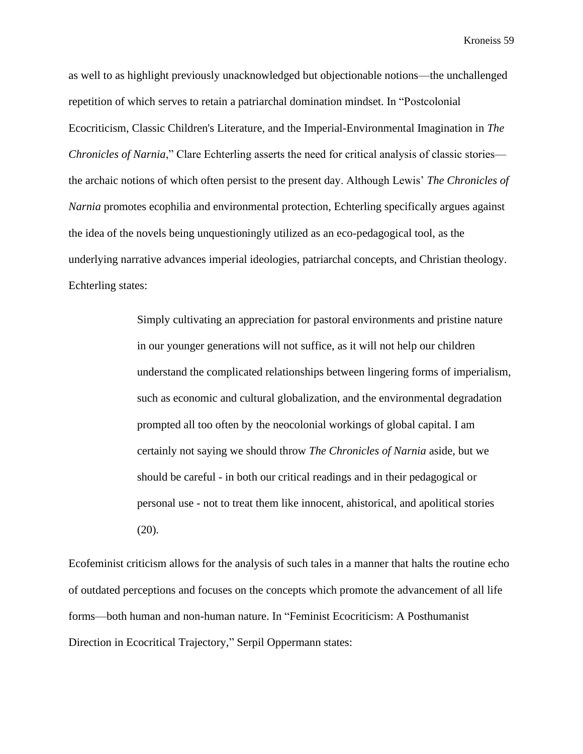as well to as highlight previously unacknowledged but objectionable notions—the unchallenged repetition of which serves to retain a patriarchal domination mindset. In "Postcolonial Ecocriticism, Classic Children's Literature, and the Imperial-Environmental Imagination in *The Chronicles of Narnia*," Clare Echterling asserts the need for critical analysis of classic stories—the archaic notions of which often persist to the present day. Although Lewis' *The Chronicles of Narnia* promotes ecophilia and environmental protection, Echterling specifically argues against the idea of the novels being unquestioningly utilized as an eco-pedagogical tool, as the underlying narrative advances imperial ideologies, patriarchal concepts, and Christian theology. Echterling states:

> Simply cultivating an appreciation for pastoral environments and pristine nature in our younger generations will not suffice, as it will not help our children understand the complicated relationships between lingering forms of imperialism, such as economic and cultural globalization, and the environmental degradation prompted all too often by the neocolonial workings of global capital. I am certainly not saying we should throw *The Chronicles of Narnia* aside, but we should be careful - in both our critical readings and in their pedagogical or personal use - not to treat them like innocent, ahistorical, and apolitical stories (20).

Ecofeminist criticism allows for the analysis of such tales in a manner that halts the routine echo of outdated perceptions and focuses on the concepts which promote the advancement of all life forms—both human and non-human nature. In "Feminist Ecocriticism: A Posthumanist Direction in Ecocritical Trajectory," Serpil Oppermann states: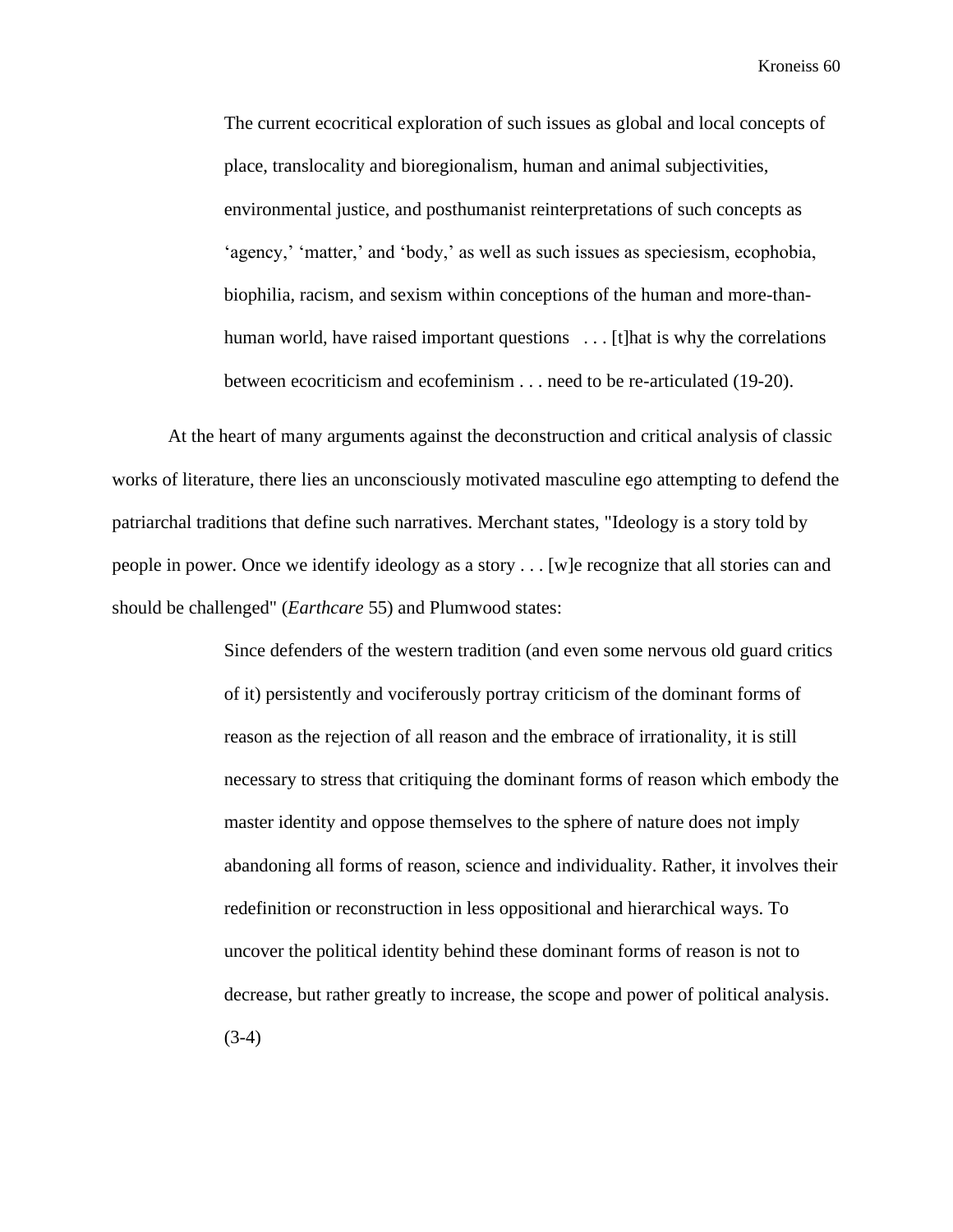> The current ecocritical exploration of such issues as global and local concepts of place, translocality and bioregionalism, human and animal subjectivities, environmental justice, and posthumanist reinterpretations of such concepts as 'agency,' 'matter,' and 'body,' as well as such issues as speciesism, ecophobia, biophilia, racism, and sexism within conceptions of the human and more-than-human world, have raised important questions . . . [t]hat is why the correlations between ecocriticism and ecofeminism . . . need to be re-articulated (19-20).

At the heart of many arguments against the deconstruction and critical analysis of classic works of literature, there lies an unconsciously motivated masculine ego attempting to defend the patriarchal traditions that define such narratives. Merchant states, "Ideology is a story told by people in power. Once we identify ideology as a story . . . [w]e recognize that all stories can and should be challenged" (*Earthcare* 55) and Plumwood states:

> Since defenders of the western tradition (and even some nervous old guard critics of it) persistently and vociferously portray criticism of the dominant forms of reason as the rejection of all reason and the embrace of irrationality, it is still necessary to stress that critiquing the dominant forms of reason which embody the master identity and oppose themselves to the sphere of nature does not imply abandoning all forms of reason, science and individuality. Rather, it involves their redefinition or reconstruction in less oppositional and hierarchical ways. To uncover the political identity behind these dominant forms of reason is not to decrease, but rather greatly to increase, the scope and power of political analysis. (3-4)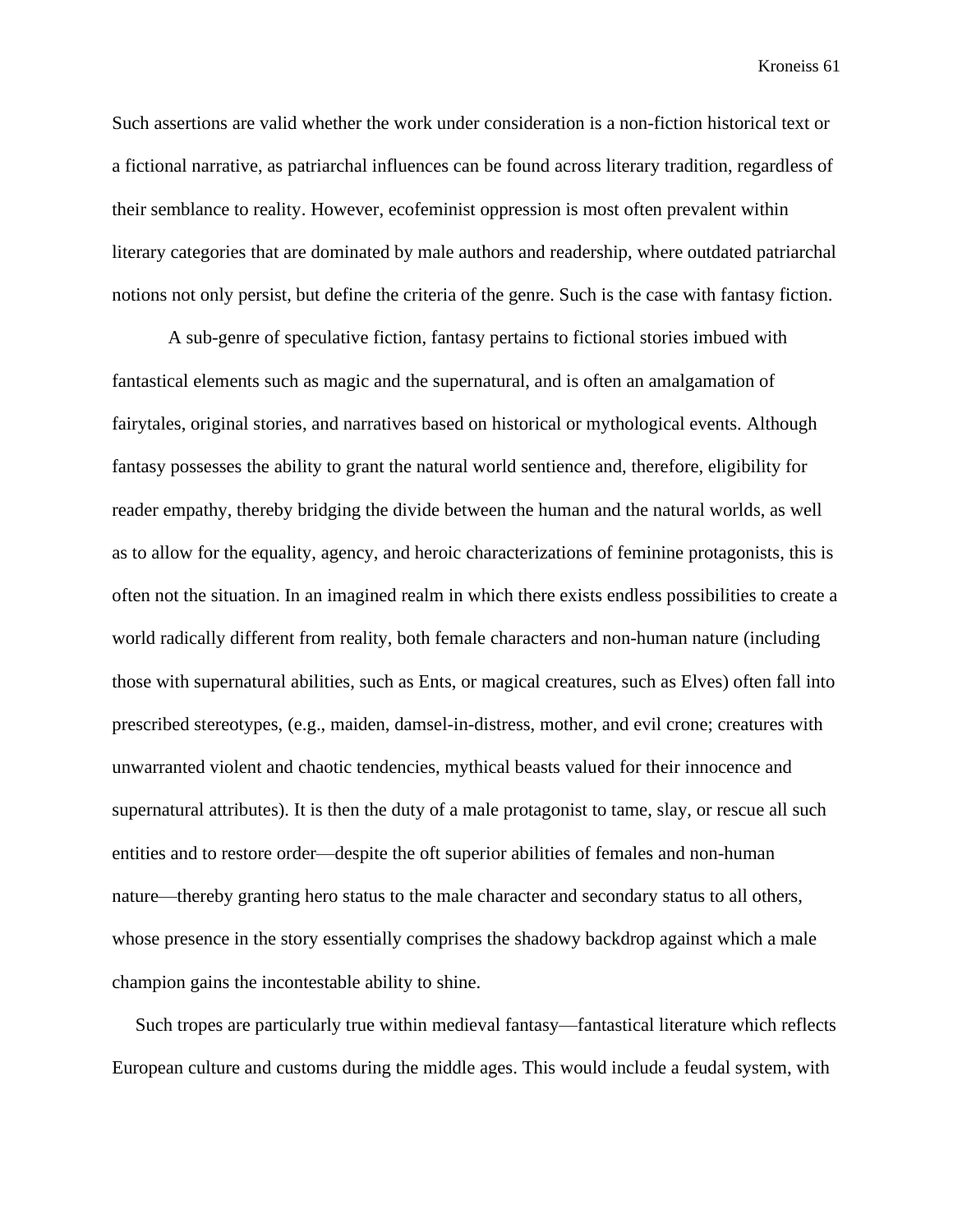Such assertions are valid whether the work under consideration is a non-fiction historical text or a fictional narrative, as patriarchal influences can be found across literary tradition, regardless of their semblance to reality. However, ecofeminist oppression is most often prevalent within literary categories that are dominated by male authors and readership, where outdated patriarchal notions not only persist, but define the criteria of the genre. Such is the case with fantasy fiction.

A sub-genre of speculative fiction, fantasy pertains to fictional stories imbued with fantastical elements such as magic and the supernatural, and is often an amalgamation of fairytales, original stories, and narratives based on historical or mythological events. Although fantasy possesses the ability to grant the natural world sentience and, therefore, eligibility for reader empathy, thereby bridging the divide between the human and the natural worlds, as well as to allow for the equality, agency, and heroic characterizations of feminine protagonists, this is often not the situation. In an imagined realm in which there exists endless possibilities to create a world radically different from reality, both female characters and non-human nature (including those with supernatural abilities, such as Ents, or magical creatures, such as Elves) often fall into prescribed stereotypes, (e.g., maiden, damsel-in-distress, mother, and evil crone; creatures with unwarranted violent and chaotic tendencies, mythical beasts valued for their innocence and supernatural attributes). It is then the duty of a male protagonist to tame, slay, or rescue all such entities and to restore order—despite the oft superior abilities of females and non-human nature—thereby granting hero status to the male character and secondary status to all others, whose presence in the story essentially comprises the shadowy backdrop against which a male champion gains the incontestable ability to shine.

Such tropes are particularly true within medieval fantasy—fantastical literature which reflects European culture and customs during the middle ages. This would include a feudal system, with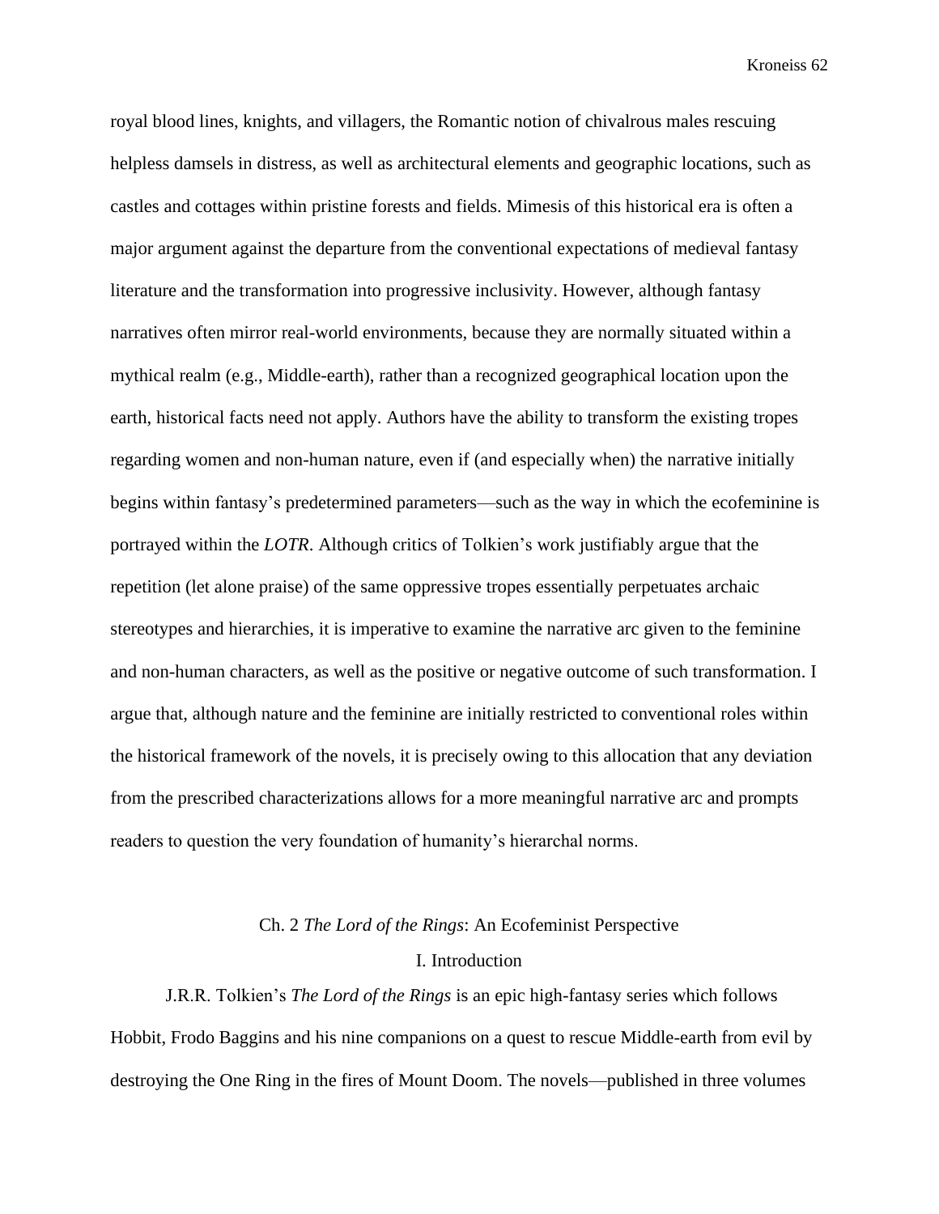royal blood lines, knights, and villagers, the Romantic notion of chivalrous males rescuing helpless damsels in distress, as well as architectural elements and geographic locations, such as castles and cottages within pristine forests and fields. Mimesis of this historical era is often a major argument against the departure from the conventional expectations of medieval fantasy literature and the transformation into progressive inclusivity. However, although fantasy narratives often mirror real-world environments, because they are normally situated within a mythical realm (e.g., Middle-earth), rather than a recognized geographical location upon the earth, historical facts need not apply. Authors have the ability to transform the existing tropes regarding women and non-human nature, even if (and especially when) the narrative initially begins within fantasy's predetermined parameters—such as the way in which the ecofeminine is portrayed within the *LOTR*. Although critics of Tolkien's work justifiably argue that the repetition (let alone praise) of the same oppressive tropes essentially perpetuates archaic stereotypes and hierarchies, it is imperative to examine the narrative arc given to the feminine and non-human characters, as well as the positive or negative outcome of such transformation. I argue that, although nature and the feminine are initially restricted to conventional roles within the historical framework of the novels, it is precisely owing to this allocation that any deviation from the prescribed characterizations allows for a more meaningful narrative arc and prompts readers to question the very foundation of humanity's hierarchal norms.

## Ch. 2 *The Lord of the Rings*: An Ecofeminist Perspective

### I. Introduction

J.R.R. Tolkien's *The Lord of the Rings* is an epic high-fantasy series which follows Hobbit, Frodo Baggins and his nine companions on a quest to rescue Middle-earth from evil by destroying the One Ring in the fires of Mount Doom. The novels—published in three volumes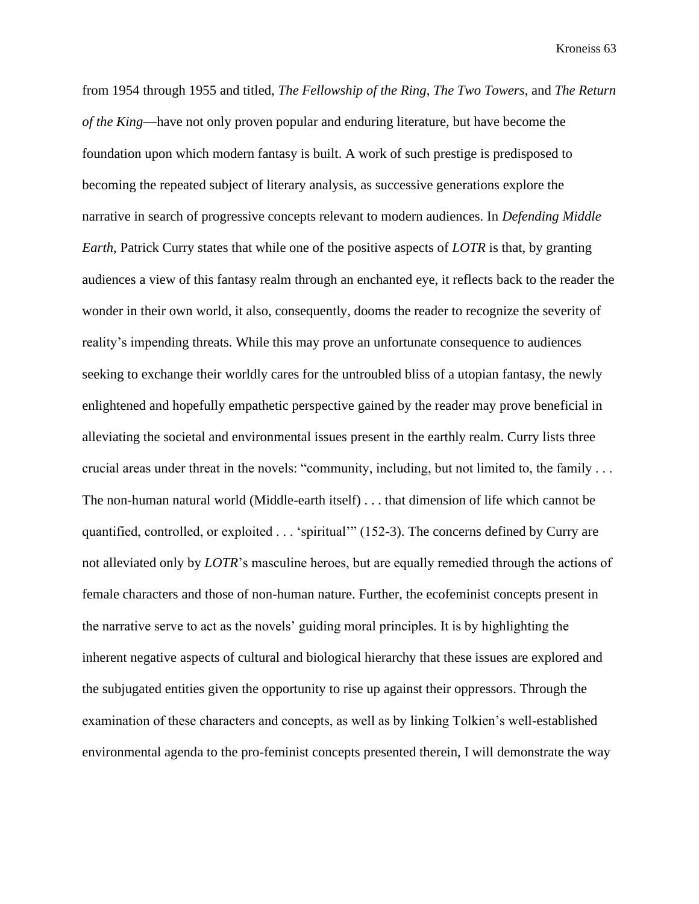from 1954 through 1955 and titled, *The Fellowship of the Ring*, *The Two Towers*, and *The Return of the King*—have not only proven popular and enduring literature, but have become the foundation upon which modern fantasy is built. A work of such prestige is predisposed to becoming the repeated subject of literary analysis, as successive generations explore the narrative in search of progressive concepts relevant to modern audiences. In *Defending Middle Earth*, Patrick Curry states that while one of the positive aspects of *LOTR* is that, by granting audiences a view of this fantasy realm through an enchanted eye, it reflects back to the reader the wonder in their own world, it also, consequently, dooms the reader to recognize the severity of reality's impending threats. While this may prove an unfortunate consequence to audiences seeking to exchange their worldly cares for the untroubled bliss of a utopian fantasy, the newly enlightened and hopefully empathetic perspective gained by the reader may prove beneficial in alleviating the societal and environmental issues present in the earthly realm. Curry lists three crucial areas under threat in the novels: "community, including, but not limited to, the family . . . The non-human natural world (Middle-earth itself) . . . that dimension of life which cannot be quantified, controlled, or exploited . . . 'spiritual'" (152-3). The concerns defined by Curry are not alleviated only by *LOTR*'s masculine heroes, but are equally remedied through the actions of female characters and those of non-human nature. Further, the ecofeminist concepts present in the narrative serve to act as the novels' guiding moral principles. It is by highlighting the inherent negative aspects of cultural and biological hierarchy that these issues are explored and the subjugated entities given the opportunity to rise up against their oppressors. Through the examination of these characters and concepts, as well as by linking Tolkien's well-established environmental agenda to the pro-feminist concepts presented therein, I will demonstrate the way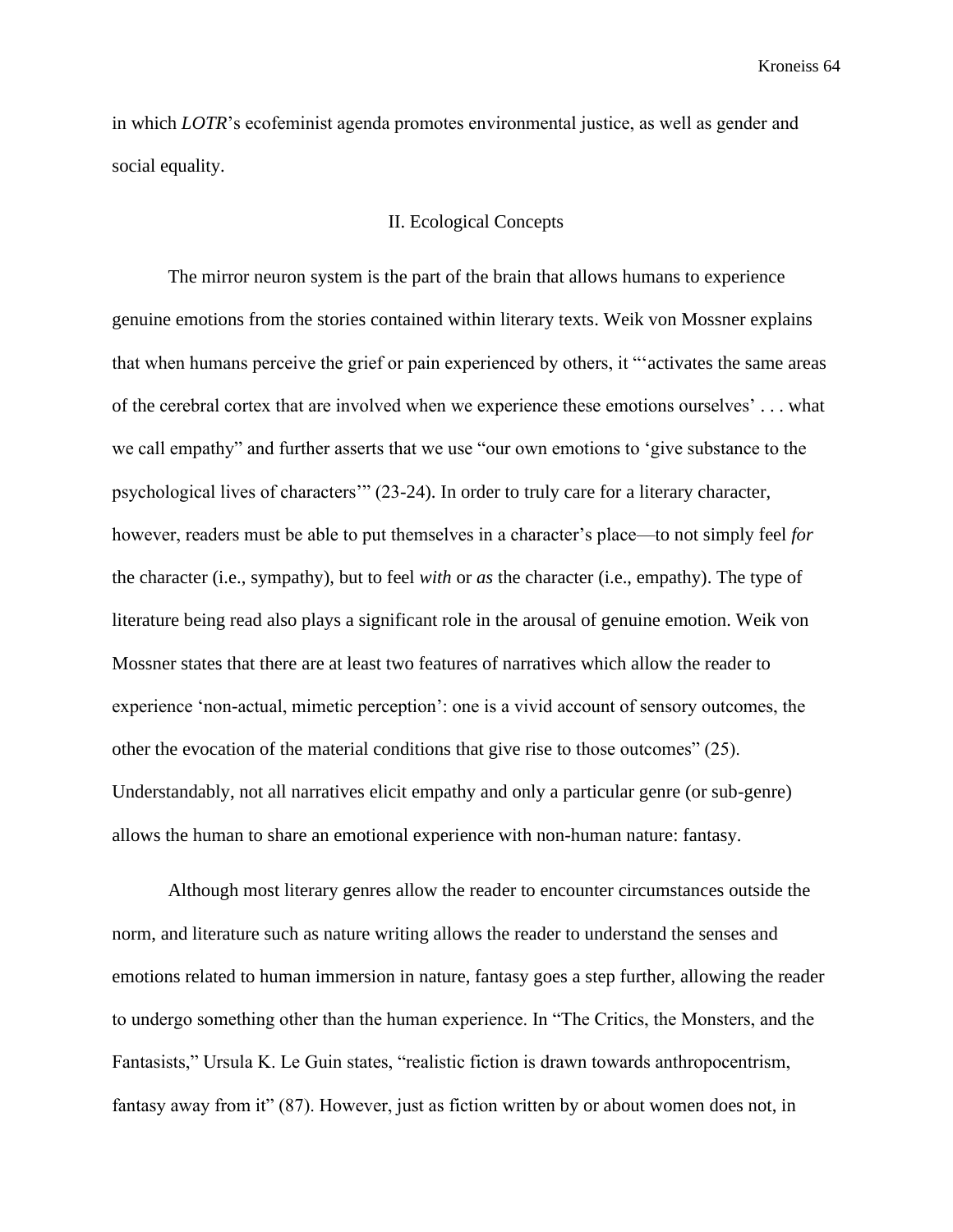in which *LOTR*'s ecofeminist agenda promotes environmental justice, as well as gender and social equality.

## II. Ecological Concepts

The mirror neuron system is the part of the brain that allows humans to experience genuine emotions from the stories contained within literary texts. Weik von Mossner explains that when humans perceive the grief or pain experienced by others, it "'activates the same areas of the cerebral cortex that are involved when we experience these emotions ourselves' . . . what we call empathy" and further asserts that we use "our own emotions to 'give substance to the psychological lives of characters'" (23-24). In order to truly care for a literary character, however, readers must be able to put themselves in a character's place—to not simply feel *for* the character (i.e., sympathy), but to feel *with* or *as* the character (i.e., empathy). The type of literature being read also plays a significant role in the arousal of genuine emotion. Weik von Mossner states that there are at least two features of narratives which allow the reader to experience 'non-actual, mimetic perception': one is a vivid account of sensory outcomes, the other the evocation of the material conditions that give rise to those outcomes" (25). Understandably, not all narratives elicit empathy and only a particular genre (or sub-genre) allows the human to share an emotional experience with non-human nature: fantasy.

Although most literary genres allow the reader to encounter circumstances outside the norm, and literature such as nature writing allows the reader to understand the senses and emotions related to human immersion in nature, fantasy goes a step further, allowing the reader to undergo something other than the human experience. In "The Critics, the Monsters, and the Fantasists," Ursula K. Le Guin states, "realistic fiction is drawn towards anthropocentrism, fantasy away from it" (87). However, just as fiction written by or about women does not, in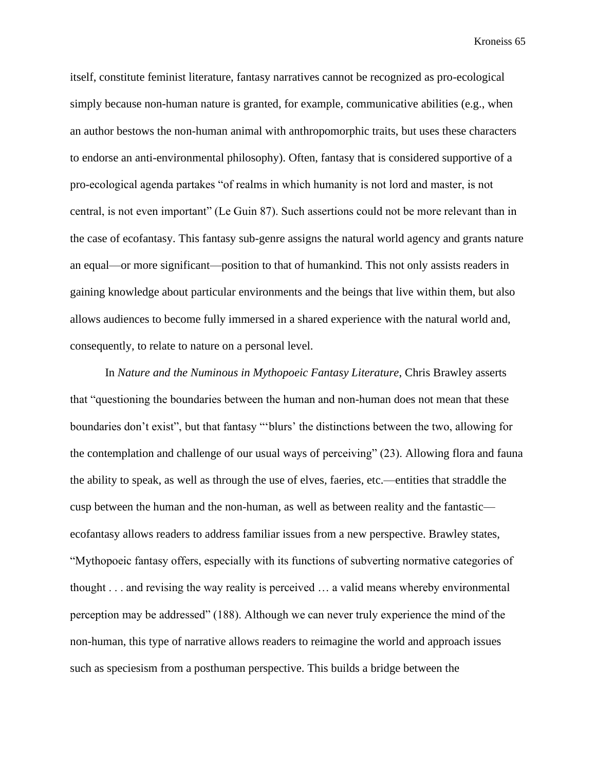itself, constitute feminist literature, fantasy narratives cannot be recognized as pro-ecological simply because non-human nature is granted, for example, communicative abilities (e.g., when an author bestows the non-human animal with anthropomorphic traits, but uses these characters to endorse an anti-environmental philosophy). Often, fantasy that is considered supportive of a pro-ecological agenda partakes "of realms in which humanity is not lord and master, is not central, is not even important" (Le Guin 87). Such assertions could not be more relevant than in the case of ecofantasy. This fantasy sub-genre assigns the natural world agency and grants nature an equal—or more significant—position to that of humankind. This not only assists readers in gaining knowledge about particular environments and the beings that live within them, but also allows audiences to become fully immersed in a shared experience with the natural world and, consequently, to relate to nature on a personal level.

In *Nature and the Numinous in Mythopoeic Fantasy Literature*, Chris Brawley asserts that "questioning the boundaries between the human and non-human does not mean that these boundaries don't exist", but that fantasy "'blurs' the distinctions between the two, allowing for the contemplation and challenge of our usual ways of perceiving" (23). Allowing flora and fauna the ability to speak, as well as through the use of elves, faeries, etc.—entities that straddle the cusp between the human and the non-human, as well as between reality and the fantastic—ecofantasy allows readers to address familiar issues from a new perspective. Brawley states, "Mythopoeic fantasy offers, especially with its functions of subverting normative categories of thought . . . and revising the way reality is perceived … a valid means whereby environmental perception may be addressed" (188). Although we can never truly experience the mind of the non-human, this type of narrative allows readers to reimagine the world and approach issues such as speciesism from a posthuman perspective. This builds a bridge between the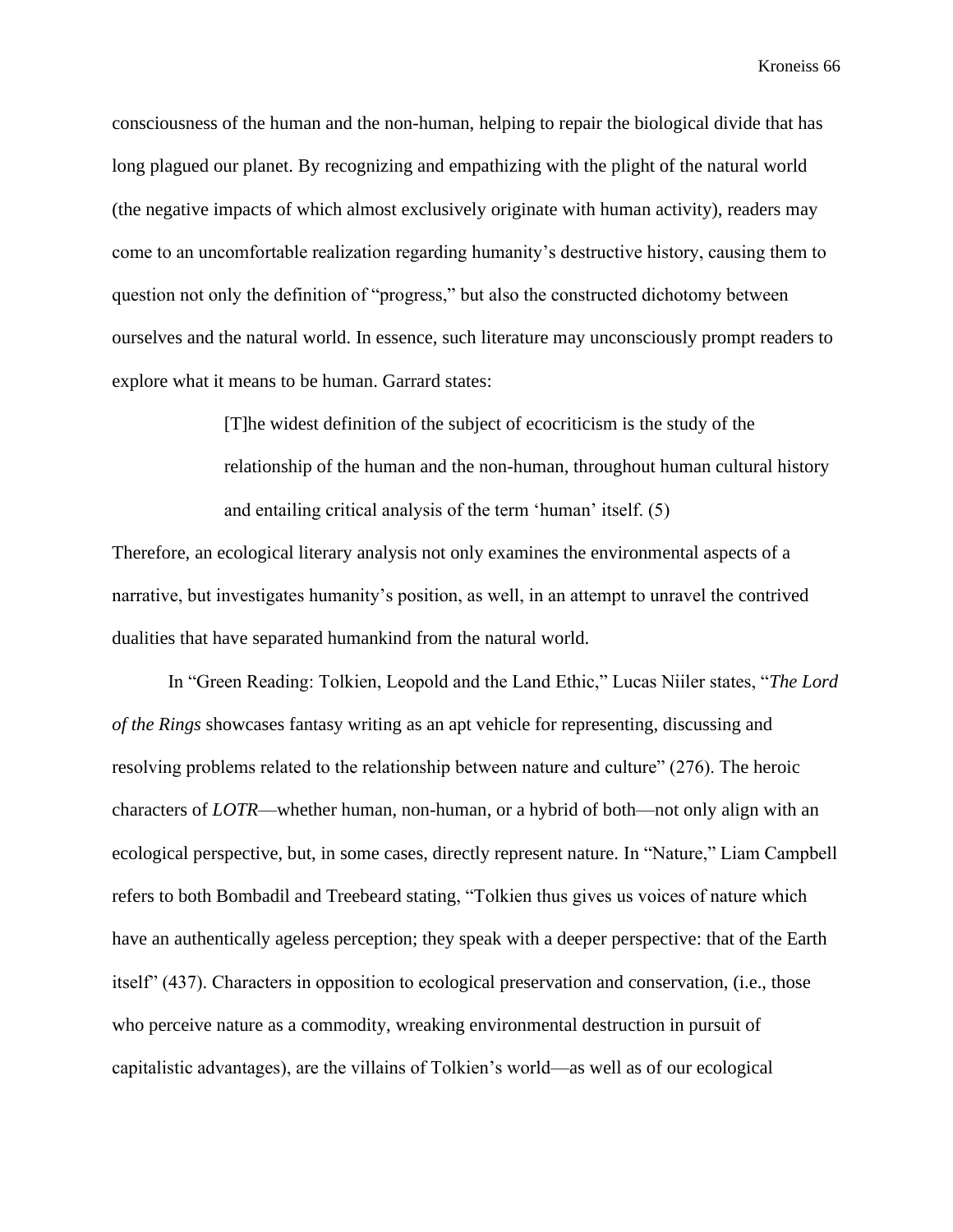consciousness of the human and the non-human, helping to repair the biological divide that has long plagued our planet. By recognizing and empathizing with the plight of the natural world (the negative impacts of which almost exclusively originate with human activity), readers may come to an uncomfortable realization regarding humanity's destructive history, causing them to question not only the definition of "progress," but also the constructed dichotomy between ourselves and the natural world. In essence, such literature may unconsciously prompt readers to explore what it means to be human. Garrard states:

> [T]he widest definition of the subject of ecocriticism is the study of the relationship of the human and the non-human, throughout human cultural history and entailing critical analysis of the term 'human' itself. (5)

Therefore, an ecological literary analysis not only examines the environmental aspects of a narrative, but investigates humanity's position, as well, in an attempt to unravel the contrived dualities that have separated humankind from the natural world.

In "Green Reading: Tolkien, Leopold and the Land Ethic," Lucas Niiler states, "*The Lord of the Rings* showcases fantasy writing as an apt vehicle for representing, discussing and resolving problems related to the relationship between nature and culture" (276). The heroic characters of *LOTR*—whether human, non-human, or a hybrid of both—not only align with an ecological perspective, but, in some cases, directly represent nature. In "Nature," Liam Campbell refers to both Bombadil and Treebeard stating, "Tolkien thus gives us voices of nature which have an authentically ageless perception; they speak with a deeper perspective: that of the Earth itself" (437). Characters in opposition to ecological preservation and conservation, (i.e., those who perceive nature as a commodity, wreaking environmental destruction in pursuit of capitalistic advantages), are the villains of Tolkien's world—as well as of our ecological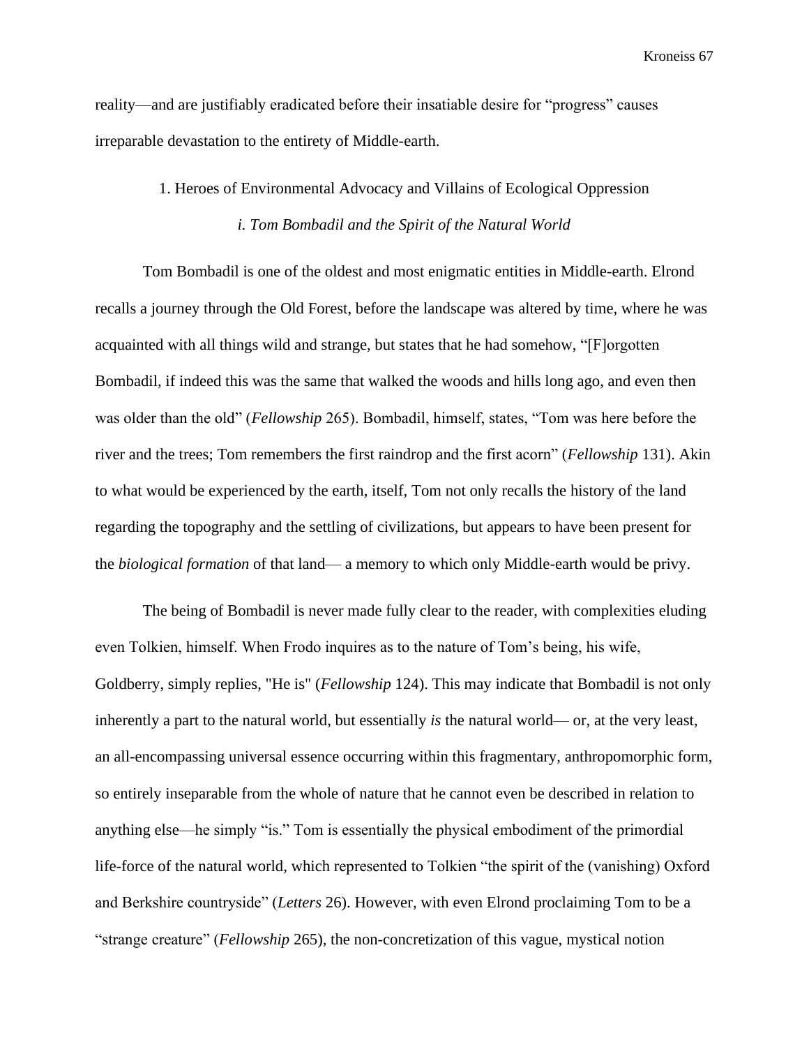reality—and are justifiably eradicated before their insatiable desire for "progress" causes irreparable devastation to the entirety of Middle-earth.

## 1. Heroes of Environmental Advocacy and Villains of Ecological Oppression

### *i. Tom Bombadil and the Spirit of the Natural World*

Tom Bombadil is one of the oldest and most enigmatic entities in Middle-earth. Elrond recalls a journey through the Old Forest, before the landscape was altered by time, where he was acquainted with all things wild and strange, but states that he had somehow, "[F]orgotten Bombadil, if indeed this was the same that walked the woods and hills long ago, and even then was older than the old" (*Fellowship* 265). Bombadil, himself, states, "Tom was here before the river and the trees; Tom remembers the first raindrop and the first acorn" (*Fellowship* 131). Akin to what would be experienced by the earth, itself, Tom not only recalls the history of the land regarding the topography and the settling of civilizations, but appears to have been present for the *biological formation* of that land— a memory to which only Middle-earth would be privy.

The being of Bombadil is never made fully clear to the reader, with complexities eluding even Tolkien, himself. When Frodo inquires as to the nature of Tom's being, his wife, Goldberry, simply replies, "He is" (*Fellowship* 124). This may indicate that Bombadil is not only inherently a part to the natural world, but essentially *is* the natural world— or, at the very least, an all-encompassing universal essence occurring within this fragmentary, anthropomorphic form, so entirely inseparable from the whole of nature that he cannot even be described in relation to anything else—he simply "is." Tom is essentially the physical embodiment of the primordial life-force of the natural world, which represented to Tolkien "the spirit of the (vanishing) Oxford and Berkshire countryside" (*Letters* 26). However, with even Elrond proclaiming Tom to be a "strange creature" (*Fellowship* 265), the non-concretization of this vague, mystical notion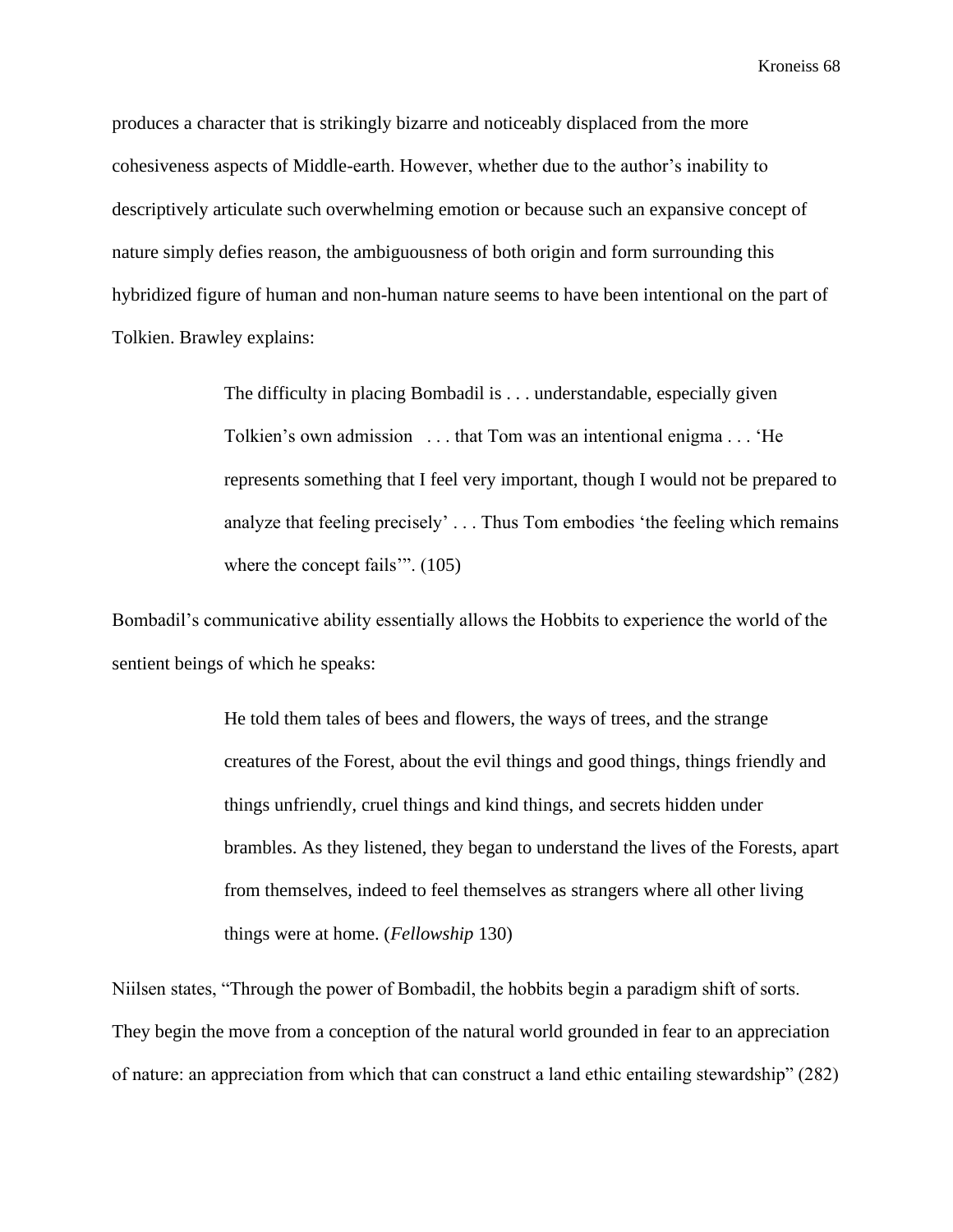produces a character that is strikingly bizarre and noticeably displaced from the more cohesiveness aspects of Middle-earth. However, whether due to the author's inability to descriptively articulate such overwhelming emotion or because such an expansive concept of nature simply defies reason, the ambiguousness of both origin and form surrounding this hybridized figure of human and non-human nature seems to have been intentional on the part of Tolkien. Brawley explains:

> The difficulty in placing Bombadil is . . . understandable, especially given Tolkien's own admission . . . that Tom was an intentional enigma . . . 'He represents something that I feel very important, though I would not be prepared to analyze that feeling precisely' . . . Thus Tom embodies 'the feeling which remains where the concept fails'". (105)

Bombadil's communicative ability essentially allows the Hobbits to experience the world of the sentient beings of which he speaks:

> He told them tales of bees and flowers, the ways of trees, and the strange creatures of the Forest, about the evil things and good things, things friendly and things unfriendly, cruel things and kind things, and secrets hidden under brambles. As they listened, they began to understand the lives of the Forests, apart from themselves, indeed to feel themselves as strangers where all other living things were at home. (*Fellowship* 130)

Niilsen states, "Through the power of Bombadil, the hobbits begin a paradigm shift of sorts. They begin the move from a conception of the natural world grounded in fear to an appreciation of nature: an appreciation from which that can construct a land ethic entailing stewardship" (282)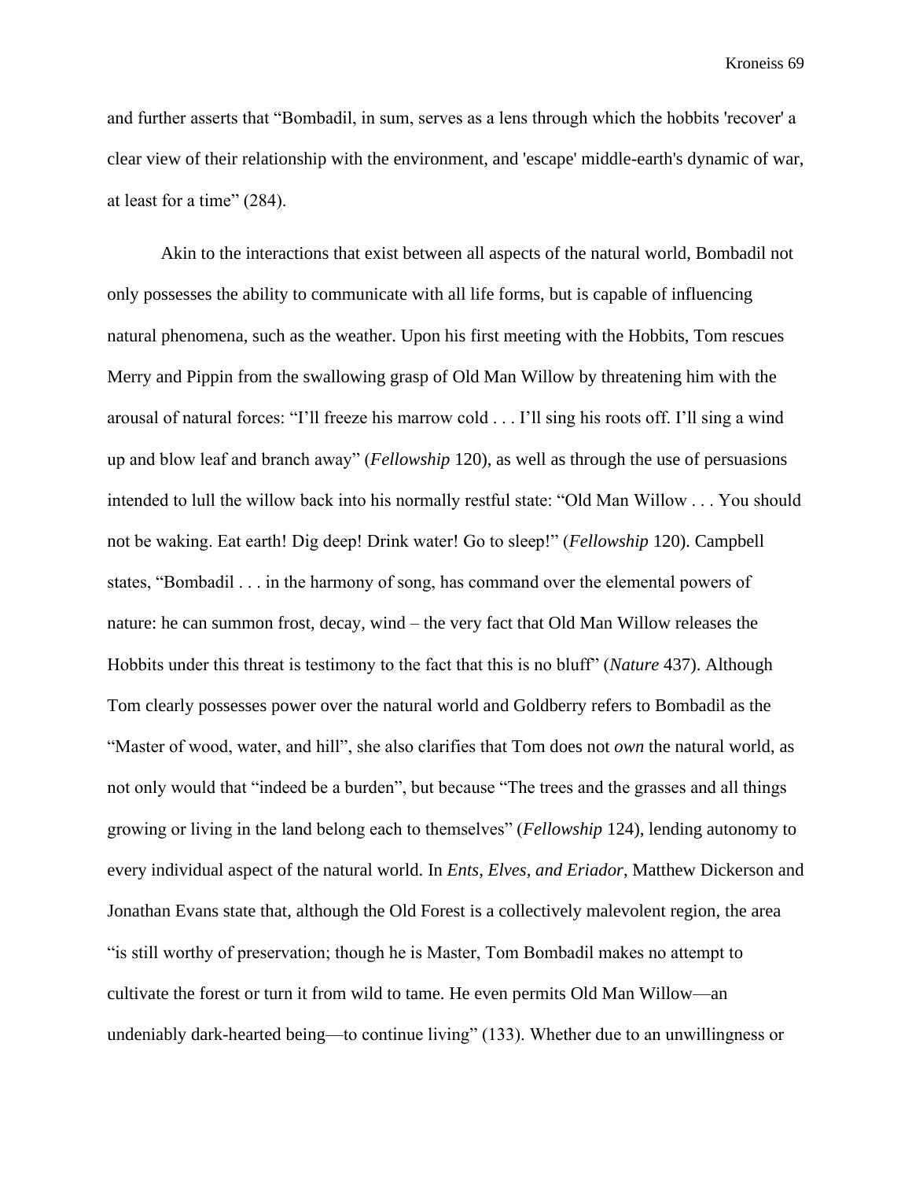and further asserts that "Bombadil, in sum, serves as a lens through which the hobbits 'recover' a clear view of their relationship with the environment, and 'escape' middle-earth's dynamic of war, at least for a time" (284).

Akin to the interactions that exist between all aspects of the natural world, Bombadil not only possesses the ability to communicate with all life forms, but is capable of influencing natural phenomena, such as the weather. Upon his first meeting with the Hobbits, Tom rescues Merry and Pippin from the swallowing grasp of Old Man Willow by threatening him with the arousal of natural forces: "I'll freeze his marrow cold . . . I'll sing his roots off. I'll sing a wind up and blow leaf and branch away" (*Fellowship* 120), as well as through the use of persuasions intended to lull the willow back into his normally restful state: "Old Man Willow . . . You should not be waking. Eat earth! Dig deep! Drink water! Go to sleep!" (*Fellowship* 120). Campbell states, "Bombadil . . . in the harmony of song, has command over the elemental powers of nature: he can summon frost, decay, wind – the very fact that Old Man Willow releases the Hobbits under this threat is testimony to the fact that this is no bluff" (*Nature* 437). Although Tom clearly possesses power over the natural world and Goldberry refers to Bombadil as the "Master of wood, water, and hill", she also clarifies that Tom does not *own* the natural world, as not only would that "indeed be a burden", but because "The trees and the grasses and all things growing or living in the land belong each to themselves" (*Fellowship* 124), lending autonomy to every individual aspect of the natural world. In *Ents, Elves, and Eriador*, Matthew Dickerson and Jonathan Evans state that, although the Old Forest is a collectively malevolent region, the area "is still worthy of preservation; though he is Master, Tom Bombadil makes no attempt to cultivate the forest or turn it from wild to tame. He even permits Old Man Willow—an undeniably dark-hearted being—to continue living" (133). Whether due to an unwillingness or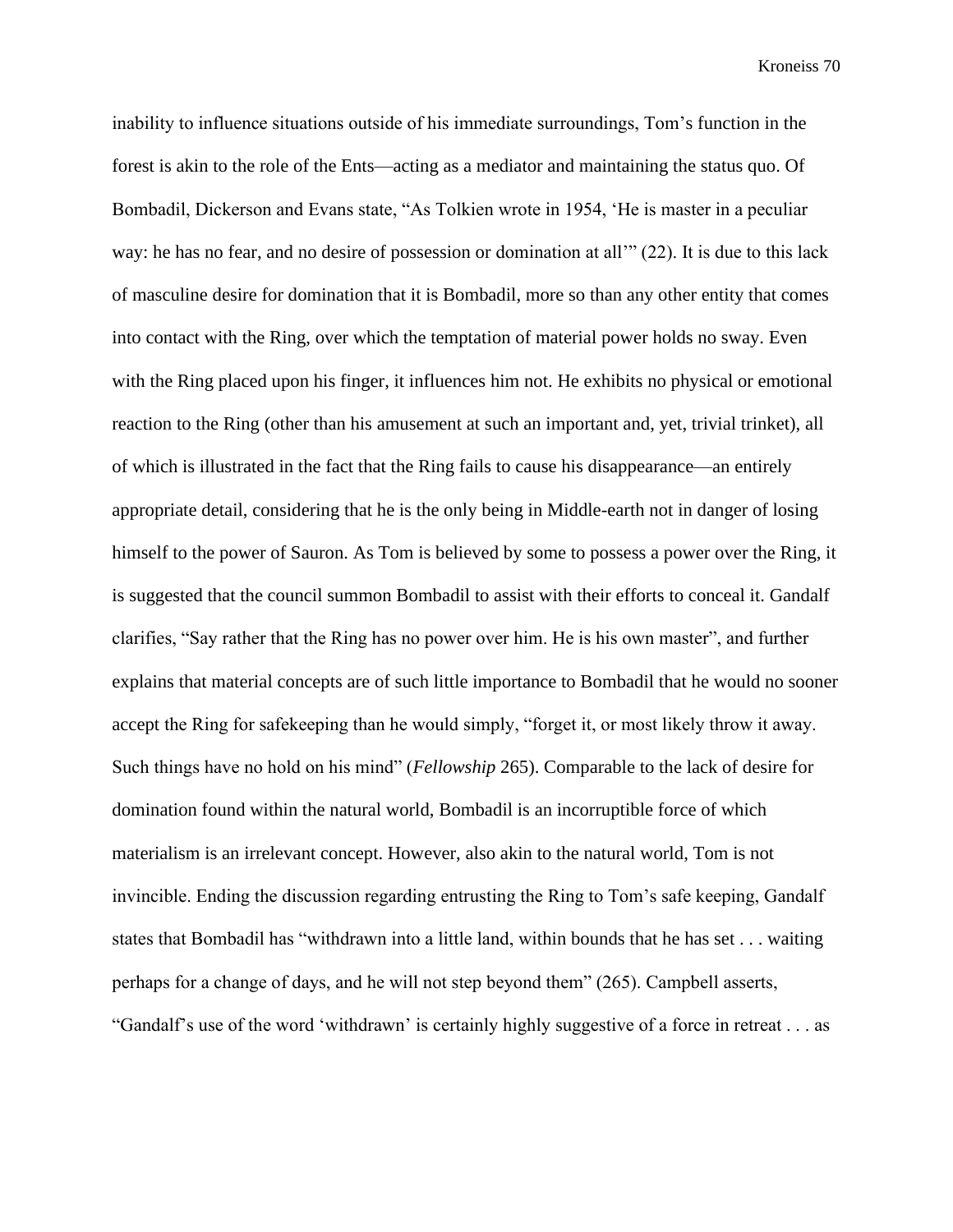inability to influence situations outside of his immediate surroundings, Tom's function in the forest is akin to the role of the Ents—acting as a mediator and maintaining the status quo. Of Bombadil, Dickerson and Evans state, "As Tolkien wrote in 1954, 'He is master in a peculiar way: he has no fear, and no desire of possession or domination at all'" (22). It is due to this lack of masculine desire for domination that it is Bombadil, more so than any other entity that comes into contact with the Ring, over which the temptation of material power holds no sway. Even with the Ring placed upon his finger, it influences him not. He exhibits no physical or emotional reaction to the Ring (other than his amusement at such an important and, yet, trivial trinket), all of which is illustrated in the fact that the Ring fails to cause his disappearance—an entirely appropriate detail, considering that he is the only being in Middle-earth not in danger of losing himself to the power of Sauron. As Tom is believed by some to possess a power over the Ring, it is suggested that the council summon Bombadil to assist with their efforts to conceal it. Gandalf clarifies, "Say rather that the Ring has no power over him. He is his own master", and further explains that material concepts are of such little importance to Bombadil that he would no sooner accept the Ring for safekeeping than he would simply, "forget it, or most likely throw it away. Such things have no hold on his mind" (*Fellowship* 265). Comparable to the lack of desire for domination found within the natural world, Bombadil is an incorruptible force of which materialism is an irrelevant concept. However, also akin to the natural world, Tom is not invincible. Ending the discussion regarding entrusting the Ring to Tom's safe keeping, Gandalf states that Bombadil has "withdrawn into a little land, within bounds that he has set . . . waiting perhaps for a change of days, and he will not step beyond them" (265). Campbell asserts, "Gandalf's use of the word 'withdrawn' is certainly highly suggestive of a force in retreat . . . as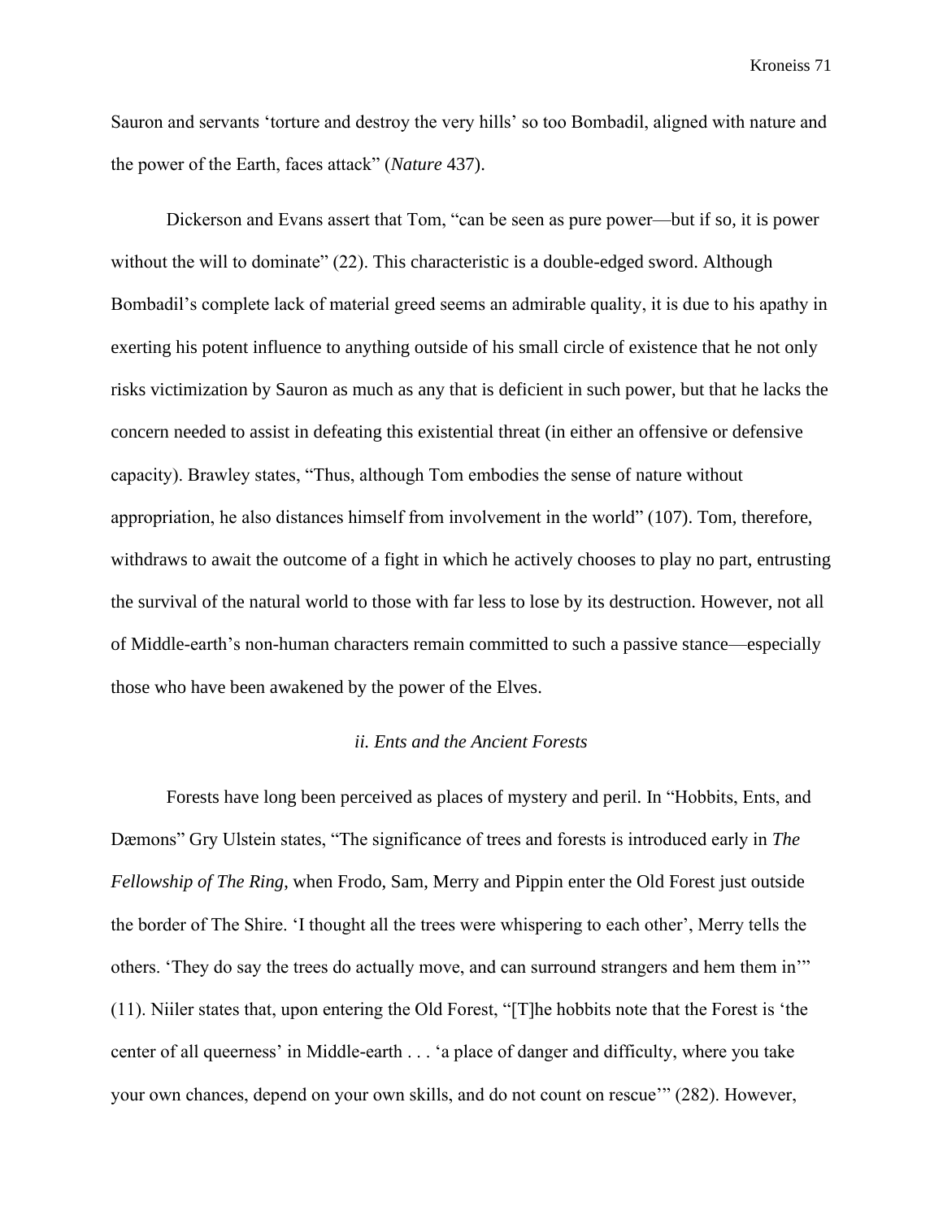Sauron and servants 'torture and destroy the very hills' so too Bombadil, aligned with nature and the power of the Earth, faces attack" (*Nature* 437).

Dickerson and Evans assert that Tom, "can be seen as pure power—but if so, it is power without the will to dominate" (22). This characteristic is a double-edged sword. Although Bombadil's complete lack of material greed seems an admirable quality, it is due to his apathy in exerting his potent influence to anything outside of his small circle of existence that he not only risks victimization by Sauron as much as any that is deficient in such power, but that he lacks the concern needed to assist in defeating this existential threat (in either an offensive or defensive capacity). Brawley states, "Thus, although Tom embodies the sense of nature without appropriation, he also distances himself from involvement in the world" (107). Tom, therefore, withdraws to await the outcome of a fight in which he actively chooses to play no part, entrusting the survival of the natural world to those with far less to lose by its destruction. However, not all of Middle-earth's non-human characters remain committed to such a passive stance—especially those who have been awakened by the power of the Elves.

### *ii. Ents and the Ancient Forests*

Forests have long been perceived as places of mystery and peril. In "Hobbits, Ents, and Dæmons" Gry Ulstein states, "The significance of trees and forests is introduced early in *The Fellowship of The Ring*, when Frodo, Sam, Merry and Pippin enter the Old Forest just outside the border of The Shire. 'I thought all the trees were whispering to each other', Merry tells the others. 'They do say the trees do actually move, and can surround strangers and hem them in'" (11). Niiler states that, upon entering the Old Forest, "[T]he hobbits note that the Forest is 'the center of all queerness' in Middle-earth . . . 'a place of danger and difficulty, where you take your own chances, depend on your own skills, and do not count on rescue'" (282). However,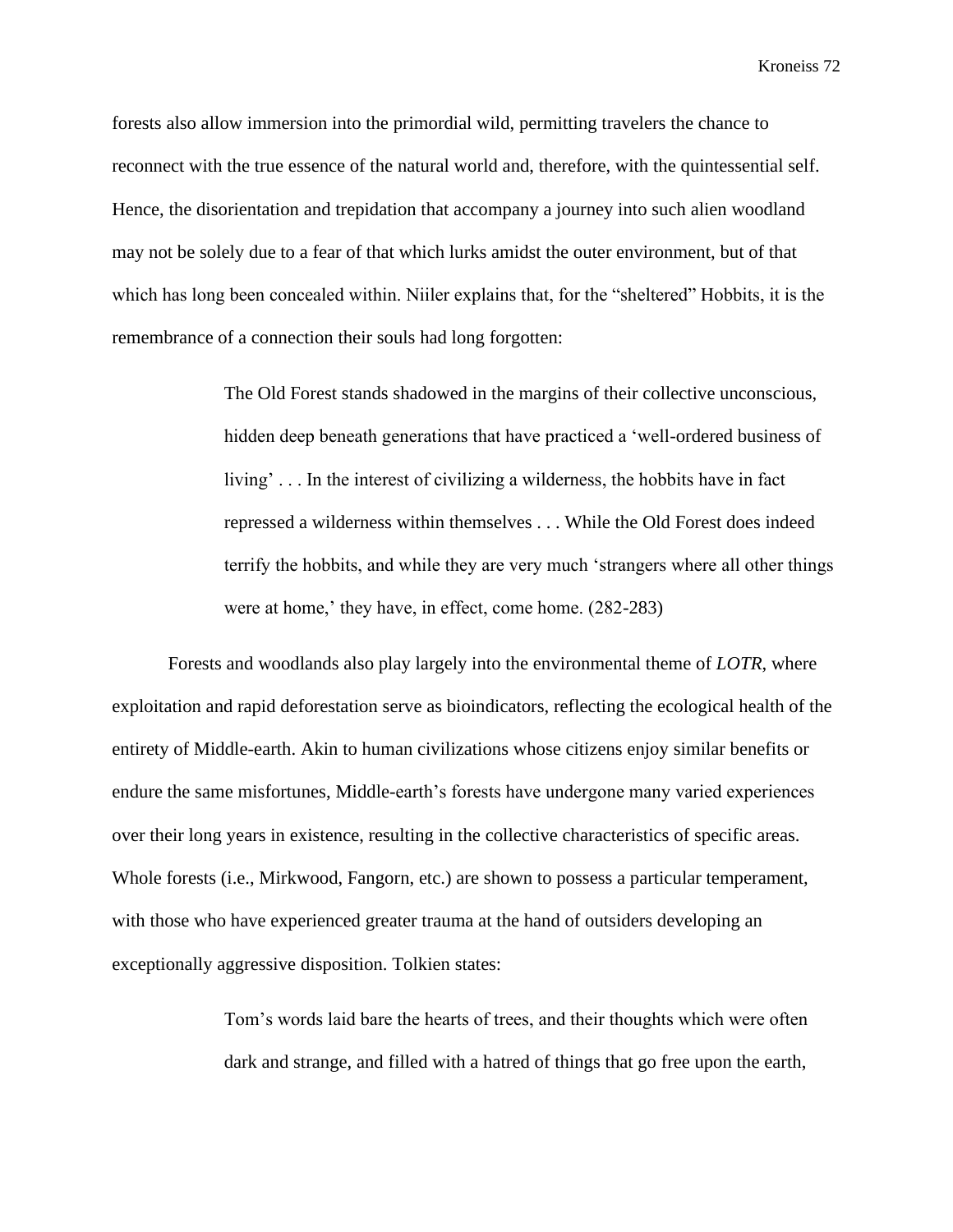forests also allow immersion into the primordial wild, permitting travelers the chance to reconnect with the true essence of the natural world and, therefore, with the quintessential self. Hence, the disorientation and trepidation that accompany a journey into such alien woodland may not be solely due to a fear of that which lurks amidst the outer environment, but of that which has long been concealed within. Niiler explains that, for the "sheltered" Hobbits, it is the remembrance of a connection their souls had long forgotten:

> The Old Forest stands shadowed in the margins of their collective unconscious, hidden deep beneath generations that have practiced a 'well-ordered business of living' . . . In the interest of civilizing a wilderness, the hobbits have in fact repressed a wilderness within themselves . . . While the Old Forest does indeed terrify the hobbits, and while they are very much 'strangers where all other things were at home,' they have, in effect, come home. (282-283)

Forests and woodlands also play largely into the environmental theme of *LOTR*, where exploitation and rapid deforestation serve as bioindicators, reflecting the ecological health of the entirety of Middle-earth. Akin to human civilizations whose citizens enjoy similar benefits or endure the same misfortunes, Middle-earth's forests have undergone many varied experiences over their long years in existence, resulting in the collective characteristics of specific areas. Whole forests (i.e., Mirkwood, Fangorn, etc.) are shown to possess a particular temperament, with those who have experienced greater trauma at the hand of outsiders developing an exceptionally aggressive disposition. Tolkien states:

> Tom's words laid bare the hearts of trees, and their thoughts which were often dark and strange, and filled with a hatred of things that go free upon the earth,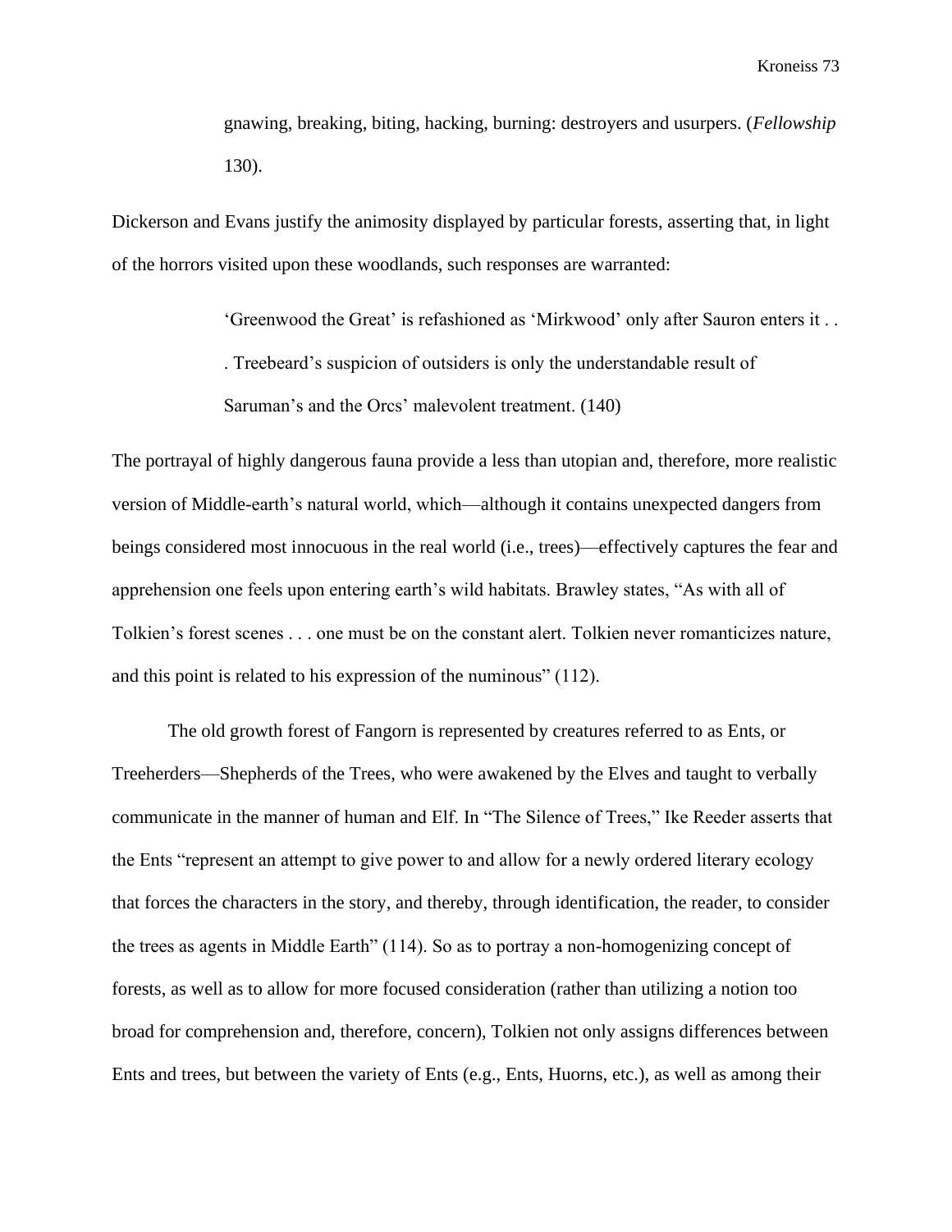> gnawing, breaking, biting, hacking, burning: destroyers and usurpers. (*Fellowship* 130).

Dickerson and Evans justify the animosity displayed by particular forests, asserting that, in light of the horrors visited upon these woodlands, such responses are warranted:

> 'Greenwood the Great' is refashioned as 'Mirkwood' only after Sauron enters it . . . Treebeard's suspicion of outsiders is only the understandable result of Saruman's and the Orcs' malevolent treatment. (140)

The portrayal of highly dangerous fauna provide a less than utopian and, therefore, more realistic version of Middle-earth's natural world, which—although it contains unexpected dangers from beings considered most innocuous in the real world (i.e., trees)—effectively captures the fear and apprehension one feels upon entering earth's wild habitats. Brawley states, "As with all of Tolkien's forest scenes . . . one must be on the constant alert. Tolkien never romanticizes nature, and this point is related to his expression of the numinous" (112).

The old growth forest of Fangorn is represented by creatures referred to as Ents, or Treeherders—Shepherds of the Trees, who were awakened by the Elves and taught to verbally communicate in the manner of human and Elf. In "The Silence of Trees," Ike Reeder asserts that the Ents "represent an attempt to give power to and allow for a newly ordered literary ecology that forces the characters in the story, and thereby, through identification, the reader, to consider the trees as agents in Middle Earth" (114). So as to portray a non-homogenizing concept of forests, as well as to allow for more focused consideration (rather than utilizing a notion too broad for comprehension and, therefore, concern), Tolkien not only assigns differences between Ents and trees, but between the variety of Ents (e.g., Ents, Huorns, etc.), as well as among their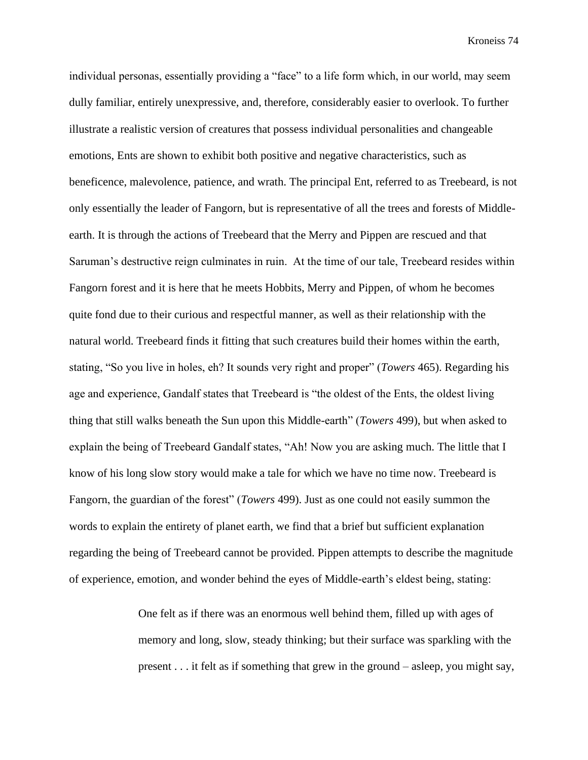individual personas, essentially providing a "face" to a life form which, in our world, may seem dully familiar, entirely unexpressive, and, therefore, considerably easier to overlook. To further illustrate a realistic version of creatures that possess individual personalities and changeable emotions, Ents are shown to exhibit both positive and negative characteristics, such as beneficence, malevolence, patience, and wrath. The principal Ent, referred to as Treebeard, is not only essentially the leader of Fangorn, but is representative of all the trees and forests of Middle-earth. It is through the actions of Treebeard that the Merry and Pippen are rescued and that Saruman's destructive reign culminates in ruin. At the time of our tale, Treebeard resides within Fangorn forest and it is here that he meets Hobbits, Merry and Pippen, of whom he becomes quite fond due to their curious and respectful manner, as well as their relationship with the natural world. Treebeard finds it fitting that such creatures build their homes within the earth, stating, "So you live in holes, eh? It sounds very right and proper" (*Towers* 465). Regarding his age and experience, Gandalf states that Treebeard is "the oldest of the Ents, the oldest living thing that still walks beneath the Sun upon this Middle-earth" (*Towers* 499), but when asked to explain the being of Treebeard Gandalf states, "Ah! Now you are asking much. The little that I know of his long slow story would make a tale for which we have no time now. Treebeard is Fangorn, the guardian of the forest" (*Towers* 499). Just as one could not easily summon the words to explain the entirety of planet earth, we find that a brief but sufficient explanation regarding the being of Treebeard cannot be provided. Pippen attempts to describe the magnitude of experience, emotion, and wonder behind the eyes of Middle-earth's eldest being, stating:

> One felt as if there was an enormous well behind them, filled up with ages of memory and long, slow, steady thinking; but their surface was sparkling with the present . . . it felt as if something that grew in the ground – asleep, you might say,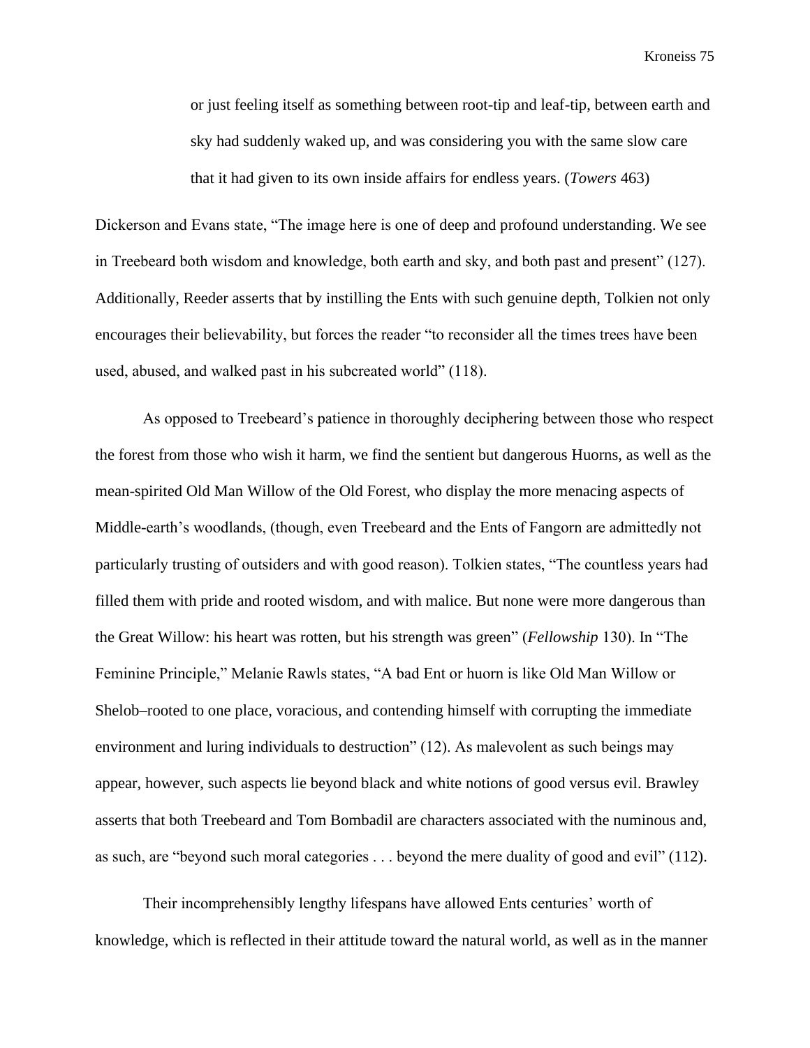> or just feeling itself as something between root-tip and leaf-tip, between earth and sky had suddenly waked up, and was considering you with the same slow care that it had given to its own inside affairs for endless years. (*Towers* 463)

Dickerson and Evans state, "The image here is one of deep and profound understanding. We see in Treebeard both wisdom and knowledge, both earth and sky, and both past and present" (127). Additionally, Reeder asserts that by instilling the Ents with such genuine depth, Tolkien not only encourages their believability, but forces the reader "to reconsider all the times trees have been used, abused, and walked past in his subcreated world" (118).

As opposed to Treebeard's patience in thoroughly deciphering between those who respect the forest from those who wish it harm, we find the sentient but dangerous Huorns, as well as the mean-spirited Old Man Willow of the Old Forest, who display the more menacing aspects of Middle-earth's woodlands, (though, even Treebeard and the Ents of Fangorn are admittedly not particularly trusting of outsiders and with good reason). Tolkien states, "The countless years had filled them with pride and rooted wisdom, and with malice. But none were more dangerous than the Great Willow: his heart was rotten, but his strength was green" (*Fellowship* 130). In "The Feminine Principle," Melanie Rawls states, "A bad Ent or huorn is like Old Man Willow or Shelob–rooted to one place, voracious, and contending himself with corrupting the immediate environment and luring individuals to destruction" (12). As malevolent as such beings may appear, however, such aspects lie beyond black and white notions of good versus evil. Brawley asserts that both Treebeard and Tom Bombadil are characters associated with the numinous and, as such, are "beyond such moral categories . . . beyond the mere duality of good and evil" (112).

Their incomprehensibly lengthy lifespans have allowed Ents centuries' worth of knowledge, which is reflected in their attitude toward the natural world, as well as in the manner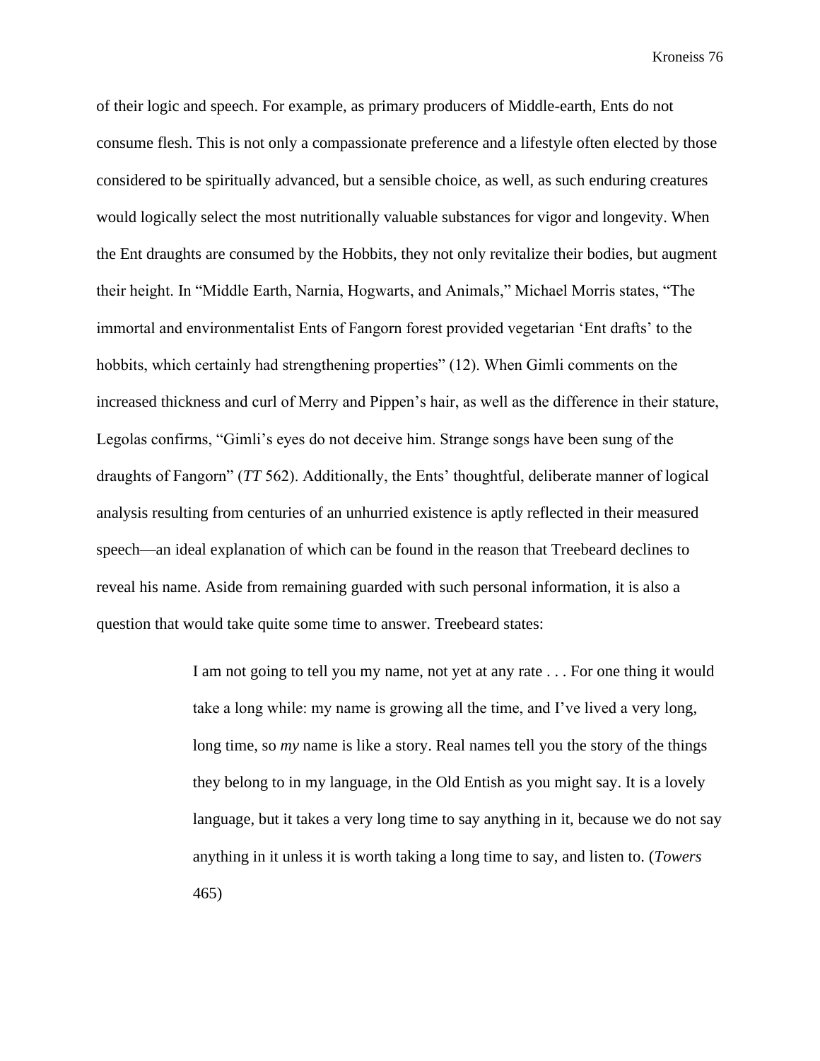of their logic and speech. For example, as primary producers of Middle-earth, Ents do not consume flesh. This is not only a compassionate preference and a lifestyle often elected by those considered to be spiritually advanced, but a sensible choice, as well, as such enduring creatures would logically select the most nutritionally valuable substances for vigor and longevity. When the Ent draughts are consumed by the Hobbits, they not only revitalize their bodies, but augment their height. In "Middle Earth, Narnia, Hogwarts, and Animals," Michael Morris states, "The immortal and environmentalist Ents of Fangorn forest provided vegetarian 'Ent drafts' to the hobbits, which certainly had strengthening properties" (12). When Gimli comments on the increased thickness and curl of Merry and Pippen's hair, as well as the difference in their stature, Legolas confirms, "Gimli's eyes do not deceive him. Strange songs have been sung of the draughts of Fangorn" (*TT* 562). Additionally, the Ents' thoughtful, deliberate manner of logical analysis resulting from centuries of an unhurried existence is aptly reflected in their measured speech—an ideal explanation of which can be found in the reason that Treebeard declines to reveal his name. Aside from remaining guarded with such personal information, it is also a question that would take quite some time to answer. Treebeard states:

> I am not going to tell you my name, not yet at any rate . . . For one thing it would take a long while: my name is growing all the time, and I've lived a very long, long time, so *my* name is like a story. Real names tell you the story of the things they belong to in my language, in the Old Entish as you might say. It is a lovely language, but it takes a very long time to say anything in it, because we do not say anything in it unless it is worth taking a long time to say, and listen to. (*Towers* 465)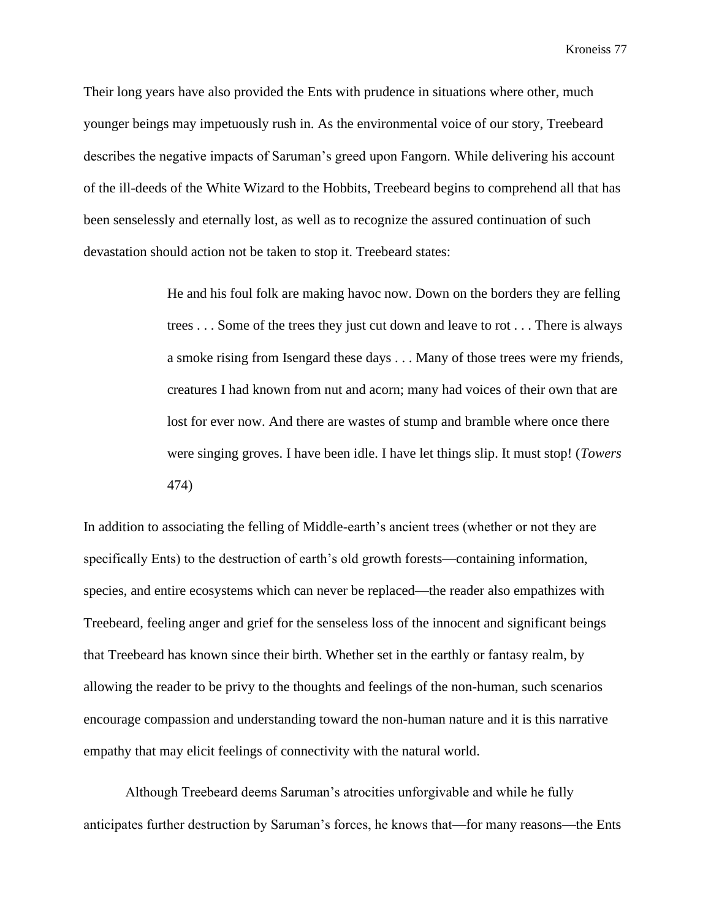Their long years have also provided the Ents with prudence in situations where other, much younger beings may impetuously rush in. As the environmental voice of our story, Treebeard describes the negative impacts of Saruman's greed upon Fangorn. While delivering his account of the ill-deeds of the White Wizard to the Hobbits, Treebeard begins to comprehend all that has been senselessly and eternally lost, as well as to recognize the assured continuation of such devastation should action not be taken to stop it. Treebeard states:

> He and his foul folk are making havoc now. Down on the borders they are felling trees . . . Some of the trees they just cut down and leave to rot . . . There is always a smoke rising from Isengard these days . . . Many of those trees were my friends, creatures I had known from nut and acorn; many had voices of their own that are lost for ever now. And there are wastes of stump and bramble where once there were singing groves. I have been idle. I have let things slip. It must stop! (*Towers* 474)

In addition to associating the felling of Middle-earth's ancient trees (whether or not they are specifically Ents) to the destruction of earth's old growth forests—containing information, species, and entire ecosystems which can never be replaced—the reader also empathizes with Treebeard, feeling anger and grief for the senseless loss of the innocent and significant beings that Treebeard has known since their birth. Whether set in the earthly or fantasy realm, by allowing the reader to be privy to the thoughts and feelings of the non-human, such scenarios encourage compassion and understanding toward the non-human nature and it is this narrative empathy that may elicit feelings of connectivity with the natural world.

Although Treebeard deems Saruman's atrocities unforgivable and while he fully anticipates further destruction by Saruman's forces, he knows that—for many reasons—the Ents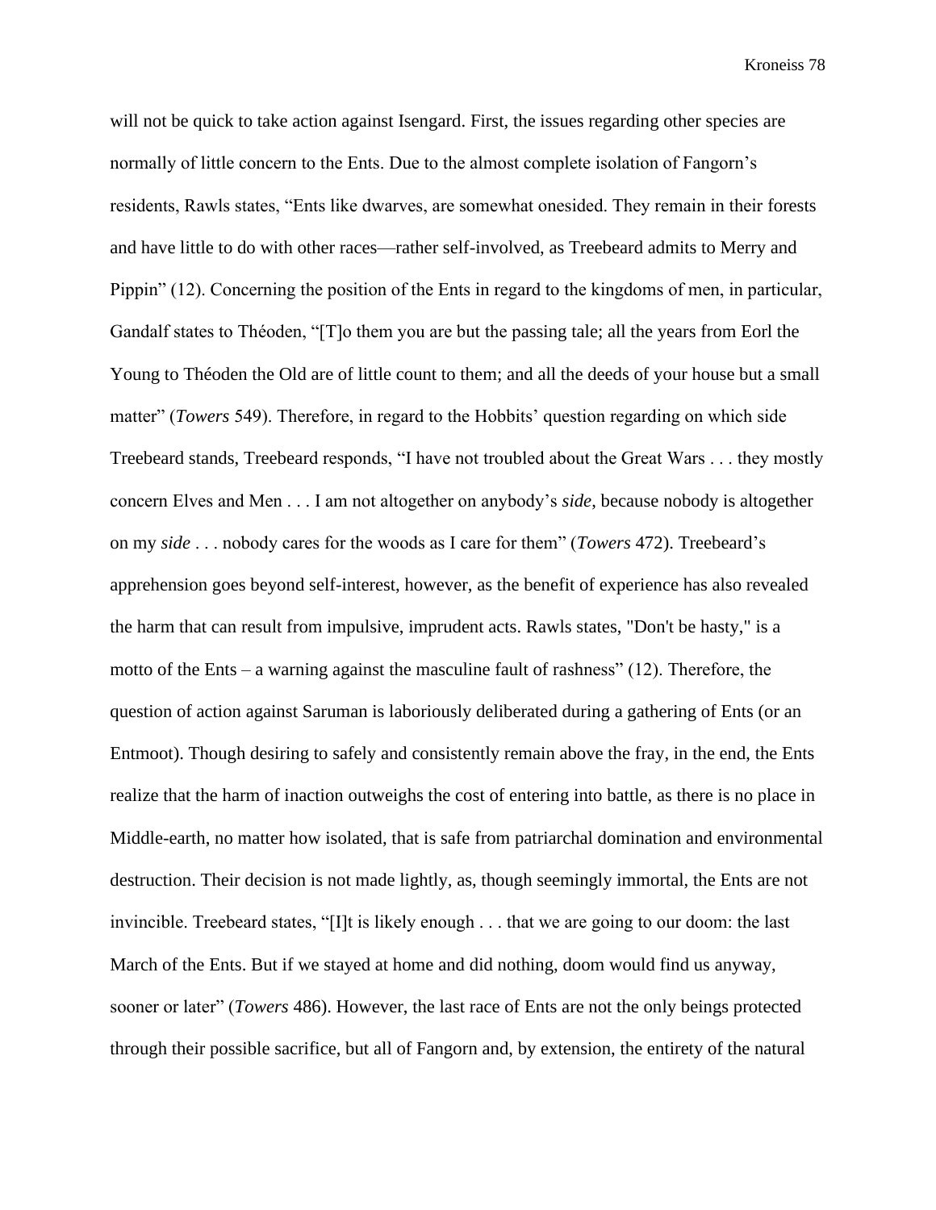will not be quick to take action against Isengard. First, the issues regarding other species are normally of little concern to the Ents. Due to the almost complete isolation of Fangorn's residents, Rawls states, "Ents like dwarves, are somewhat onesided. They remain in their forests and have little to do with other races—rather self-involved, as Treebeard admits to Merry and Pippin" (12). Concerning the position of the Ents in regard to the kingdoms of men, in particular, Gandalf states to Théoden, "[T]o them you are but the passing tale; all the years from Eorl the Young to Théoden the Old are of little count to them; and all the deeds of your house but a small matter" (*Towers* 549). Therefore, in regard to the Hobbits' question regarding on which side Treebeard stands, Treebeard responds, "I have not troubled about the Great Wars . . . they mostly concern Elves and Men . . . I am not altogether on anybody's *side*, because nobody is altogether on my *side* . . . nobody cares for the woods as I care for them" (*Towers* 472). Treebeard's apprehension goes beyond self-interest, however, as the benefit of experience has also revealed the harm that can result from impulsive, imprudent acts. Rawls states, "Don't be hasty," is a motto of the Ents – a warning against the masculine fault of rashness" (12). Therefore, the question of action against Saruman is laboriously deliberated during a gathering of Ents (or an Entmoot). Though desiring to safely and consistently remain above the fray, in the end, the Ents realize that the harm of inaction outweighs the cost of entering into battle, as there is no place in Middle-earth, no matter how isolated, that is safe from patriarchal domination and environmental destruction. Their decision is not made lightly, as, though seemingly immortal, the Ents are not invincible. Treebeard states, "[I]t is likely enough . . . that we are going to our doom: the last March of the Ents. But if we stayed at home and did nothing, doom would find us anyway, sooner or later" (*Towers* 486). However, the last race of Ents are not the only beings protected through their possible sacrifice, but all of Fangorn and, by extension, the entirety of the natural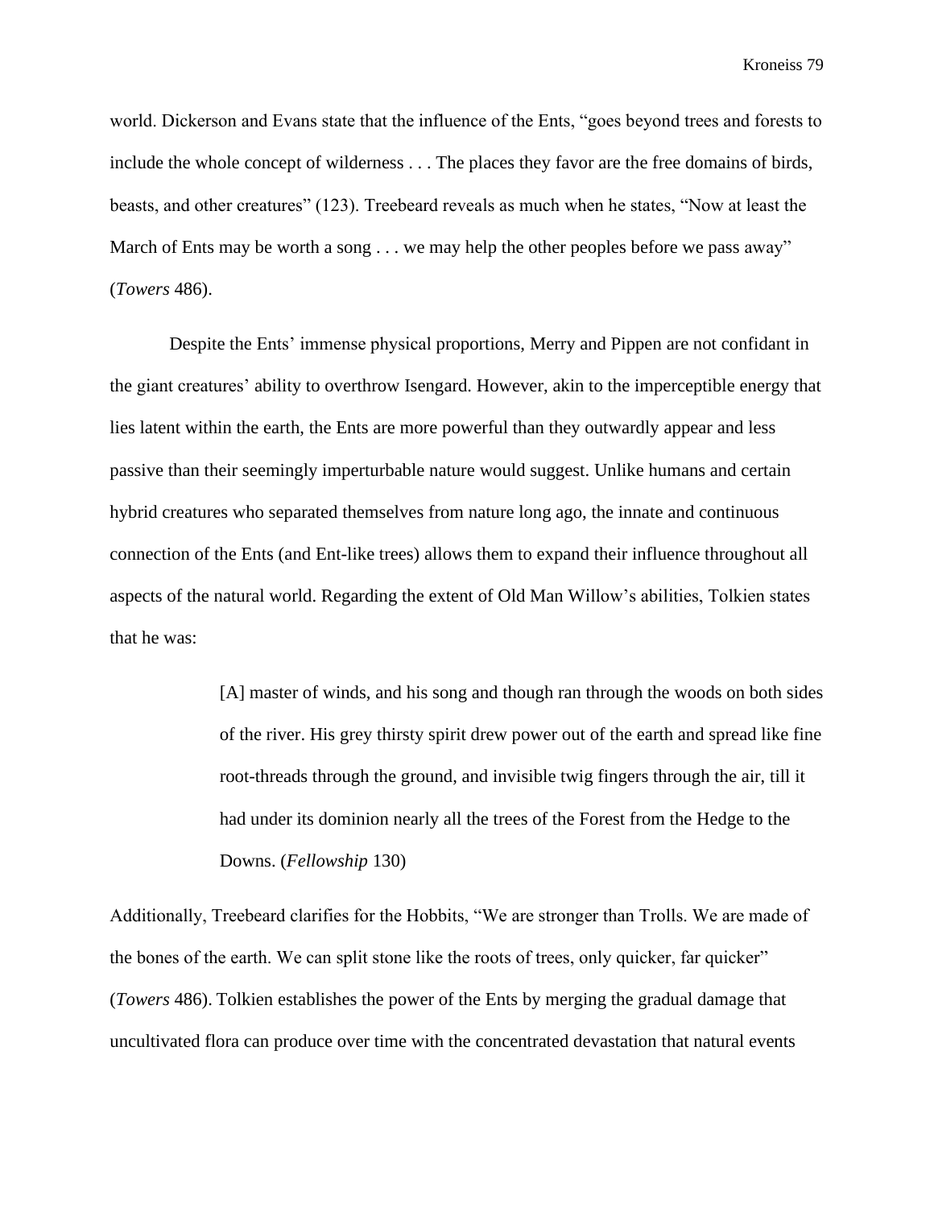world. Dickerson and Evans state that the influence of the Ents, "goes beyond trees and forests to include the whole concept of wilderness . . . The places they favor are the free domains of birds, beasts, and other creatures" (123). Treebeard reveals as much when he states, "Now at least the March of Ents may be worth a song . . . we may help the other peoples before we pass away" (*Towers* 486).

Despite the Ents' immense physical proportions, Merry and Pippen are not confidant in the giant creatures' ability to overthrow Isengard. However, akin to the imperceptible energy that lies latent within the earth, the Ents are more powerful than they outwardly appear and less passive than their seemingly imperturbable nature would suggest. Unlike humans and certain hybrid creatures who separated themselves from nature long ago, the innate and continuous connection of the Ents (and Ent-like trees) allows them to expand their influence throughout all aspects of the natural world. Regarding the extent of Old Man Willow's abilities, Tolkien states that he was:

> [A] master of winds, and his song and though ran through the woods on both sides of the river. His grey thirsty spirit drew power out of the earth and spread like fine root-threads through the ground, and invisible twig fingers through the air, till it had under its dominion nearly all the trees of the Forest from the Hedge to the Downs. (*Fellowship* 130)

Additionally, Treebeard clarifies for the Hobbits, "We are stronger than Trolls. We are made of the bones of the earth. We can split stone like the roots of trees, only quicker, far quicker" (*Towers* 486). Tolkien establishes the power of the Ents by merging the gradual damage that uncultivated flora can produce over time with the concentrated devastation that natural events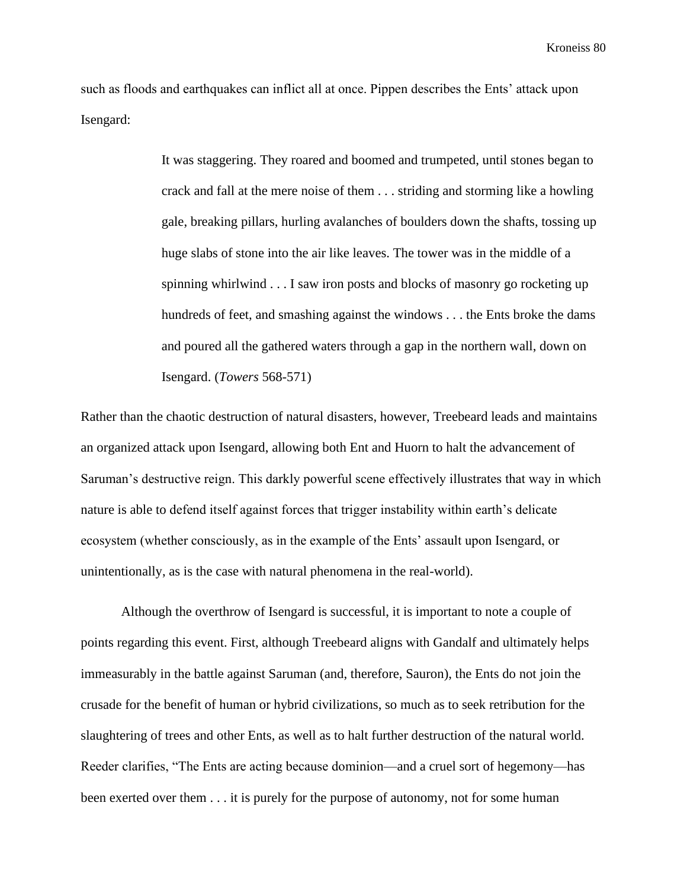such as floods and earthquakes can inflict all at once. Pippen describes the Ents' attack upon Isengard:

> It was staggering. They roared and boomed and trumpeted, until stones began to crack and fall at the mere noise of them . . . striding and storming like a howling gale, breaking pillars, hurling avalanches of boulders down the shafts, tossing up huge slabs of stone into the air like leaves. The tower was in the middle of a spinning whirlwind . . . I saw iron posts and blocks of masonry go rocketing up hundreds of feet, and smashing against the windows . . . the Ents broke the dams and poured all the gathered waters through a gap in the northern wall, down on Isengard. (*Towers* 568-571)

Rather than the chaotic destruction of natural disasters, however, Treebeard leads and maintains an organized attack upon Isengard, allowing both Ent and Huorn to halt the advancement of Saruman's destructive reign. This darkly powerful scene effectively illustrates that way in which nature is able to defend itself against forces that trigger instability within earth's delicate ecosystem (whether consciously, as in the example of the Ents' assault upon Isengard, or unintentionally, as is the case with natural phenomena in the real-world).

Although the overthrow of Isengard is successful, it is important to note a couple of points regarding this event. First, although Treebeard aligns with Gandalf and ultimately helps immeasurably in the battle against Saruman (and, therefore, Sauron), the Ents do not join the crusade for the benefit of human or hybrid civilizations, so much as to seek retribution for the slaughtering of trees and other Ents, as well as to halt further destruction of the natural world. Reeder clarifies, "The Ents are acting because dominion—and a cruel sort of hegemony—has been exerted over them . . . it is purely for the purpose of autonomy, not for some human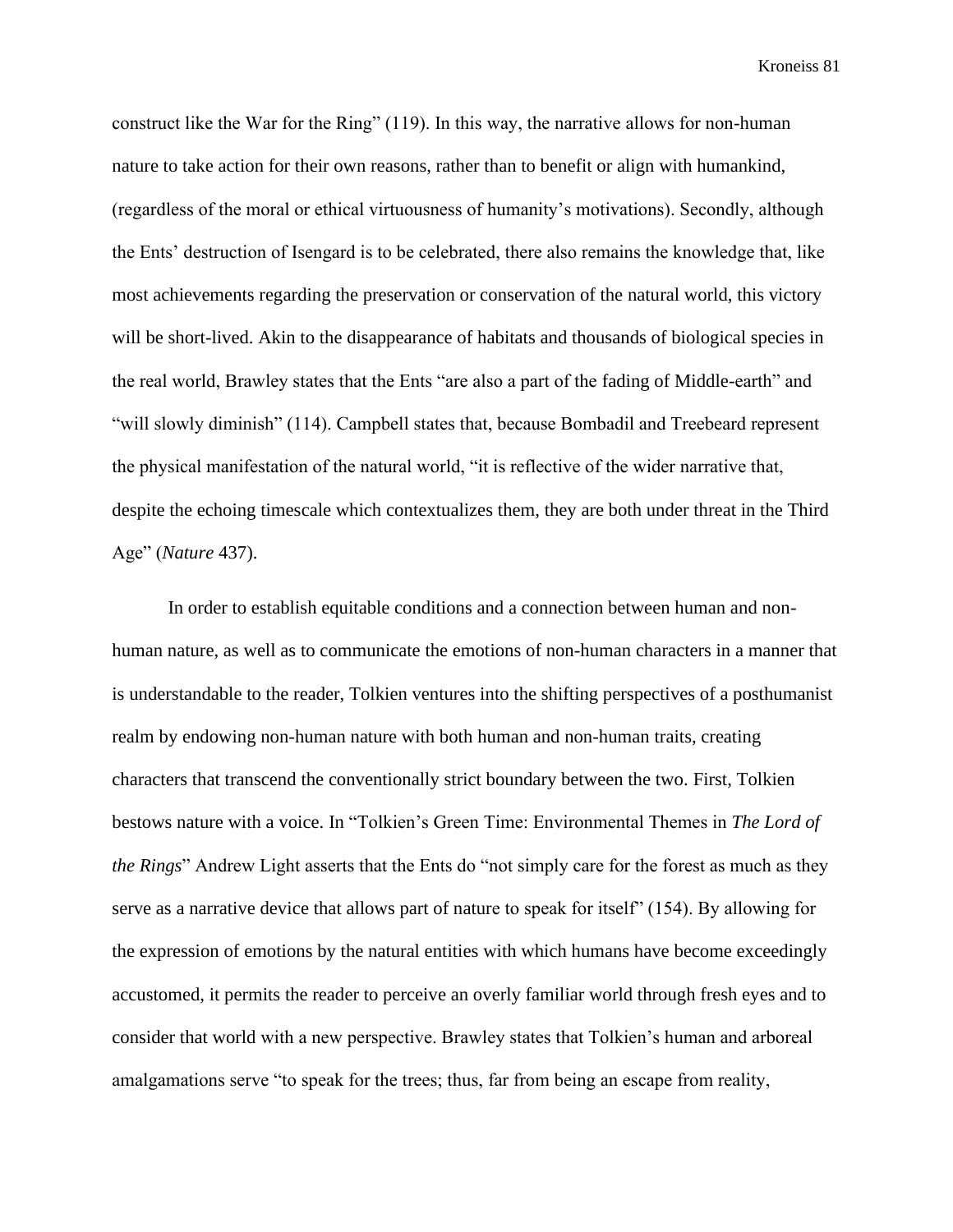construct like the War for the Ring" (119). In this way, the narrative allows for non-human nature to take action for their own reasons, rather than to benefit or align with humankind, (regardless of the moral or ethical virtuousness of humanity's motivations). Secondly, although the Ents' destruction of Isengard is to be celebrated, there also remains the knowledge that, like most achievements regarding the preservation or conservation of the natural world, this victory will be short-lived. Akin to the disappearance of habitats and thousands of biological species in the real world, Brawley states that the Ents "are also a part of the fading of Middle-earth" and "will slowly diminish" (114). Campbell states that, because Bombadil and Treebeard represent the physical manifestation of the natural world, "it is reflective of the wider narrative that, despite the echoing timescale which contextualizes them, they are both under threat in the Third Age" (*Nature* 437).

In order to establish equitable conditions and a connection between human and non-human nature, as well as to communicate the emotions of non-human characters in a manner that is understandable to the reader, Tolkien ventures into the shifting perspectives of a posthumanist realm by endowing non-human nature with both human and non-human traits, creating characters that transcend the conventionally strict boundary between the two. First, Tolkien bestows nature with a voice. In "Tolkien's Green Time: Environmental Themes in *The Lord of the Rings*" Andrew Light asserts that the Ents do "not simply care for the forest as much as they serve as a narrative device that allows part of nature to speak for itself" (154). By allowing for the expression of emotions by the natural entities with which humans have become exceedingly accustomed, it permits the reader to perceive an overly familiar world through fresh eyes and to consider that world with a new perspective. Brawley states that Tolkien's human and arboreal amalgamations serve "to speak for the trees; thus, far from being an escape from reality,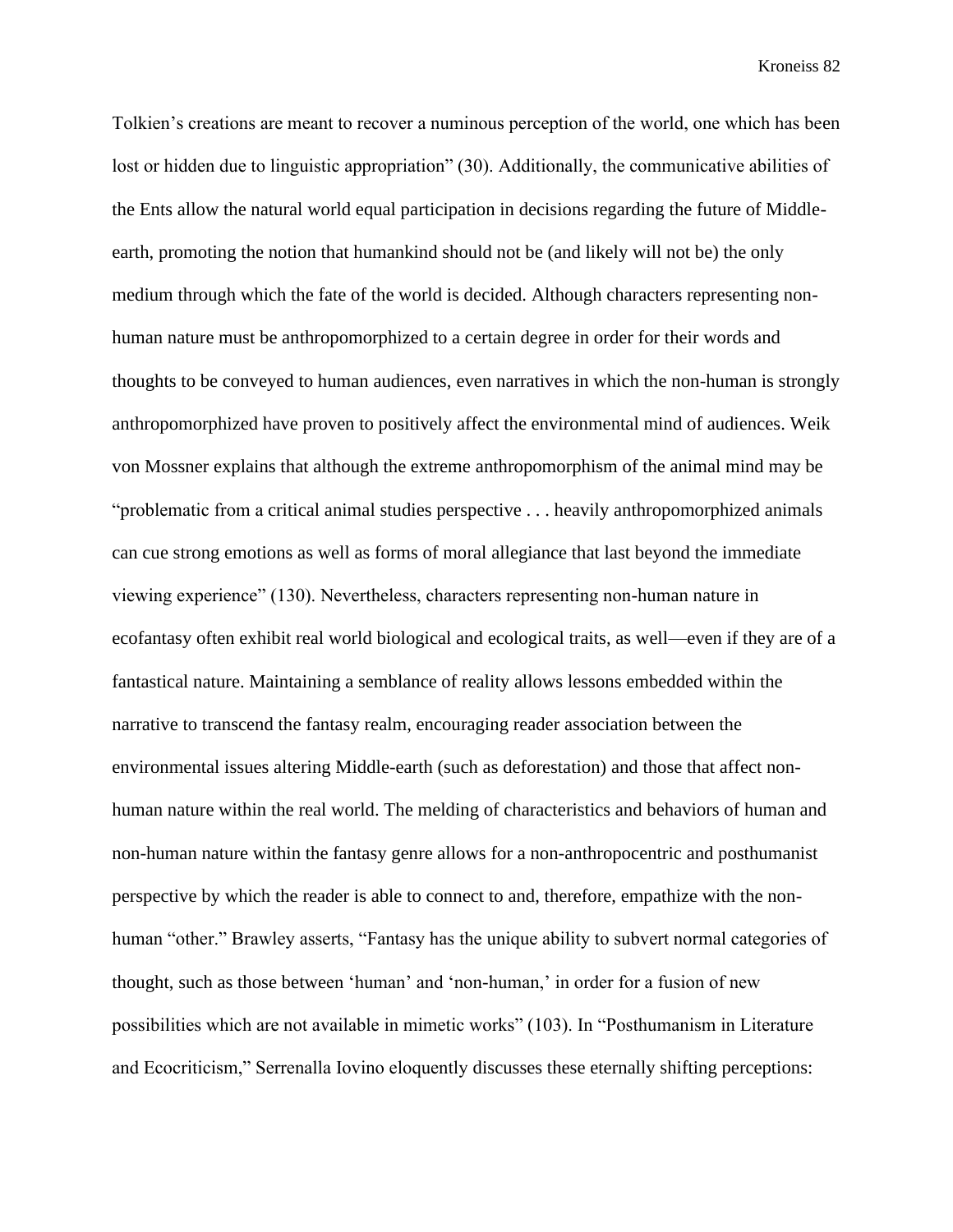Tolkien's creations are meant to recover a numinous perception of the world, one which has been lost or hidden due to linguistic appropriation" (30). Additionally, the communicative abilities of the Ents allow the natural world equal participation in decisions regarding the future of Middle-earth, promoting the notion that humankind should not be (and likely will not be) the only medium through which the fate of the world is decided. Although characters representing non-human nature must be anthropomorphized to a certain degree in order for their words and thoughts to be conveyed to human audiences, even narratives in which the non-human is strongly anthropomorphized have proven to positively affect the environmental mind of audiences. Weik von Mossner explains that although the extreme anthropomorphism of the animal mind may be "problematic from a critical animal studies perspective . . . heavily anthropomorphized animals can cue strong emotions as well as forms of moral allegiance that last beyond the immediate viewing experience" (130). Nevertheless, characters representing non-human nature in ecofantasy often exhibit real world biological and ecological traits, as well—even if they are of a fantastical nature. Maintaining a semblance of reality allows lessons embedded within the narrative to transcend the fantasy realm, encouraging reader association between the environmental issues altering Middle-earth (such as deforestation) and those that affect non-human nature within the real world. The melding of characteristics and behaviors of human and non-human nature within the fantasy genre allows for a non-anthropocentric and posthumanist perspective by which the reader is able to connect to and, therefore, empathize with the non-human "other." Brawley asserts, "Fantasy has the unique ability to subvert normal categories of thought, such as those between 'human' and 'non-human,' in order for a fusion of new possibilities which are not available in mimetic works" (103). In "Posthumanism in Literature and Ecocriticism," Serrenalla Iovino eloquently discusses these eternally shifting perceptions: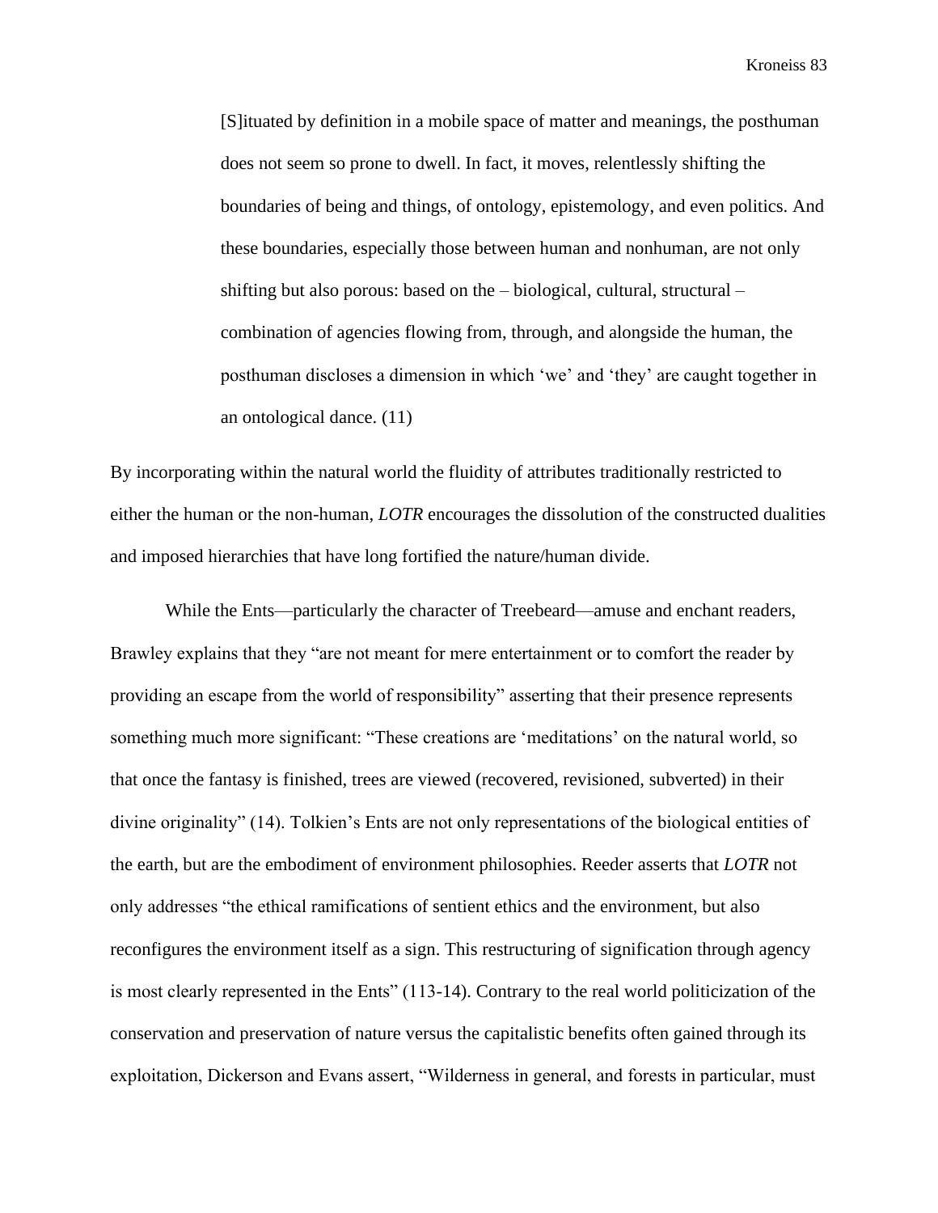> [S]ituated by definition in a mobile space of matter and meanings, the posthuman does not seem so prone to dwell. In fact, it moves, relentlessly shifting the boundaries of being and things, of ontology, epistemology, and even politics. And these boundaries, especially those between human and nonhuman, are not only shifting but also porous: based on the – biological, cultural, structural – combination of agencies flowing from, through, and alongside the human, the posthuman discloses a dimension in which 'we' and 'they' are caught together in an ontological dance. (11)

By incorporating within the natural world the fluidity of attributes traditionally restricted to either the human or the non-human, *LOTR* encourages the dissolution of the constructed dualities and imposed hierarchies that have long fortified the nature/human divide.

While the Ents—particularly the character of Treebeard—amuse and enchant readers, Brawley explains that they "are not meant for mere entertainment or to comfort the reader by providing an escape from the world of responsibility" asserting that their presence represents something much more significant: "These creations are 'meditations' on the natural world, so that once the fantasy is finished, trees are viewed (recovered, revisioned, subverted) in their divine originality" (14). Tolkien's Ents are not only representations of the biological entities of the earth, but are the embodiment of environment philosophies. Reeder asserts that *LOTR* not only addresses "the ethical ramifications of sentient ethics and the environment, but also reconfigures the environment itself as a sign. This restructuring of signification through agency is most clearly represented in the Ents" (113-14). Contrary to the real world politicization of the conservation and preservation of nature versus the capitalistic benefits often gained through its exploitation, Dickerson and Evans assert, "Wilderness in general, and forests in particular, must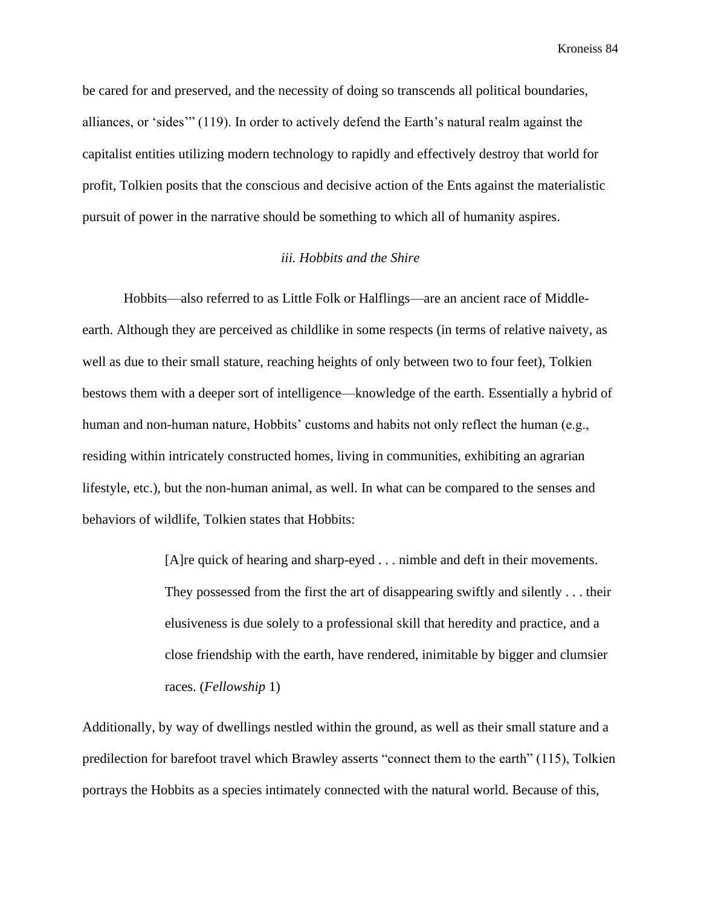be cared for and preserved, and the necessity of doing so transcends all political boundaries, alliances, or 'sides'" (119). In order to actively defend the Earth's natural realm against the capitalist entities utilizing modern technology to rapidly and effectively destroy that world for profit, Tolkien posits that the conscious and decisive action of the Ents against the materialistic pursuit of power in the narrative should be something to which all of humanity aspires.

### *iii. Hobbits and the Shire*

Hobbits—also referred to as Little Folk or Halflings—are an ancient race of Middle-earth. Although they are perceived as childlike in some respects (in terms of relative naivety, as well as due to their small stature, reaching heights of only between two to four feet), Tolkien bestows them with a deeper sort of intelligence—knowledge of the earth. Essentially a hybrid of human and non-human nature, Hobbits' customs and habits not only reflect the human (e.g., residing within intricately constructed homes, living in communities, exhibiting an agrarian lifestyle, etc.), but the non-human animal, as well. In what can be compared to the senses and behaviors of wildlife, Tolkien states that Hobbits:

> [A]re quick of hearing and sharp-eyed . . . nimble and deft in their movements. They possessed from the first the art of disappearing swiftly and silently . . . their elusiveness is due solely to a professional skill that heredity and practice, and a close friendship with the earth, have rendered, inimitable by bigger and clumsier races. (*Fellowship* 1)

Additionally, by way of dwellings nestled within the ground, as well as their small stature and a predilection for barefoot travel which Brawley asserts "connect them to the earth" (115), Tolkien portrays the Hobbits as a species intimately connected with the natural world. Because of this,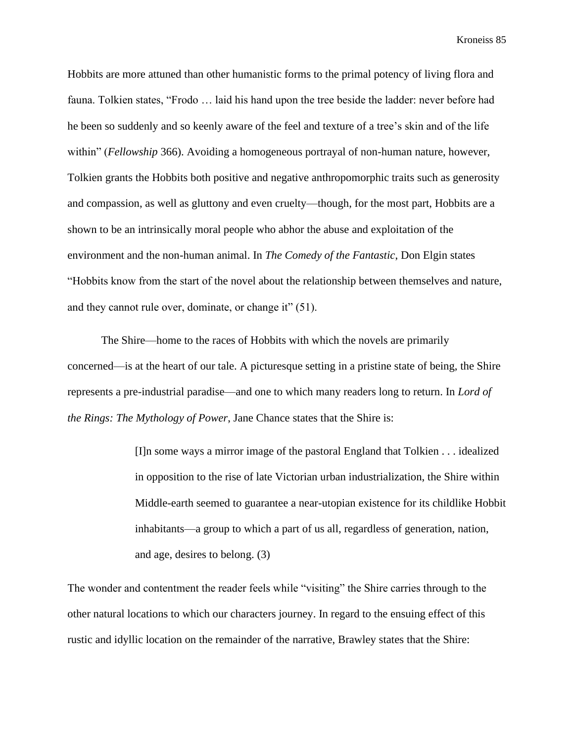Hobbits are more attuned than other humanistic forms to the primal potency of living flora and fauna. Tolkien states, "Frodo … laid his hand upon the tree beside the ladder: never before had he been so suddenly and so keenly aware of the feel and texture of a tree's skin and of the life within" (*Fellowship* 366). Avoiding a homogeneous portrayal of non-human nature, however, Tolkien grants the Hobbits both positive and negative anthropomorphic traits such as generosity and compassion, as well as gluttony and even cruelty—though, for the most part, Hobbits are a shown to be an intrinsically moral people who abhor the abuse and exploitation of the environment and the non-human animal. In *The Comedy of the Fantastic*, Don Elgin states "Hobbits know from the start of the novel about the relationship between themselves and nature, and they cannot rule over, dominate, or change it" (51).

The Shire—home to the races of Hobbits with which the novels are primarily concerned—is at the heart of our tale. A picturesque setting in a pristine state of being, the Shire represents a pre-industrial paradise—and one to which many readers long to return. In *Lord of the Rings: The Mythology of Power*, Jane Chance states that the Shire is:

> [I]n some ways a mirror image of the pastoral England that Tolkien . . . idealized in opposition to the rise of late Victorian urban industrialization, the Shire within Middle-earth seemed to guarantee a near-utopian existence for its childlike Hobbit inhabitants—a group to which a part of us all, regardless of generation, nation, and age, desires to belong. (3)

The wonder and contentment the reader feels while "visiting" the Shire carries through to the other natural locations to which our characters journey. In regard to the ensuing effect of this rustic and idyllic location on the remainder of the narrative, Brawley states that the Shire: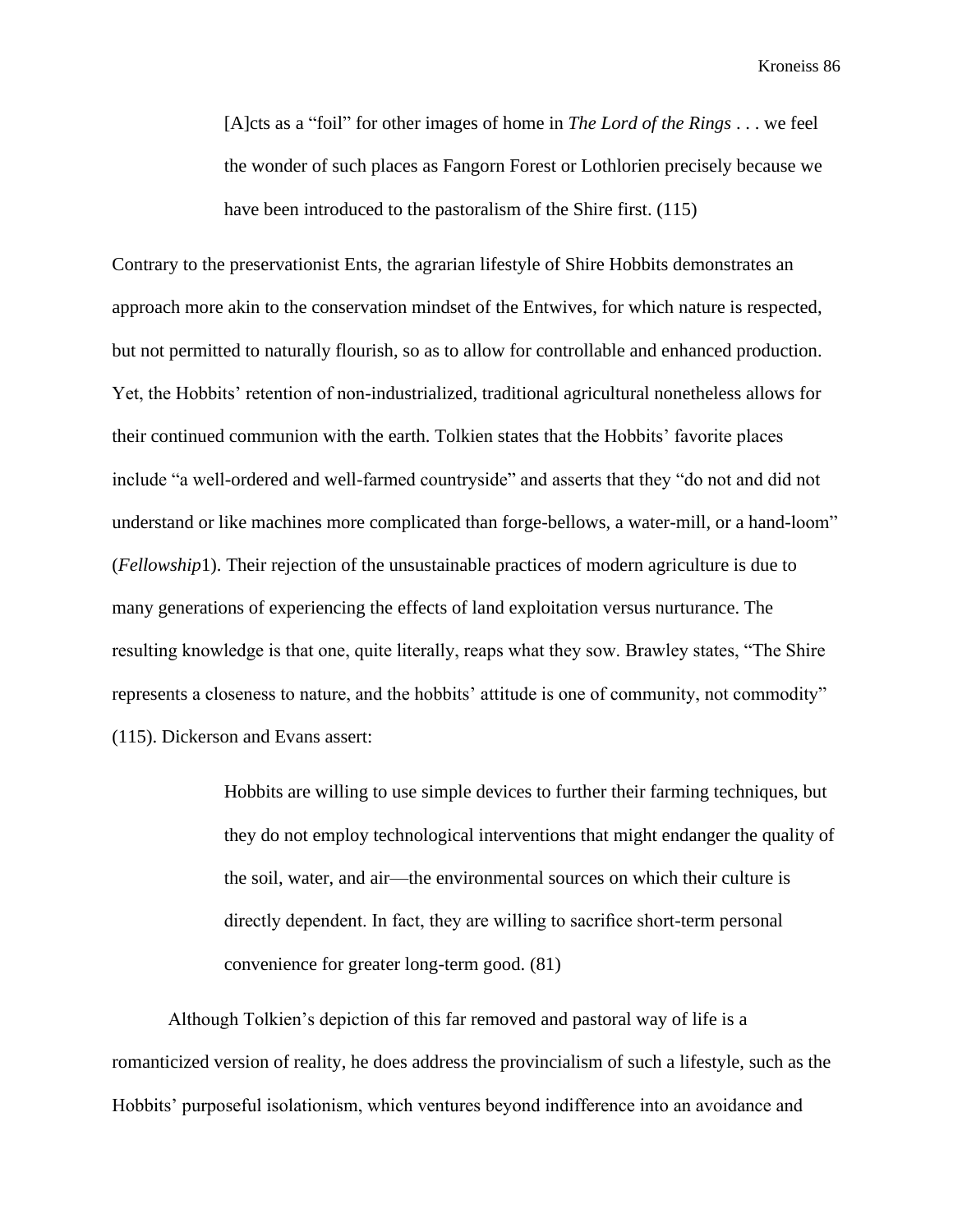> [A]cts as a "foil" for other images of home in *The Lord of the Rings* . . . we feel the wonder of such places as Fangorn Forest or Lothlorien precisely because we have been introduced to the pastoralism of the Shire first. (115)

Contrary to the preservationist Ents, the agrarian lifestyle of Shire Hobbits demonstrates an approach more akin to the conservation mindset of the Entwives, for which nature is respected, but not permitted to naturally flourish, so as to allow for controllable and enhanced production. Yet, the Hobbits' retention of non-industrialized, traditional agricultural nonetheless allows for their continued communion with the earth. Tolkien states that the Hobbits' favorite places include "a well-ordered and well-farmed countryside" and asserts that they "do not and did not understand or like machines more complicated than forge-bellows, a water-mill, or a hand-loom" (*Fellowship*1). Their rejection of the unsustainable practices of modern agriculture is due to many generations of experiencing the effects of land exploitation versus nurturance. The resulting knowledge is that one, quite literally, reaps what they sow. Brawley states, "The Shire represents a closeness to nature, and the hobbits' attitude is one of community, not commodity" (115). Dickerson and Evans assert:

> Hobbits are willing to use simple devices to further their farming techniques, but they do not employ technological interventions that might endanger the quality of the soil, water, and air—the environmental sources on which their culture is directly dependent. In fact, they are willing to sacrifice short-term personal convenience for greater long-term good. (81)

Although Tolkien's depiction of this far removed and pastoral way of life is a romanticized version of reality, he does address the provincialism of such a lifestyle, such as the Hobbits' purposeful isolationism, which ventures beyond indifference into an avoidance and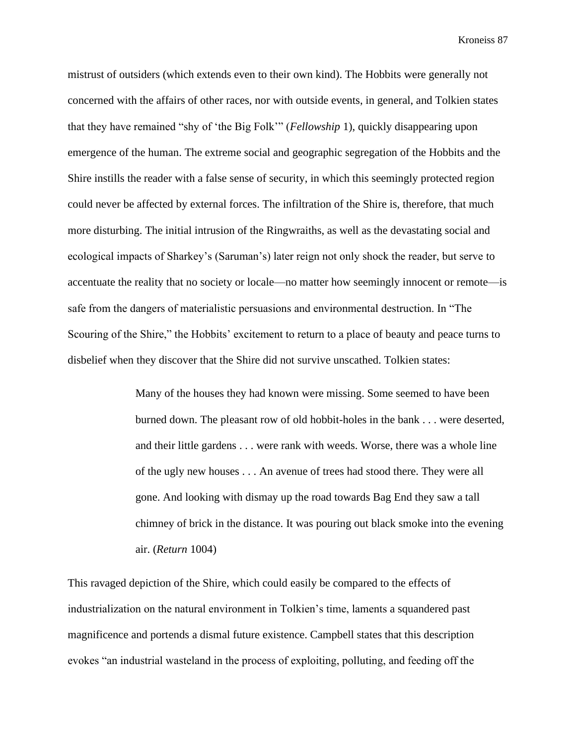mistrust of outsiders (which extends even to their own kind). The Hobbits were generally not concerned with the affairs of other races, nor with outside events, in general, and Tolkien states that they have remained "shy of 'the Big Folk'" (*Fellowship* 1), quickly disappearing upon emergence of the human. The extreme social and geographic segregation of the Hobbits and the Shire instills the reader with a false sense of security, in which this seemingly protected region could never be affected by external forces. The infiltration of the Shire is, therefore, that much more disturbing. The initial intrusion of the Ringwraiths, as well as the devastating social and ecological impacts of Sharkey's (Saruman's) later reign not only shock the reader, but serve to accentuate the reality that no society or locale—no matter how seemingly innocent or remote—is safe from the dangers of materialistic persuasions and environmental destruction. In "The Scouring of the Shire," the Hobbits' excitement to return to a place of beauty and peace turns to disbelief when they discover that the Shire did not survive unscathed. Tolkien states:

> Many of the houses they had known were missing. Some seemed to have been burned down. The pleasant row of old hobbit-holes in the bank . . . were deserted, and their little gardens . . . were rank with weeds. Worse, there was a whole line of the ugly new houses . . . An avenue of trees had stood there. They were all gone. And looking with dismay up the road towards Bag End they saw a tall chimney of brick in the distance. It was pouring out black smoke into the evening air. (*Return* 1004)

This ravaged depiction of the Shire, which could easily be compared to the effects of industrialization on the natural environment in Tolkien's time, laments a squandered past magnificence and portends a dismal future existence. Campbell states that this description evokes "an industrial wasteland in the process of exploiting, polluting, and feeding off the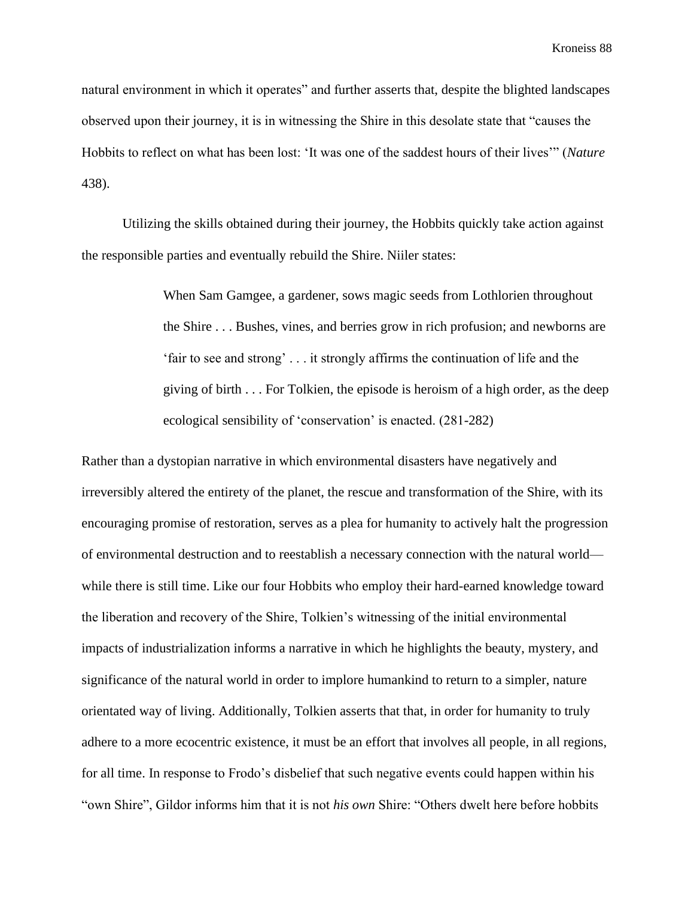natural environment in which it operates" and further asserts that, despite the blighted landscapes observed upon their journey, it is in witnessing the Shire in this desolate state that "causes the Hobbits to reflect on what has been lost: 'It was one of the saddest hours of their lives'" (*Nature* 438).

Utilizing the skills obtained during their journey, the Hobbits quickly take action against the responsible parties and eventually rebuild the Shire. Niiler states:

> When Sam Gamgee, a gardener, sows magic seeds from Lothlorien throughout the Shire . . . Bushes, vines, and berries grow in rich profusion; and newborns are 'fair to see and strong' . . . it strongly affirms the continuation of life and the giving of birth . . . For Tolkien, the episode is heroism of a high order, as the deep ecological sensibility of 'conservation' is enacted. (281-282)

Rather than a dystopian narrative in which environmental disasters have negatively and irreversibly altered the entirety of the planet, the rescue and transformation of the Shire, with its encouraging promise of restoration, serves as a plea for humanity to actively halt the progression of environmental destruction and to reestablish a necessary connection with the natural world—while there is still time. Like our four Hobbits who employ their hard-earned knowledge toward the liberation and recovery of the Shire, Tolkien's witnessing of the initial environmental impacts of industrialization informs a narrative in which he highlights the beauty, mystery, and significance of the natural world in order to implore humankind to return to a simpler, nature orientated way of living. Additionally, Tolkien asserts that that, in order for humanity to truly adhere to a more ecocentric existence, it must be an effort that involves all people, in all regions, for all time. In response to Frodo's disbelief that such negative events could happen within his "own Shire", Gildor informs him that it is not *his own* Shire: "Others dwelt here before hobbits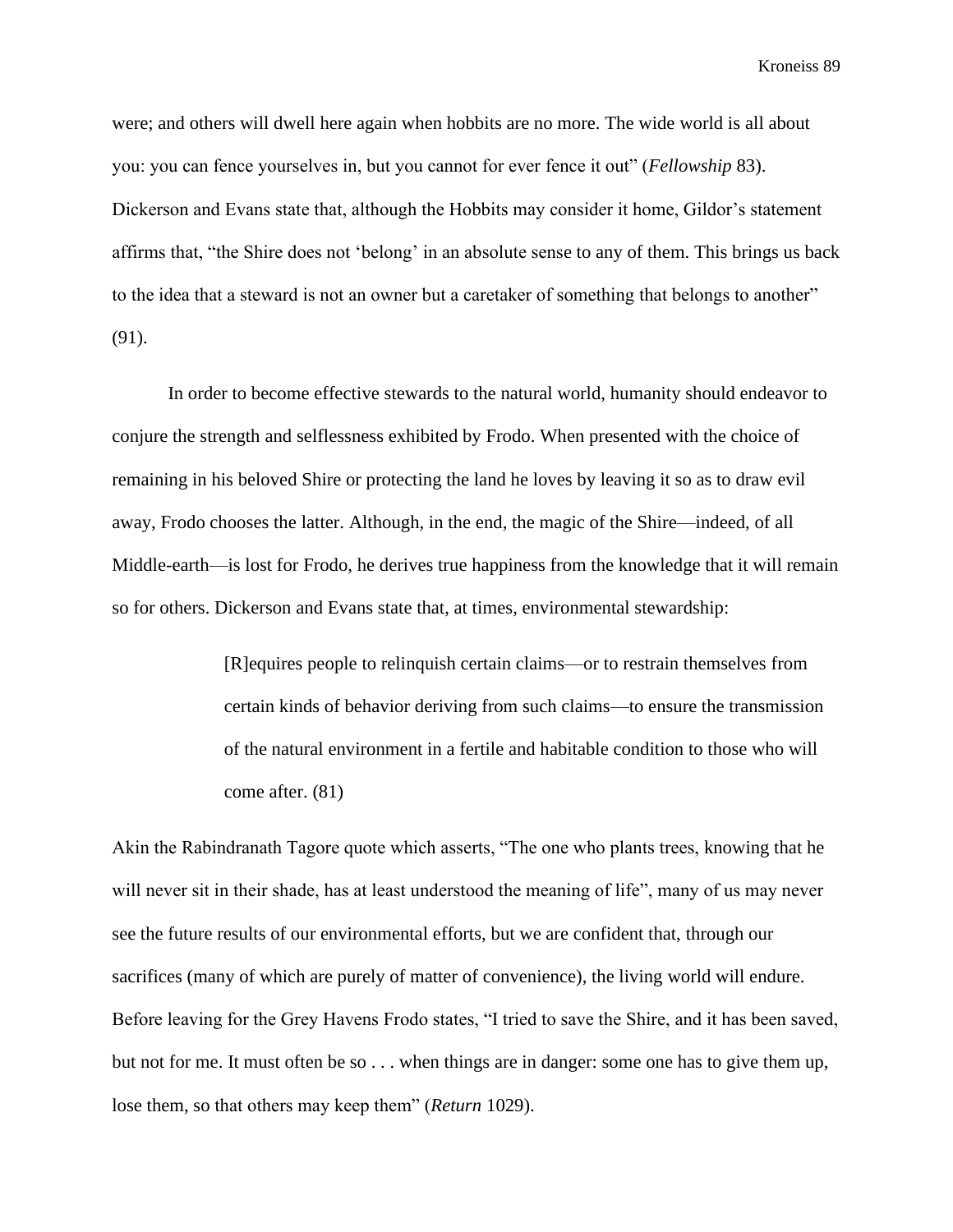were; and others will dwell here again when hobbits are no more. The wide world is all about you: you can fence yourselves in, but you cannot for ever fence it out" (*Fellowship* 83). Dickerson and Evans state that, although the Hobbits may consider it home, Gildor's statement affirms that, "the Shire does not 'belong' in an absolute sense to any of them. This brings us back to the idea that a steward is not an owner but a caretaker of something that belongs to another" (91).

In order to become effective stewards to the natural world, humanity should endeavor to conjure the strength and selflessness exhibited by Frodo. When presented with the choice of remaining in his beloved Shire or protecting the land he loves by leaving it so as to draw evil away, Frodo chooses the latter. Although, in the end, the magic of the Shire—indeed, of all Middle-earth—is lost for Frodo, he derives true happiness from the knowledge that it will remain so for others. Dickerson and Evans state that, at times, environmental stewardship:

> [R]equires people to relinquish certain claims—or to restrain themselves from certain kinds of behavior deriving from such claims—to ensure the transmission of the natural environment in a fertile and habitable condition to those who will come after. (81)

Akin the Rabindranath Tagore quote which asserts, "The one who plants trees, knowing that he will never sit in their shade, has at least understood the meaning of life", many of us may never see the future results of our environmental efforts, but we are confident that, through our sacrifices (many of which are purely of matter of convenience), the living world will endure. Before leaving for the Grey Havens Frodo states, "I tried to save the Shire, and it has been saved, but not for me. It must often be so . . . when things are in danger: some one has to give them up, lose them, so that others may keep them" (*Return* 1029).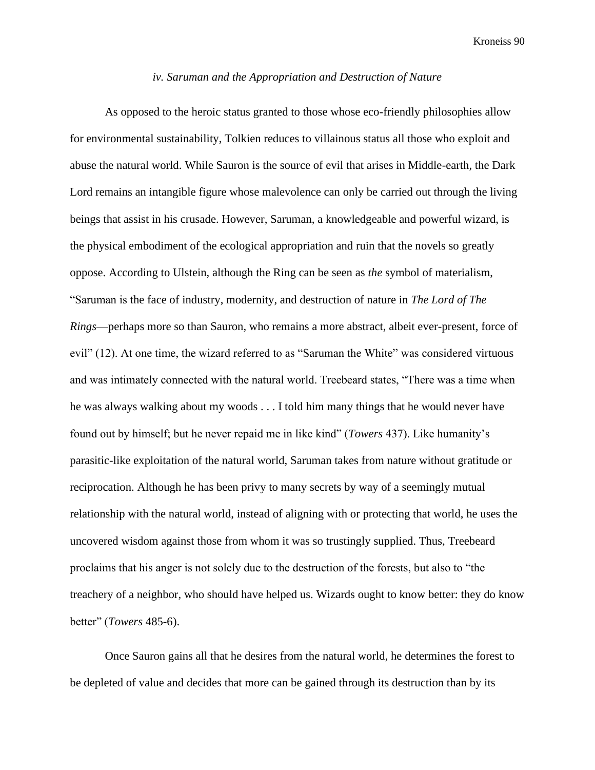### *iv. Saruman and the Appropriation and Destruction of Nature*

As opposed to the heroic status granted to those whose eco-friendly philosophies allow for environmental sustainability, Tolkien reduces to villainous status all those who exploit and abuse the natural world. While Sauron is the source of evil that arises in Middle-earth, the Dark Lord remains an intangible figure whose malevolence can only be carried out through the living beings that assist in his crusade. However, Saruman, a knowledgeable and powerful wizard, is the physical embodiment of the ecological appropriation and ruin that the novels so greatly oppose. According to Ulstein, although the Ring can be seen as *the* symbol of materialism, "Saruman is the face of industry, modernity, and destruction of nature in *The Lord of The Rings*—perhaps more so than Sauron, who remains a more abstract, albeit ever-present, force of evil" (12). At one time, the wizard referred to as "Saruman the White" was considered virtuous and was intimately connected with the natural world. Treebeard states, "There was a time when he was always walking about my woods . . . I told him many things that he would never have found out by himself; but he never repaid me in like kind" (*Towers* 437). Like humanity's parasitic-like exploitation of the natural world, Saruman takes from nature without gratitude or reciprocation. Although he has been privy to many secrets by way of a seemingly mutual relationship with the natural world, instead of aligning with or protecting that world, he uses the uncovered wisdom against those from whom it was so trustingly supplied. Thus, Treebeard proclaims that his anger is not solely due to the destruction of the forests, but also to "the treachery of a neighbor, who should have helped us. Wizards ought to know better: they do know better" (*Towers* 485-6).

Once Sauron gains all that he desires from the natural world, he determines the forest to be depleted of value and decides that more can be gained through its destruction than by its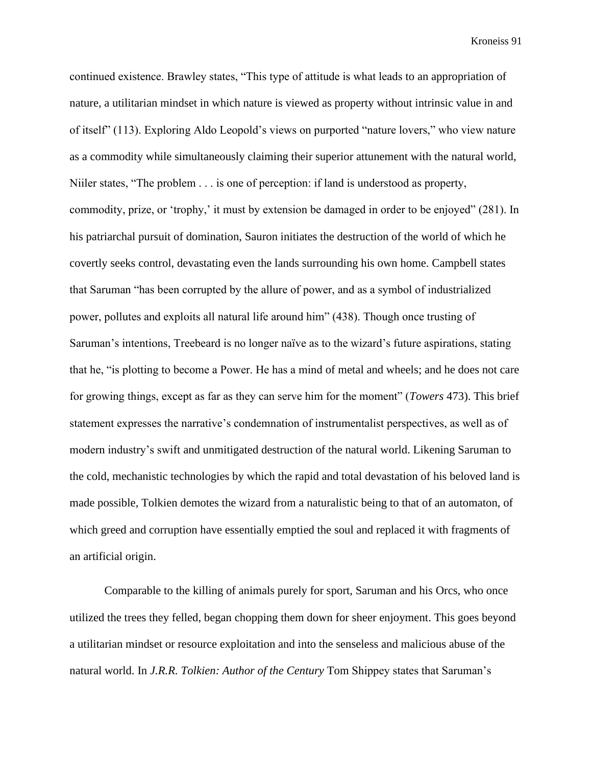continued existence. Brawley states, "This type of attitude is what leads to an appropriation of nature, a utilitarian mindset in which nature is viewed as property without intrinsic value in and of itself" (113). Exploring Aldo Leopold's views on purported "nature lovers," who view nature as a commodity while simultaneously claiming their superior attunement with the natural world, Niiler states, "The problem . . . is one of perception: if land is understood as property, commodity, prize, or 'trophy,' it must by extension be damaged in order to be enjoyed" (281). In his patriarchal pursuit of domination, Sauron initiates the destruction of the world of which he covertly seeks control, devastating even the lands surrounding his own home. Campbell states that Saruman "has been corrupted by the allure of power, and as a symbol of industrialized power, pollutes and exploits all natural life around him" (438). Though once trusting of Saruman's intentions, Treebeard is no longer naïve as to the wizard's future aspirations, stating that he, "is plotting to become a Power. He has a mind of metal and wheels; and he does not care for growing things, except as far as they can serve him for the moment" (*Towers* 473). This brief statement expresses the narrative's condemnation of instrumentalist perspectives, as well as of modern industry's swift and unmitigated destruction of the natural world. Likening Saruman to the cold, mechanistic technologies by which the rapid and total devastation of his beloved land is made possible, Tolkien demotes the wizard from a naturalistic being to that of an automaton, of which greed and corruption have essentially emptied the soul and replaced it with fragments of an artificial origin.

Comparable to the killing of animals purely for sport, Saruman and his Orcs, who once utilized the trees they felled, began chopping them down for sheer enjoyment. This goes beyond a utilitarian mindset or resource exploitation and into the senseless and malicious abuse of the natural world. In *J.R.R. Tolkien: Author of the Century* Tom Shippey states that Saruman's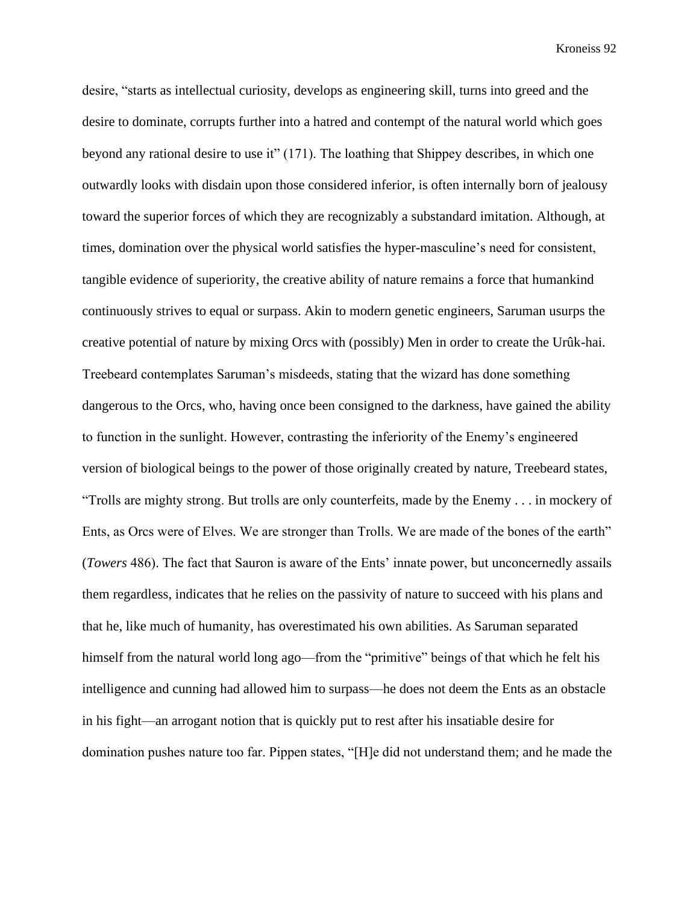desire, "starts as intellectual curiosity, develops as engineering skill, turns into greed and the desire to dominate, corrupts further into a hatred and contempt of the natural world which goes beyond any rational desire to use it" (171). The loathing that Shippey describes, in which one outwardly looks with disdain upon those considered inferior, is often internally born of jealousy toward the superior forces of which they are recognizably a substandard imitation. Although, at times, domination over the physical world satisfies the hyper-masculine's need for consistent, tangible evidence of superiority, the creative ability of nature remains a force that humankind continuously strives to equal or surpass. Akin to modern genetic engineers, Saruman usurps the creative potential of nature by mixing Orcs with (possibly) Men in order to create the Urûk-hai. Treebeard contemplates Saruman's misdeeds, stating that the wizard has done something dangerous to the Orcs, who, having once been consigned to the darkness, have gained the ability to function in the sunlight. However, contrasting the inferiority of the Enemy's engineered version of biological beings to the power of those originally created by nature, Treebeard states, "Trolls are mighty strong. But trolls are only counterfeits, made by the Enemy . . . in mockery of Ents, as Orcs were of Elves. We are stronger than Trolls. We are made of the bones of the earth" (*Towers* 486). The fact that Sauron is aware of the Ents' innate power, but unconcernedly assails them regardless, indicates that he relies on the passivity of nature to succeed with his plans and that he, like much of humanity, has overestimated his own abilities. As Saruman separated himself from the natural world long ago—from the "primitive" beings of that which he felt his intelligence and cunning had allowed him to surpass—he does not deem the Ents as an obstacle in his fight—an arrogant notion that is quickly put to rest after his insatiable desire for domination pushes nature too far. Pippen states, "[H]e did not understand them; and he made the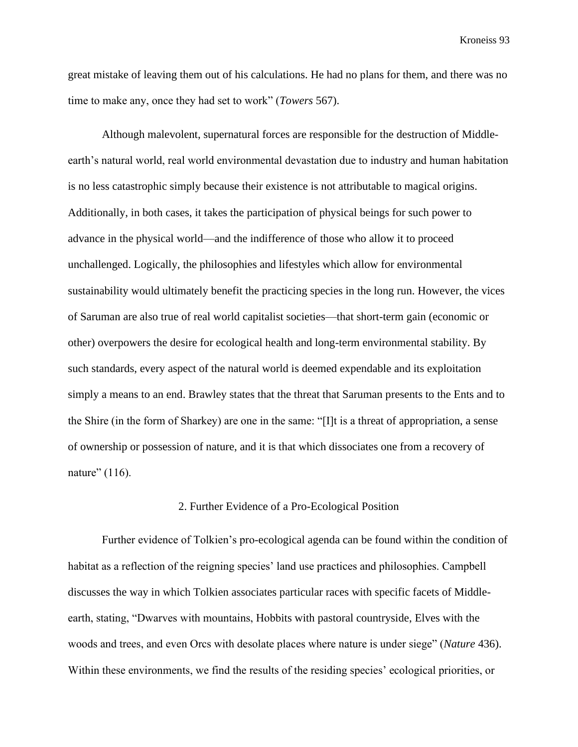great mistake of leaving them out of his calculations. He had no plans for them, and there was no time to make any, once they had set to work" (*Towers* 567).

Although malevolent, supernatural forces are responsible for the destruction of Middle-earth's natural world, real world environmental devastation due to industry and human habitation is no less catastrophic simply because their existence is not attributable to magical origins. Additionally, in both cases, it takes the participation of physical beings for such power to advance in the physical world—and the indifference of those who allow it to proceed unchallenged. Logically, the philosophies and lifestyles which allow for environmental sustainability would ultimately benefit the practicing species in the long run. However, the vices of Saruman are also true of real world capitalist societies—that short-term gain (economic or other) overpowers the desire for ecological health and long-term environmental stability. By such standards, every aspect of the natural world is deemed expendable and its exploitation simply a means to an end. Brawley states that the threat that Saruman presents to the Ents and to the Shire (in the form of Sharkey) are one in the same: "[I]t is a threat of appropriation, a sense of ownership or possession of nature, and it is that which dissociates one from a recovery of nature" (116).

## 2. Further Evidence of a Pro-Ecological Position

Further evidence of Tolkien's pro-ecological agenda can be found within the condition of habitat as a reflection of the reigning species' land use practices and philosophies. Campbell discusses the way in which Tolkien associates particular races with specific facets of Middle-earth, stating, "Dwarves with mountains, Hobbits with pastoral countryside, Elves with the woods and trees, and even Orcs with desolate places where nature is under siege" (*Nature* 436). Within these environments, we find the results of the residing species' ecological priorities, or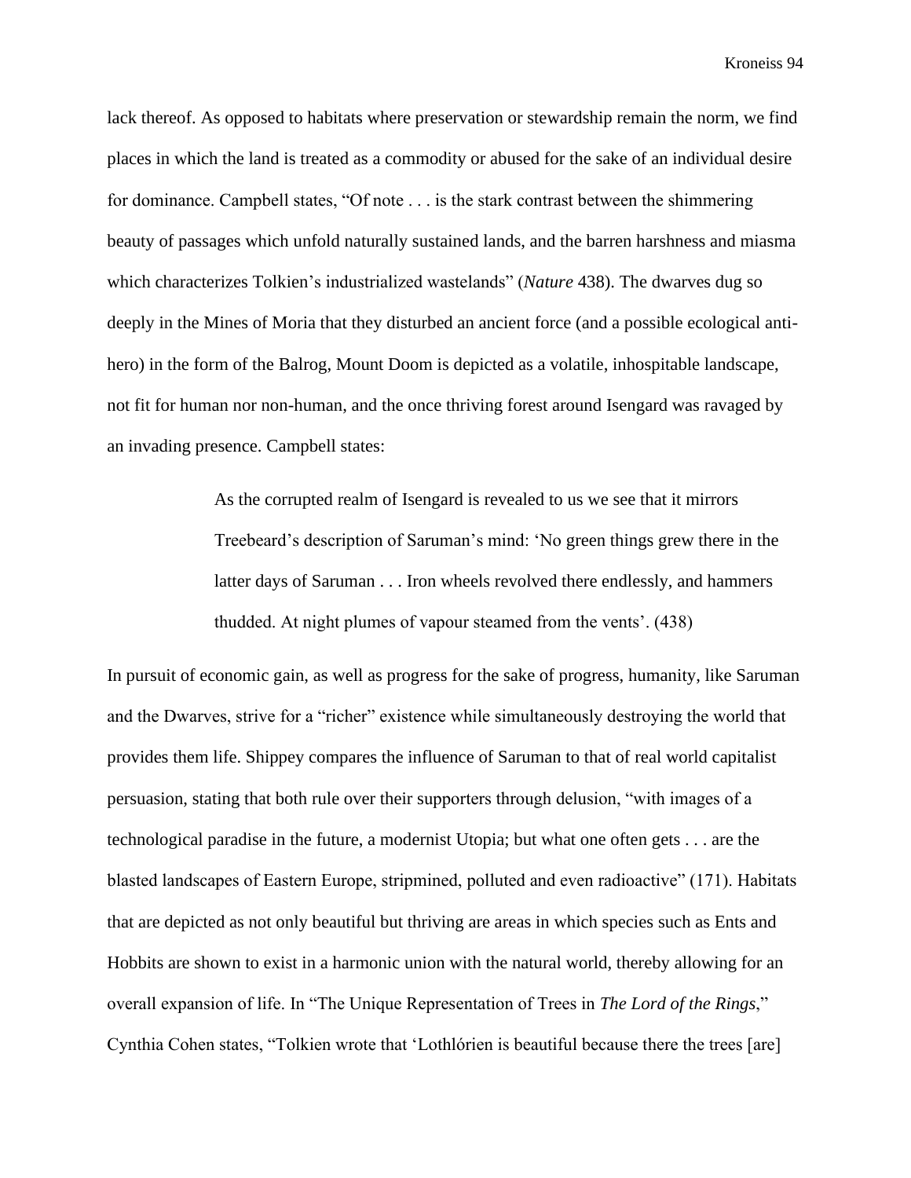lack thereof. As opposed to habitats where preservation or stewardship remain the norm, we find places in which the land is treated as a commodity or abused for the sake of an individual desire for dominance. Campbell states, "Of note . . . is the stark contrast between the shimmering beauty of passages which unfold naturally sustained lands, and the barren harshness and miasma which characterizes Tolkien's industrialized wastelands" (*Nature* 438). The dwarves dug so deeply in the Mines of Moria that they disturbed an ancient force (and a possible ecological anti-hero) in the form of the Balrog, Mount Doom is depicted as a volatile, inhospitable landscape, not fit for human nor non-human, and the once thriving forest around Isengard was ravaged by an invading presence. Campbell states:

> As the corrupted realm of Isengard is revealed to us we see that it mirrors Treebeard's description of Saruman's mind: 'No green things grew there in the latter days of Saruman . . . Iron wheels revolved there endlessly, and hammers thudded. At night plumes of vapour steamed from the vents'. (438)

In pursuit of economic gain, as well as progress for the sake of progress, humanity, like Saruman and the Dwarves, strive for a "richer" existence while simultaneously destroying the world that provides them life. Shippey compares the influence of Saruman to that of real world capitalist persuasion, stating that both rule over their supporters through delusion, "with images of a technological paradise in the future, a modernist Utopia; but what one often gets . . . are the blasted landscapes of Eastern Europe, stripmined, polluted and even radioactive" (171). Habitats that are depicted as not only beautiful but thriving are areas in which species such as Ents and Hobbits are shown to exist in a harmonic union with the natural world, thereby allowing for an overall expansion of life. In "The Unique Representation of Trees in *The Lord of the Rings*," Cynthia Cohen states, "Tolkien wrote that 'Lothlórien is beautiful because there the trees [are]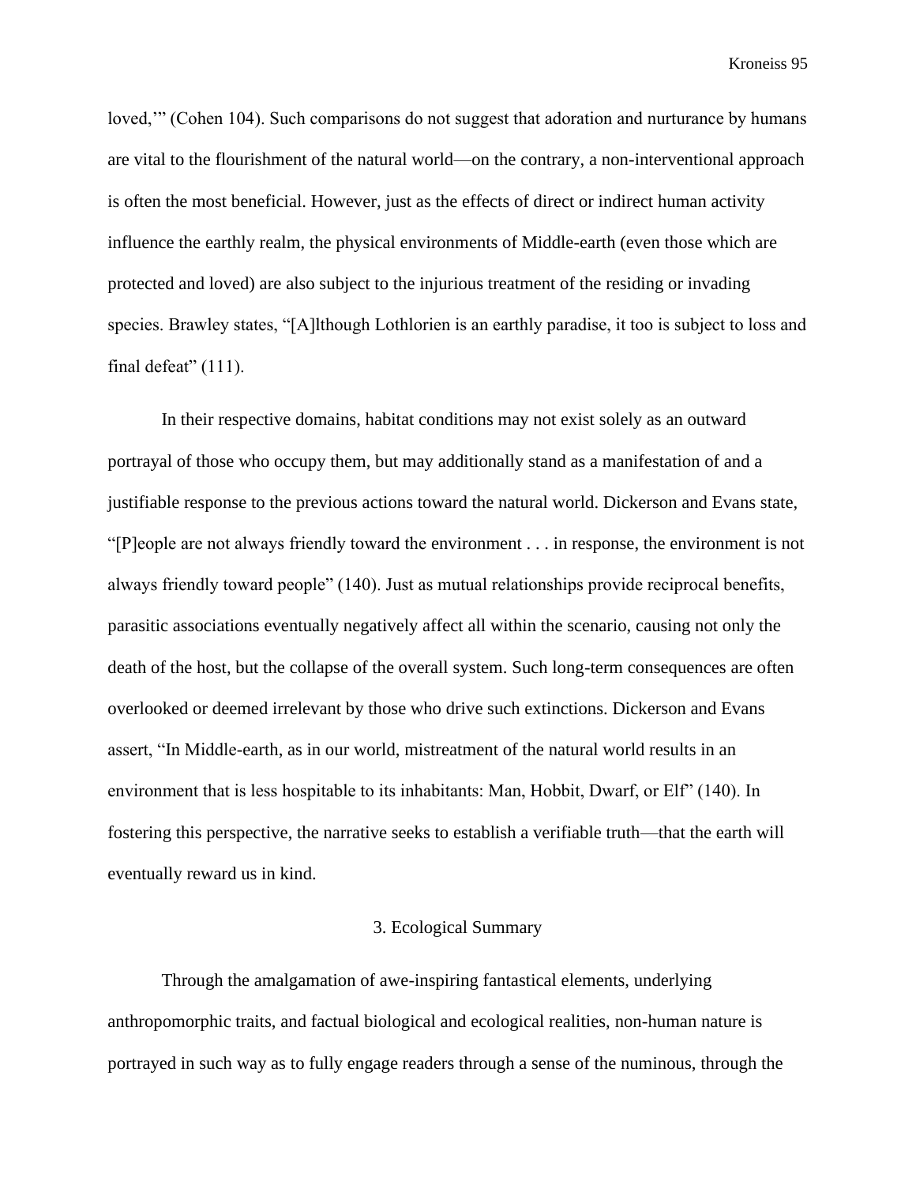loved,'" (Cohen 104). Such comparisons do not suggest that adoration and nurturance by humans are vital to the flourishment of the natural world—on the contrary, a non-interventional approach is often the most beneficial. However, just as the effects of direct or indirect human activity influence the earthly realm, the physical environments of Middle-earth (even those which are protected and loved) are also subject to the injurious treatment of the residing or invading species. Brawley states, "[A]lthough Lothlorien is an earthly paradise, it too is subject to loss and final defeat" (111).

In their respective domains, habitat conditions may not exist solely as an outward portrayal of those who occupy them, but may additionally stand as a manifestation of and a justifiable response to the previous actions toward the natural world. Dickerson and Evans state, "[P]eople are not always friendly toward the environment . . . in response, the environment is not always friendly toward people" (140). Just as mutual relationships provide reciprocal benefits, parasitic associations eventually negatively affect all within the scenario, causing not only the death of the host, but the collapse of the overall system. Such long-term consequences are often overlooked or deemed irrelevant by those who drive such extinctions. Dickerson and Evans assert, "In Middle-earth, as in our world, mistreatment of the natural world results in an environment that is less hospitable to its inhabitants: Man, Hobbit, Dwarf, or Elf" (140). In fostering this perspective, the narrative seeks to establish a verifiable truth—that the earth will eventually reward us in kind.

### 3. Ecological Summary

Through the amalgamation of awe-inspiring fantastical elements, underlying anthropomorphic traits, and factual biological and ecological realities, non-human nature is portrayed in such way as to fully engage readers through a sense of the numinous, through the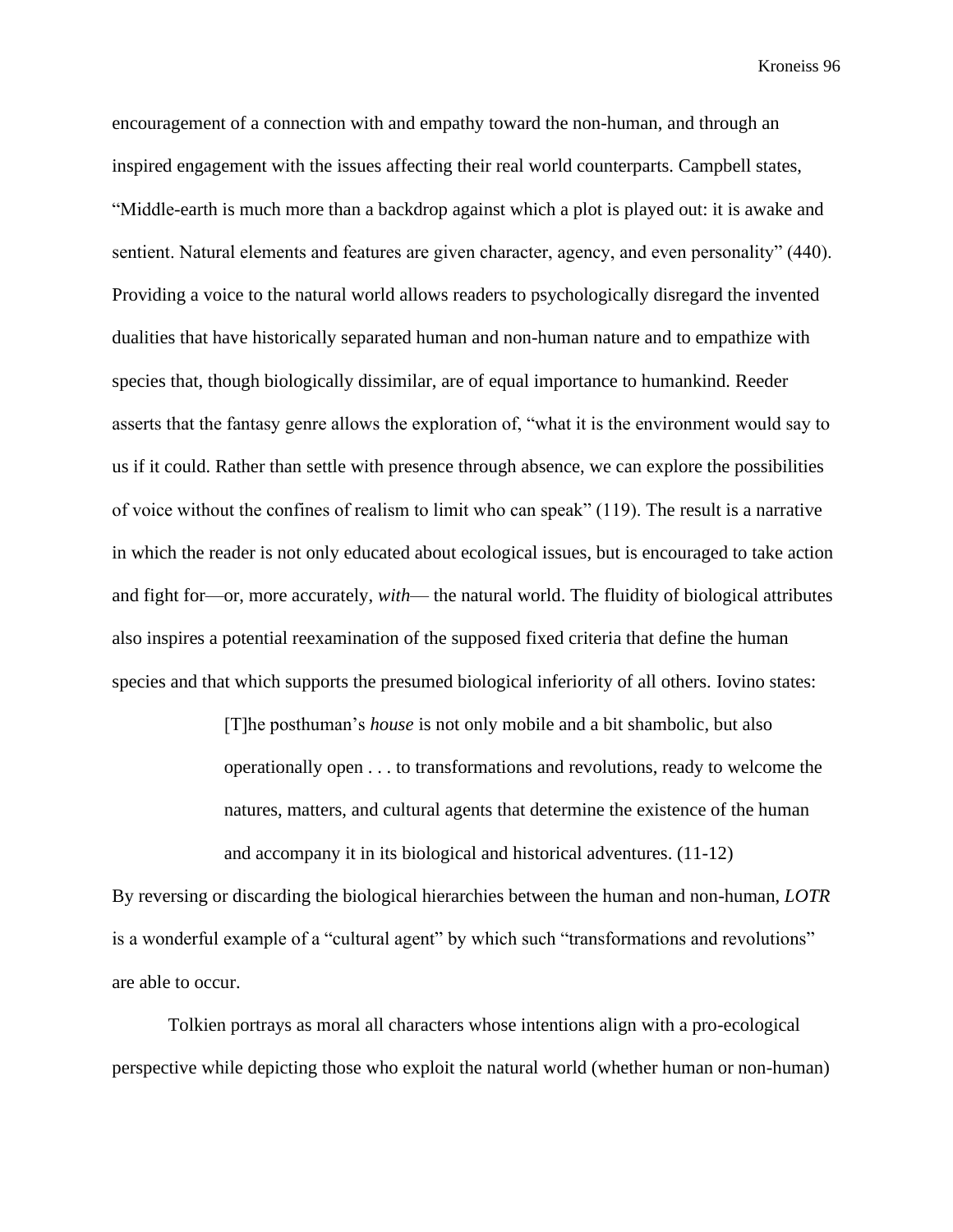encouragement of a connection with and empathy toward the non-human, and through an inspired engagement with the issues affecting their real world counterparts. Campbell states, "Middle-earth is much more than a backdrop against which a plot is played out: it is awake and sentient. Natural elements and features are given character, agency, and even personality" (440). Providing a voice to the natural world allows readers to psychologically disregard the invented dualities that have historically separated human and non-human nature and to empathize with species that, though biologically dissimilar, are of equal importance to humankind. Reeder asserts that the fantasy genre allows the exploration of, "what it is the environment would say to us if it could. Rather than settle with presence through absence, we can explore the possibilities of voice without the confines of realism to limit who can speak" (119). The result is a narrative in which the reader is not only educated about ecological issues, but is encouraged to take action and fight for—or, more accurately, *with*— the natural world. The fluidity of biological attributes also inspires a potential reexamination of the supposed fixed criteria that define the human species and that which supports the presumed biological inferiority of all others. Iovino states:

> [T]he posthuman's *house* is not only mobile and a bit shambolic, but also operationally open . . . to transformations and revolutions, ready to welcome the natures, matters, and cultural agents that determine the existence of the human and accompany it in its biological and historical adventures. (11-12)

By reversing or discarding the biological hierarchies between the human and non-human, *LOTR* is a wonderful example of a "cultural agent" by which such "transformations and revolutions" are able to occur.

Tolkien portrays as moral all characters whose intentions align with a pro-ecological perspective while depicting those who exploit the natural world (whether human or non-human)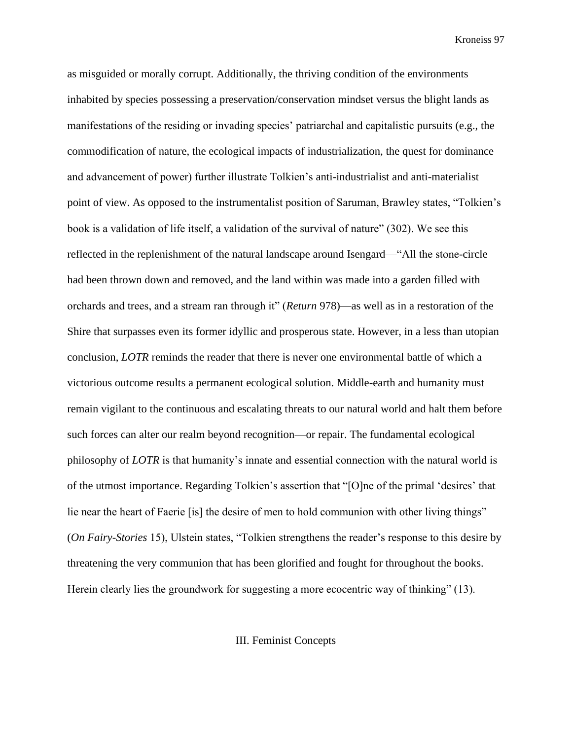as misguided or morally corrupt. Additionally, the thriving condition of the environments inhabited by species possessing a preservation/conservation mindset versus the blight lands as manifestations of the residing or invading species' patriarchal and capitalistic pursuits (e.g., the commodification of nature, the ecological impacts of industrialization, the quest for dominance and advancement of power) further illustrate Tolkien's anti-industrialist and anti-materialist point of view. As opposed to the instrumentalist position of Saruman, Brawley states, "Tolkien's book is a validation of life itself, a validation of the survival of nature" (302). We see this reflected in the replenishment of the natural landscape around Isengard—"All the stone-circle had been thrown down and removed, and the land within was made into a garden filled with orchards and trees, and a stream ran through it" (*Return* 978)—as well as in a restoration of the Shire that surpasses even its former idyllic and prosperous state. However, in a less than utopian conclusion, *LOTR* reminds the reader that there is never one environmental battle of which a victorious outcome results a permanent ecological solution. Middle-earth and humanity must remain vigilant to the continuous and escalating threats to our natural world and halt them before such forces can alter our realm beyond recognition—or repair. The fundamental ecological philosophy of *LOTR* is that humanity's innate and essential connection with the natural world is of the utmost importance. Regarding Tolkien's assertion that "[O]ne of the primal 'desires' that lie near the heart of Faerie [is] the desire of men to hold communion with other living things" (*On Fairy-Stories* 15), Ulstein states, "Tolkien strengthens the reader's response to this desire by threatening the very communion that has been glorified and fought for throughout the books. Herein clearly lies the groundwork for suggesting a more ecocentric way of thinking" (13).

## III. Feminist Concepts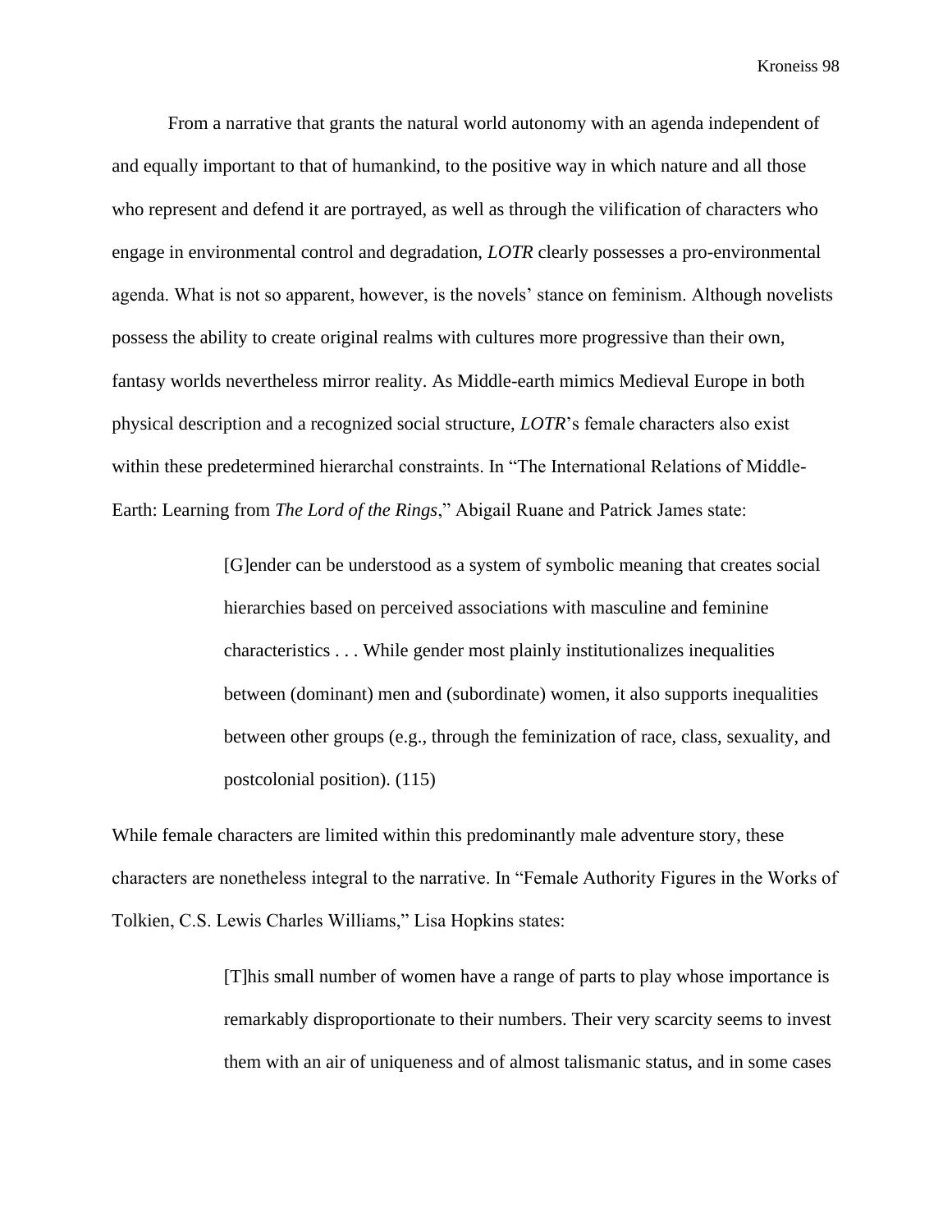From a narrative that grants the natural world autonomy with an agenda independent of and equally important to that of humankind, to the positive way in which nature and all those who represent and defend it are portrayed, as well as through the vilification of characters who engage in environmental control and degradation, *LOTR* clearly possesses a pro-environmental agenda. What is not so apparent, however, is the novels' stance on feminism. Although novelists possess the ability to create original realms with cultures more progressive than their own, fantasy worlds nevertheless mirror reality. As Middle-earth mimics Medieval Europe in both physical description and a recognized social structure, *LOTR*'s female characters also exist within these predetermined hierarchal constraints. In "The International Relations of Middle-Earth: Learning from *The Lord of the Rings*," Abigail Ruane and Patrick James state:

> [G]ender can be understood as a system of symbolic meaning that creates social hierarchies based on perceived associations with masculine and feminine characteristics . . . While gender most plainly institutionalizes inequalities between (dominant) men and (subordinate) women, it also supports inequalities between other groups (e.g., through the feminization of race, class, sexuality, and postcolonial position). (115)

While female characters are limited within this predominantly male adventure story, these characters are nonetheless integral to the narrative. In "Female Authority Figures in the Works of Tolkien, C.S. Lewis Charles Williams," Lisa Hopkins states:

> [T]his small number of women have a range of parts to play whose importance is remarkably disproportionate to their numbers. Their very scarcity seems to invest them with an air of uniqueness and of almost talismanic status, and in some cases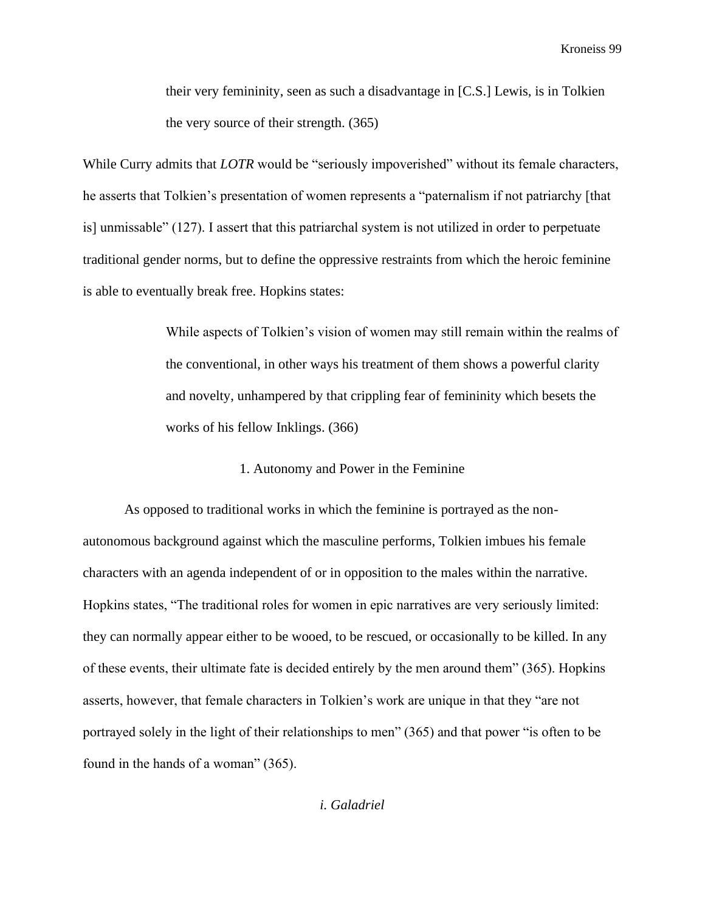> their very femininity, seen as such a disadvantage in [C.S.] Lewis, is in Tolkien the very source of their strength. (365)

While Curry admits that *LOTR* would be "seriously impoverished" without its female characters, he asserts that Tolkien's presentation of women represents a "paternalism if not patriarchy [that is] unmissable" (127). I assert that this patriarchal system is not utilized in order to perpetuate traditional gender norms, but to define the oppressive restraints from which the heroic feminine is able to eventually break free. Hopkins states:

> While aspects of Tolkien's vision of women may still remain within the realms of the conventional, in other ways his treatment of them shows a powerful clarity and novelty, unhampered by that crippling fear of femininity which besets the works of his fellow Inklings. (366)

## 1. Autonomy and Power in the Feminine

As opposed to traditional works in which the feminine is portrayed as the non-autonomous background against which the masculine performs, Tolkien imbues his female characters with an agenda independent of or in opposition to the males within the narrative. Hopkins states, "The traditional roles for women in epic narratives are very seriously limited: they can normally appear either to be wooed, to be rescued, or occasionally to be killed. In any of these events, their ultimate fate is decided entirely by the men around them" (365). Hopkins asserts, however, that female characters in Tolkien's work are unique in that they "are not portrayed solely in the light of their relationships to men" (365) and that power "is often to be found in the hands of a woman" (365).

### *i. Galadriel*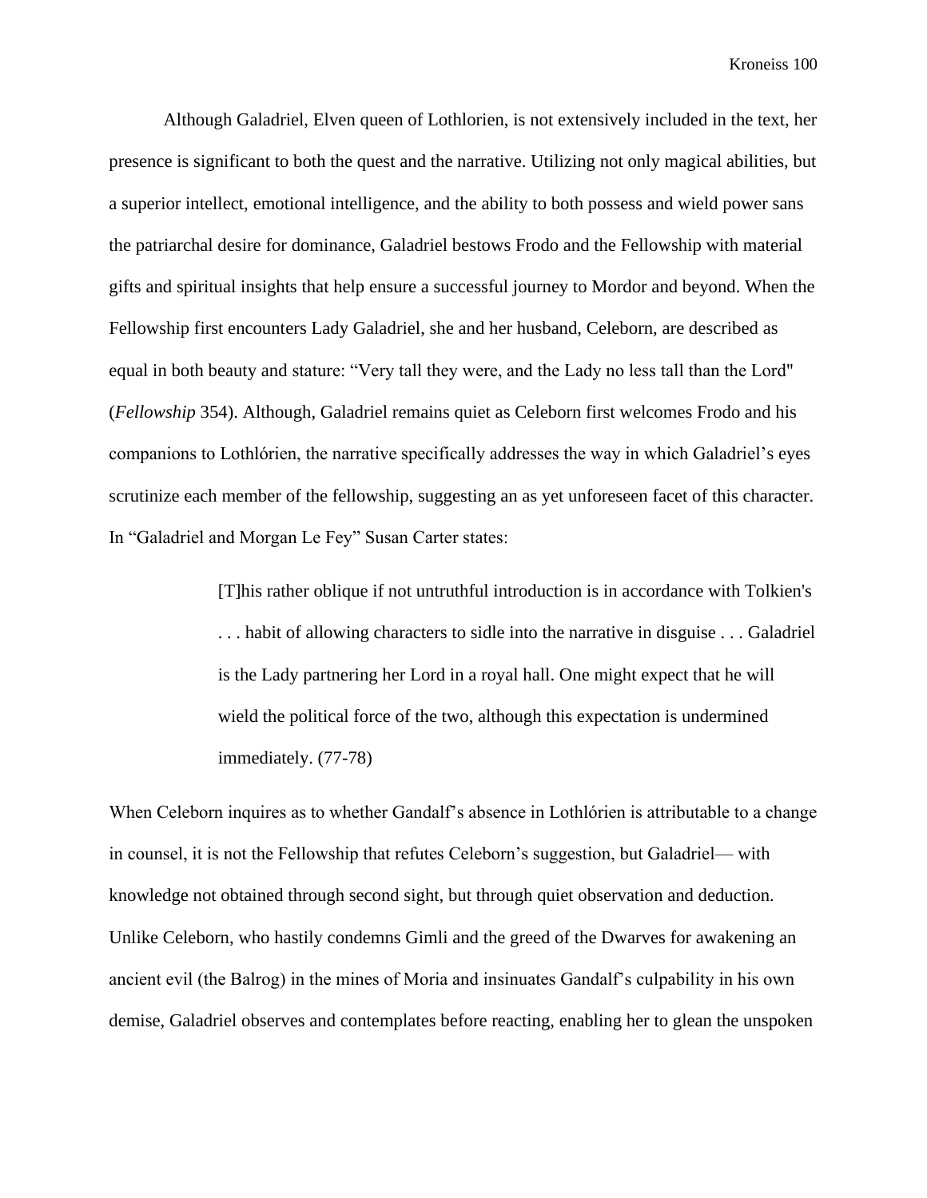Although Galadriel, Elven queen of Lothlorien, is not extensively included in the text, her presence is significant to both the quest and the narrative. Utilizing not only magical abilities, but a superior intellect, emotional intelligence, and the ability to both possess and wield power sans the patriarchal desire for dominance, Galadriel bestows Frodo and the Fellowship with material gifts and spiritual insights that help ensure a successful journey to Mordor and beyond. When the Fellowship first encounters Lady Galadriel, she and her husband, Celeborn, are described as equal in both beauty and stature: "Very tall they were, and the Lady no less tall than the Lord" (*Fellowship* 354). Although, Galadriel remains quiet as Celeborn first welcomes Frodo and his companions to Lothlórien, the narrative specifically addresses the way in which Galadriel's eyes scrutinize each member of the fellowship, suggesting an as yet unforeseen facet of this character. In "Galadriel and Morgan Le Fey" Susan Carter states:

> [T]his rather oblique if not untruthful introduction is in accordance with Tolkien's . . . habit of allowing characters to sidle into the narrative in disguise . . . Galadriel is the Lady partnering her Lord in a royal hall. One might expect that he will wield the political force of the two, although this expectation is undermined immediately. (77-78)

When Celeborn inquires as to whether Gandalf's absence in Lothlórien is attributable to a change in counsel, it is not the Fellowship that refutes Celeborn's suggestion, but Galadriel— with knowledge not obtained through second sight, but through quiet observation and deduction. Unlike Celeborn, who hastily condemns Gimli and the greed of the Dwarves for awakening an ancient evil (the Balrog) in the mines of Moria and insinuates Gandalf's culpability in his own demise, Galadriel observes and contemplates before reacting, enabling her to glean the unspoken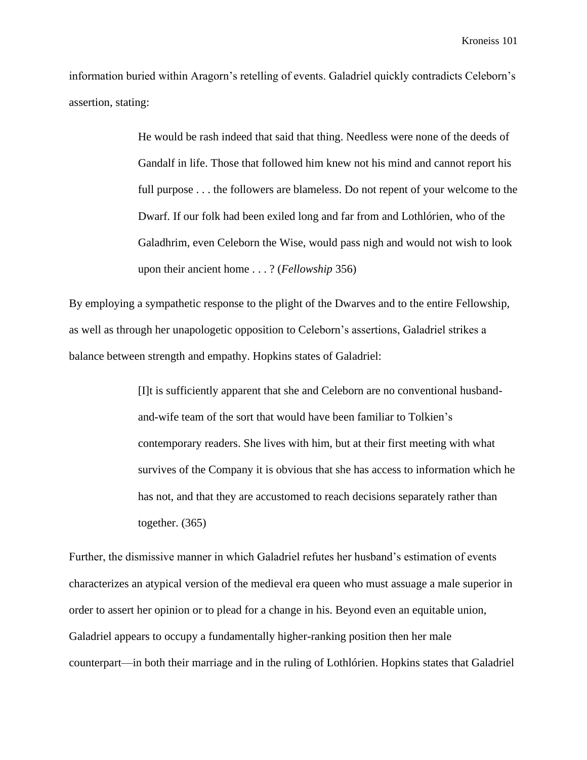information buried within Aragorn's retelling of events. Galadriel quickly contradicts Celeborn's assertion, stating:

> He would be rash indeed that said that thing. Needless were none of the deeds of Gandalf in life. Those that followed him knew not his mind and cannot report his full purpose . . . the followers are blameless. Do not repent of your welcome to the Dwarf. If our folk had been exiled long and far from and Lothlórien, who of the Galadhrim, even Celeborn the Wise, would pass nigh and would not wish to look upon their ancient home . . . ? (*Fellowship* 356)

By employing a sympathetic response to the plight of the Dwarves and to the entire Fellowship, as well as through her unapologetic opposition to Celeborn's assertions, Galadriel strikes a balance between strength and empathy. Hopkins states of Galadriel:

> [I]t is sufficiently apparent that she and Celeborn are no conventional husband-and-wife team of the sort that would have been familiar to Tolkien's contemporary readers. She lives with him, but at their first meeting with what survives of the Company it is obvious that she has access to information which he has not, and that they are accustomed to reach decisions separately rather than together. (365)

Further, the dismissive manner in which Galadriel refutes her husband's estimation of events characterizes an atypical version of the medieval era queen who must assuage a male superior in order to assert her opinion or to plead for a change in his. Beyond even an equitable union, Galadriel appears to occupy a fundamentally higher-ranking position then her male counterpart—in both their marriage and in the ruling of Lothlórien. Hopkins states that Galadriel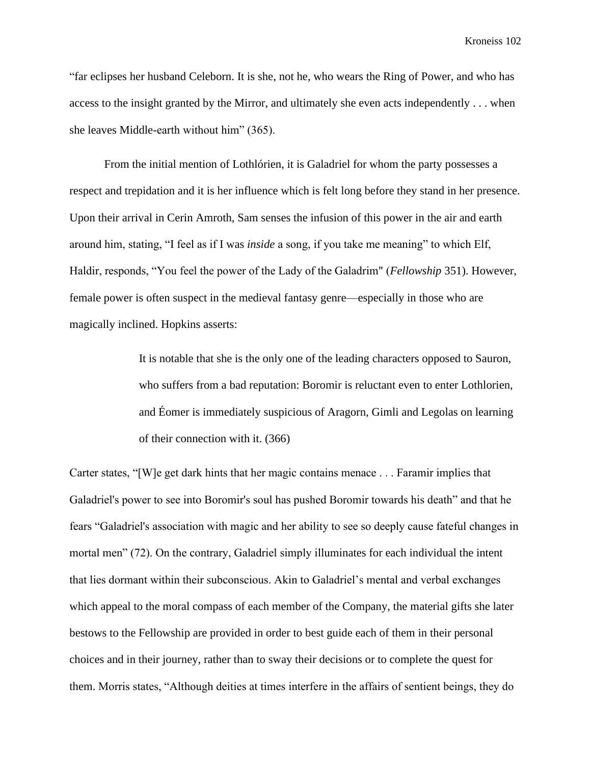“far eclipses her husband Celeborn. It is she, not he, who wears the Ring of Power, and who has access to the insight granted by the Mirror, and ultimately she even acts independently . . . when she leaves Middle-earth without him” (365).

From the initial mention of Lothlórien, it is Galadriel for whom the party possesses a respect and trepidation and it is her influence which is felt long before they stand in her presence. Upon their arrival in Cerin Amroth, Sam senses the infusion of this power in the air and earth around him, stating, “I feel as if I was *inside* a song, if you take me meaning” to which Elf, Haldir, responds, “You feel the power of the Lady of the Galadrim" (*Fellowship* 351). However, female power is often suspect in the medieval fantasy genre—especially in those who are magically inclined. Hopkins asserts:

> It is notable that she is the only one of the leading characters opposed to Sauron, who suffers from a bad reputation: Boromir is reluctant even to enter Lothlorien, and Éomer is immediately suspicious of Aragorn, Gimli and Legolas on learning of their connection with it. (366)

Carter states, “[W]e get dark hints that her magic contains menace . . . Faramir implies that Galadriel's power to see into Boromir's soul has pushed Boromir towards his death” and that he fears “Galadriel's association with magic and her ability to see so deeply cause fateful changes in mortal men” (72). On the contrary, Galadriel simply illuminates for each individual the intent that lies dormant within their subconscious. Akin to Galadriel’s mental and verbal exchanges which appeal to the moral compass of each member of the Company, the material gifts she later bestows to the Fellowship are provided in order to best guide each of them in their personal choices and in their journey, rather than to sway their decisions or to complete the quest for them. Morris states, “Although deities at times interfere in the affairs of sentient beings, they do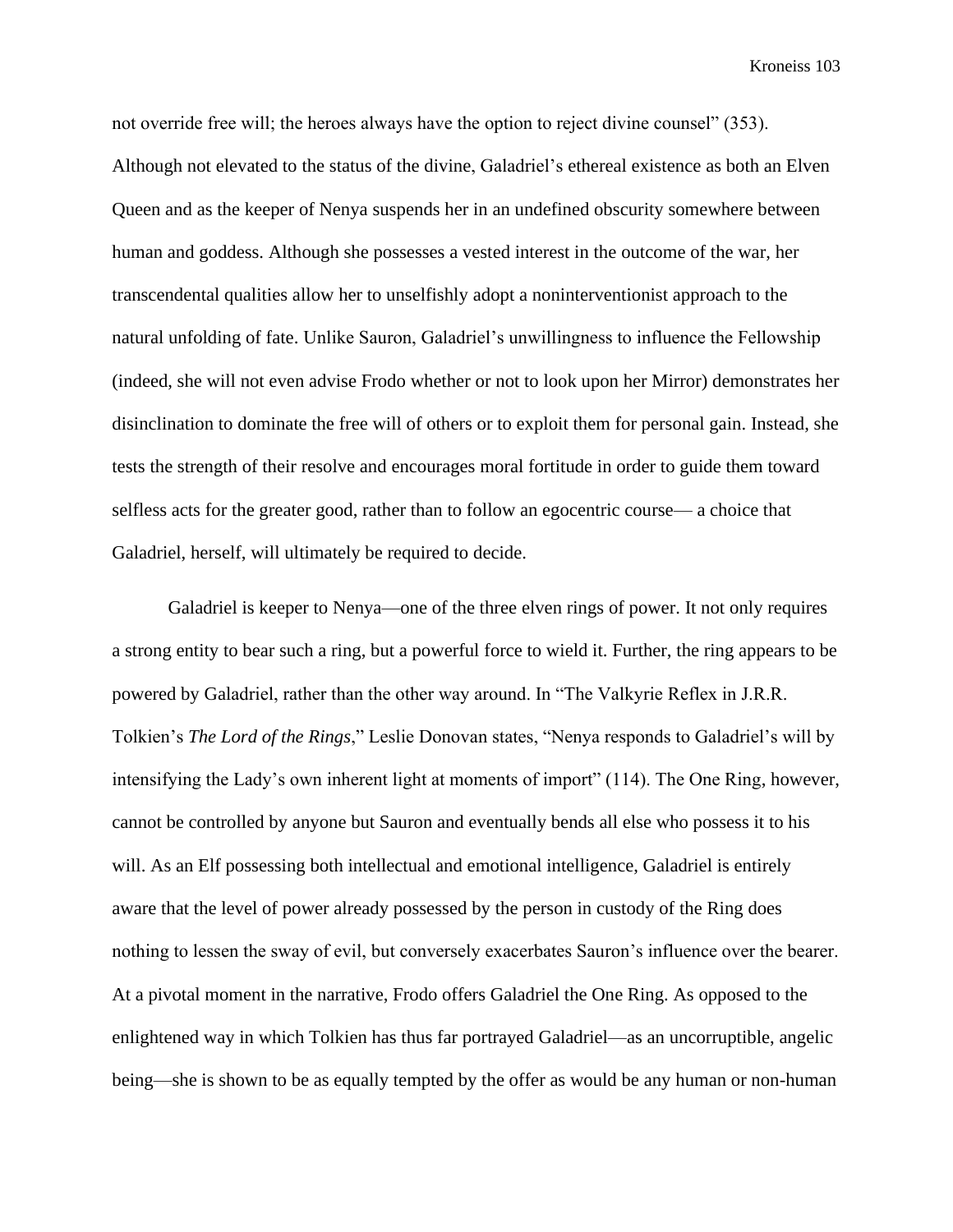not override free will; the heroes always have the option to reject divine counsel" (353). Although not elevated to the status of the divine, Galadriel's ethereal existence as both an Elven Queen and as the keeper of Nenya suspends her in an undefined obscurity somewhere between human and goddess. Although she possesses a vested interest in the outcome of the war, her transcendental qualities allow her to unselfishly adopt a noninterventionist approach to the natural unfolding of fate. Unlike Sauron, Galadriel's unwillingness to influence the Fellowship (indeed, she will not even advise Frodo whether or not to look upon her Mirror) demonstrates her disinclination to dominate the free will of others or to exploit them for personal gain. Instead, she tests the strength of their resolve and encourages moral fortitude in order to guide them toward selfless acts for the greater good, rather than to follow an egocentric course— a choice that Galadriel, herself, will ultimately be required to decide.

Galadriel is keeper to Nenya—one of the three elven rings of power. It not only requires a strong entity to bear such a ring, but a powerful force to wield it. Further, the ring appears to be powered by Galadriel, rather than the other way around. In "The Valkyrie Reflex in J.R.R. Tolkien's *The Lord of the Rings*," Leslie Donovan states, "Nenya responds to Galadriel's will by intensifying the Lady's own inherent light at moments of import" (114). The One Ring, however, cannot be controlled by anyone but Sauron and eventually bends all else who possess it to his will. As an Elf possessing both intellectual and emotional intelligence, Galadriel is entirely aware that the level of power already possessed by the person in custody of the Ring does nothing to lessen the sway of evil, but conversely exacerbates Sauron's influence over the bearer. At a pivotal moment in the narrative, Frodo offers Galadriel the One Ring. As opposed to the enlightened way in which Tolkien has thus far portrayed Galadriel—as an uncorruptible, angelic being—she is shown to be as equally tempted by the offer as would be any human or non-human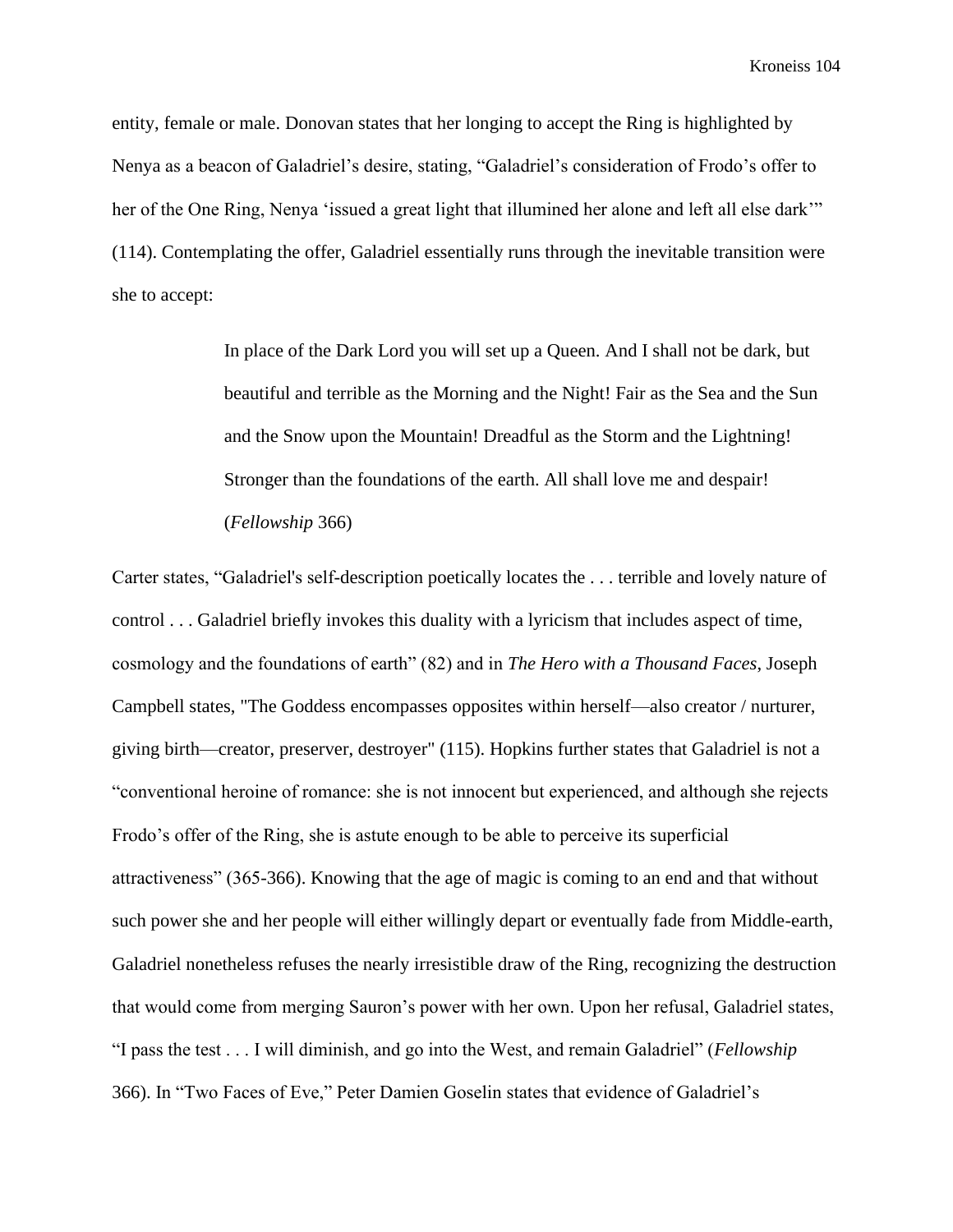entity, female or male. Donovan states that her longing to accept the Ring is highlighted by Nenya as a beacon of Galadriel's desire, stating, "Galadriel's consideration of Frodo's offer to her of the One Ring, Nenya 'issued a great light that illumined her alone and left all else dark'" (114). Contemplating the offer, Galadriel essentially runs through the inevitable transition were she to accept:

> In place of the Dark Lord you will set up a Queen. And I shall not be dark, but beautiful and terrible as the Morning and the Night! Fair as the Sea and the Sun and the Snow upon the Mountain! Dreadful as the Storm and the Lightning! Stronger than the foundations of the earth. All shall love me and despair! (*Fellowship* 366)

Carter states, "Galadriel's self-description poetically locates the . . . terrible and lovely nature of control . . . Galadriel briefly invokes this duality with a lyricism that includes aspect of time, cosmology and the foundations of earth" (82) and in *The Hero with a Thousand Faces*, Joseph Campbell states, "The Goddess encompasses opposites within herself—also creator / nurturer, giving birth—creator, preserver, destroyer" (115). Hopkins further states that Galadriel is not a "conventional heroine of romance: she is not innocent but experienced, and although she rejects Frodo's offer of the Ring, she is astute enough to be able to perceive its superficial attractiveness" (365-366). Knowing that the age of magic is coming to an end and that without such power she and her people will either willingly depart or eventually fade from Middle-earth, Galadriel nonetheless refuses the nearly irresistible draw of the Ring, recognizing the destruction that would come from merging Sauron's power with her own. Upon her refusal, Galadriel states, "I pass the test . . . I will diminish, and go into the West, and remain Galadriel" (*Fellowship* 366). In "Two Faces of Eve," Peter Damien Goselin states that evidence of Galadriel's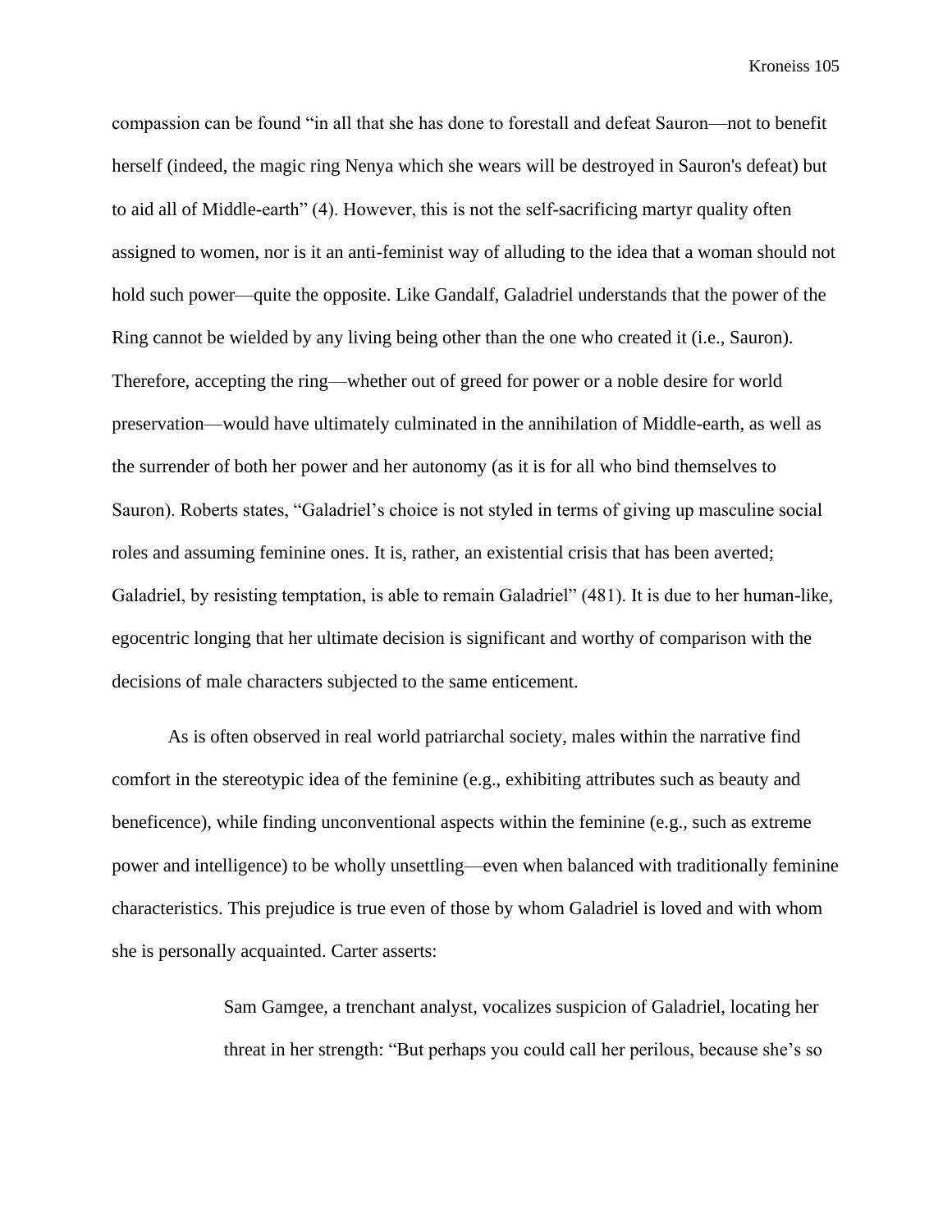compassion can be found "in all that she has done to forestall and defeat Sauron—not to benefit herself (indeed, the magic ring Nenya which she wears will be destroyed in Sauron's defeat) but to aid all of Middle-earth" (4). However, this is not the self-sacrificing martyr quality often assigned to women, nor is it an anti-feminist way of alluding to the idea that a woman should not hold such power—quite the opposite. Like Gandalf, Galadriel understands that the power of the Ring cannot be wielded by any living being other than the one who created it (i.e., Sauron). Therefore, accepting the ring—whether out of greed for power or a noble desire for world preservation—would have ultimately culminated in the annihilation of Middle-earth, as well as the surrender of both her power and her autonomy (as it is for all who bind themselves to Sauron). Roberts states, "Galadriel's choice is not styled in terms of giving up masculine social roles and assuming feminine ones. It is, rather, an existential crisis that has been averted; Galadriel, by resisting temptation, is able to remain Galadriel" (481). It is due to her human-like, egocentric longing that her ultimate decision is significant and worthy of comparison with the decisions of male characters subjected to the same enticement.

As is often observed in real world patriarchal society, males within the narrative find comfort in the stereotypic idea of the feminine (e.g., exhibiting attributes such as beauty and beneficence), while finding unconventional aspects within the feminine (e.g., such as extreme power and intelligence) to be wholly unsettling—even when balanced with traditionally feminine characteristics. This prejudice is true even of those by whom Galadriel is loved and with whom she is personally acquainted. Carter asserts:

> Sam Gamgee, a trenchant analyst, vocalizes suspicion of Galadriel, locating her threat in her strength: "But perhaps you could call her perilous, because she's so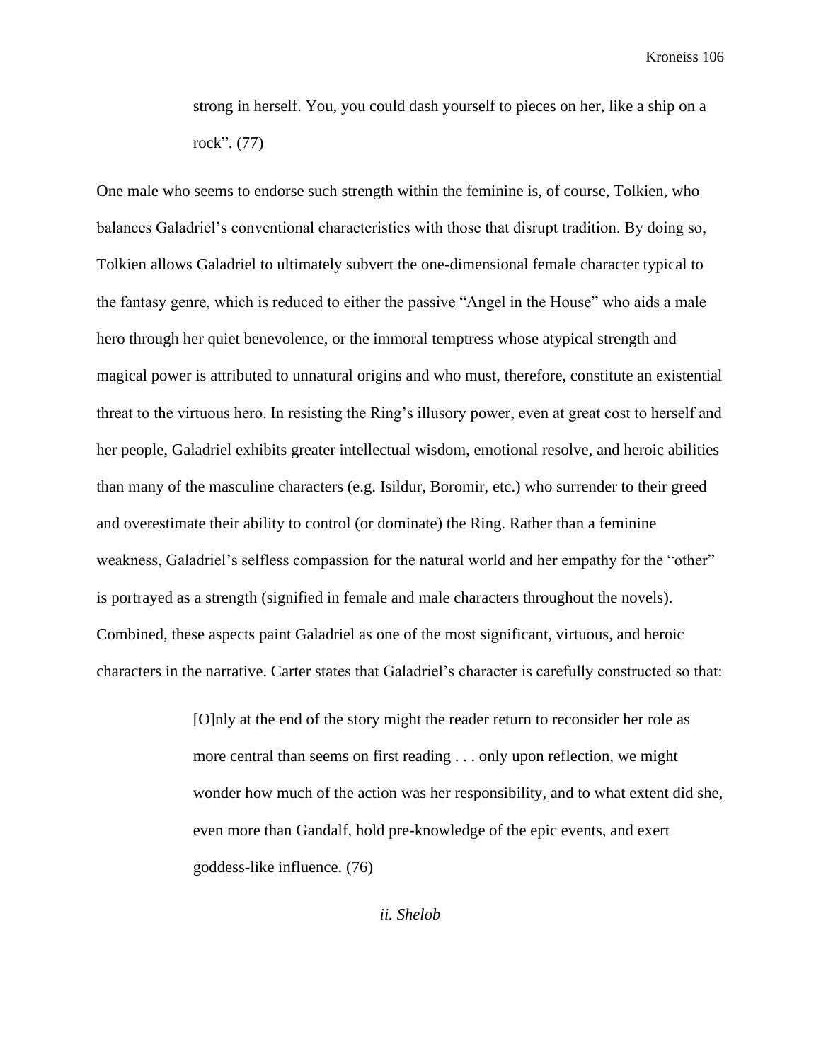> strong in herself. You, you could dash yourself to pieces on her, like a ship on a rock". (77)

One male who seems to endorse such strength within the feminine is, of course, Tolkien, who balances Galadriel's conventional characteristics with those that disrupt tradition. By doing so, Tolkien allows Galadriel to ultimately subvert the one-dimensional female character typical to the fantasy genre, which is reduced to either the passive "Angel in the House" who aids a male hero through her quiet benevolence, or the immoral temptress whose atypical strength and magical power is attributed to unnatural origins and who must, therefore, constitute an existential threat to the virtuous hero. In resisting the Ring's illusory power, even at great cost to herself and her people, Galadriel exhibits greater intellectual wisdom, emotional resolve, and heroic abilities than many of the masculine characters (e.g. Isildur, Boromir, etc.) who surrender to their greed and overestimate their ability to control (or dominate) the Ring. Rather than a feminine weakness, Galadriel's selfless compassion for the natural world and her empathy for the "other" is portrayed as a strength (signified in female and male characters throughout the novels). Combined, these aspects paint Galadriel as one of the most significant, virtuous, and heroic characters in the narrative. Carter states that Galadriel's character is carefully constructed so that:

> [O]nly at the end of the story might the reader return to reconsider her role as more central than seems on first reading . . . only upon reflection, we might wonder how much of the action was her responsibility, and to what extent did she, even more than Gandalf, hold pre-knowledge of the epic events, and exert goddess-like influence. (76)

### *ii. Shelob*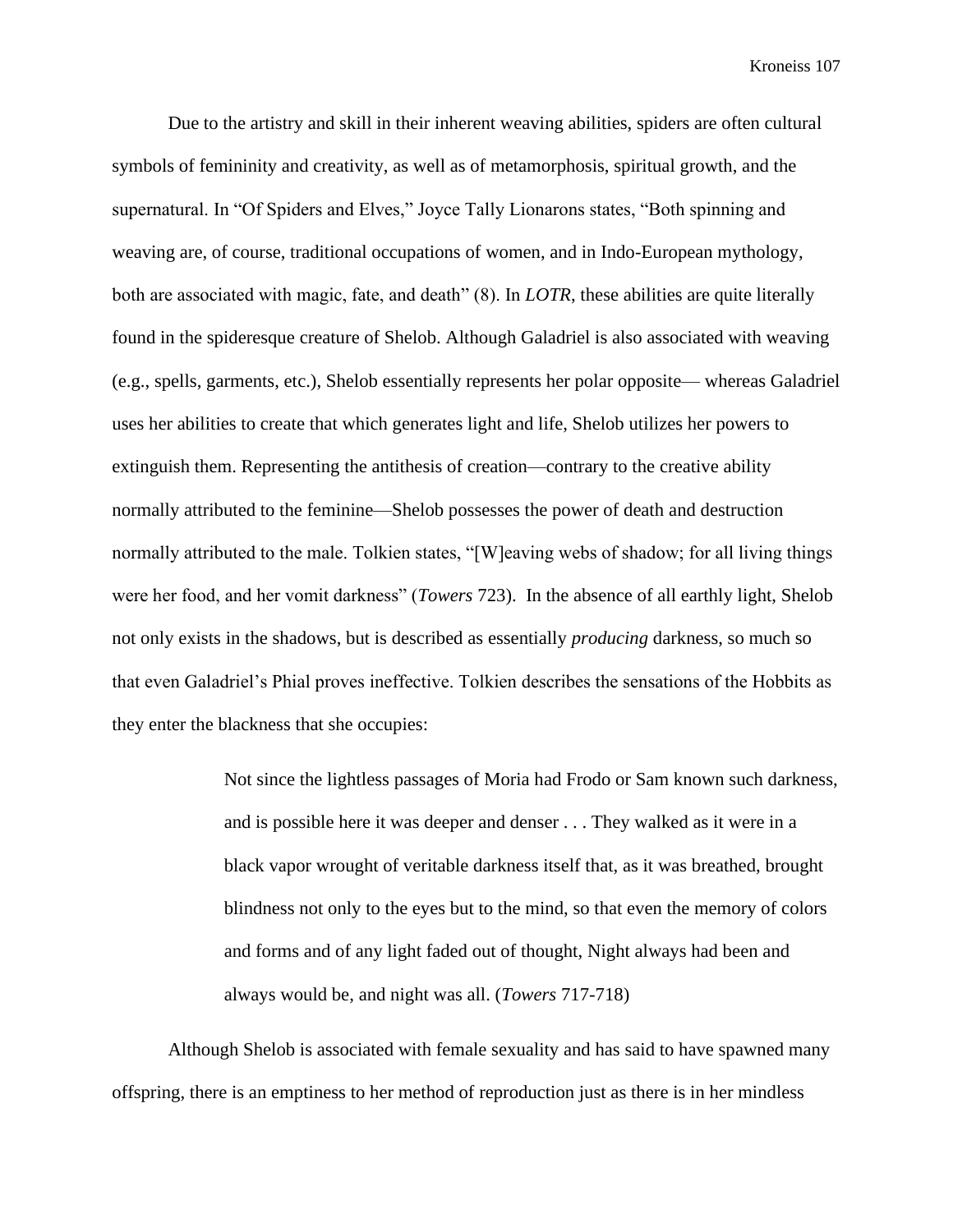Due to the artistry and skill in their inherent weaving abilities, spiders are often cultural symbols of femininity and creativity, as well as of metamorphosis, spiritual growth, and the supernatural. In "Of Spiders and Elves," Joyce Tally Lionarons states, "Both spinning and weaving are, of course, traditional occupations of women, and in Indo-European mythology, both are associated with magic, fate, and death" (8). In *LOTR*, these abilities are quite literally found in the spideresque creature of Shelob. Although Galadriel is also associated with weaving (e.g., spells, garments, etc.), Shelob essentially represents her polar opposite— whereas Galadriel uses her abilities to create that which generates light and life, Shelob utilizes her powers to extinguish them. Representing the antithesis of creation—contrary to the creative ability normally attributed to the feminine—Shelob possesses the power of death and destruction normally attributed to the male. Tolkien states, "[W]eaving webs of shadow; for all living things were her food, and her vomit darkness" (*Towers* 723). In the absence of all earthly light, Shelob not only exists in the shadows, but is described as essentially *producing* darkness, so much so that even Galadriel's Phial proves ineffective. Tolkien describes the sensations of the Hobbits as they enter the blackness that she occupies:

> Not since the lightless passages of Moria had Frodo or Sam known such darkness, and is possible here it was deeper and denser . . . They walked as it were in a black vapor wrought of veritable darkness itself that, as it was breathed, brought blindness not only to the eyes but to the mind, so that even the memory of colors and forms and of any light faded out of thought, Night always had been and always would be, and night was all. (*Towers* 717-718)

Although Shelob is associated with female sexuality and has said to have spawned many offspring, there is an emptiness to her method of reproduction just as there is in her mindless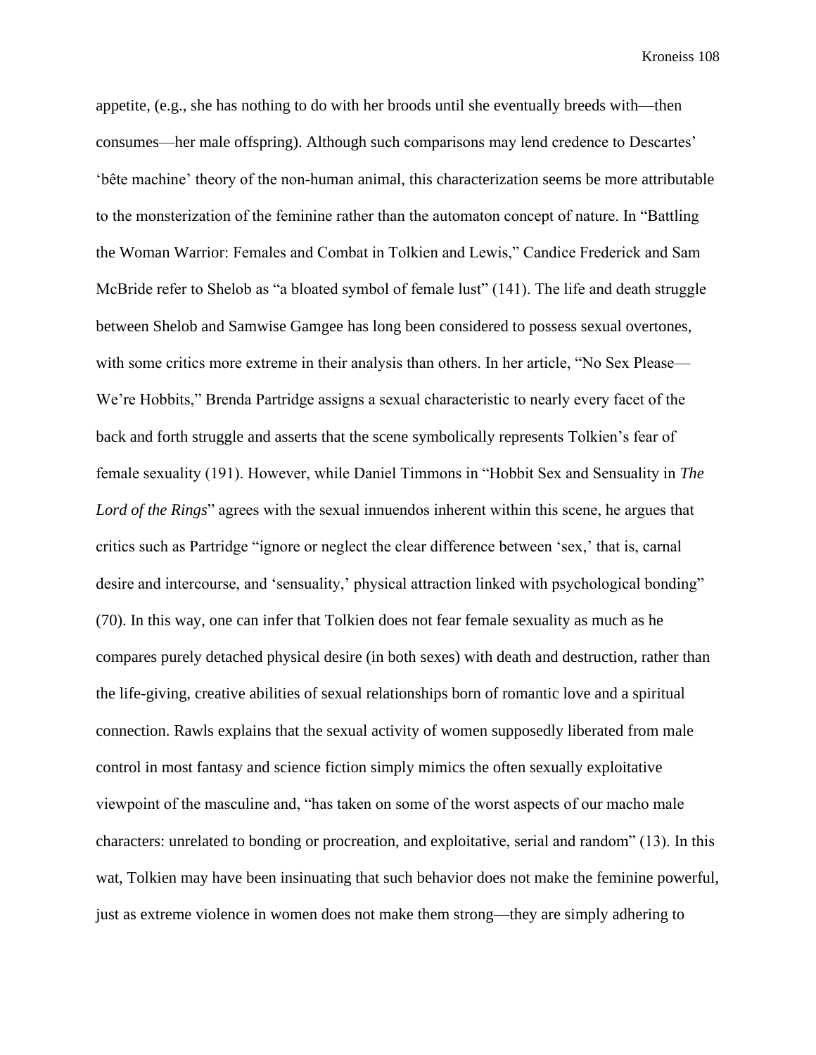appetite, (e.g., she has nothing to do with her broods until she eventually breeds with—then consumes—her male offspring). Although such comparisons may lend credence to Descartes' 'bête machine' theory of the non-human animal, this characterization seems be more attributable to the monsterization of the feminine rather than the automaton concept of nature. In "Battling the Woman Warrior: Females and Combat in Tolkien and Lewis," Candice Frederick and Sam McBride refer to Shelob as "a bloated symbol of female lust" (141). The life and death struggle between Shelob and Samwise Gamgee has long been considered to possess sexual overtones, with some critics more extreme in their analysis than others. In her article, "No Sex Please—We're Hobbits," Brenda Partridge assigns a sexual characteristic to nearly every facet of the back and forth struggle and asserts that the scene symbolically represents Tolkien's fear of female sexuality (191). However, while Daniel Timmons in "Hobbit Sex and Sensuality in *The Lord of the Rings*" agrees with the sexual innuendos inherent within this scene, he argues that critics such as Partridge "ignore or neglect the clear difference between 'sex,' that is, carnal desire and intercourse, and 'sensuality,' physical attraction linked with psychological bonding" (70). In this way, one can infer that Tolkien does not fear female sexuality as much as he compares purely detached physical desire (in both sexes) with death and destruction, rather than the life-giving, creative abilities of sexual relationships born of romantic love and a spiritual connection. Rawls explains that the sexual activity of women supposedly liberated from male control in most fantasy and science fiction simply mimics the often sexually exploitative viewpoint of the masculine and, "has taken on some of the worst aspects of our macho male characters: unrelated to bonding or procreation, and exploitative, serial and random" (13). In this wat, Tolkien may have been insinuating that such behavior does not make the feminine powerful, just as extreme violence in women does not make them strong—they are simply adhering to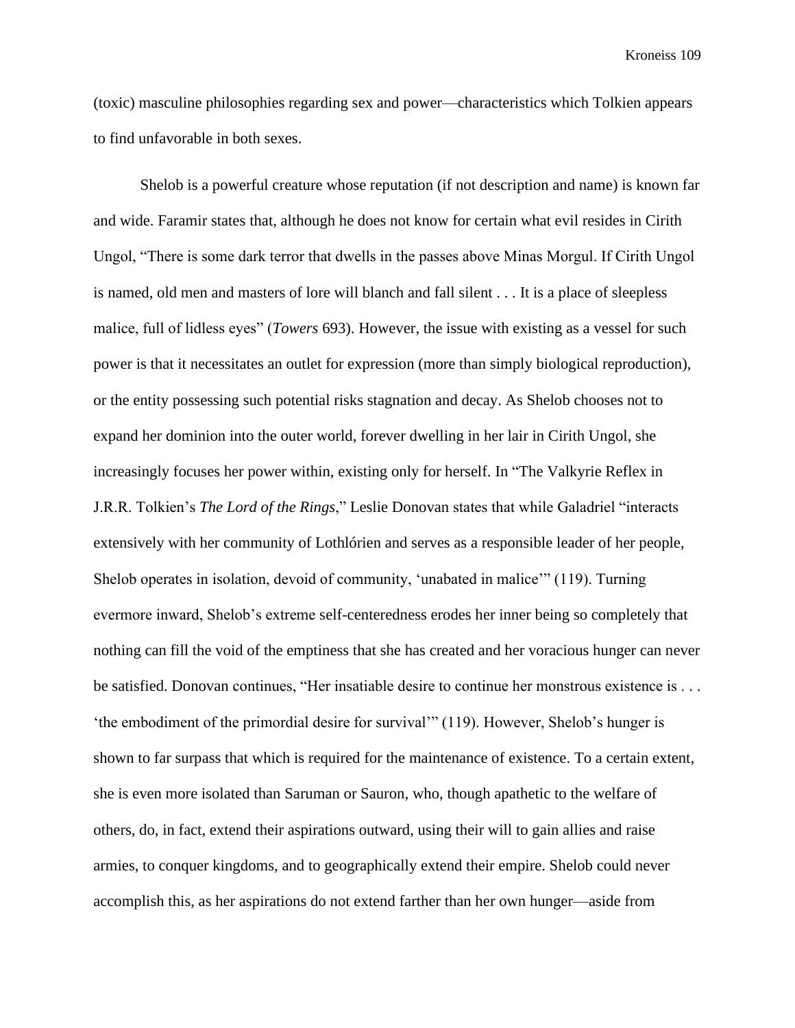(toxic) masculine philosophies regarding sex and power—characteristics which Tolkien appears to find unfavorable in both sexes.

Shelob is a powerful creature whose reputation (if not description and name) is known far and wide. Faramir states that, although he does not know for certain what evil resides in Cirith Ungol, "There is some dark terror that dwells in the passes above Minas Morgul. If Cirith Ungol is named, old men and masters of lore will blanch and fall silent . . . It is a place of sleepless malice, full of lidless eyes" (*Towers* 693). However, the issue with existing as a vessel for such power is that it necessitates an outlet for expression (more than simply biological reproduction), or the entity possessing such potential risks stagnation and decay. As Shelob chooses not to expand her dominion into the outer world, forever dwelling in her lair in Cirith Ungol, she increasingly focuses her power within, existing only for herself. In "The Valkyrie Reflex in J.R.R. Tolkien's *The Lord of the Rings*," Leslie Donovan states that while Galadriel "interacts extensively with her community of Lothlórien and serves as a responsible leader of her people, Shelob operates in isolation, devoid of community, 'unabated in malice'" (119). Turning evermore inward, Shelob's extreme self-centeredness erodes her inner being so completely that nothing can fill the void of the emptiness that she has created and her voracious hunger can never be satisfied. Donovan continues, "Her insatiable desire to continue her monstrous existence is . . . 'the embodiment of the primordial desire for survival'" (119). However, Shelob's hunger is shown to far surpass that which is required for the maintenance of existence. To a certain extent, she is even more isolated than Saruman or Sauron, who, though apathetic to the welfare of others, do, in fact, extend their aspirations outward, using their will to gain allies and raise armies, to conquer kingdoms, and to geographically extend their empire. Shelob could never accomplish this, as her aspirations do not extend farther than her own hunger—aside from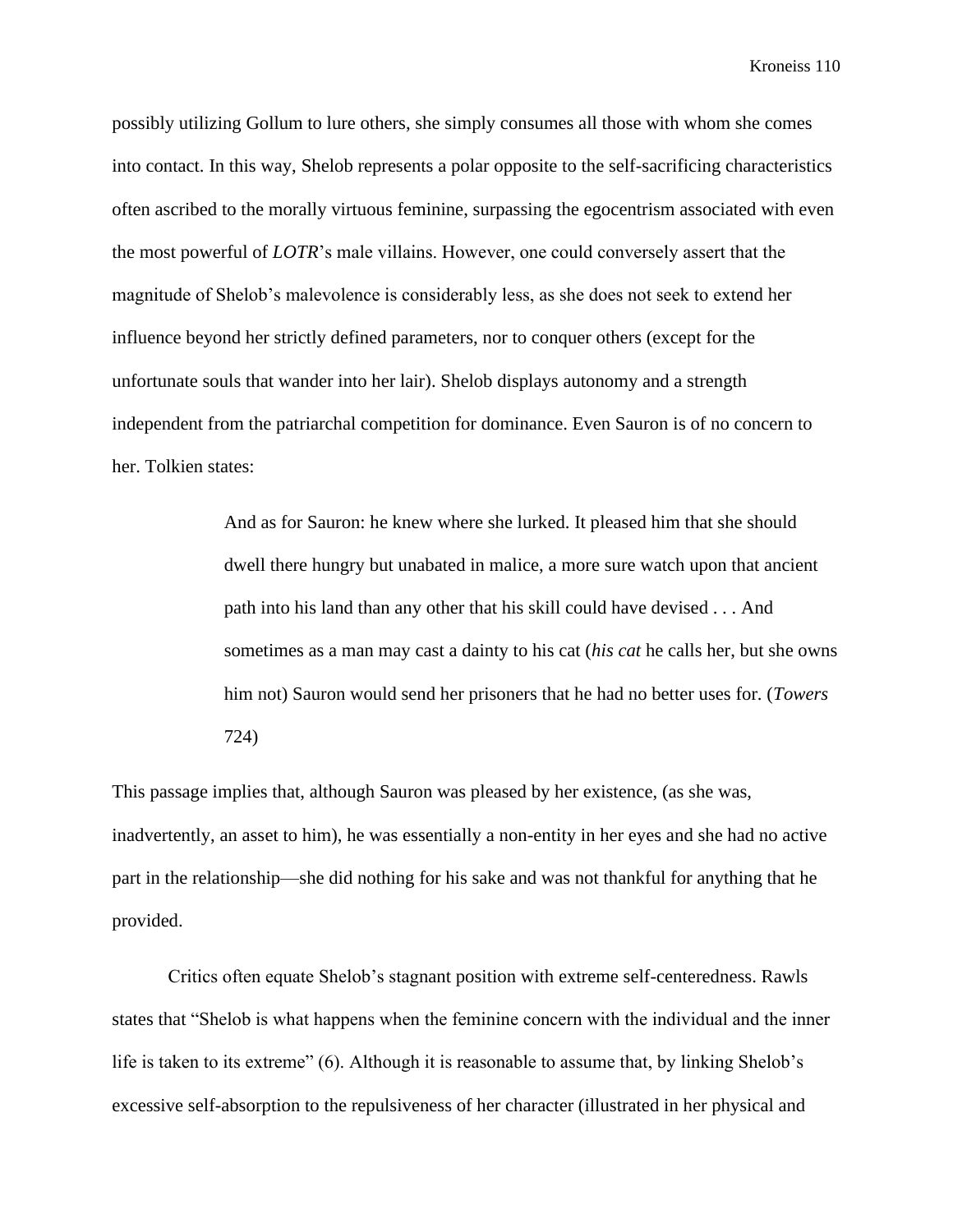possibly utilizing Gollum to lure others, she simply consumes all those with whom she comes into contact. In this way, Shelob represents a polar opposite to the self-sacrificing characteristics often ascribed to the morally virtuous feminine, surpassing the egocentrism associated with even the most powerful of *LOTR*'s male villains. However, one could conversely assert that the magnitude of Shelob's malevolence is considerably less, as she does not seek to extend her influence beyond her strictly defined parameters, nor to conquer others (except for the unfortunate souls that wander into her lair). Shelob displays autonomy and a strength independent from the patriarchal competition for dominance. Even Sauron is of no concern to her. Tolkien states:

> And as for Sauron: he knew where she lurked. It pleased him that she should dwell there hungry but unabated in malice, a more sure watch upon that ancient path into his land than any other that his skill could have devised . . . And sometimes as a man may cast a dainty to his cat (*his cat* he calls her, but she owns him not) Sauron would send her prisoners that he had no better uses for. (*Towers* 724)

This passage implies that, although Sauron was pleased by her existence, (as she was, inadvertently, an asset to him), he was essentially a non-entity in her eyes and she had no active part in the relationship—she did nothing for his sake and was not thankful for anything that he provided.

Critics often equate Shelob's stagnant position with extreme self-centeredness. Rawls states that "Shelob is what happens when the feminine concern with the individual and the inner life is taken to its extreme" (6). Although it is reasonable to assume that, by linking Shelob's excessive self-absorption to the repulsiveness of her character (illustrated in her physical and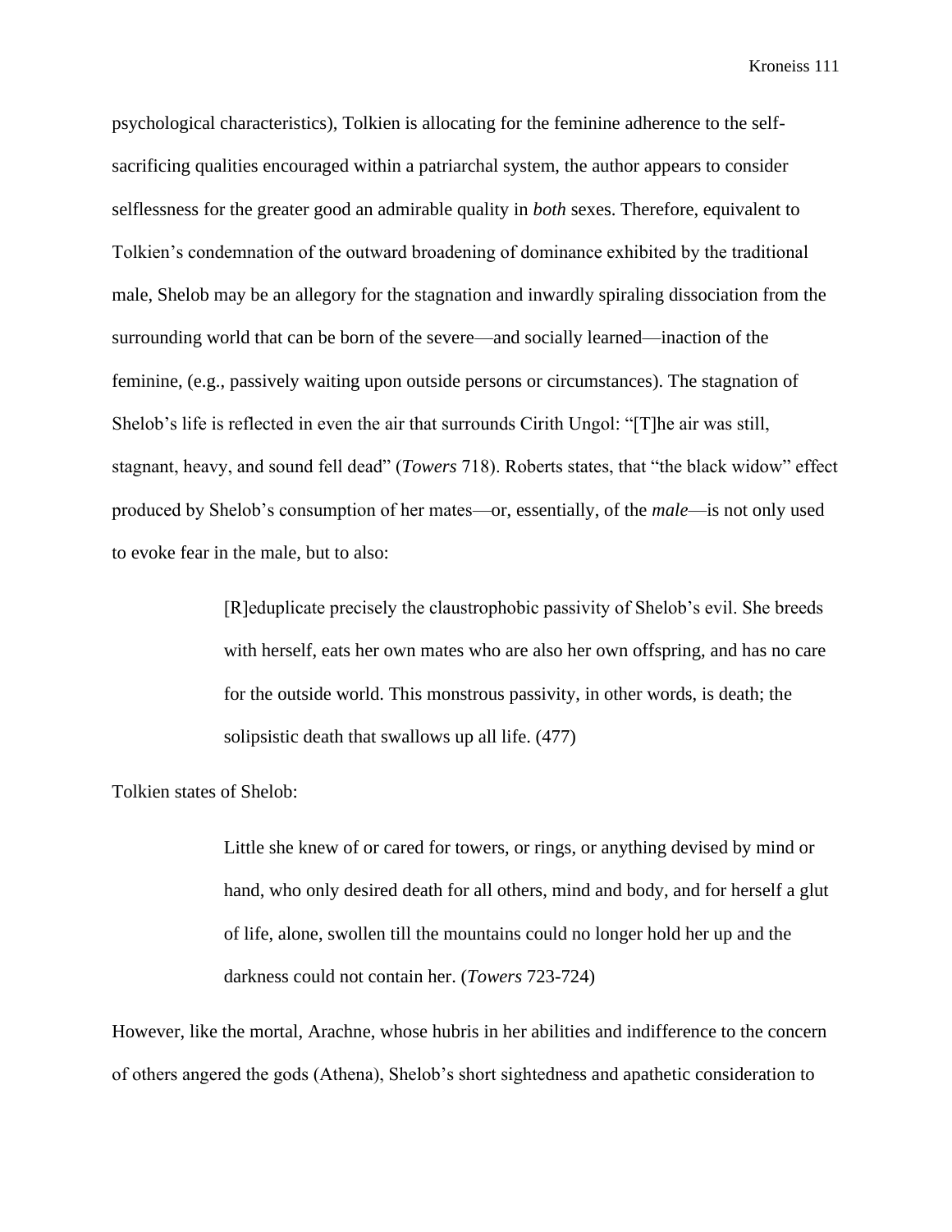psychological characteristics), Tolkien is allocating for the feminine adherence to the self-sacrificing qualities encouraged within a patriarchal system, the author appears to consider selflessness for the greater good an admirable quality in *both* sexes. Therefore, equivalent to Tolkien's condemnation of the outward broadening of dominance exhibited by the traditional male, Shelob may be an allegory for the stagnation and inwardly spiraling dissociation from the surrounding world that can be born of the severe—and socially learned—inaction of the feminine, (e.g., passively waiting upon outside persons or circumstances). The stagnation of Shelob's life is reflected in even the air that surrounds Cirith Ungol: "[T]he air was still, stagnant, heavy, and sound fell dead" (*Towers* 718). Roberts states, that "the black widow" effect produced by Shelob's consumption of her mates—or, essentially, of the *male*—is not only used to evoke fear in the male, but to also:

> [R]eduplicate precisely the claustrophobic passivity of Shelob's evil. She breeds with herself, eats her own mates who are also her own offspring, and has no care for the outside world. This monstrous passivity, in other words, is death; the solipsistic death that swallows up all life. (477)

Tolkien states of Shelob:

> Little she knew of or cared for towers, or rings, or anything devised by mind or hand, who only desired death for all others, mind and body, and for herself a glut of life, alone, swollen till the mountains could no longer hold her up and the darkness could not contain her. (*Towers* 723-724)

However, like the mortal, Arachne, whose hubris in her abilities and indifference to the concern of others angered the gods (Athena), Shelob's short sightedness and apathetic consideration to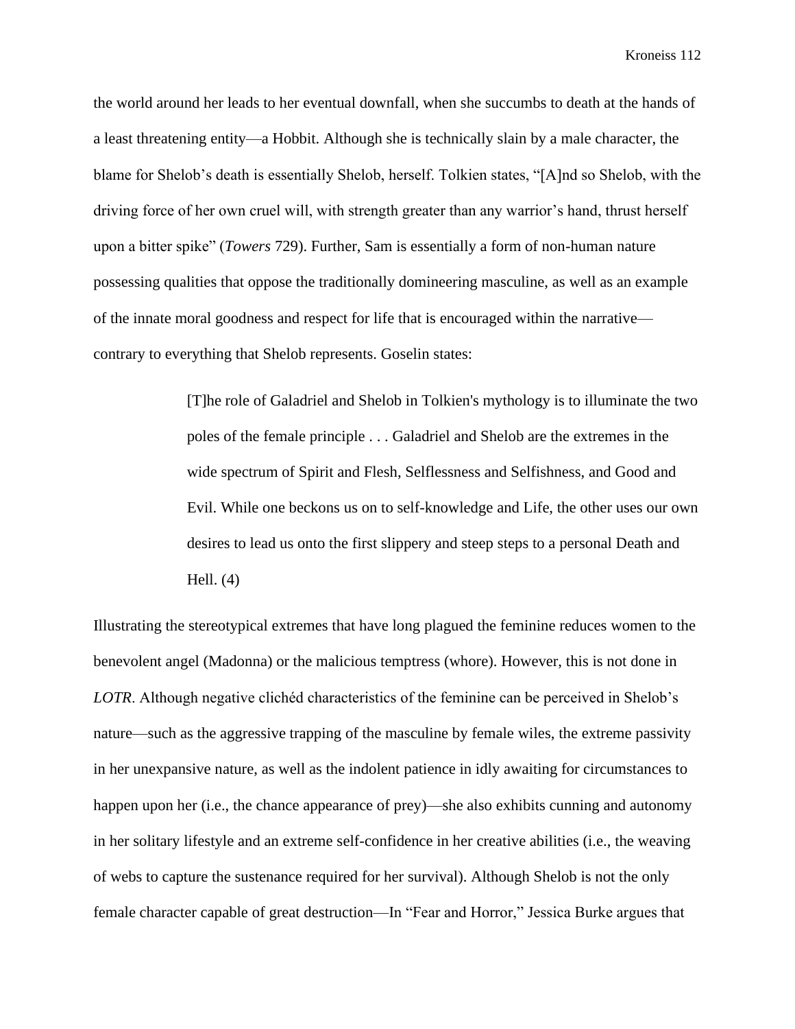the world around her leads to her eventual downfall, when she succumbs to death at the hands of a least threatening entity—a Hobbit. Although she is technically slain by a male character, the blame for Shelob's death is essentially Shelob, herself. Tolkien states, "[A]nd so Shelob, with the driving force of her own cruel will, with strength greater than any warrior's hand, thrust herself upon a bitter spike" (*Towers* 729). Further, Sam is essentially a form of non-human nature possessing qualities that oppose the traditionally domineering masculine, as well as an example of the innate moral goodness and respect for life that is encouraged within the narrative—contrary to everything that Shelob represents. Goselin states:

> [T]he role of Galadriel and Shelob in Tolkien's mythology is to illuminate the two poles of the female principle . . . Galadriel and Shelob are the extremes in the wide spectrum of Spirit and Flesh, Selflessness and Selfishness, and Good and Evil. While one beckons us on to self-knowledge and Life, the other uses our own desires to lead us onto the first slippery and steep steps to a personal Death and Hell. (4)

Illustrating the stereotypical extremes that have long plagued the feminine reduces women to the benevolent angel (Madonna) or the malicious temptress (whore). However, this is not done in *LOTR*. Although negative clichéd characteristics of the feminine can be perceived in Shelob's nature—such as the aggressive trapping of the masculine by female wiles, the extreme passivity in her unexpansive nature, as well as the indolent patience in idly awaiting for circumstances to happen upon her (i.e., the chance appearance of prey)—she also exhibits cunning and autonomy in her solitary lifestyle and an extreme self-confidence in her creative abilities (i.e., the weaving of webs to capture the sustenance required for her survival). Although Shelob is not the only female character capable of great destruction—In "Fear and Horror," Jessica Burke argues that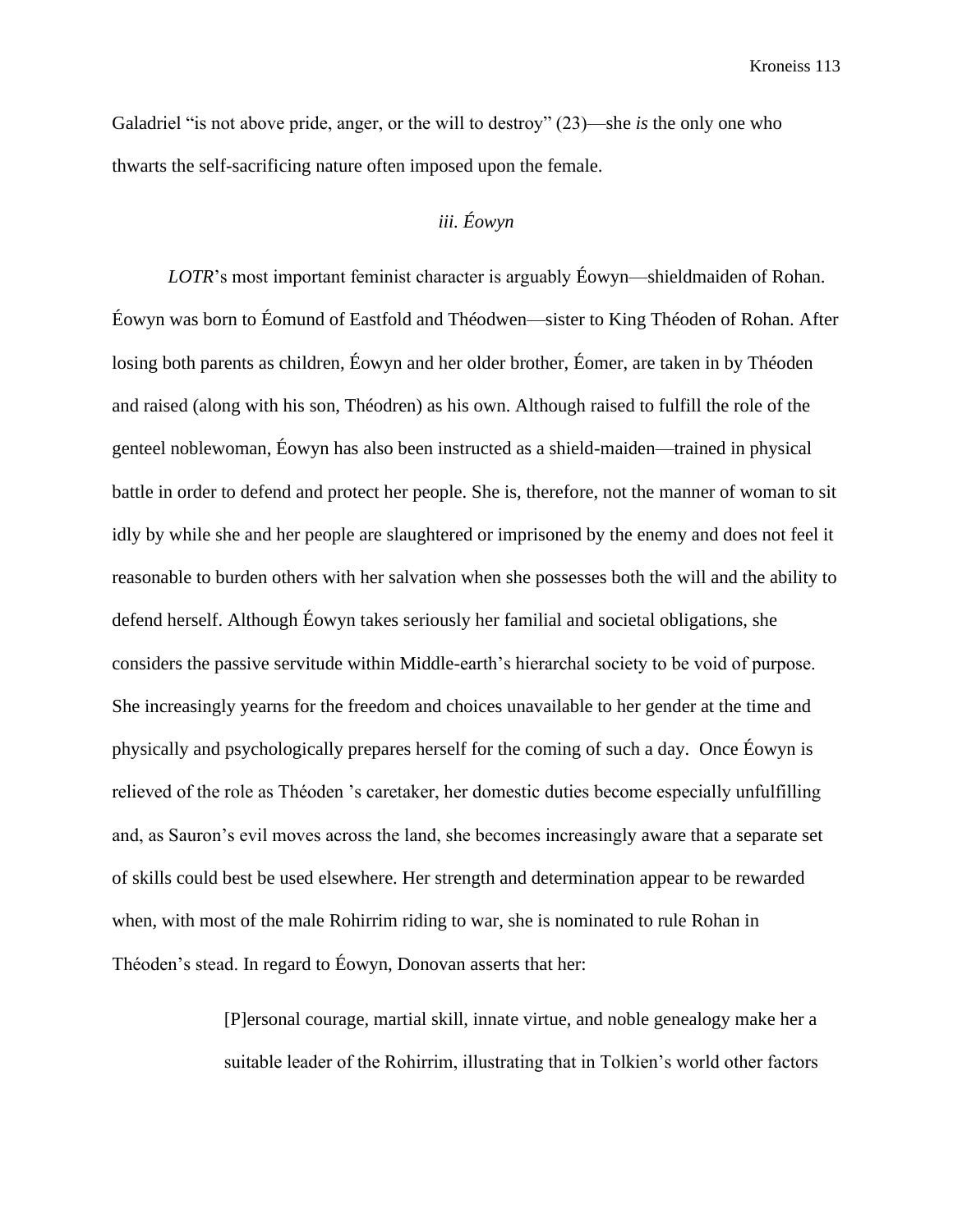Galadriel "is not above pride, anger, or the will to destroy" (23)—she *is* the only one who thwarts the self-sacrificing nature often imposed upon the female.

### *iii. Éowyn*

*LOTR*'s most important feminist character is arguably Éowyn—shieldmaiden of Rohan. Éowyn was born to Éomund of Eastfold and Théodwen—sister to King Théoden of Rohan. After losing both parents as children, Éowyn and her older brother, Éomer, are taken in by Théoden and raised (along with his son, Théodren) as his own. Although raised to fulfill the role of the genteel noblewoman, Éowyn has also been instructed as a shield-maiden—trained in physical battle in order to defend and protect her people. She is, therefore, not the manner of woman to sit idly by while she and her people are slaughtered or imprisoned by the enemy and does not feel it reasonable to burden others with her salvation when she possesses both the will and the ability to defend herself. Although Éowyn takes seriously her familial and societal obligations, she considers the passive servitude within Middle-earth's hierarchal society to be void of purpose. She increasingly yearns for the freedom and choices unavailable to her gender at the time and physically and psychologically prepares herself for the coming of such a day. Once Éowyn is relieved of the role as Théoden 's caretaker, her domestic duties become especially unfulfilling and, as Sauron's evil moves across the land, she becomes increasingly aware that a separate set of skills could best be used elsewhere. Her strength and determination appear to be rewarded when, with most of the male Rohirrim riding to war, she is nominated to rule Rohan in Théoden's stead. In regard to Éowyn, Donovan asserts that her:

> [P]ersonal courage, martial skill, innate virtue, and noble genealogy make her a suitable leader of the Rohirrim, illustrating that in Tolkien's world other factors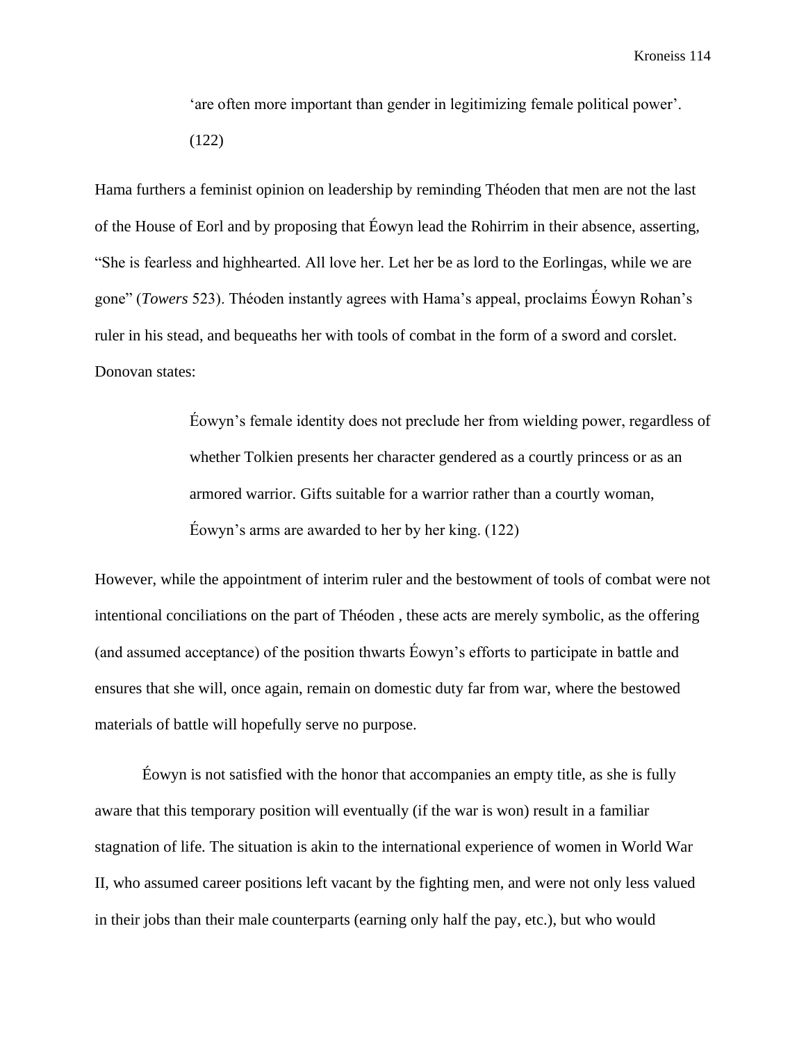> ‘are often more important than gender in legitimizing female political power’. (122)

Hama furthers a feminist opinion on leadership by reminding Théoden that men are not the last of the House of Eorl and by proposing that Éowyn lead the Rohirrim in their absence, asserting, “She is fearless and highhearted. All love her. Let her be as lord to the Eorlingas, while we are gone” (*Towers* 523). Théoden instantly agrees with Hama’s appeal, proclaims Éowyn Rohan’s ruler in his stead, and bequeaths her with tools of combat in the form of a sword and corslet. Donovan states:

> Éowyn’s female identity does not preclude her from wielding power, regardless of whether Tolkien presents her character gendered as a courtly princess or as an armored warrior. Gifts suitable for a warrior rather than a courtly woman, Éowyn’s arms are awarded to her by her king. (122)

However, while the appointment of interim ruler and the bestowment of tools of combat were not intentional conciliations on the part of Théoden , these acts are merely symbolic, as the offering (and assumed acceptance) of the position thwarts Éowyn’s efforts to participate in battle and ensures that she will, once again, remain on domestic duty far from war, where the bestowed materials of battle will hopefully serve no purpose.

Éowyn is not satisfied with the honor that accompanies an empty title, as she is fully aware that this temporary position will eventually (if the war is won) result in a familiar stagnation of life. The situation is akin to the international experience of women in World War II, who assumed career positions left vacant by the fighting men, and were not only less valued in their jobs than their male counterparts (earning only half the pay, etc.), but who would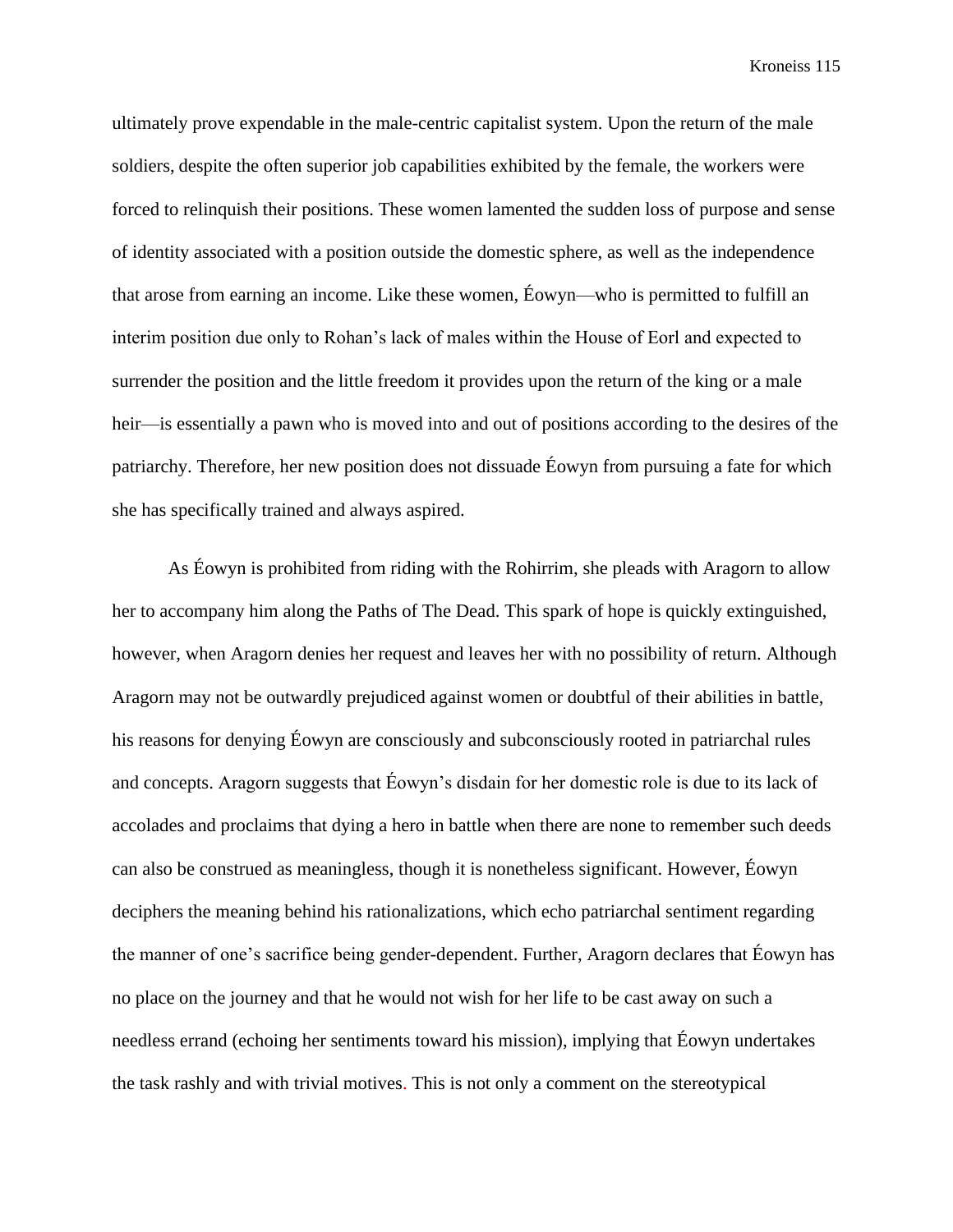ultimately prove expendable in the male-centric capitalist system. Upon the return of the male soldiers, despite the often superior job capabilities exhibited by the female, the workers were forced to relinquish their positions. These women lamented the sudden loss of purpose and sense of identity associated with a position outside the domestic sphere, as well as the independence that arose from earning an income. Like these women, Éowyn—who is permitted to fulfill an interim position due only to Rohan's lack of males within the House of Eorl and expected to surrender the position and the little freedom it provides upon the return of the king or a male heir—is essentially a pawn who is moved into and out of positions according to the desires of the patriarchy. Therefore, her new position does not dissuade Éowyn from pursuing a fate for which she has specifically trained and always aspired.

As Éowyn is prohibited from riding with the Rohirrim, she pleads with Aragorn to allow her to accompany him along the Paths of The Dead. This spark of hope is quickly extinguished, however, when Aragorn denies her request and leaves her with no possibility of return. Although Aragorn may not be outwardly prejudiced against women or doubtful of their abilities in battle, his reasons for denying Éowyn are consciously and subconsciously rooted in patriarchal rules and concepts. Aragorn suggests that Éowyn's disdain for her domestic role is due to its lack of accolades and proclaims that dying a hero in battle when there are none to remember such deeds can also be construed as meaningless, though it is nonetheless significant. However, Éowyn deciphers the meaning behind his rationalizations, which echo patriarchal sentiment regarding the manner of one's sacrifice being gender-dependent. Further, Aragorn declares that Éowyn has no place on the journey and that he would not wish for her life to be cast away on such a needless errand (echoing her sentiments toward his mission), implying that Éowyn undertakes the task rashly and with trivial motives. This is not only a comment on the stereotypical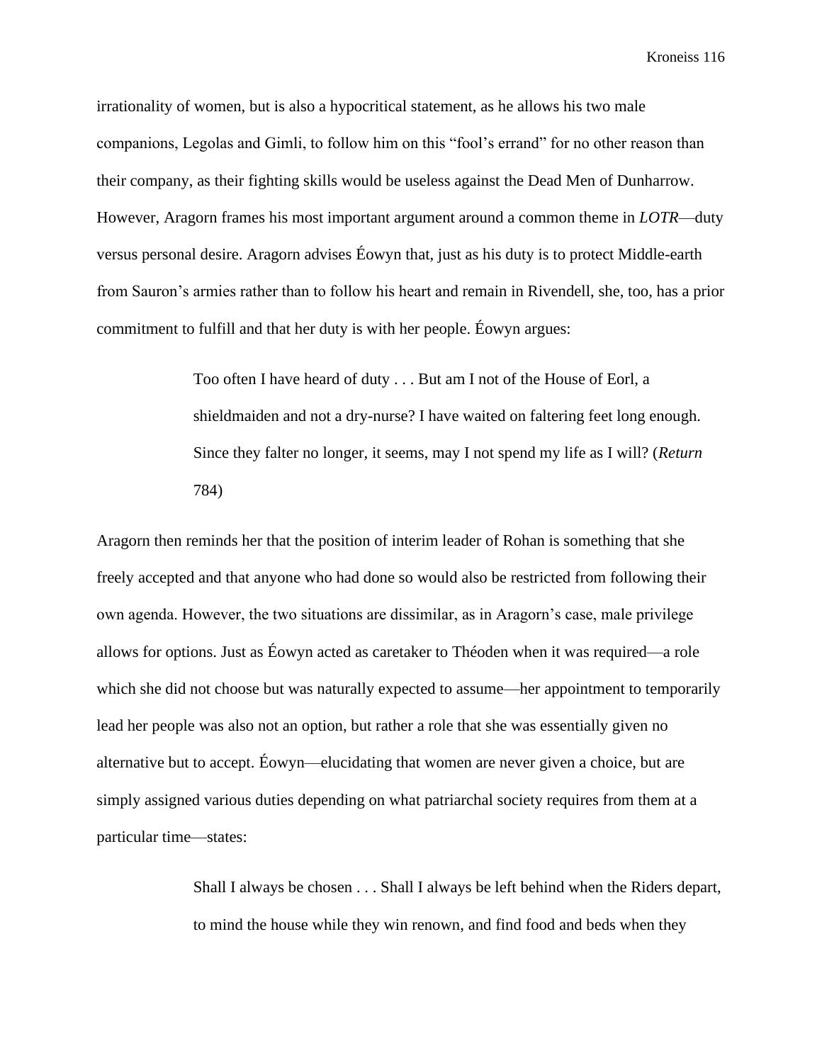irrationality of women, but is also a hypocritical statement, as he allows his two male companions, Legolas and Gimli, to follow him on this "fool's errand" for no other reason than their company, as their fighting skills would be useless against the Dead Men of Dunharrow. However, Aragorn frames his most important argument around a common theme in *LOTR*—duty versus personal desire. Aragorn advises Éowyn that, just as his duty is to protect Middle-earth from Sauron's armies rather than to follow his heart and remain in Rivendell, she, too, has a prior commitment to fulfill and that her duty is with her people. Éowyn argues:

> Too often I have heard of duty . . . But am I not of the House of Eorl, a shieldmaiden and not a dry-nurse? I have waited on faltering feet long enough. Since they falter no longer, it seems, may I not spend my life as I will? (*Return* 784)

Aragorn then reminds her that the position of interim leader of Rohan is something that she freely accepted and that anyone who had done so would also be restricted from following their own agenda. However, the two situations are dissimilar, as in Aragorn's case, male privilege allows for options. Just as Éowyn acted as caretaker to Théoden when it was required—a role which she did not choose but was naturally expected to assume—her appointment to temporarily lead her people was also not an option, but rather a role that she was essentially given no alternative but to accept. Éowyn—elucidating that women are never given a choice, but are simply assigned various duties depending on what patriarchal society requires from them at a particular time—states:

> Shall I always be chosen . . . Shall I always be left behind when the Riders depart, to mind the house while they win renown, and find food and beds when they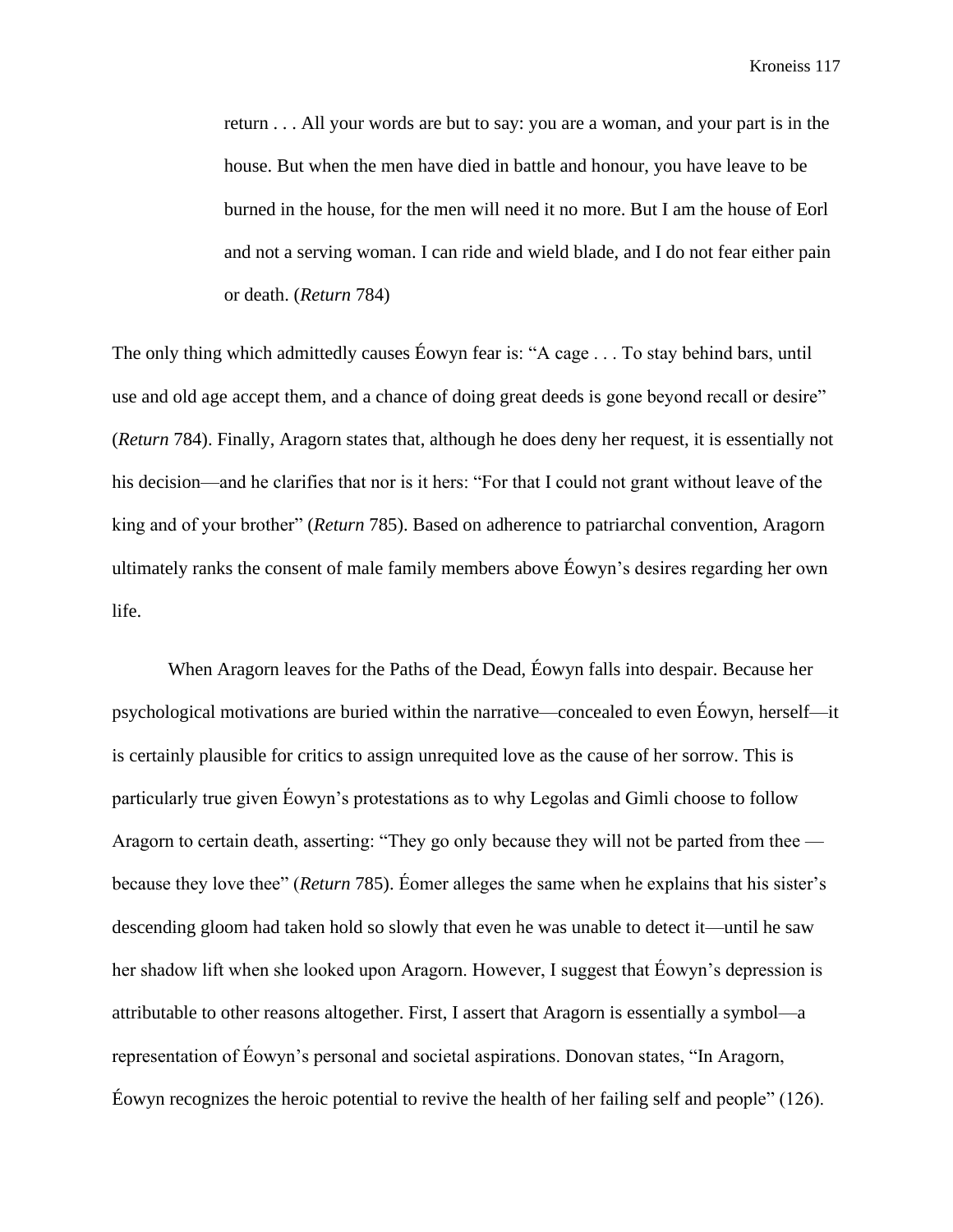> return . . . All your words are but to say: you are a woman, and your part is in the house. But when the men have died in battle and honour, you have leave to be burned in the house, for the men will need it no more. But I am the house of Eorl and not a serving woman. I can ride and wield blade, and I do not fear either pain or death. (*Return* 784)

The only thing which admittedly causes Éowyn fear is: "A cage . . . To stay behind bars, until use and old age accept them, and a chance of doing great deeds is gone beyond recall or desire" (*Return* 784). Finally, Aragorn states that, although he does deny her request, it is essentially not his decision—and he clarifies that nor is it hers: "For that I could not grant without leave of the king and of your brother" (*Return* 785). Based on adherence to patriarchal convention, Aragorn ultimately ranks the consent of male family members above Éowyn's desires regarding her own life.

When Aragorn leaves for the Paths of the Dead, Éowyn falls into despair. Because her psychological motivations are buried within the narrative—concealed to even Éowyn, herself—it is certainly plausible for critics to assign unrequited love as the cause of her sorrow. This is particularly true given Éowyn's protestations as to why Legolas and Gimli choose to follow Aragorn to certain death, asserting: "They go only because they will not be parted from thee — because they love thee" (*Return* 785). Éomer alleges the same when he explains that his sister's descending gloom had taken hold so slowly that even he was unable to detect it—until he saw her shadow lift when she looked upon Aragorn. However, I suggest that Éowyn's depression is attributable to other reasons altogether. First, I assert that Aragorn is essentially a symbol—a representation of Éowyn's personal and societal aspirations. Donovan states, "In Aragorn, Éowyn recognizes the heroic potential to revive the health of her failing self and people" (126).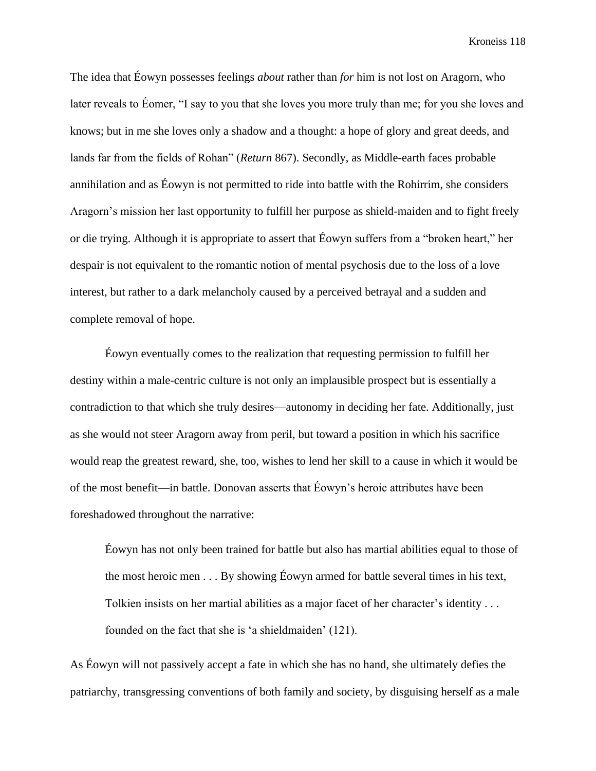The idea that Éowyn possesses feelings *about* rather than *for* him is not lost on Aragorn, who later reveals to Éomer, "I say to you that she loves you more truly than me; for you she loves and knows; but in me she loves only a shadow and a thought: a hope of glory and great deeds, and lands far from the fields of Rohan" (*Return* 867). Secondly, as Middle-earth faces probable annihilation and as Éowyn is not permitted to ride into battle with the Rohirrim, she considers Aragorn's mission her last opportunity to fulfill her purpose as shield-maiden and to fight freely or die trying. Although it is appropriate to assert that Éowyn suffers from a "broken heart," her despair is not equivalent to the romantic notion of mental psychosis due to the loss of a love interest, but rather to a dark melancholy caused by a perceived betrayal and a sudden and complete removal of hope.

Éowyn eventually comes to the realization that requesting permission to fulfill her destiny within a male-centric culture is not only an implausible prospect but is essentially a contradiction to that which she truly desires—autonomy in deciding her fate. Additionally, just as she would not steer Aragorn away from peril, but toward a position in which his sacrifice would reap the greatest reward, she, too, wishes to lend her skill to a cause in which it would be of the most benefit—in battle. Donovan asserts that Éowyn's heroic attributes have been foreshadowed throughout the narrative:

> Éowyn has not only been trained for battle but also has martial abilities equal to those of the most heroic men . . . By showing Éowyn armed for battle several times in his text, Tolkien insists on her martial abilities as a major facet of her character's identity . . . founded on the fact that she is 'a shieldmaiden' (121).

As Éowyn will not passively accept a fate in which she has no hand, she ultimately defies the patriarchy, transgressing conventions of both family and society, by disguising herself as a male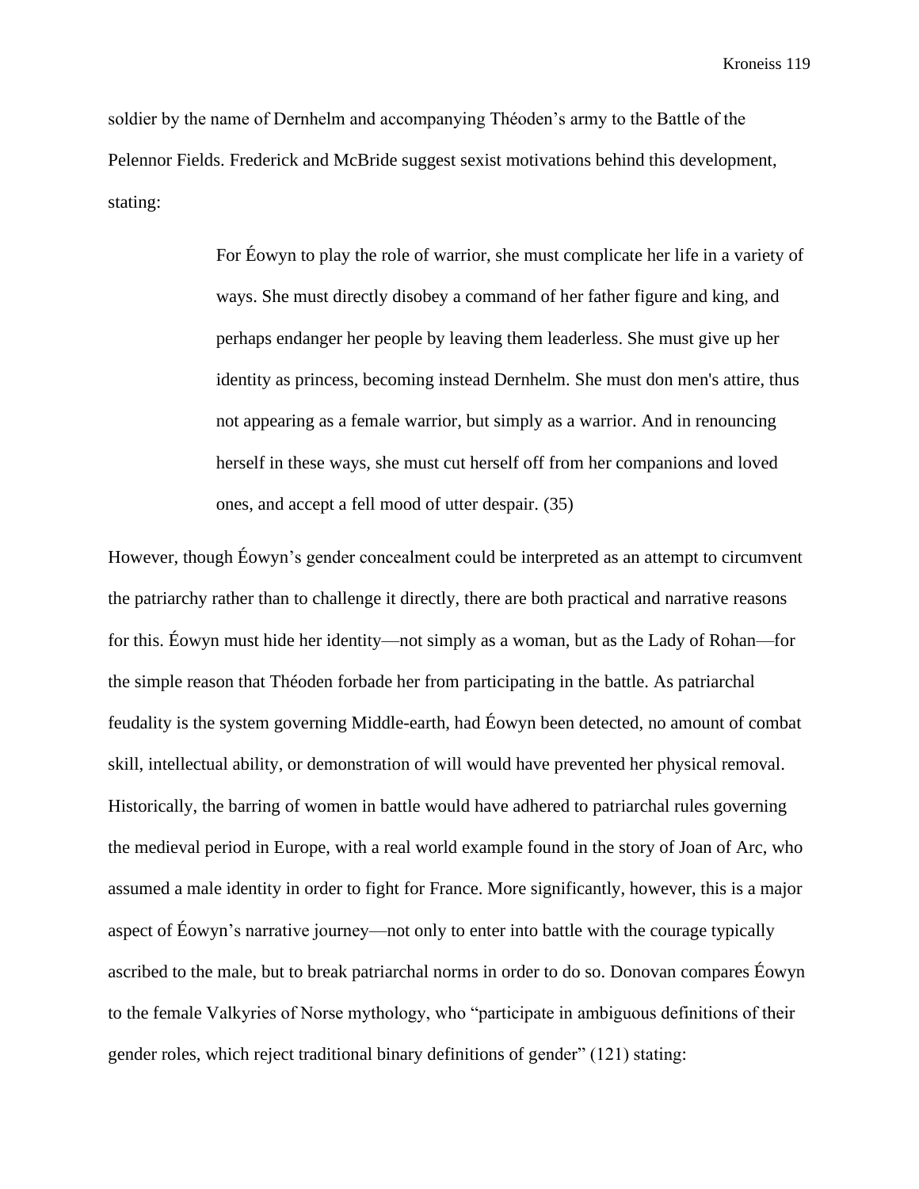soldier by the name of Dernhelm and accompanying Théoden's army to the Battle of the Pelennor Fields. Frederick and McBride suggest sexist motivations behind this development, stating:

> For Éowyn to play the role of warrior, she must complicate her life in a variety of ways. She must directly disobey a command of her father figure and king, and perhaps endanger her people by leaving them leaderless. She must give up her identity as princess, becoming instead Dernhelm. She must don men's attire, thus not appearing as a female warrior, but simply as a warrior. And in renouncing herself in these ways, she must cut herself off from her companions and loved ones, and accept a fell mood of utter despair. (35)

However, though Éowyn's gender concealment could be interpreted as an attempt to circumvent the patriarchy rather than to challenge it directly, there are both practical and narrative reasons for this. Éowyn must hide her identity—not simply as a woman, but as the Lady of Rohan—for the simple reason that Théoden forbade her from participating in the battle. As patriarchal feudality is the system governing Middle-earth, had Éowyn been detected, no amount of combat skill, intellectual ability, or demonstration of will would have prevented her physical removal. Historically, the barring of women in battle would have adhered to patriarchal rules governing the medieval period in Europe, with a real world example found in the story of Joan of Arc, who assumed a male identity in order to fight for France. More significantly, however, this is a major aspect of Éowyn's narrative journey—not only to enter into battle with the courage typically ascribed to the male, but to break patriarchal norms in order to do so. Donovan compares Éowyn to the female Valkyries of Norse mythology, who "participate in ambiguous definitions of their gender roles, which reject traditional binary definitions of gender" (121) stating: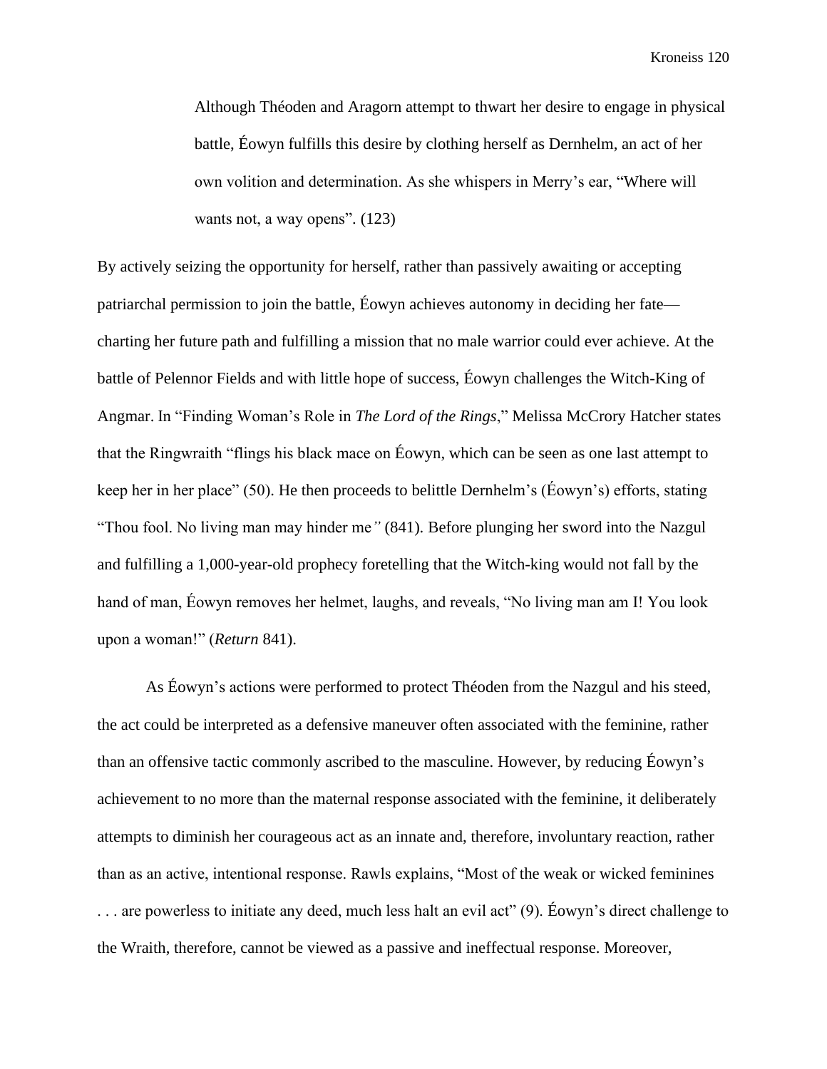> Although Théoden and Aragorn attempt to thwart her desire to engage in physical battle, Éowyn fulfills this desire by clothing herself as Dernhelm, an act of her own volition and determination. As she whispers in Merry's ear, "Where will wants not, a way opens". (123)

By actively seizing the opportunity for herself, rather than passively awaiting or accepting patriarchal permission to join the battle, Éowyn achieves autonomy in deciding her fate—charting her future path and fulfilling a mission that no male warrior could ever achieve. At the battle of Pelennor Fields and with little hope of success, Éowyn challenges the Witch-King of Angmar. In "Finding Woman's Role in *The Lord of the Rings*," Melissa McCrory Hatcher states that the Ringwraith "flings his black mace on Éowyn, which can be seen as one last attempt to keep her in her place" (50). He then proceeds to belittle Dernhelm's (Éowyn's) efforts, stating "Thou fool. No living man may hinder me*"* (841). Before plunging her sword into the Nazgul and fulfilling a 1,000-year-old prophecy foretelling that the Witch-king would not fall by the hand of man, Éowyn removes her helmet, laughs, and reveals, "No living man am I! You look upon a woman!" (*Return* 841).

As Éowyn's actions were performed to protect Théoden from the Nazgul and his steed, the act could be interpreted as a defensive maneuver often associated with the feminine, rather than an offensive tactic commonly ascribed to the masculine. However, by reducing Éowyn's achievement to no more than the maternal response associated with the feminine, it deliberately attempts to diminish her courageous act as an innate and, therefore, involuntary reaction, rather than as an active, intentional response. Rawls explains, "Most of the weak or wicked feminines . . . are powerless to initiate any deed, much less halt an evil act" (9). Éowyn's direct challenge to the Wraith, therefore, cannot be viewed as a passive and ineffectual response. Moreover,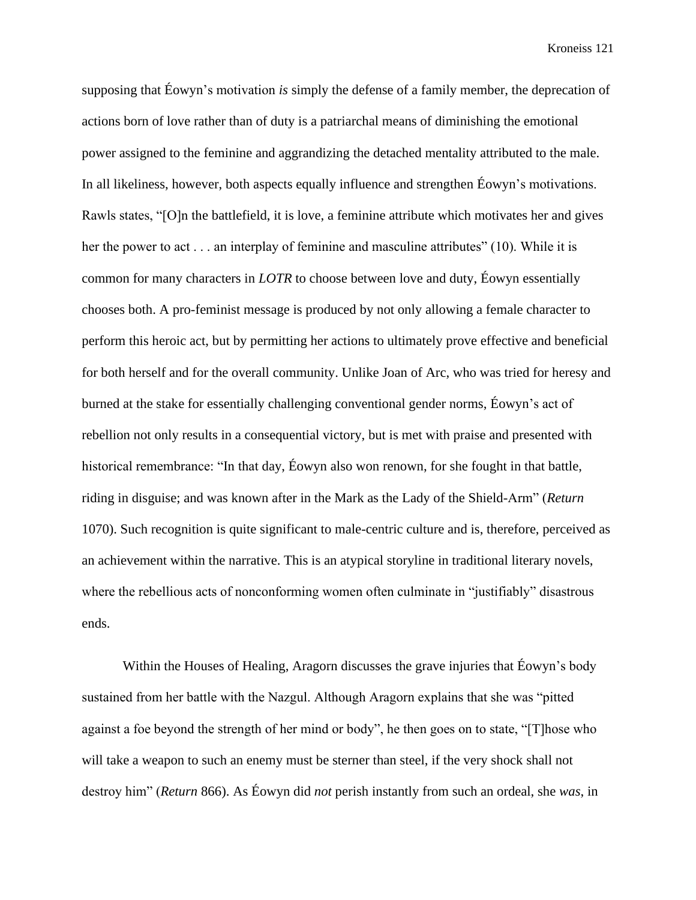supposing that Éowyn's motivation *is* simply the defense of a family member, the deprecation of actions born of love rather than of duty is a patriarchal means of diminishing the emotional power assigned to the feminine and aggrandizing the detached mentality attributed to the male. In all likeliness, however, both aspects equally influence and strengthen Éowyn's motivations. Rawls states, "[O]n the battlefield, it is love, a feminine attribute which motivates her and gives her the power to act . . . an interplay of feminine and masculine attributes" (10). While it is common for many characters in *LOTR* to choose between love and duty, Éowyn essentially chooses both. A pro-feminist message is produced by not only allowing a female character to perform this heroic act, but by permitting her actions to ultimately prove effective and beneficial for both herself and for the overall community. Unlike Joan of Arc, who was tried for heresy and burned at the stake for essentially challenging conventional gender norms, Éowyn's act of rebellion not only results in a consequential victory, but is met with praise and presented with historical remembrance: "In that day, Éowyn also won renown, for she fought in that battle, riding in disguise; and was known after in the Mark as the Lady of the Shield-Arm" (*Return* 1070). Such recognition is quite significant to male-centric culture and is, therefore, perceived as an achievement within the narrative. This is an atypical storyline in traditional literary novels, where the rebellious acts of nonconforming women often culminate in "justifiably" disastrous ends.

Within the Houses of Healing, Aragorn discusses the grave injuries that Éowyn's body sustained from her battle with the Nazgul. Although Aragorn explains that she was "pitted against a foe beyond the strength of her mind or body", he then goes on to state, "[T]hose who will take a weapon to such an enemy must be sterner than steel, if the very shock shall not destroy him" (*Return* 866). As Éowyn did *not* perish instantly from such an ordeal, she *was*, in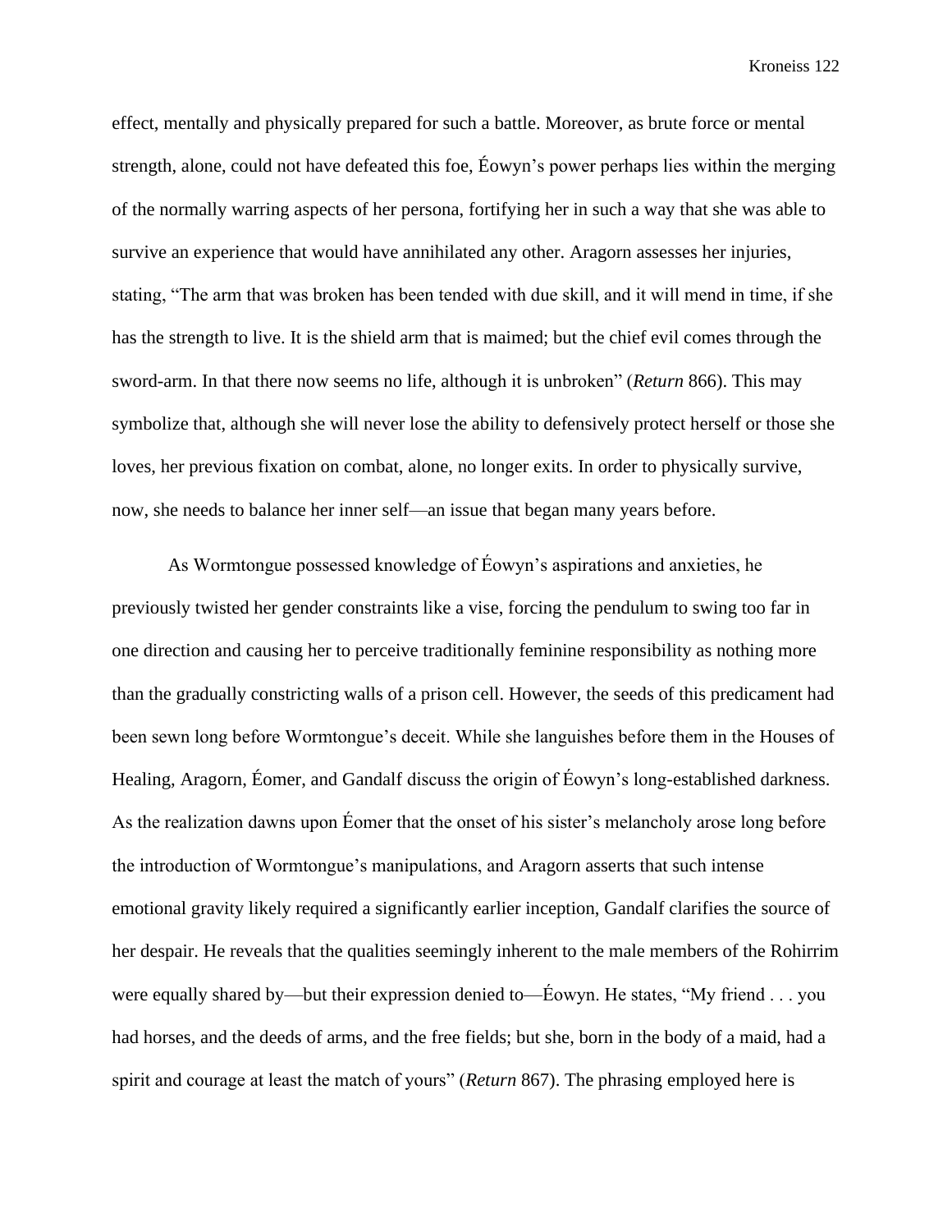effect, mentally and physically prepared for such a battle. Moreover, as brute force or mental strength, alone, could not have defeated this foe, Éowyn's power perhaps lies within the merging of the normally warring aspects of her persona, fortifying her in such a way that she was able to survive an experience that would have annihilated any other. Aragorn assesses her injuries, stating, "The arm that was broken has been tended with due skill, and it will mend in time, if she has the strength to live. It is the shield arm that is maimed; but the chief evil comes through the sword-arm. In that there now seems no life, although it is unbroken" (*Return* 866). This may symbolize that, although she will never lose the ability to defensively protect herself or those she loves, her previous fixation on combat, alone, no longer exits. In order to physically survive, now, she needs to balance her inner self—an issue that began many years before.

As Wormtongue possessed knowledge of Éowyn's aspirations and anxieties, he previously twisted her gender constraints like a vise, forcing the pendulum to swing too far in one direction and causing her to perceive traditionally feminine responsibility as nothing more than the gradually constricting walls of a prison cell. However, the seeds of this predicament had been sewn long before Wormtongue's deceit. While she languishes before them in the Houses of Healing, Aragorn, Éomer, and Gandalf discuss the origin of Éowyn's long-established darkness. As the realization dawns upon Éomer that the onset of his sister's melancholy arose long before the introduction of Wormtongue's manipulations, and Aragorn asserts that such intense emotional gravity likely required a significantly earlier inception, Gandalf clarifies the source of her despair. He reveals that the qualities seemingly inherent to the male members of the Rohirrim were equally shared by—but their expression denied to—Éowyn. He states, "My friend . . . you had horses, and the deeds of arms, and the free fields; but she, born in the body of a maid, had a spirit and courage at least the match of yours" (*Return* 867). The phrasing employed here is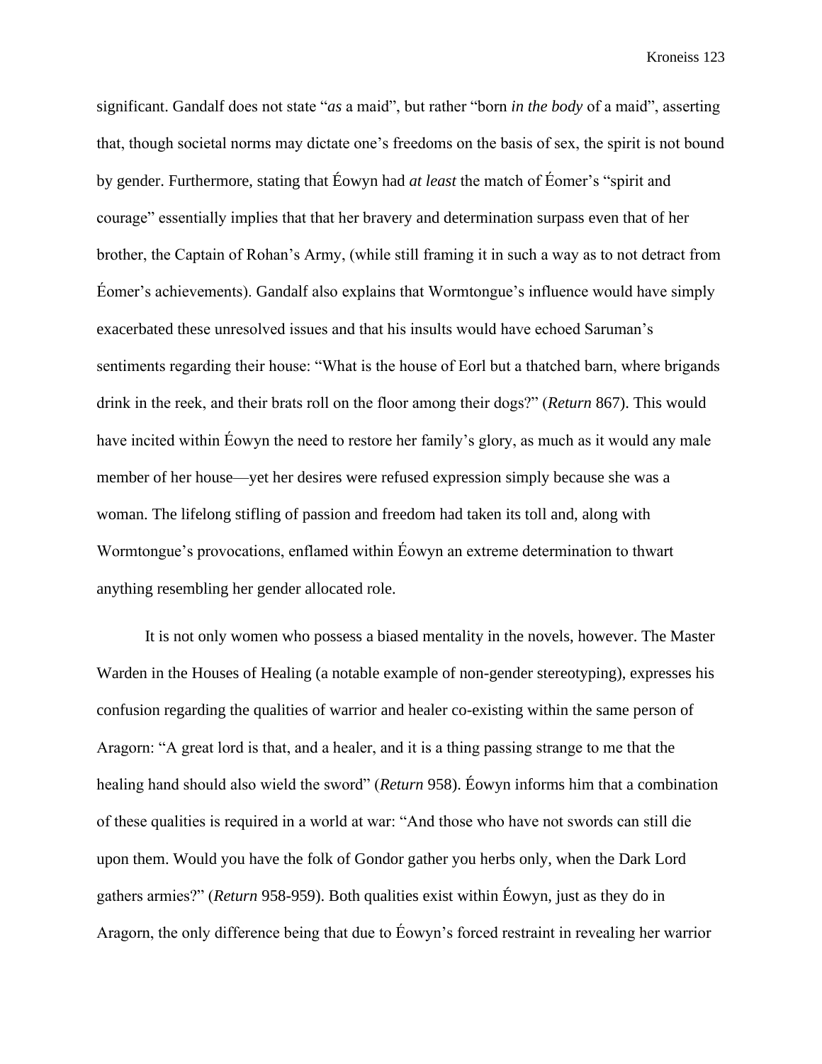significant. Gandalf does not state "*as* a maid", but rather "born *in the body* of a maid", asserting that, though societal norms may dictate one's freedoms on the basis of sex, the spirit is not bound by gender. Furthermore, stating that Éowyn had *at least* the match of Éomer's "spirit and courage" essentially implies that that her bravery and determination surpass even that of her brother, the Captain of Rohan's Army, (while still framing it in such a way as to not detract from Éomer's achievements). Gandalf also explains that Wormtongue's influence would have simply exacerbated these unresolved issues and that his insults would have echoed Saruman's sentiments regarding their house: "What is the house of Eorl but a thatched barn, where brigands drink in the reek, and their brats roll on the floor among their dogs?" (*Return* 867). This would have incited within Éowyn the need to restore her family's glory, as much as it would any male member of her house—yet her desires were refused expression simply because she was a woman. The lifelong stifling of passion and freedom had taken its toll and, along with Wormtongue's provocations, enflamed within Éowyn an extreme determination to thwart anything resembling her gender allocated role.

It is not only women who possess a biased mentality in the novels, however. The Master Warden in the Houses of Healing (a notable example of non-gender stereotyping), expresses his confusion regarding the qualities of warrior and healer co-existing within the same person of Aragorn: "A great lord is that, and a healer, and it is a thing passing strange to me that the healing hand should also wield the sword" (*Return* 958). Éowyn informs him that a combination of these qualities is required in a world at war: "And those who have not swords can still die upon them. Would you have the folk of Gondor gather you herbs only, when the Dark Lord gathers armies?" (*Return* 958-959). Both qualities exist within Éowyn, just as they do in Aragorn, the only difference being that due to Éowyn's forced restraint in revealing her warrior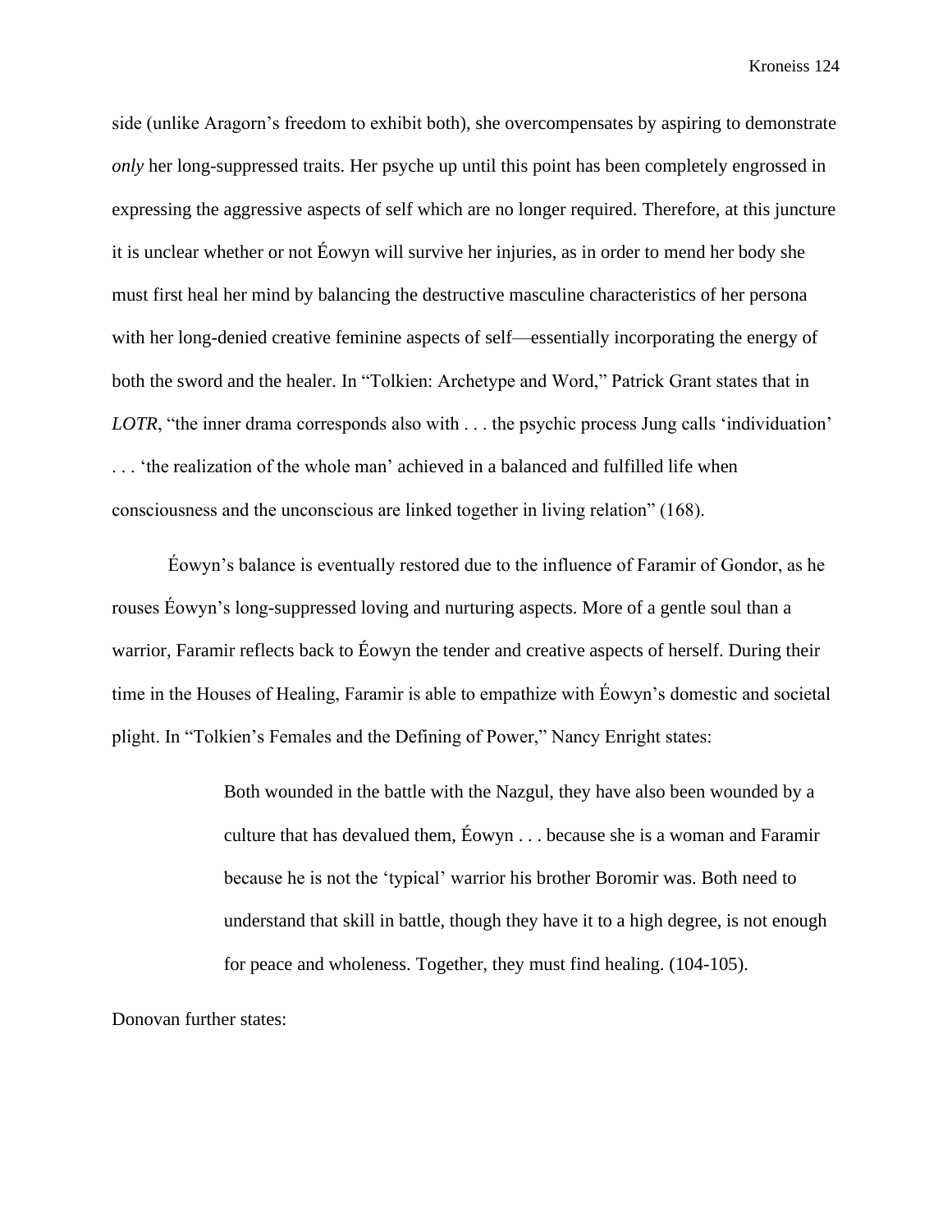side (unlike Aragorn's freedom to exhibit both), she overcompensates by aspiring to demonstrate *only* her long-suppressed traits. Her psyche up until this point has been completely engrossed in expressing the aggressive aspects of self which are no longer required. Therefore, at this juncture it is unclear whether or not Éowyn will survive her injuries, as in order to mend her body she must first heal her mind by balancing the destructive masculine characteristics of her persona with her long-denied creative feminine aspects of self—essentially incorporating the energy of both the sword and the healer. In "Tolkien: Archetype and Word," Patrick Grant states that in *LOTR*, "the inner drama corresponds also with . . . the psychic process Jung calls 'individuation' . . . 'the realization of the whole man' achieved in a balanced and fulfilled life when consciousness and the unconscious are linked together in living relation" (168).

Éowyn's balance is eventually restored due to the influence of Faramir of Gondor, as he rouses Éowyn's long-suppressed loving and nurturing aspects. More of a gentle soul than a warrior, Faramir reflects back to Éowyn the tender and creative aspects of herself. During their time in the Houses of Healing, Faramir is able to empathize with Éowyn's domestic and societal plight. In "Tolkien's Females and the Defining of Power," Nancy Enright states:

> Both wounded in the battle with the Nazgul, they have also been wounded by a culture that has devalued them, Éowyn . . . because she is a woman and Faramir because he is not the 'typical' warrior his brother Boromir was. Both need to understand that skill in battle, though they have it to a high degree, is not enough for peace and wholeness. Together, they must find healing. (104-105).

Donovan further states: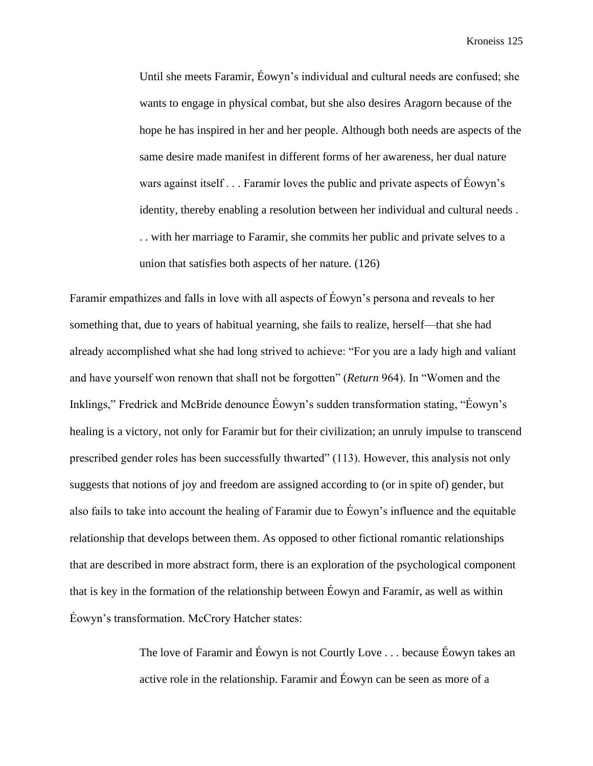> Until she meets Faramir, Éowyn's individual and cultural needs are confused; she wants to engage in physical combat, but she also desires Aragorn because of the hope he has inspired in her and her people. Although both needs are aspects of the same desire made manifest in different forms of her awareness, her dual nature wars against itself . . . Faramir loves the public and private aspects of Éowyn's identity, thereby enabling a resolution between her individual and cultural needs . . . with her marriage to Faramir, she commits her public and private selves to a union that satisfies both aspects of her nature. (126)

Faramir empathizes and falls in love with all aspects of Éowyn's persona and reveals to her something that, due to years of habitual yearning, she fails to realize, herself—that she had already accomplished what she had long strived to achieve: "For you are a lady high and valiant and have yourself won renown that shall not be forgotten" (*Return* 964). In "Women and the Inklings," Fredrick and McBride denounce Éowyn's sudden transformation stating, "Éowyn's healing is a victory, not only for Faramir but for their civilization; an unruly impulse to transcend prescribed gender roles has been successfully thwarted" (113). However, this analysis not only suggests that notions of joy and freedom are assigned according to (or in spite of) gender, but also fails to take into account the healing of Faramir due to Éowyn's influence and the equitable relationship that develops between them. As opposed to other fictional romantic relationships that are described in more abstract form, there is an exploration of the psychological component that is key in the formation of the relationship between Éowyn and Faramir, as well as within Éowyn's transformation. McCrory Hatcher states:

> The love of Faramir and Éowyn is not Courtly Love . . . because Éowyn takes an active role in the relationship. Faramir and Éowyn can be seen as more of a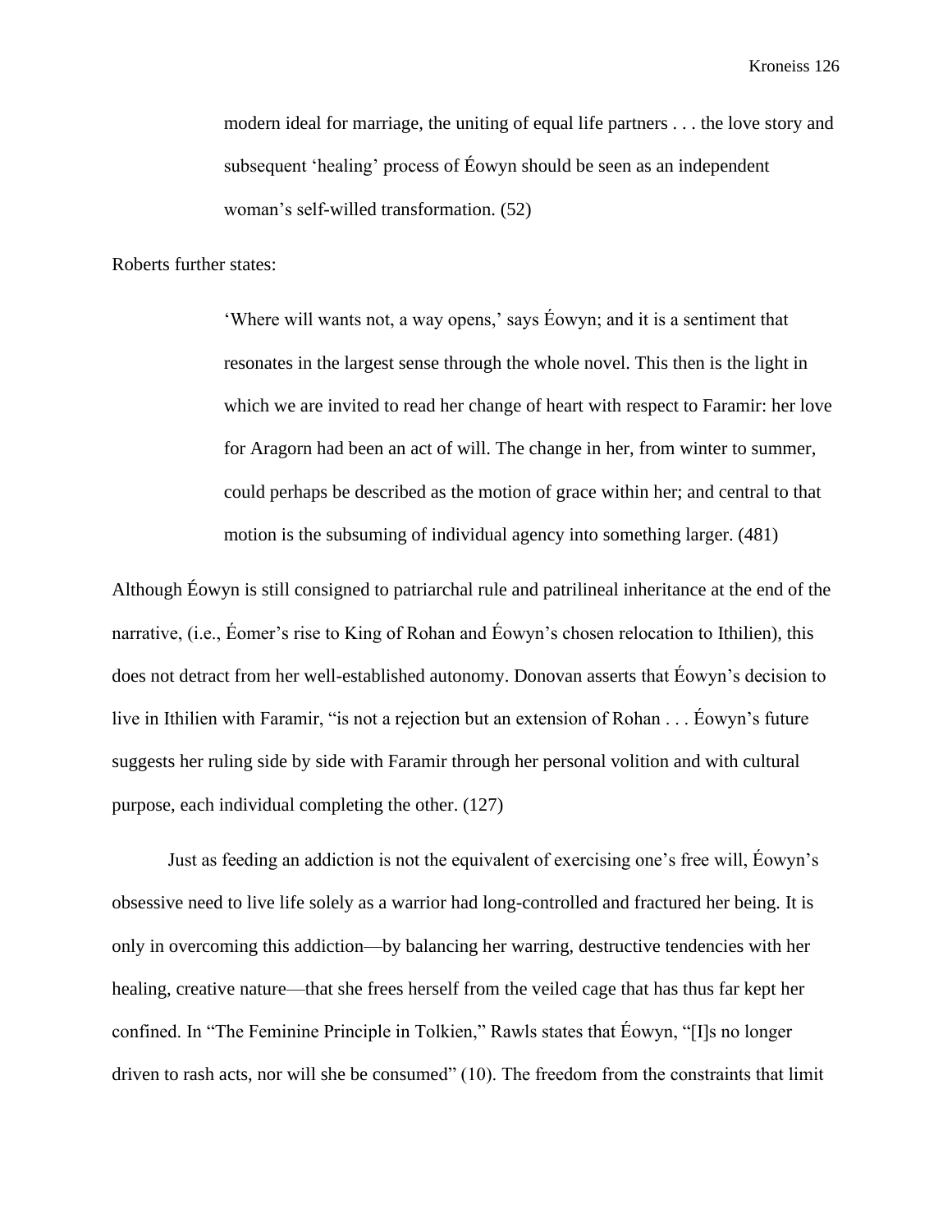> modern ideal for marriage, the uniting of equal life partners . . . the love story and subsequent 'healing' process of Éowyn should be seen as an independent woman's self-willed transformation. (52)

Roberts further states:

> 'Where will wants not, a way opens,' says Éowyn; and it is a sentiment that resonates in the largest sense through the whole novel. This then is the light in which we are invited to read her change of heart with respect to Faramir: her love for Aragorn had been an act of will. The change in her, from winter to summer, could perhaps be described as the motion of grace within her; and central to that motion is the subsuming of individual agency into something larger. (481)

Although Éowyn is still consigned to patriarchal rule and patrilineal inheritance at the end of the narrative, (i.e., Éomer's rise to King of Rohan and Éowyn's chosen relocation to Ithilien), this does not detract from her well-established autonomy. Donovan asserts that Éowyn's decision to live in Ithilien with Faramir, "is not a rejection but an extension of Rohan . . . Éowyn's future suggests her ruling side by side with Faramir through her personal volition and with cultural purpose, each individual completing the other. (127)

Just as feeding an addiction is not the equivalent of exercising one's free will, Éowyn's obsessive need to live life solely as a warrior had long-controlled and fractured her being. It is only in overcoming this addiction—by balancing her warring, destructive tendencies with her healing, creative nature—that she frees herself from the veiled cage that has thus far kept her confined. In "The Feminine Principle in Tolkien," Rawls states that Éowyn, "[I]s no longer driven to rash acts, nor will she be consumed" (10). The freedom from the constraints that limit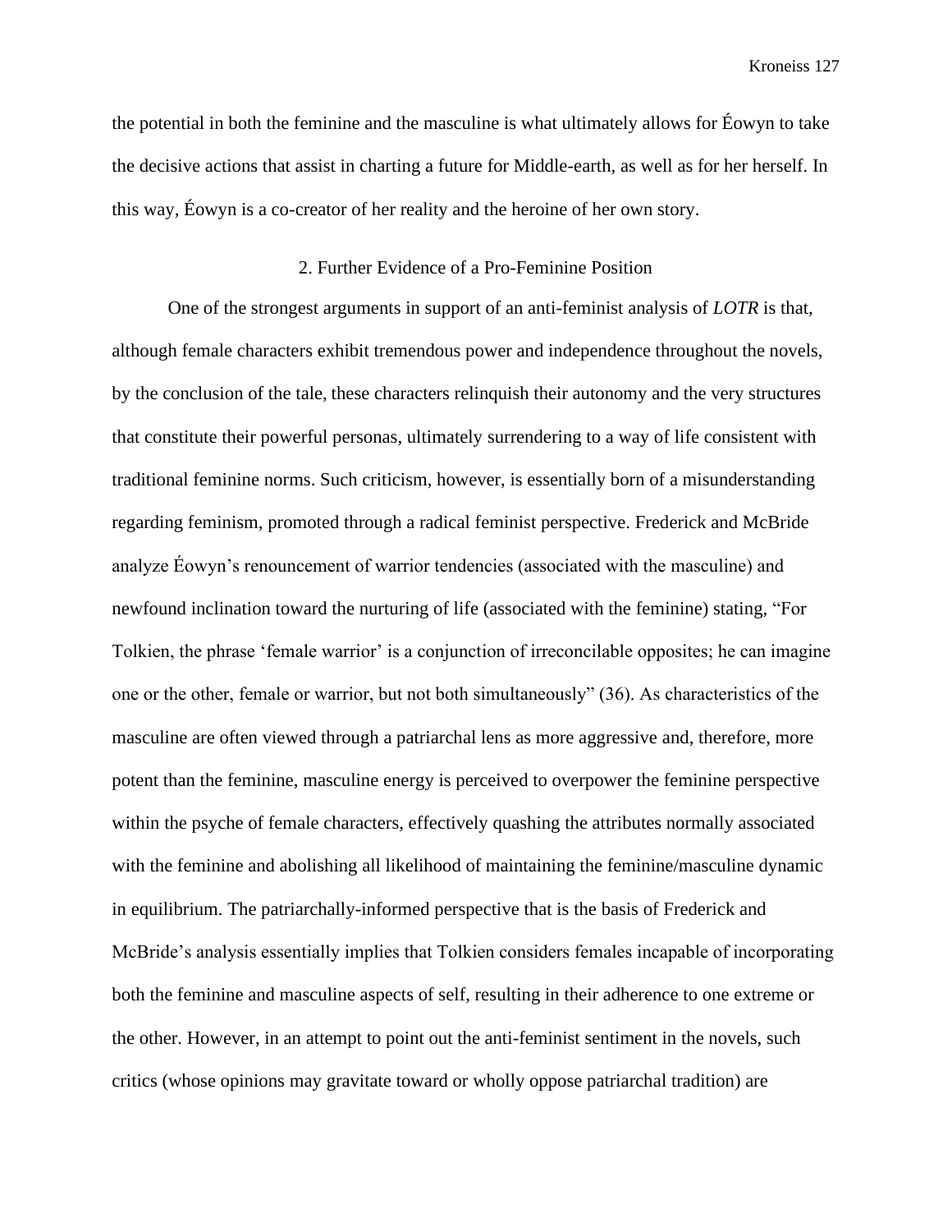the potential in both the feminine and the masculine is what ultimately allows for Éowyn to take the decisive actions that assist in charting a future for Middle-earth, as well as for her herself. In this way, Éowyn is a co-creator of her reality and the heroine of her own story.

## 2. Further Evidence of a Pro-Feminine Position

One of the strongest arguments in support of an anti-feminist analysis of *LOTR* is that, although female characters exhibit tremendous power and independence throughout the novels, by the conclusion of the tale, these characters relinquish their autonomy and the very structures that constitute their powerful personas, ultimately surrendering to a way of life consistent with traditional feminine norms. Such criticism, however, is essentially born of a misunderstanding regarding feminism, promoted through a radical feminist perspective. Frederick and McBride analyze Éowyn's renouncement of warrior tendencies (associated with the masculine) and newfound inclination toward the nurturing of life (associated with the feminine) stating, "For Tolkien, the phrase 'female warrior' is a conjunction of irreconcilable opposites; he can imagine one or the other, female or warrior, but not both simultaneously" (36). As characteristics of the masculine are often viewed through a patriarchal lens as more aggressive and, therefore, more potent than the feminine, masculine energy is perceived to overpower the feminine perspective within the psyche of female characters, effectively quashing the attributes normally associated with the feminine and abolishing all likelihood of maintaining the feminine/masculine dynamic in equilibrium. The patriarchally-informed perspective that is the basis of Frederick and McBride's analysis essentially implies that Tolkien considers females incapable of incorporating both the feminine and masculine aspects of self, resulting in their adherence to one extreme or the other. However, in an attempt to point out the anti-feminist sentiment in the novels, such critics (whose opinions may gravitate toward or wholly oppose patriarchal tradition) are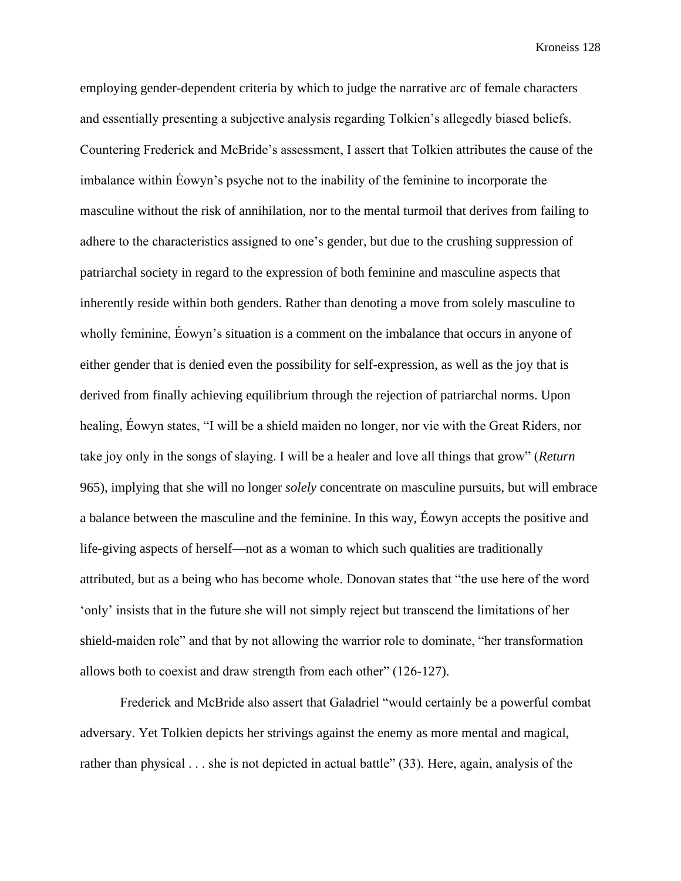employing gender-dependent criteria by which to judge the narrative arc of female characters and essentially presenting a subjective analysis regarding Tolkien's allegedly biased beliefs. Countering Frederick and McBride's assessment, I assert that Tolkien attributes the cause of the imbalance within Éowyn's psyche not to the inability of the feminine to incorporate the masculine without the risk of annihilation, nor to the mental turmoil that derives from failing to adhere to the characteristics assigned to one's gender, but due to the crushing suppression of patriarchal society in regard to the expression of both feminine and masculine aspects that inherently reside within both genders. Rather than denoting a move from solely masculine to wholly feminine, Éowyn's situation is a comment on the imbalance that occurs in anyone of either gender that is denied even the possibility for self-expression, as well as the joy that is derived from finally achieving equilibrium through the rejection of patriarchal norms. Upon healing, Éowyn states, "I will be a shield maiden no longer, nor vie with the Great Riders, nor take joy only in the songs of slaying. I will be a healer and love all things that grow" (*Return* 965), implying that she will no longer *solely* concentrate on masculine pursuits, but will embrace a balance between the masculine and the feminine. In this way, Éowyn accepts the positive and life-giving aspects of herself—not as a woman to which such qualities are traditionally attributed, but as a being who has become whole. Donovan states that "the use here of the word 'only' insists that in the future she will not simply reject but transcend the limitations of her shield-maiden role" and that by not allowing the warrior role to dominate, "her transformation allows both to coexist and draw strength from each other" (126-127).

Frederick and McBride also assert that Galadriel "would certainly be a powerful combat adversary. Yet Tolkien depicts her strivings against the enemy as more mental and magical, rather than physical . . . she is not depicted in actual battle" (33). Here, again, analysis of the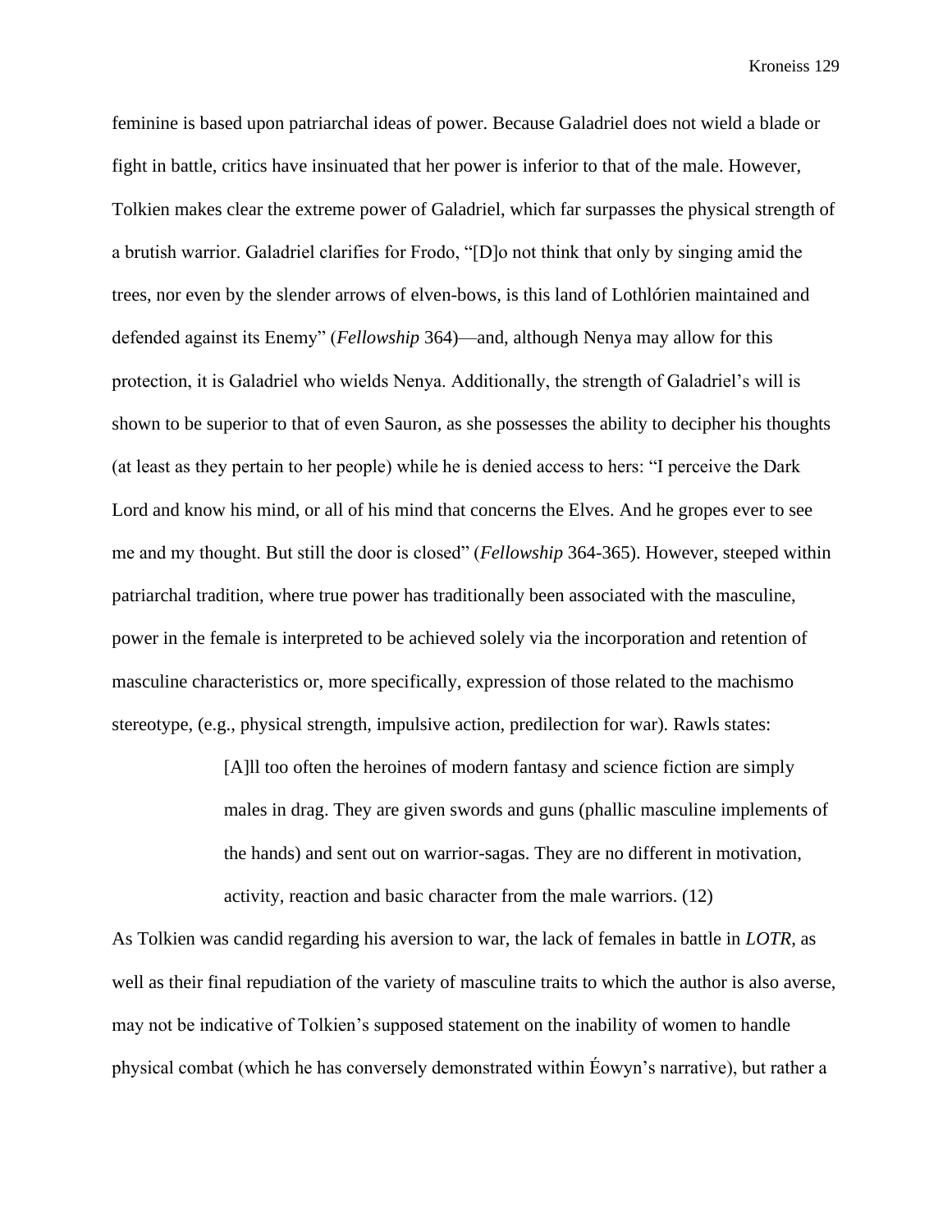feminine is based upon patriarchal ideas of power. Because Galadriel does not wield a blade or fight in battle, critics have insinuated that her power is inferior to that of the male. However, Tolkien makes clear the extreme power of Galadriel, which far surpasses the physical strength of a brutish warrior. Galadriel clarifies for Frodo, "[D]o not think that only by singing amid the trees, nor even by the slender arrows of elven-bows, is this land of Lothlórien maintained and defended against its Enemy" (*Fellowship* 364)—and, although Nenya may allow for this protection, it is Galadriel who wields Nenya. Additionally, the strength of Galadriel's will is shown to be superior to that of even Sauron, as she possesses the ability to decipher his thoughts (at least as they pertain to her people) while he is denied access to hers: "I perceive the Dark Lord and know his mind, or all of his mind that concerns the Elves. And he gropes ever to see me and my thought. But still the door is closed" (*Fellowship* 364-365). However, steeped within patriarchal tradition, where true power has traditionally been associated with the masculine, power in the female is interpreted to be achieved solely via the incorporation and retention of masculine characteristics or, more specifically, expression of those related to the machismo stereotype, (e.g., physical strength, impulsive action, predilection for war). Rawls states:

> [A]ll too often the heroines of modern fantasy and science fiction are simply males in drag. They are given swords and guns (phallic masculine implements of the hands) and sent out on warrior-sagas. They are no different in motivation, activity, reaction and basic character from the male warriors. (12)

As Tolkien was candid regarding his aversion to war, the lack of females in battle in *LOTR*, as well as their final repudiation of the variety of masculine traits to which the author is also averse, may not be indicative of Tolkien's supposed statement on the inability of women to handle physical combat (which he has conversely demonstrated within Éowyn's narrative), but rather a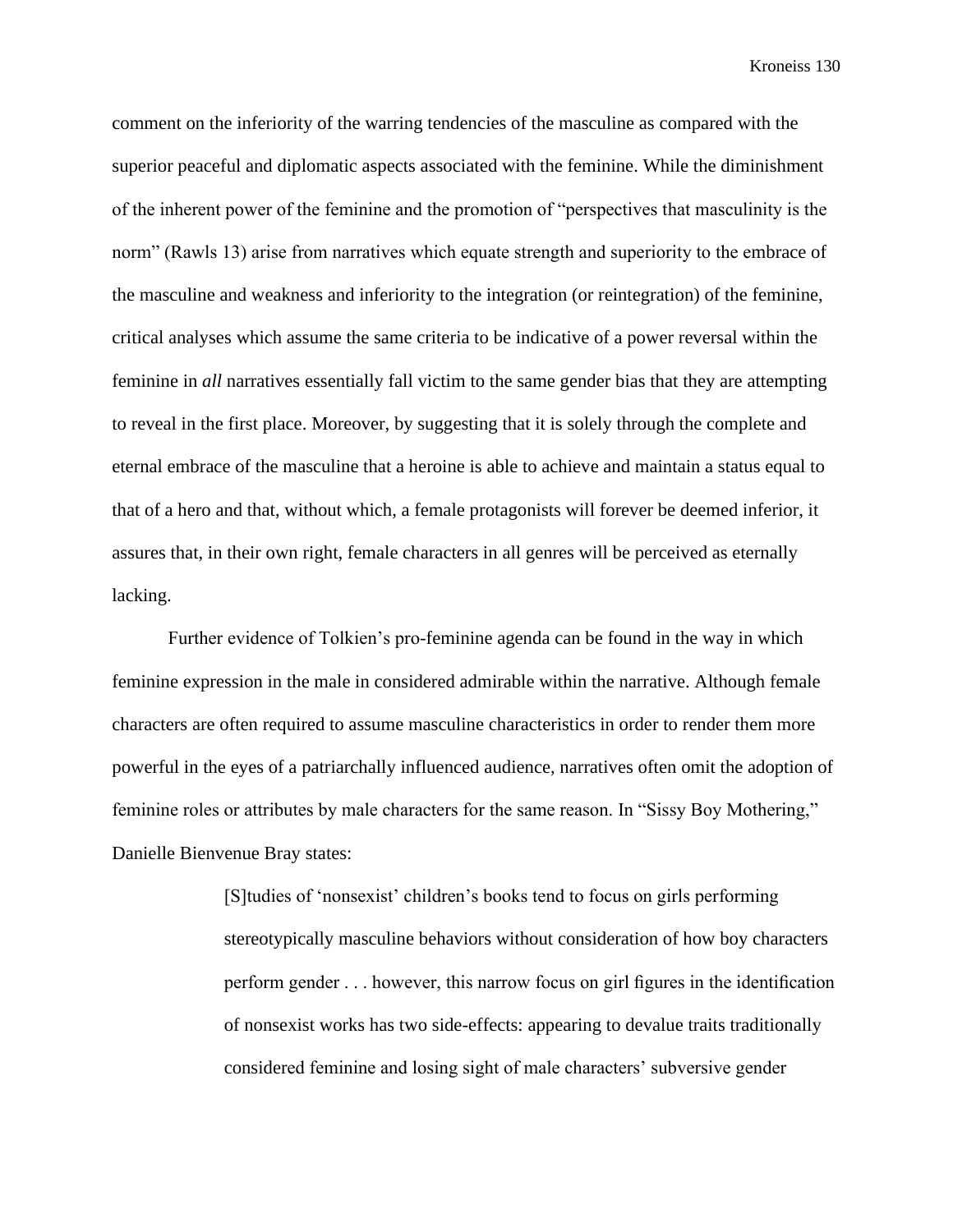comment on the inferiority of the warring tendencies of the masculine as compared with the superior peaceful and diplomatic aspects associated with the feminine. While the diminishment of the inherent power of the feminine and the promotion of "perspectives that masculinity is the norm" (Rawls 13) arise from narratives which equate strength and superiority to the embrace of the masculine and weakness and inferiority to the integration (or reintegration) of the feminine, critical analyses which assume the same criteria to be indicative of a power reversal within the feminine in *all* narratives essentially fall victim to the same gender bias that they are attempting to reveal in the first place. Moreover, by suggesting that it is solely through the complete and eternal embrace of the masculine that a heroine is able to achieve and maintain a status equal to that of a hero and that, without which, a female protagonists will forever be deemed inferior, it assures that, in their own right, female characters in all genres will be perceived as eternally lacking.

Further evidence of Tolkien's pro-feminine agenda can be found in the way in which feminine expression in the male in considered admirable within the narrative. Although female characters are often required to assume masculine characteristics in order to render them more powerful in the eyes of a patriarchally influenced audience, narratives often omit the adoption of feminine roles or attributes by male characters for the same reason. In "Sissy Boy Mothering," Danielle Bienvenue Bray states:

> [S]tudies of 'nonsexist' children's books tend to focus on girls performing stereotypically masculine behaviors without consideration of how boy characters perform gender . . . however, this narrow focus on girl figures in the identification of nonsexist works has two side-effects: appearing to devalue traits traditionally considered feminine and losing sight of male characters' subversive gender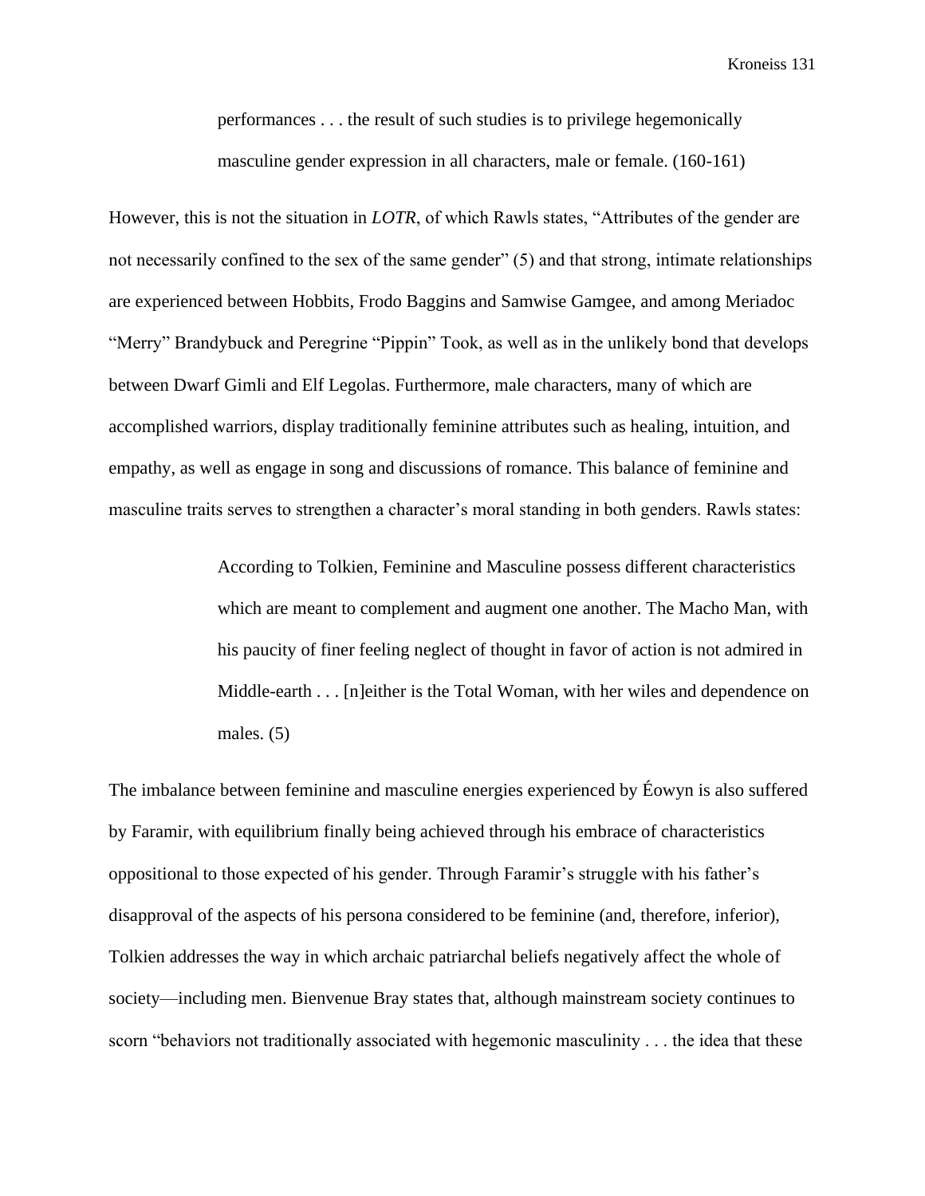> performances . . . the result of such studies is to privilege hegemonically masculine gender expression in all characters, male or female. (160-161)

However, this is not the situation in *LOTR*, of which Rawls states, “Attributes of the gender are not necessarily confined to the sex of the same gender” (5) and that strong, intimate relationships are experienced between Hobbits, Frodo Baggins and Samwise Gamgee, and among Meriadoc “Merry” Brandybuck and Peregrine “Pippin” Took, as well as in the unlikely bond that develops between Dwarf Gimli and Elf Legolas. Furthermore, male characters, many of which are accomplished warriors, display traditionally feminine attributes such as healing, intuition, and empathy, as well as engage in song and discussions of romance. This balance of feminine and masculine traits serves to strengthen a character’s moral standing in both genders. Rawls states:

> According to Tolkien, Feminine and Masculine possess different characteristics which are meant to complement and augment one another. The Macho Man, with his paucity of finer feeling neglect of thought in favor of action is not admired in Middle-earth . . . [n]either is the Total Woman, with her wiles and dependence on males. (5)

The imbalance between feminine and masculine energies experienced by Éowyn is also suffered by Faramir, with equilibrium finally being achieved through his embrace of characteristics oppositional to those expected of his gender. Through Faramir’s struggle with his father’s disapproval of the aspects of his persona considered to be feminine (and, therefore, inferior), Tolkien addresses the way in which archaic patriarchal beliefs negatively affect the whole of society—including men. Bienvenue Bray states that, although mainstream society continues to scorn “behaviors not traditionally associated with hegemonic masculinity . . . the idea that these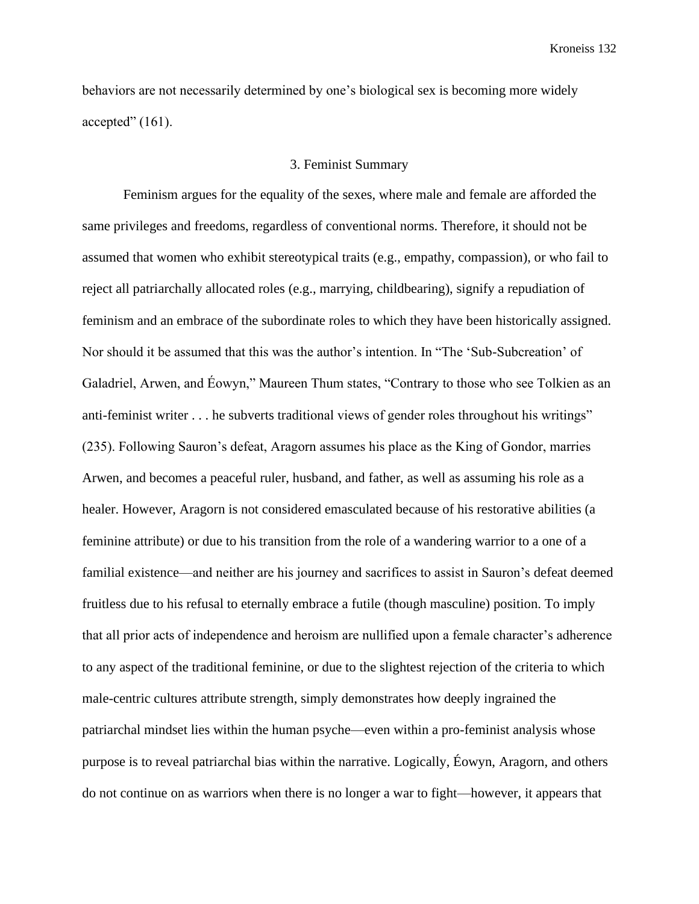behaviors are not necessarily determined by one's biological sex is becoming more widely accepted" (161).

## 3. Feminist Summary

Feminism argues for the equality of the sexes, where male and female are afforded the same privileges and freedoms, regardless of conventional norms. Therefore, it should not be assumed that women who exhibit stereotypical traits (e.g., empathy, compassion), or who fail to reject all patriarchally allocated roles (e.g., marrying, childbearing), signify a repudiation of feminism and an embrace of the subordinate roles to which they have been historically assigned. Nor should it be assumed that this was the author's intention. In "The 'Sub-Subcreation' of Galadriel, Arwen, and Éowyn," Maureen Thum states, "Contrary to those who see Tolkien as an anti-feminist writer . . . he subverts traditional views of gender roles throughout his writings" (235). Following Sauron's defeat, Aragorn assumes his place as the King of Gondor, marries Arwen, and becomes a peaceful ruler, husband, and father, as well as assuming his role as a healer. However, Aragorn is not considered emasculated because of his restorative abilities (a feminine attribute) or due to his transition from the role of a wandering warrior to a one of a familial existence—and neither are his journey and sacrifices to assist in Sauron's defeat deemed fruitless due to his refusal to eternally embrace a futile (though masculine) position. To imply that all prior acts of independence and heroism are nullified upon a female character's adherence to any aspect of the traditional feminine, or due to the slightest rejection of the criteria to which male-centric cultures attribute strength, simply demonstrates how deeply ingrained the patriarchal mindset lies within the human psyche—even within a pro-feminist analysis whose purpose is to reveal patriarchal bias within the narrative. Logically, Éowyn, Aragorn, and others do not continue on as warriors when there is no longer a war to fight—however, it appears that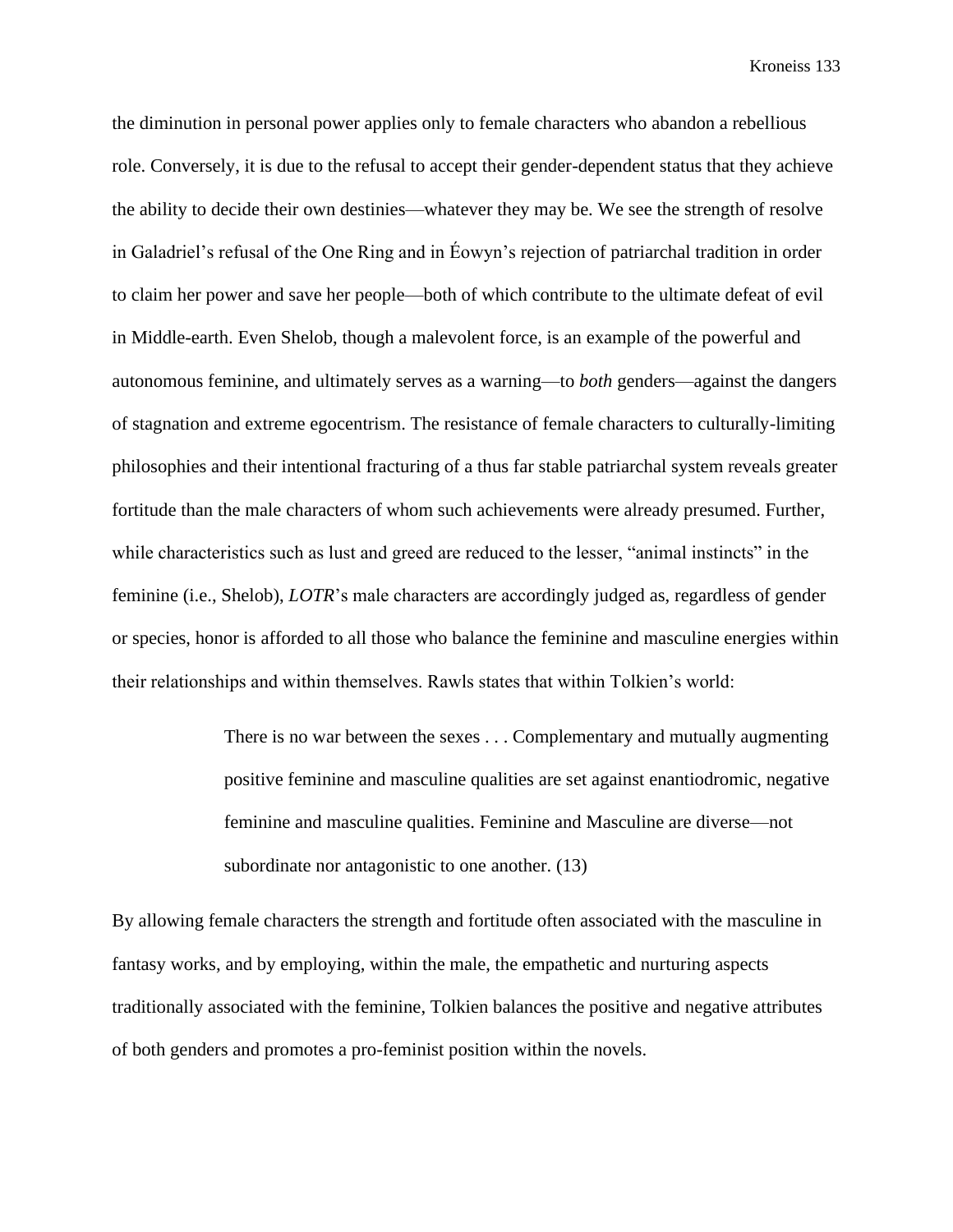the diminution in personal power applies only to female characters who abandon a rebellious role. Conversely, it is due to the refusal to accept their gender-dependent status that they achieve the ability to decide their own destinies—whatever they may be. We see the strength of resolve in Galadriel's refusal of the One Ring and in Éowyn's rejection of patriarchal tradition in order to claim her power and save her people—both of which contribute to the ultimate defeat of evil in Middle-earth. Even Shelob, though a malevolent force, is an example of the powerful and autonomous feminine, and ultimately serves as a warning—to *both* genders—against the dangers of stagnation and extreme egocentrism. The resistance of female characters to culturally-limiting philosophies and their intentional fracturing of a thus far stable patriarchal system reveals greater fortitude than the male characters of whom such achievements were already presumed. Further, while characteristics such as lust and greed are reduced to the lesser, "animal instincts" in the feminine (i.e., Shelob), *LOTR*'s male characters are accordingly judged as, regardless of gender or species, honor is afforded to all those who balance the feminine and masculine energies within their relationships and within themselves. Rawls states that within Tolkien's world:

> There is no war between the sexes . . . Complementary and mutually augmenting positive feminine and masculine qualities are set against enantiodromic, negative feminine and masculine qualities. Feminine and Masculine are diverse—not subordinate nor antagonistic to one another. (13)

By allowing female characters the strength and fortitude often associated with the masculine in fantasy works, and by employing, within the male, the empathetic and nurturing aspects traditionally associated with the feminine, Tolkien balances the positive and negative attributes of both genders and promotes a pro-feminist position within the novels.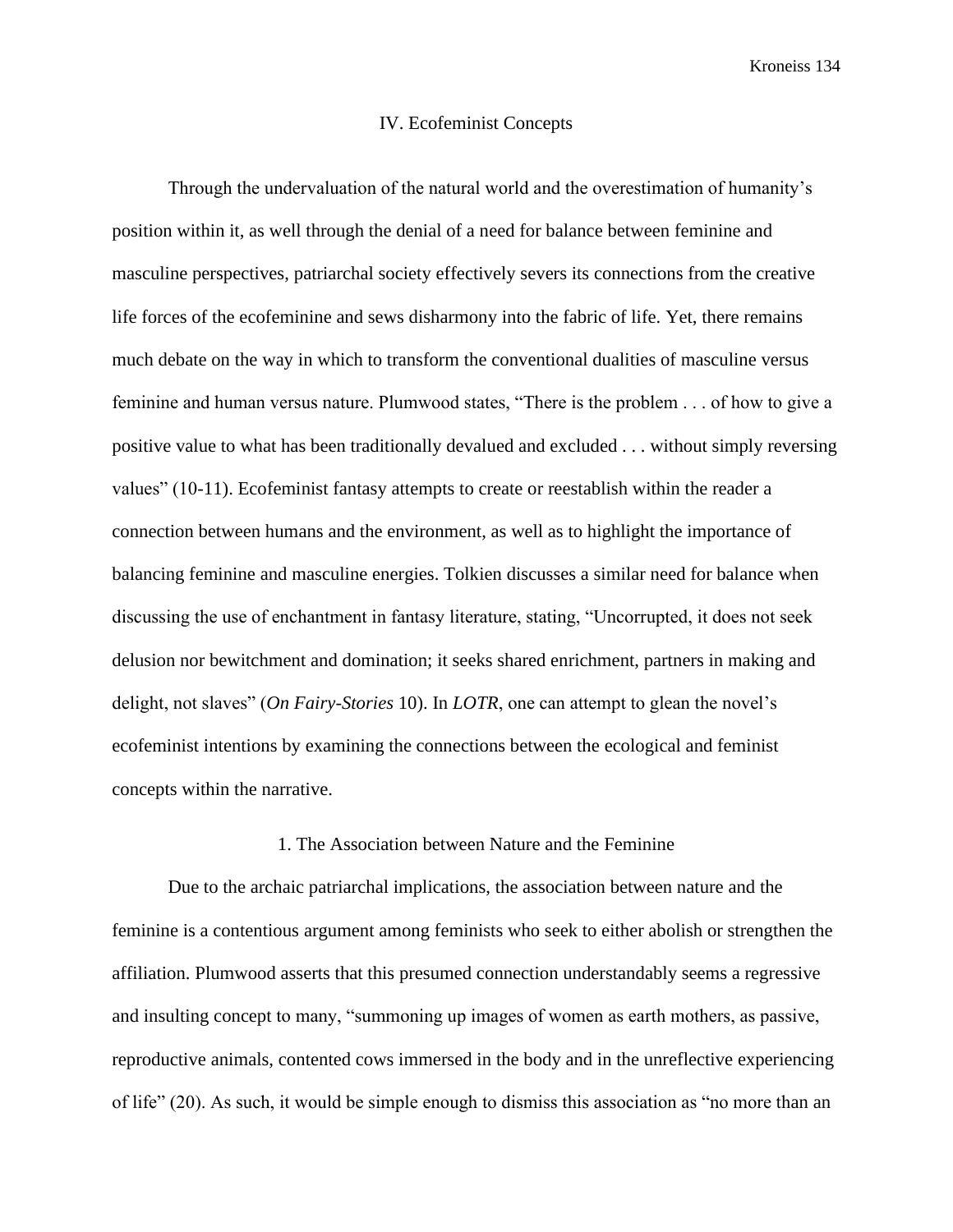## IV. Ecofeminist Concepts

Through the undervaluation of the natural world and the overestimation of humanity's position within it, as well through the denial of a need for balance between feminine and masculine perspectives, patriarchal society effectively severs its connections from the creative life forces of the ecofeminine and sews disharmony into the fabric of life. Yet, there remains much debate on the way in which to transform the conventional dualities of masculine versus feminine and human versus nature. Plumwood states, "There is the problem . . . of how to give a positive value to what has been traditionally devalued and excluded . . . without simply reversing values" (10-11). Ecofeminist fantasy attempts to create or reestablish within the reader a connection between humans and the environment, as well as to highlight the importance of balancing feminine and masculine energies. Tolkien discusses a similar need for balance when discussing the use of enchantment in fantasy literature, stating, "Uncorrupted, it does not seek delusion nor bewitchment and domination; it seeks shared enrichment, partners in making and delight, not slaves" (*On Fairy-Stories* 10). In *LOTR*, one can attempt to glean the novel's ecofeminist intentions by examining the connections between the ecological and feminist concepts within the narrative.

### 1. The Association between Nature and the Feminine

Due to the archaic patriarchal implications, the association between nature and the feminine is a contentious argument among feminists who seek to either abolish or strengthen the affiliation. Plumwood asserts that this presumed connection understandably seems a regressive and insulting concept to many, "summoning up images of women as earth mothers, as passive, reproductive animals, contented cows immersed in the body and in the unreflective experiencing of life" (20). As such, it would be simple enough to dismiss this association as "no more than an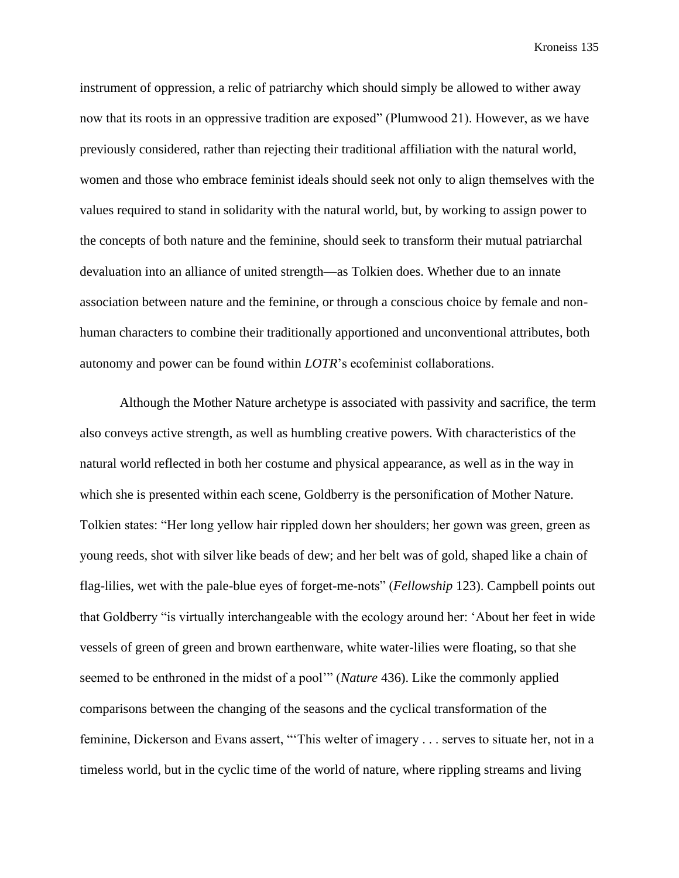instrument of oppression, a relic of patriarchy which should simply be allowed to wither away now that its roots in an oppressive tradition are exposed" (Plumwood 21). However, as we have previously considered, rather than rejecting their traditional affiliation with the natural world, women and those who embrace feminist ideals should seek not only to align themselves with the values required to stand in solidarity with the natural world, but, by working to assign power to the concepts of both nature and the feminine, should seek to transform their mutual patriarchal devaluation into an alliance of united strength—as Tolkien does. Whether due to an innate association between nature and the feminine, or through a conscious choice by female and non-human characters to combine their traditionally apportioned and unconventional attributes, both autonomy and power can be found within *LOTR*'s ecofeminist collaborations.

Although the Mother Nature archetype is associated with passivity and sacrifice, the term also conveys active strength, as well as humbling creative powers. With characteristics of the natural world reflected in both her costume and physical appearance, as well as in the way in which she is presented within each scene, Goldberry is the personification of Mother Nature. Tolkien states: "Her long yellow hair rippled down her shoulders; her gown was green, green as young reeds, shot with silver like beads of dew; and her belt was of gold, shaped like a chain of flag-lilies, wet with the pale-blue eyes of forget-me-nots" (*Fellowship* 123). Campbell points out that Goldberry "is virtually interchangeable with the ecology around her: 'About her feet in wide vessels of green of green and brown earthenware, white water-lilies were floating, so that she seemed to be enthroned in the midst of a pool'" (*Nature* 436). Like the commonly applied comparisons between the changing of the seasons and the cyclical transformation of the feminine, Dickerson and Evans assert, "'This welter of imagery . . . serves to situate her, not in a timeless world, but in the cyclic time of the world of nature, where rippling streams and living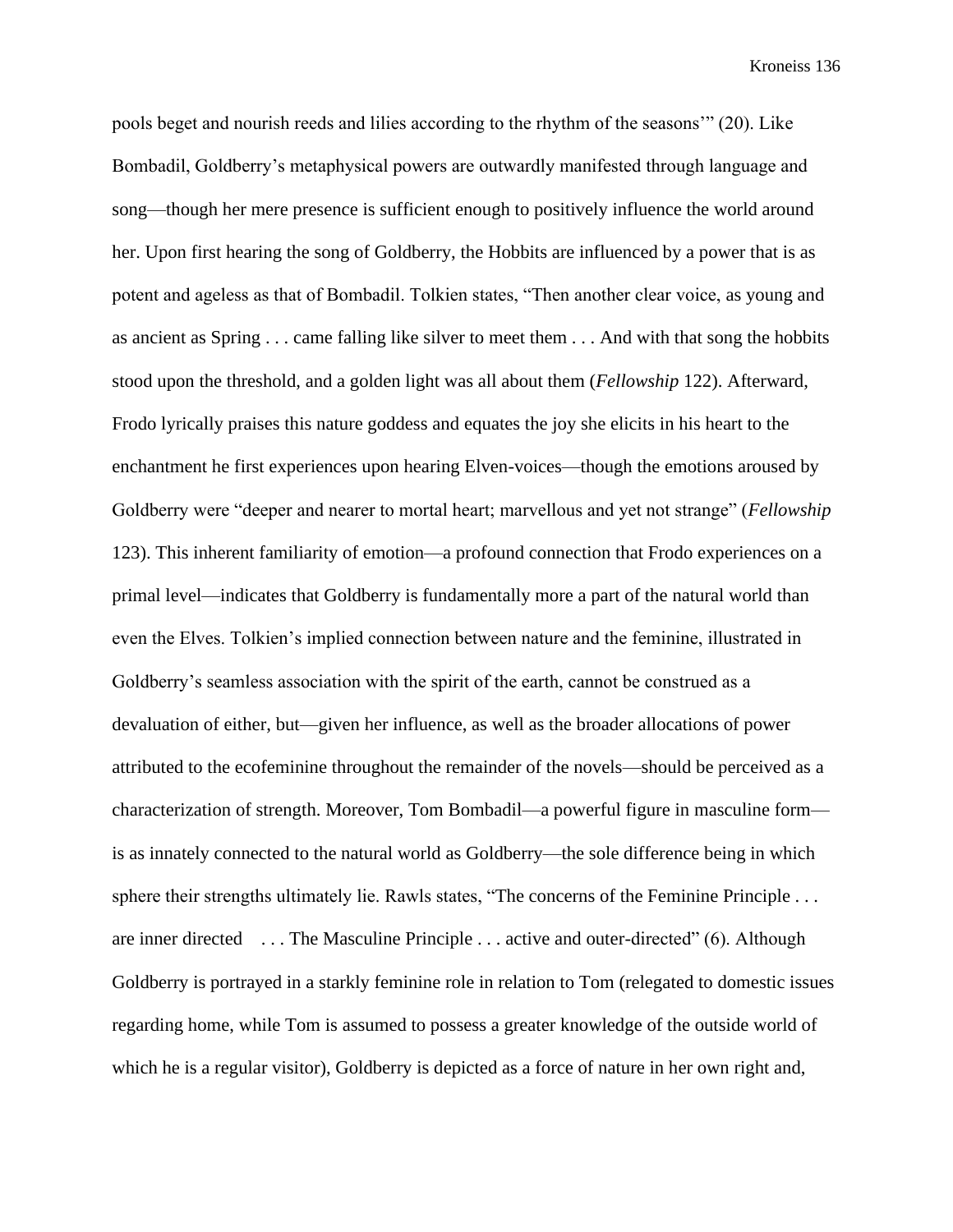pools beget and nourish reeds and lilies according to the rhythm of the seasons'" (20). Like Bombadil, Goldberry's metaphysical powers are outwardly manifested through language and song—though her mere presence is sufficient enough to positively influence the world around her. Upon first hearing the song of Goldberry, the Hobbits are influenced by a power that is as potent and ageless as that of Bombadil. Tolkien states, "Then another clear voice, as young and as ancient as Spring . . . came falling like silver to meet them . . . And with that song the hobbits stood upon the threshold, and a golden light was all about them (*Fellowship* 122). Afterward, Frodo lyrically praises this nature goddess and equates the joy she elicits in his heart to the enchantment he first experiences upon hearing Elven-voices—though the emotions aroused by Goldberry were "deeper and nearer to mortal heart; marvellous and yet not strange" (*Fellowship* 123). This inherent familiarity of emotion—a profound connection that Frodo experiences on a primal level—indicates that Goldberry is fundamentally more a part of the natural world than even the Elves. Tolkien's implied connection between nature and the feminine, illustrated in Goldberry's seamless association with the spirit of the earth, cannot be construed as a devaluation of either, but—given her influence, as well as the broader allocations of power attributed to the ecofeminine throughout the remainder of the novels—should be perceived as a characterization of strength. Moreover, Tom Bombadil—a powerful figure in masculine form—is as innately connected to the natural world as Goldberry—the sole difference being in which sphere their strengths ultimately lie. Rawls states, "The concerns of the Feminine Principle . . . are inner directed . . . The Masculine Principle . . . active and outer-directed" (6). Although Goldberry is portrayed in a starkly feminine role in relation to Tom (relegated to domestic issues regarding home, while Tom is assumed to possess a greater knowledge of the outside world of which he is a regular visitor), Goldberry is depicted as a force of nature in her own right and,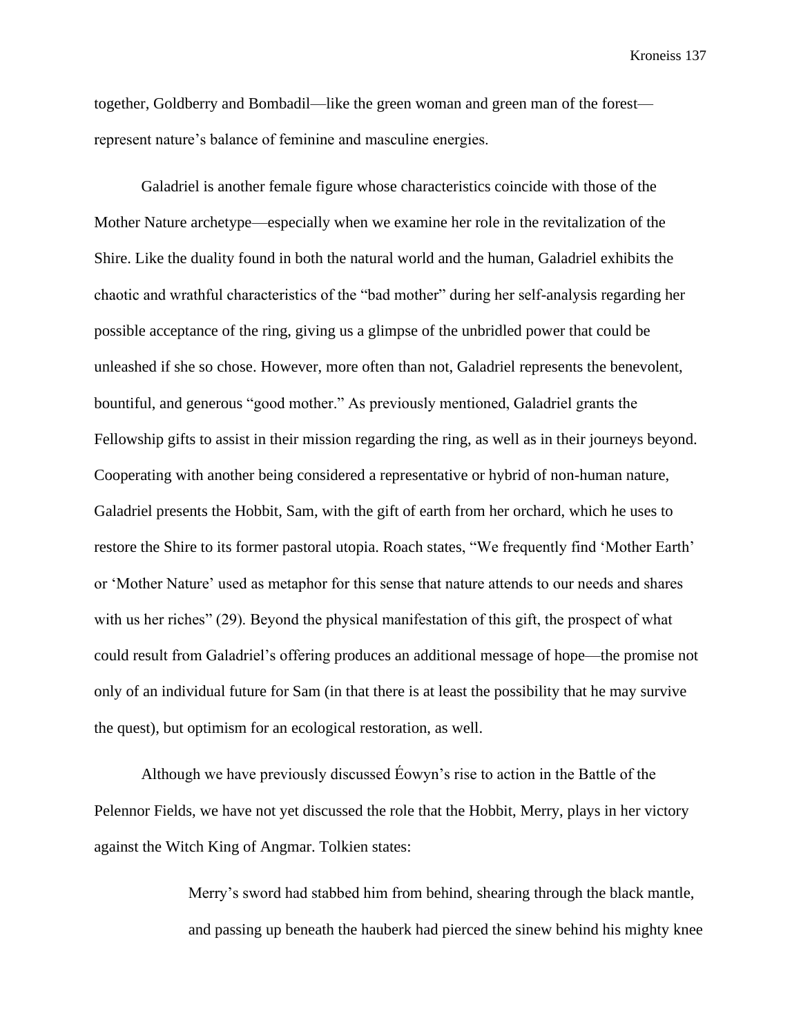together, Goldberry and Bombadil—like the green woman and green man of the forest—represent nature's balance of feminine and masculine energies.

Galadriel is another female figure whose characteristics coincide with those of the Mother Nature archetype—especially when we examine her role in the revitalization of the Shire. Like the duality found in both the natural world and the human, Galadriel exhibits the chaotic and wrathful characteristics of the "bad mother" during her self-analysis regarding her possible acceptance of the ring, giving us a glimpse of the unbridled power that could be unleashed if she so chose. However, more often than not, Galadriel represents the benevolent, bountiful, and generous "good mother." As previously mentioned, Galadriel grants the Fellowship gifts to assist in their mission regarding the ring, as well as in their journeys beyond. Cooperating with another being considered a representative or hybrid of non-human nature, Galadriel presents the Hobbit, Sam, with the gift of earth from her orchard, which he uses to restore the Shire to its former pastoral utopia. Roach states, "We frequently find 'Mother Earth' or 'Mother Nature' used as metaphor for this sense that nature attends to our needs and shares with us her riches" (29). Beyond the physical manifestation of this gift, the prospect of what could result from Galadriel's offering produces an additional message of hope—the promise not only of an individual future for Sam (in that there is at least the possibility that he may survive the quest), but optimism for an ecological restoration, as well.

Although we have previously discussed Éowyn's rise to action in the Battle of the Pelennor Fields, we have not yet discussed the role that the Hobbit, Merry, plays in her victory against the Witch King of Angmar. Tolkien states:

> Merry's sword had stabbed him from behind, shearing through the black mantle, and passing up beneath the hauberk had pierced the sinew behind his mighty knee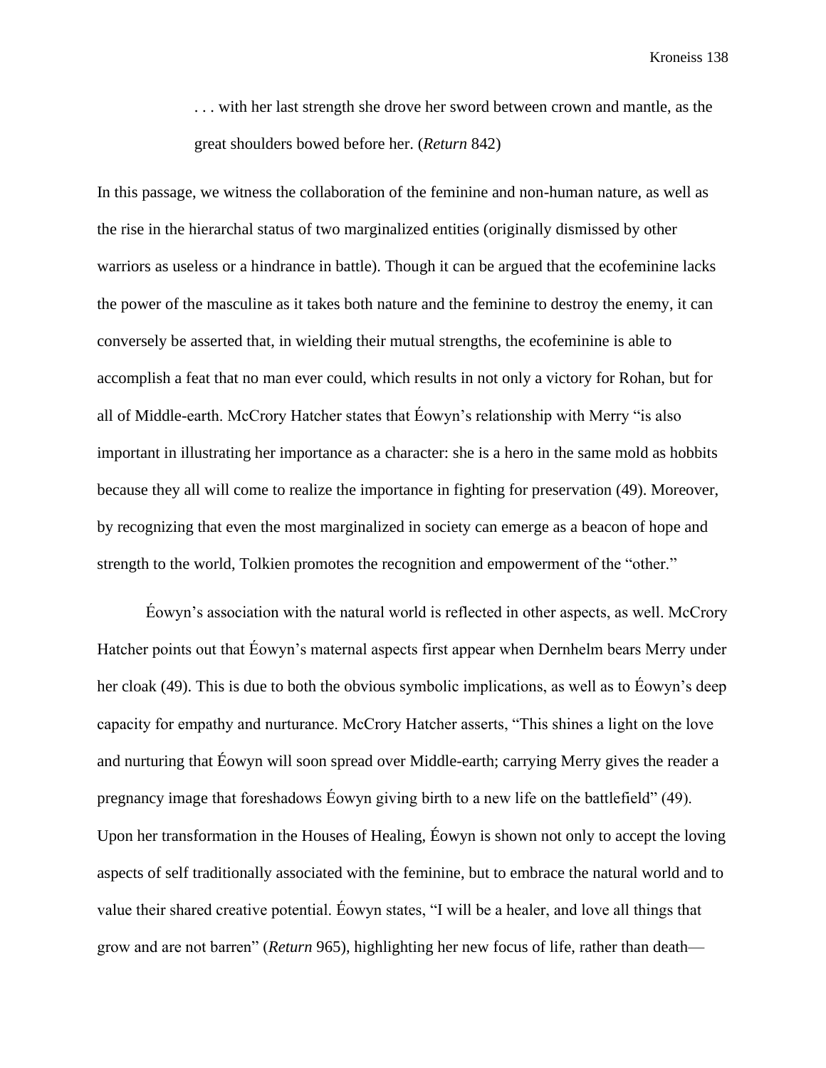> . . . with her last strength she drove her sword between crown and mantle, as the great shoulders bowed before her. (*Return* 842)

In this passage, we witness the collaboration of the feminine and non-human nature, as well as the rise in the hierarchal status of two marginalized entities (originally dismissed by other warriors as useless or a hindrance in battle). Though it can be argued that the ecofeminine lacks the power of the masculine as it takes both nature and the feminine to destroy the enemy, it can conversely be asserted that, in wielding their mutual strengths, the ecofeminine is able to accomplish a feat that no man ever could, which results in not only a victory for Rohan, but for all of Middle-earth. McCrory Hatcher states that Éowyn's relationship with Merry "is also important in illustrating her importance as a character: she is a hero in the same mold as hobbits because they all will come to realize the importance in fighting for preservation (49). Moreover, by recognizing that even the most marginalized in society can emerge as a beacon of hope and strength to the world, Tolkien promotes the recognition and empowerment of the "other."

Éowyn's association with the natural world is reflected in other aspects, as well. McCrory Hatcher points out that Éowyn's maternal aspects first appear when Dernhelm bears Merry under her cloak (49). This is due to both the obvious symbolic implications, as well as to Éowyn's deep capacity for empathy and nurturance. McCrory Hatcher asserts, "This shines a light on the love and nurturing that Éowyn will soon spread over Middle-earth; carrying Merry gives the reader a pregnancy image that foreshadows Éowyn giving birth to a new life on the battlefield" (49). Upon her transformation in the Houses of Healing, Éowyn is shown not only to accept the loving aspects of self traditionally associated with the feminine, but to embrace the natural world and to value their shared creative potential. Éowyn states, "I will be a healer, and love all things that grow and are not barren" (*Return* 965), highlighting her new focus of life, rather than death—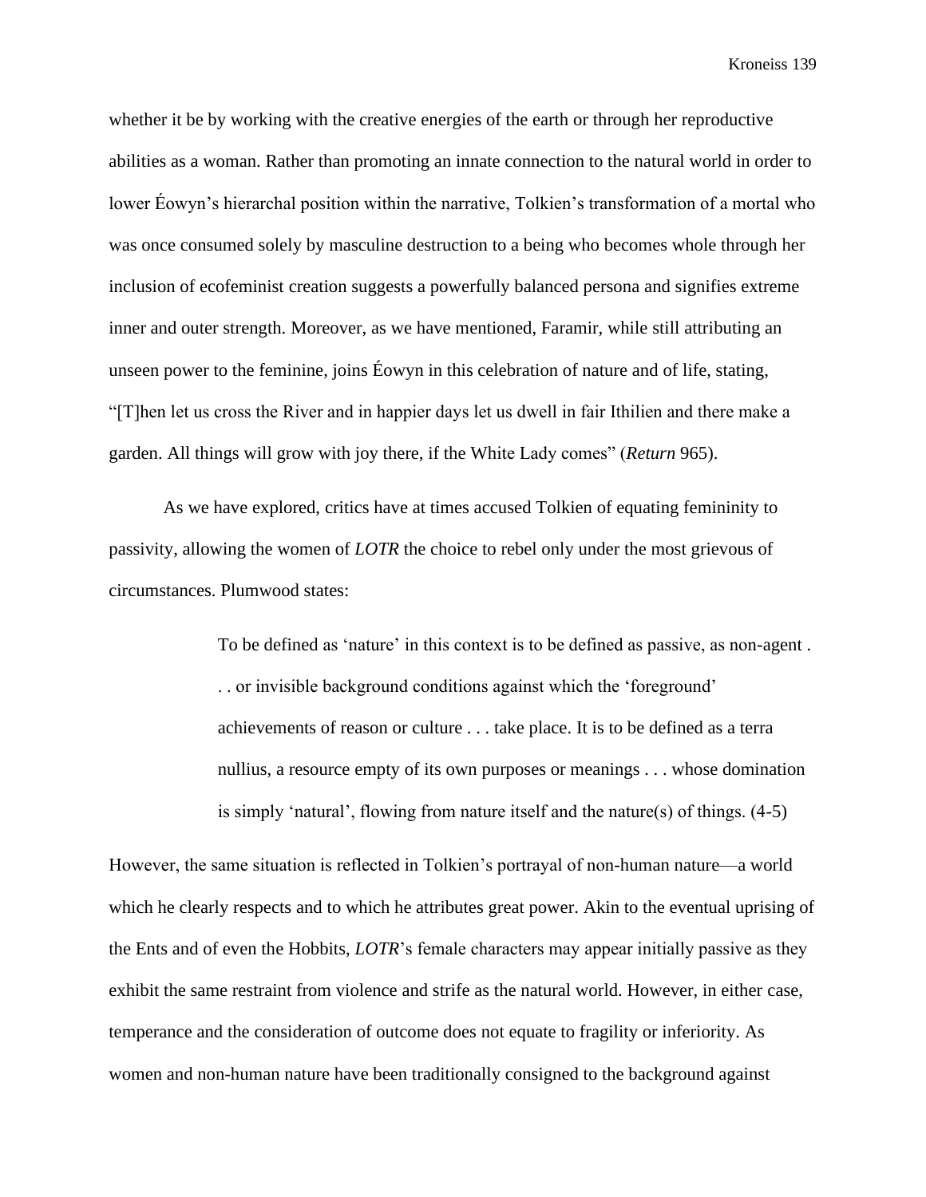whether it be by working with the creative energies of the earth or through her reproductive abilities as a woman. Rather than promoting an innate connection to the natural world in order to lower Éowyn's hierarchal position within the narrative, Tolkien's transformation of a mortal who was once consumed solely by masculine destruction to a being who becomes whole through her inclusion of ecofeminist creation suggests a powerfully balanced persona and signifies extreme inner and outer strength. Moreover, as we have mentioned, Faramir, while still attributing an unseen power to the feminine, joins Éowyn in this celebration of nature and of life, stating, "[T]hen let us cross the River and in happier days let us dwell in fair Ithilien and there make a garden. All things will grow with joy there, if the White Lady comes" (*Return* 965).

As we have explored, critics have at times accused Tolkien of equating femininity to passivity, allowing the women of *LOTR* the choice to rebel only under the most grievous of circumstances. Plumwood states:

> To be defined as 'nature' in this context is to be defined as passive, as non-agent . . . or invisible background conditions against which the 'foreground' achievements of reason or culture . . . take place. It is to be defined as a terra nullius, a resource empty of its own purposes or meanings . . . whose domination is simply 'natural', flowing from nature itself and the nature(s) of things. (4-5)

However, the same situation is reflected in Tolkien's portrayal of non-human nature—a world which he clearly respects and to which he attributes great power. Akin to the eventual uprising of the Ents and of even the Hobbits, *LOTR*'s female characters may appear initially passive as they exhibit the same restraint from violence and strife as the natural world. However, in either case, temperance and the consideration of outcome does not equate to fragility or inferiority. As women and non-human nature have been traditionally consigned to the background against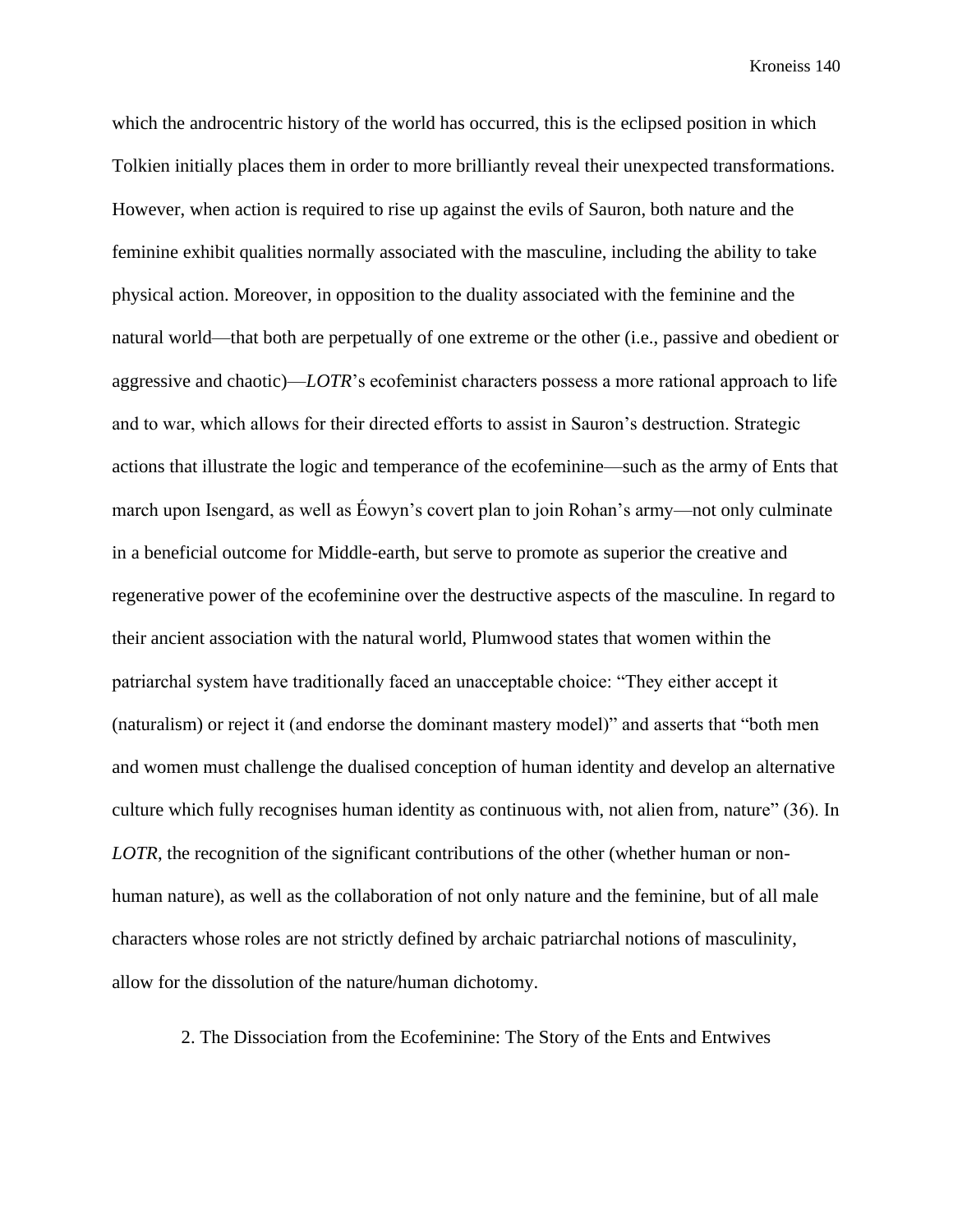which the androcentric history of the world has occurred, this is the eclipsed position in which Tolkien initially places them in order to more brilliantly reveal their unexpected transformations. However, when action is required to rise up against the evils of Sauron, both nature and the feminine exhibit qualities normally associated with the masculine, including the ability to take physical action. Moreover, in opposition to the duality associated with the feminine and the natural world—that both are perpetually of one extreme or the other (i.e., passive and obedient or aggressive and chaotic)—*LOTR*'s ecofeminist characters possess a more rational approach to life and to war, which allows for their directed efforts to assist in Sauron's destruction. Strategic actions that illustrate the logic and temperance of the ecofeminine—such as the army of Ents that march upon Isengard, as well as Éowyn's covert plan to join Rohan's army—not only culminate in a beneficial outcome for Middle-earth, but serve to promote as superior the creative and regenerative power of the ecofeminine over the destructive aspects of the masculine. In regard to their ancient association with the natural world, Plumwood states that women within the patriarchal system have traditionally faced an unacceptable choice: "They either accept it (naturalism) or reject it (and endorse the dominant mastery model)" and asserts that "both men and women must challenge the dualised conception of human identity and develop an alternative culture which fully recognises human identity as continuous with, not alien from, nature" (36). In *LOTR*, the recognition of the significant contributions of the other (whether human or non-human nature), as well as the collaboration of not only nature and the feminine, but of all male characters whose roles are not strictly defined by archaic patriarchal notions of masculinity, allow for the dissolution of the nature/human dichotomy.

## 2. The Dissociation from the Ecofeminine: The Story of the Ents and Entwives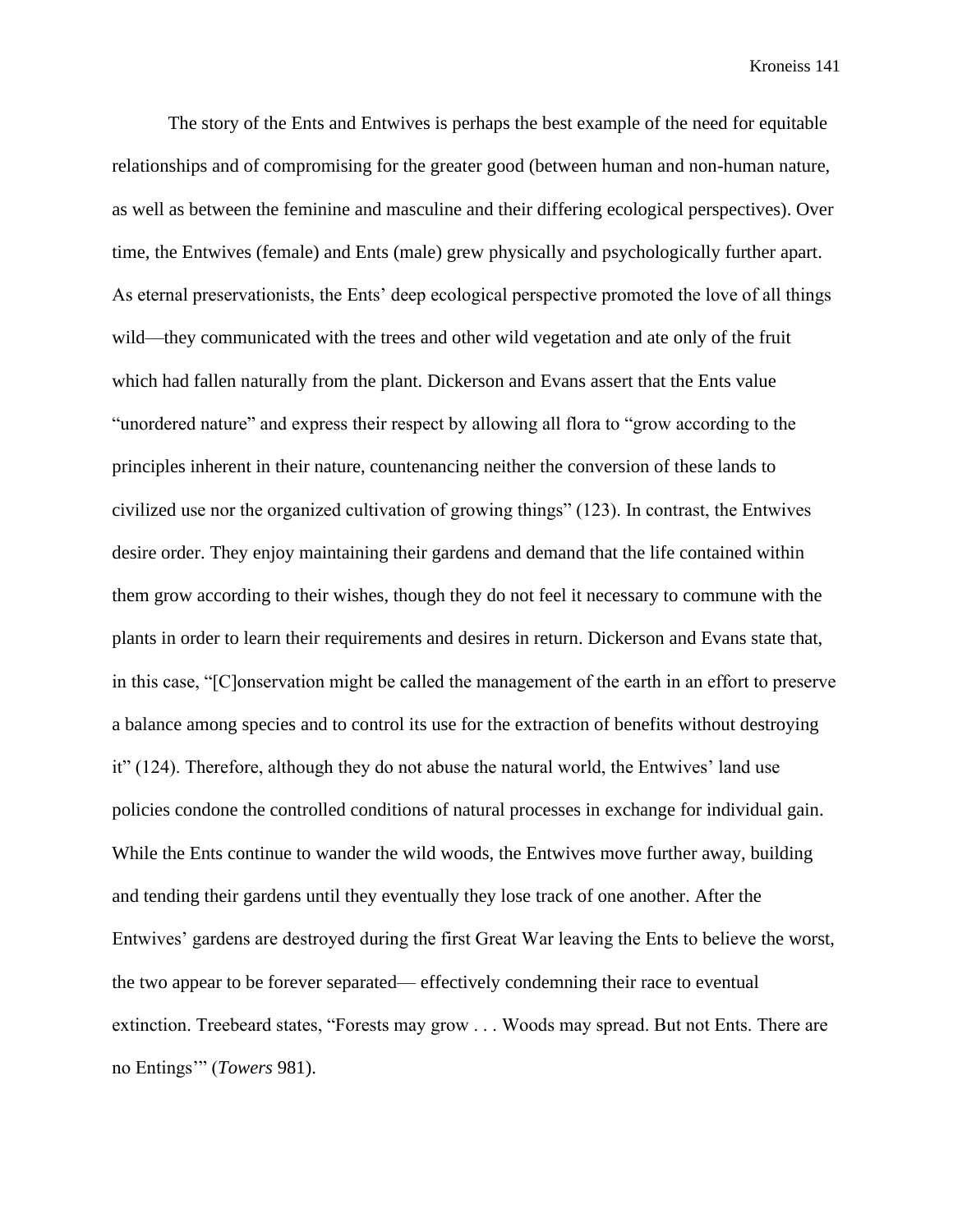The story of the Ents and Entwives is perhaps the best example of the need for equitable relationships and of compromising for the greater good (between human and non-human nature, as well as between the feminine and masculine and their differing ecological perspectives). Over time, the Entwives (female) and Ents (male) grew physically and psychologically further apart. As eternal preservationists, the Ents' deep ecological perspective promoted the love of all things wild—they communicated with the trees and other wild vegetation and ate only of the fruit which had fallen naturally from the plant. Dickerson and Evans assert that the Ents value "unordered nature" and express their respect by allowing all flora to "grow according to the principles inherent in their nature, countenancing neither the conversion of these lands to civilized use nor the organized cultivation of growing things" (123). In contrast, the Entwives desire order. They enjoy maintaining their gardens and demand that the life contained within them grow according to their wishes, though they do not feel it necessary to commune with the plants in order to learn their requirements and desires in return. Dickerson and Evans state that, in this case, "[C]onservation might be called the management of the earth in an effort to preserve a balance among species and to control its use for the extraction of benefits without destroying it" (124). Therefore, although they do not abuse the natural world, the Entwives' land use policies condone the controlled conditions of natural processes in exchange for individual gain. While the Ents continue to wander the wild woods, the Entwives move further away, building and tending their gardens until they eventually they lose track of one another. After the Entwives' gardens are destroyed during the first Great War leaving the Ents to believe the worst, the two appear to be forever separated— effectively condemning their race to eventual extinction. Treebeard states, "Forests may grow . . . Woods may spread. But not Ents. There are no Entings'" (*Towers* 981).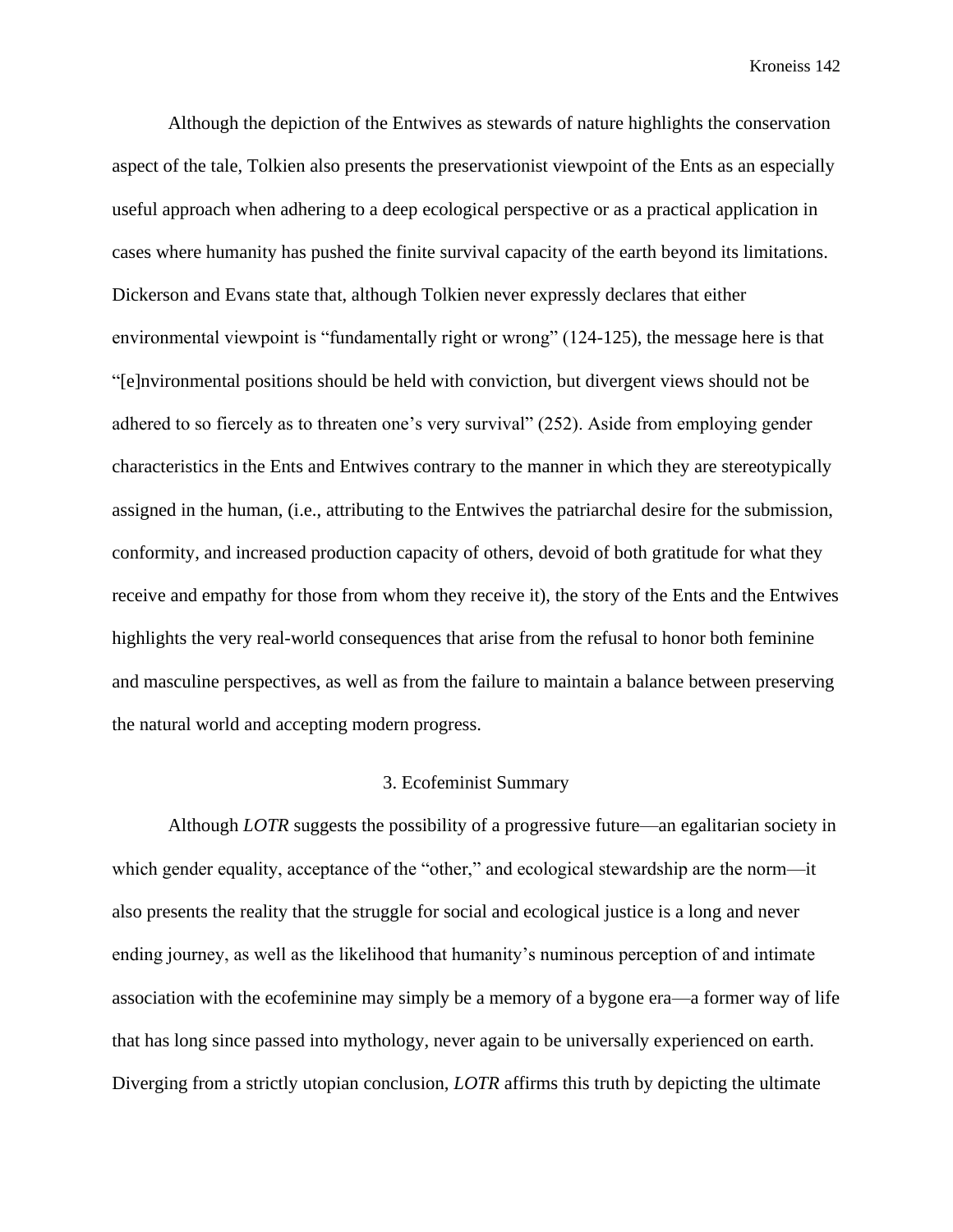Although the depiction of the Entwives as stewards of nature highlights the conservation aspect of the tale, Tolkien also presents the preservationist viewpoint of the Ents as an especially useful approach when adhering to a deep ecological perspective or as a practical application in cases where humanity has pushed the finite survival capacity of the earth beyond its limitations. Dickerson and Evans state that, although Tolkien never expressly declares that either environmental viewpoint is "fundamentally right or wrong" (124-125), the message here is that "[e]nvironmental positions should be held with conviction, but divergent views should not be adhered to so fiercely as to threaten one's very survival" (252). Aside from employing gender characteristics in the Ents and Entwives contrary to the manner in which they are stereotypically assigned in the human, (i.e., attributing to the Entwives the patriarchal desire for the submission, conformity, and increased production capacity of others, devoid of both gratitude for what they receive and empathy for those from whom they receive it), the story of the Ents and the Entwives highlights the very real-world consequences that arise from the refusal to honor both feminine and masculine perspectives, as well as from the failure to maintain a balance between preserving the natural world and accepting modern progress.

## 3. Ecofeminist Summary

Although *LOTR* suggests the possibility of a progressive future—an egalitarian society in which gender equality, acceptance of the "other," and ecological stewardship are the norm—it also presents the reality that the struggle for social and ecological justice is a long and never ending journey, as well as the likelihood that humanity's numinous perception of and intimate association with the ecofeminine may simply be a memory of a bygone era—a former way of life that has long since passed into mythology, never again to be universally experienced on earth. Diverging from a strictly utopian conclusion, *LOTR* affirms this truth by depicting the ultimate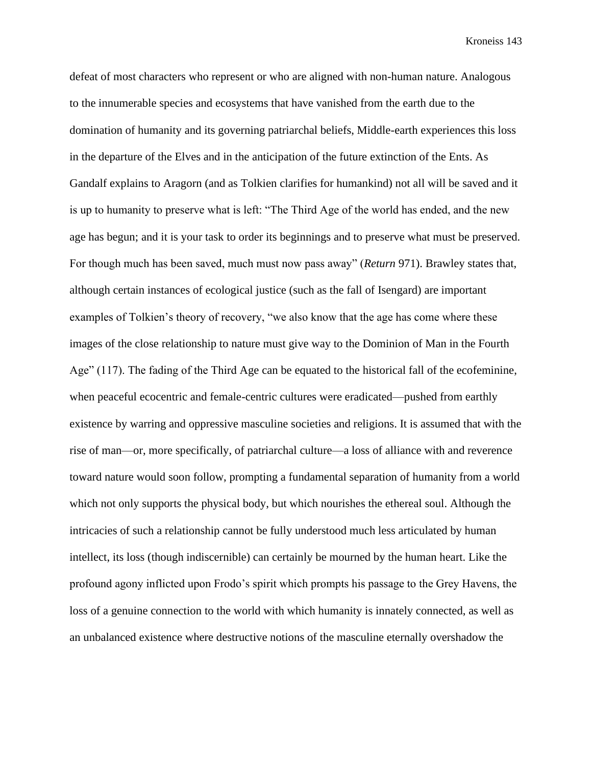defeat of most characters who represent or who are aligned with non-human nature. Analogous to the innumerable species and ecosystems that have vanished from the earth due to the domination of humanity and its governing patriarchal beliefs, Middle-earth experiences this loss in the departure of the Elves and in the anticipation of the future extinction of the Ents. As Gandalf explains to Aragorn (and as Tolkien clarifies for humankind) not all will be saved and it is up to humanity to preserve what is left: "The Third Age of the world has ended, and the new age has begun; and it is your task to order its beginnings and to preserve what must be preserved. For though much has been saved, much must now pass away" (*Return* 971). Brawley states that, although certain instances of ecological justice (such as the fall of Isengard) are important examples of Tolkien's theory of recovery, "we also know that the age has come where these images of the close relationship to nature must give way to the Dominion of Man in the Fourth Age" (117). The fading of the Third Age can be equated to the historical fall of the ecofeminine, when peaceful ecocentric and female-centric cultures were eradicated—pushed from earthly existence by warring and oppressive masculine societies and religions. It is assumed that with the rise of man—or, more specifically, of patriarchal culture—a loss of alliance with and reverence toward nature would soon follow, prompting a fundamental separation of humanity from a world which not only supports the physical body, but which nourishes the ethereal soul. Although the intricacies of such a relationship cannot be fully understood much less articulated by human intellect, its loss (though indiscernible) can certainly be mourned by the human heart. Like the profound agony inflicted upon Frodo's spirit which prompts his passage to the Grey Havens, the loss of a genuine connection to the world with which humanity is innately connected, as well as an unbalanced existence where destructive notions of the masculine eternally overshadow the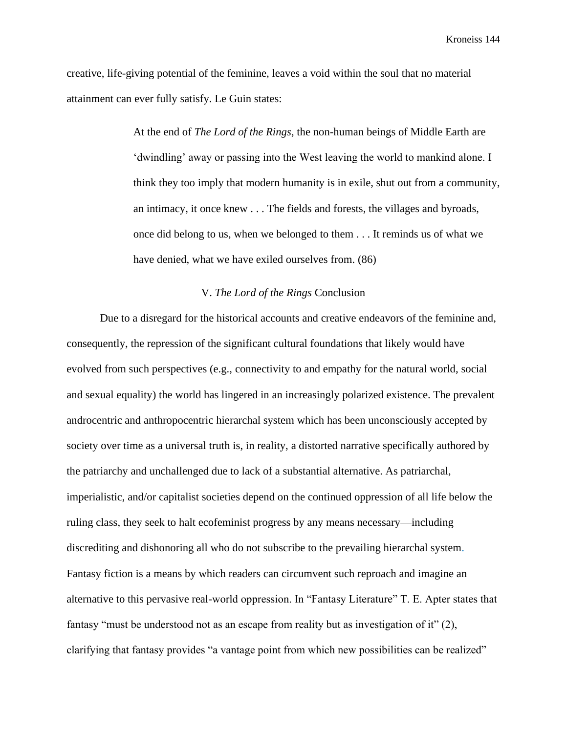creative, life-giving potential of the feminine, leaves a void within the soul that no material attainment can ever fully satisfy. Le Guin states:

> At the end of *The Lord of the Rings*, the non-human beings of Middle Earth are 'dwindling' away or passing into the West leaving the world to mankind alone. I think they too imply that modern humanity is in exile, shut out from a community, an intimacy, it once knew . . . The fields and forests, the villages and byroads, once did belong to us, when we belonged to them . . . It reminds us of what we have denied, what we have exiled ourselves from. (86)

## V. *The Lord of the Rings* Conclusion

Due to a disregard for the historical accounts and creative endeavors of the feminine and, consequently, the repression of the significant cultural foundations that likely would have evolved from such perspectives (e.g., connectivity to and empathy for the natural world, social and sexual equality) the world has lingered in an increasingly polarized existence. The prevalent androcentric and anthropocentric hierarchal system which has been unconsciously accepted by society over time as a universal truth is, in reality, a distorted narrative specifically authored by the patriarchy and unchallenged due to lack of a substantial alternative. As patriarchal, imperialistic, and/or capitalist societies depend on the continued oppression of all life below the ruling class, they seek to halt ecofeminist progress by any means necessary—including discrediting and dishonoring all who do not subscribe to the prevailing hierarchal system. Fantasy fiction is a means by which readers can circumvent such reproach and imagine an alternative to this pervasive real-world oppression. In "Fantasy Literature" T. E. Apter states that fantasy "must be understood not as an escape from reality but as investigation of it" (2), clarifying that fantasy provides "a vantage point from which new possibilities can be realized"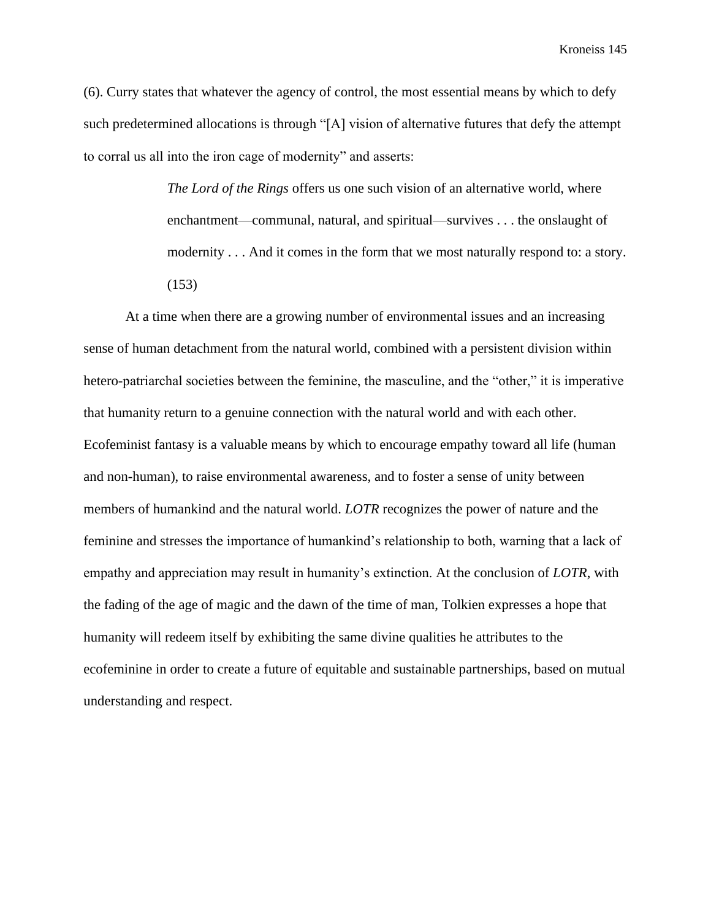(6). Curry states that whatever the agency of control, the most essential means by which to defy such predetermined allocations is through "[A] vision of alternative futures that defy the attempt to corral us all into the iron cage of modernity" and asserts:

> *The Lord of the Rings* offers us one such vision of an alternative world, where enchantment—communal, natural, and spiritual—survives . . . the onslaught of modernity . . . And it comes in the form that we most naturally respond to: a story. (153)

At a time when there are a growing number of environmental issues and an increasing sense of human detachment from the natural world, combined with a persistent division within hetero-patriarchal societies between the feminine, the masculine, and the "other," it is imperative that humanity return to a genuine connection with the natural world and with each other. Ecofeminist fantasy is a valuable means by which to encourage empathy toward all life (human and non-human), to raise environmental awareness, and to foster a sense of unity between members of humankind and the natural world. *LOTR* recognizes the power of nature and the feminine and stresses the importance of humankind's relationship to both, warning that a lack of empathy and appreciation may result in humanity's extinction. At the conclusion of *LOTR*, with the fading of the age of magic and the dawn of the time of man, Tolkien expresses a hope that humanity will redeem itself by exhibiting the same divine qualities he attributes to the ecofeminine in order to create a future of equitable and sustainable partnerships, based on mutual understanding and respect.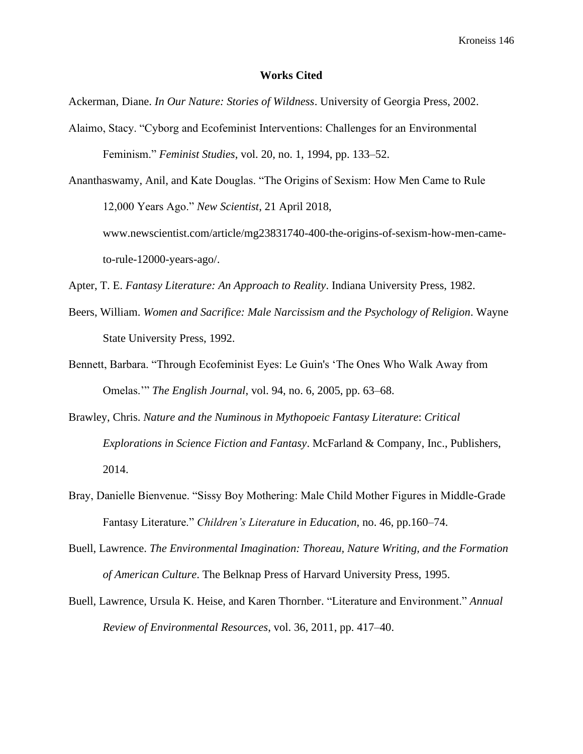## Works Cited

Ackerman, Diane. *In Our Nature: Stories of Wildness*. University of Georgia Press, 2002.

Alaimo, Stacy. "Cyborg and Ecofeminist Interventions: Challenges for an Environmental Feminism." *Feminist Studies*, vol. 20, no. 1, 1994, pp. 133–52.

Ananthaswamy, Anil, and Kate Douglas. "The Origins of Sexism: How Men Came to Rule 12,000 Years Ago." *New Scientist*, 21 April 2018, www.newscientist.com/article/mg23831740-400-the-origins-of-sexism-how-men-came-to-rule-12000-years-ago/.

Apter, T. E. *Fantasy Literature: An Approach to Reality*. Indiana University Press, 1982.

Beers, William. *Women and Sacrifice: Male Narcissism and the Psychology of Religion*. Wayne State University Press, 1992.

Bennett, Barbara. "Through Ecofeminist Eyes: Le Guin's 'The Ones Who Walk Away from Omelas.'" *The English Journal*, vol. 94, no. 6, 2005, pp. 63–68.

Brawley, Chris. *Nature and the Numinous in Mythopoeic Fantasy Literature*: *Critical Explorations in Science Fiction and Fantasy*. McFarland & Company, Inc., Publishers, 2014.

Bray, Danielle Bienvenue. "Sissy Boy Mothering: Male Child Mother Figures in Middle-Grade Fantasy Literature." *Children's Literature in Education*, no. 46, pp.160–74.

Buell, Lawrence. *The Environmental Imagination: Thoreau, Nature Writing, and the Formation of American Culture*. The Belknap Press of Harvard University Press, 1995.

Buell, Lawrence, Ursula K. Heise, and Karen Thornber. "Literature and Environment." *Annual Review of Environmental Resources*, vol. 36, 2011, pp. 417–40.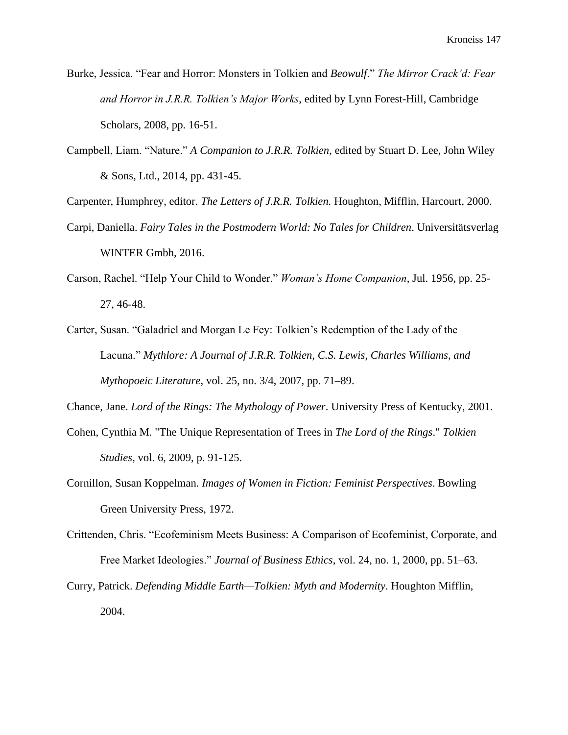Burke, Jessica. “Fear and Horror: Monsters in Tolkien and *Beowulf*.” *The Mirror Crack’d: Fear and Horror in J.R.R. Tolkien’s Major Works*, edited by Lynn Forest-Hill, Cambridge Scholars, 2008, pp. 16-51.

Campbell, Liam. “Nature.” *A Companion to J.R.R. Tolkien*, edited by Stuart D. Lee, John Wiley & Sons, Ltd., 2014, pp. 431-45.

Carpenter, Humphrey, editor. *The Letters of J.R.R. Tolkien.* Houghton, Mifflin, Harcourt, 2000.

Carpi, Daniella. *Fairy Tales in the Postmodern World: No Tales for Children*. Universitätsverlag WINTER Gmbh, 2016.

Carson, Rachel. “Help Your Child to Wonder.” *Woman’s Home Companion*, Jul. 1956, pp. 25-27, 46-48.

Carter, Susan. “Galadriel and Morgan Le Fey: Tolkien’s Redemption of the Lady of the Lacuna.” *Mythlore: A Journal of J.R.R. Tolkien, C.S. Lewis, Charles Williams, and Mythopoeic Literature*, vol. 25, no. 3/4, 2007, pp. 71–89.

Chance, Jane. *Lord of the Rings: The Mythology of Power*. University Press of Kentucky, 2001.

Cohen, Cynthia M. "The Unique Representation of Trees in *The Lord of the Rings*." *Tolkien Studies*, vol. 6, 2009, p. 91-125.

Cornillon, Susan Koppelman. *Images of Women in Fiction: Feminist Perspectives*. Bowling Green University Press, 1972.

Crittenden, Chris. “Ecofeminism Meets Business: A Comparison of Ecofeminist, Corporate, and Free Market Ideologies.” *Journal of Business Ethics*, vol. 24, no. 1, 2000, pp. 51–63.

Curry, Patrick. *Defending Middle Earth—Tolkien: Myth and Modernity*. Houghton Mifflin, 2004.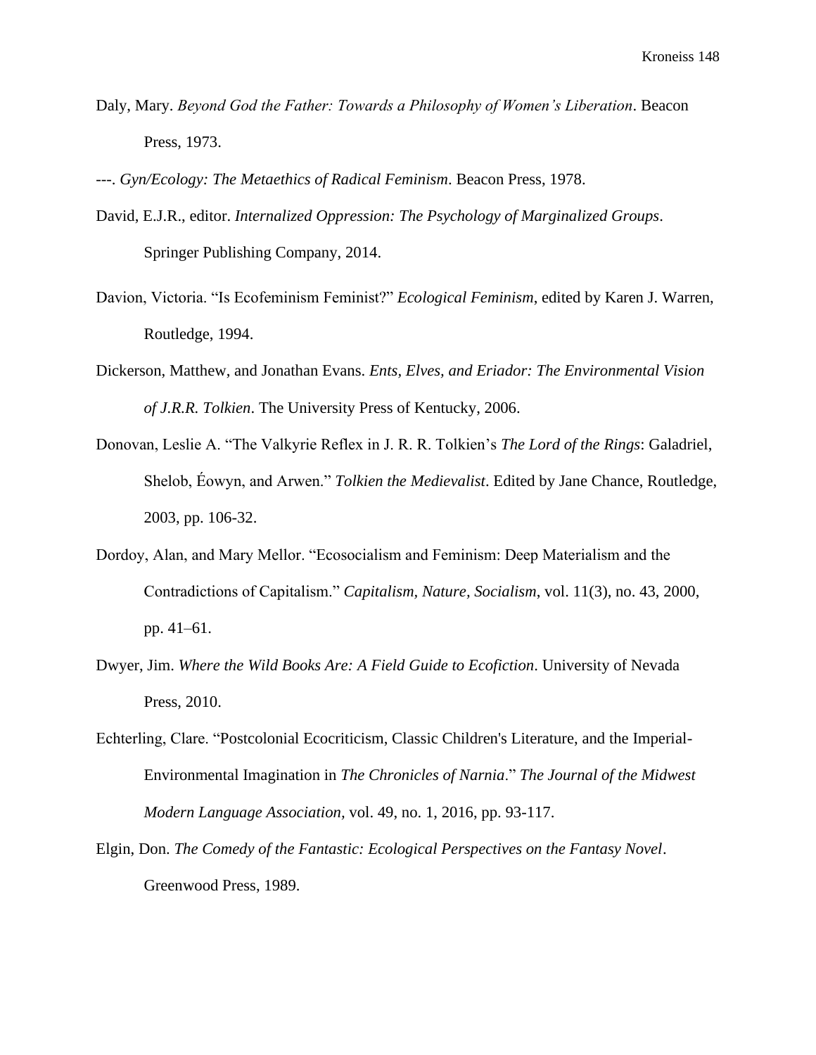Daly, Mary. *Beyond God the Father: Towards a Philosophy of Women's Liberation*. Beacon Press, 1973.

---. *Gyn/Ecology: The Metaethics of Radical Feminism*. Beacon Press, 1978.

David, E.J.R., editor. *Internalized Oppression: The Psychology of Marginalized Groups*. Springer Publishing Company, 2014.

Davion, Victoria. "Is Ecofeminism Feminist?" *Ecological Feminism*, edited by Karen J. Warren, Routledge, 1994.

Dickerson, Matthew, and Jonathan Evans. *Ents, Elves, and Eriador: The Environmental Vision of J.R.R. Tolkien*. The University Press of Kentucky, 2006.

Donovan, Leslie A. "The Valkyrie Reflex in J. R. R. Tolkien's *The Lord of the Rings*: Galadriel, Shelob, Éowyn, and Arwen." *Tolkien the Medievalist*. Edited by Jane Chance, Routledge, 2003, pp. 106-32.

Dordoy, Alan, and Mary Mellor. "Ecosocialism and Feminism: Deep Materialism and the Contradictions of Capitalism." *Capitalism, Nature, Socialism*, vol. 11(3), no. 43, 2000, pp. 41–61.

Dwyer, Jim. *Where the Wild Books Are: A Field Guide to Ecofiction*. University of Nevada Press, 2010.

Echterling, Clare. "Postcolonial Ecocriticism, Classic Children's Literature, and the Imperial-Environmental Imagination in *The Chronicles of Narnia*." *The Journal of the Midwest Modern Language Association*, vol. 49, no. 1, 2016, pp. 93-117.

Elgin, Don. *The Comedy of the Fantastic: Ecological Perspectives on the Fantasy Novel*. Greenwood Press, 1989.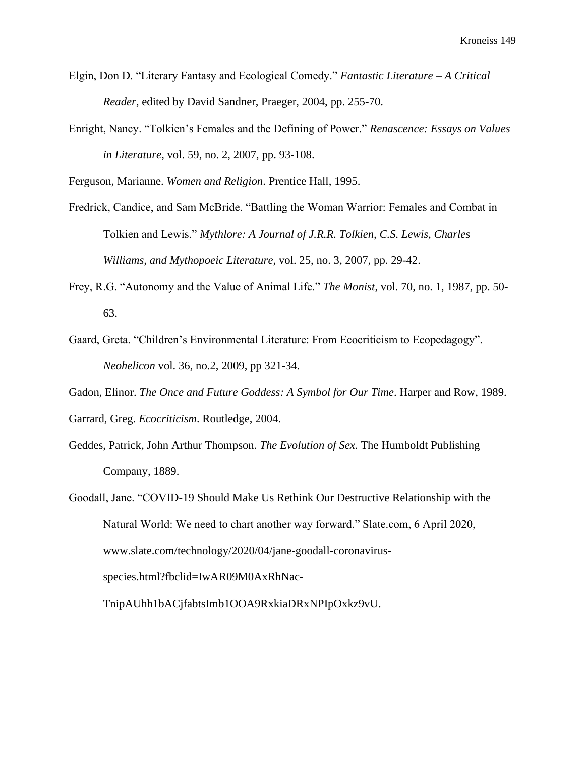Elgin, Don D. “Literary Fantasy and Ecological Comedy.” *Fantastic Literature – A Critical Reader*, edited by David Sandner, Praeger, 2004, pp. 255-70.

Enright, Nancy. “Tolkien’s Females and the Defining of Power.” *Renascence: Essays on Values in Literature*, vol. 59, no. 2, 2007, pp. 93-108.

Ferguson, Marianne. *Women and Religion*. Prentice Hall, 1995.

Fredrick, Candice, and Sam McBride. “Battling the Woman Warrior: Females and Combat in Tolkien and Lewis.” *Mythlore: A Journal of J.R.R. Tolkien, C.S. Lewis, Charles Williams, and Mythopoeic Literature*, vol. 25, no. 3, 2007, pp. 29-42.

Frey, R.G. “Autonomy and the Value of Animal Life.” *The Monist*, vol. 70, no. 1, 1987, pp. 50-63.

Gaard, Greta. “Children’s Environmental Literature: From Ecocriticism to Ecopedagogy”. *Neohelicon* vol. 36, no.2, 2009, pp 321-34.

Gadon, Elinor. *The Once and Future Goddess: A Symbol for Our Time*. Harper and Row, 1989.

Garrard, Greg. *Ecocriticism*. Routledge, 2004.

Geddes, Patrick, John Arthur Thompson. *The Evolution of Sex*. The Humboldt Publishing Company, 1889.

Goodall, Jane. “COVID-19 Should Make Us Rethink Our Destructive Relationship with the Natural World: We need to chart another way forward.” Slate.com, 6 April 2020, www.slate.com/technology/2020/04/jane-goodall-coronavirus-species.html?fbclid=IwAR09M0AxRhNac-TnipAUhh1bACjfabtsImb1OOA9RxkiaDRxNPIpOxkz9vU.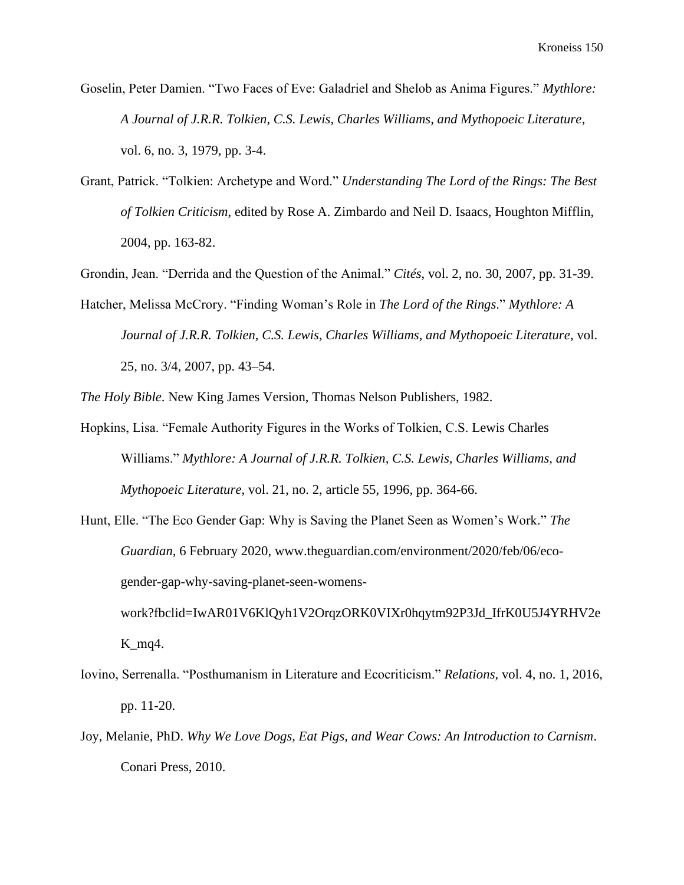Goselin, Peter Damien. "Two Faces of Eve: Galadriel and Shelob as Anima Figures." *Mythlore: A Journal of J.R.R. Tolkien, C.S. Lewis, Charles Williams, and Mythopoeic Literature*, vol. 6, no. 3, 1979, pp. 3-4.

Grant, Patrick. "Tolkien: Archetype and Word." *Understanding The Lord of the Rings: The Best of Tolkien Criticism*, edited by Rose A. Zimbardo and Neil D. Isaacs, Houghton Mifflin, 2004, pp. 163-82.

Grondin, Jean. "Derrida and the Question of the Animal." *Cités*, vol. 2, no. 30, 2007, pp. 31-39.

Hatcher, Melissa McCrory. "Finding Woman's Role in *The Lord of the Rings*." *Mythlore: A Journal of J.R.R. Tolkien, C.S. Lewis, Charles Williams, and Mythopoeic Literature*, vol. 25, no. 3/4, 2007, pp. 43–54.

*The Holy Bible*. New King James Version, Thomas Nelson Publishers, 1982.

Hopkins, Lisa. "Female Authority Figures in the Works of Tolkien, C.S. Lewis Charles Williams." *Mythlore: A Journal of J.R.R. Tolkien, C.S. Lewis, Charles Williams, and Mythopoeic Literature*, vol. 21, no. 2, article 55, 1996, pp. 364-66.

Hunt, Elle. "The Eco Gender Gap: Why is Saving the Planet Seen as Women's Work." *The Guardian*, 6 February 2020, www.theguardian.com/environment/2020/feb/06/eco-gender-gap-why-saving-planet-seen-womens-work?fbclid=IwAR01V6KlQyh1V2OrqzORK0VIXr0hqytm92P3Jd_IfrK0U5J4YRHV2eK_mq4.

Iovino, Serrenalla. "Posthumanism in Literature and Ecocriticism." *Relations*, vol. 4, no. 1, 2016, pp. 11-20.

Joy, Melanie, PhD. *Why We Love Dogs, Eat Pigs, and Wear Cows: An Introduction to Carnism*. Conari Press, 2010.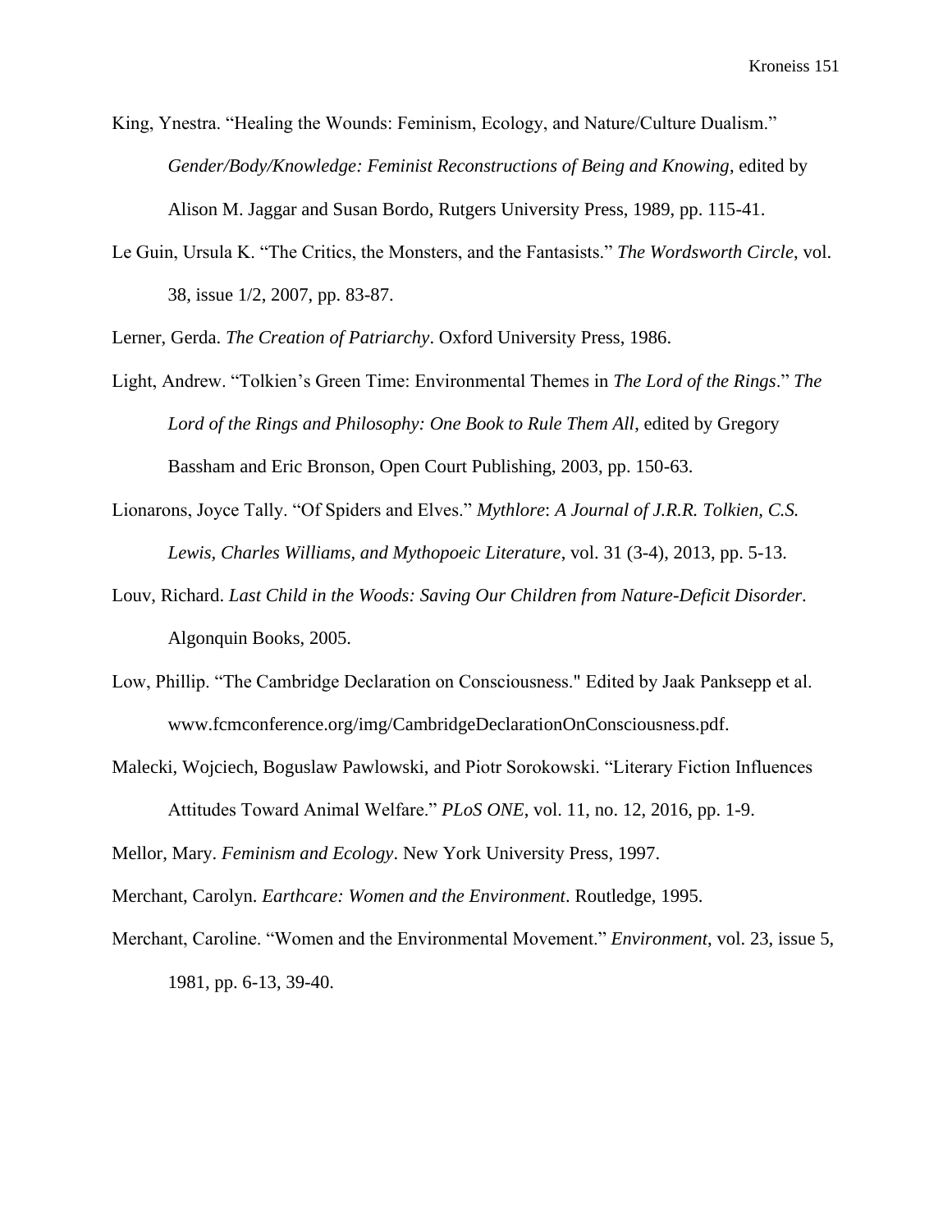King, Ynestra. "Healing the Wounds: Feminism, Ecology, and Nature/Culture Dualism." *Gender/Body/Knowledge: Feminist Reconstructions of Being and Knowing*, edited by Alison M. Jaggar and Susan Bordo, Rutgers University Press, 1989, pp. 115-41.

Le Guin, Ursula K. "The Critics, the Monsters, and the Fantasists." *The Wordsworth Circle*, vol. 38, issue 1/2, 2007, pp. 83-87.

Lerner, Gerda. *The Creation of Patriarchy*. Oxford University Press, 1986.

Light, Andrew. "Tolkien's Green Time: Environmental Themes in *The Lord of the Rings*." *The Lord of the Rings and Philosophy: One Book to Rule Them All*, edited by Gregory Bassham and Eric Bronson, Open Court Publishing, 2003, pp. 150-63.

Lionarons, Joyce Tally. "Of Spiders and Elves." *Mythlore*: *A Journal of J.R.R. Tolkien, C.S. Lewis, Charles Williams, and Mythopoeic Literature*, vol. 31 (3-4), 2013, pp. 5-13.

Louv, Richard. *Last Child in the Woods: Saving Our Children from Nature-Deficit Disorder*. Algonquin Books, 2005.

Low, Phillip. "The Cambridge Declaration on Consciousness." Edited by Jaak Panksepp et al. www.fcmconference.org/img/CambridgeDeclarationOnConsciousness.pdf.

Malecki, Wojciech, Boguslaw Pawlowski, and Piotr Sorokowski. "Literary Fiction Influences Attitudes Toward Animal Welfare." *PLoS ONE*, vol. 11, no. 12, 2016, pp. 1-9.

Mellor, Mary. *Feminism and Ecology*. New York University Press, 1997.

Merchant, Carolyn. *Earthcare: Women and the Environment*. Routledge, 1995.

Merchant, Caroline. "Women and the Environmental Movement." *Environment*, vol. 23, issue 5, 1981, pp. 6-13, 39-40.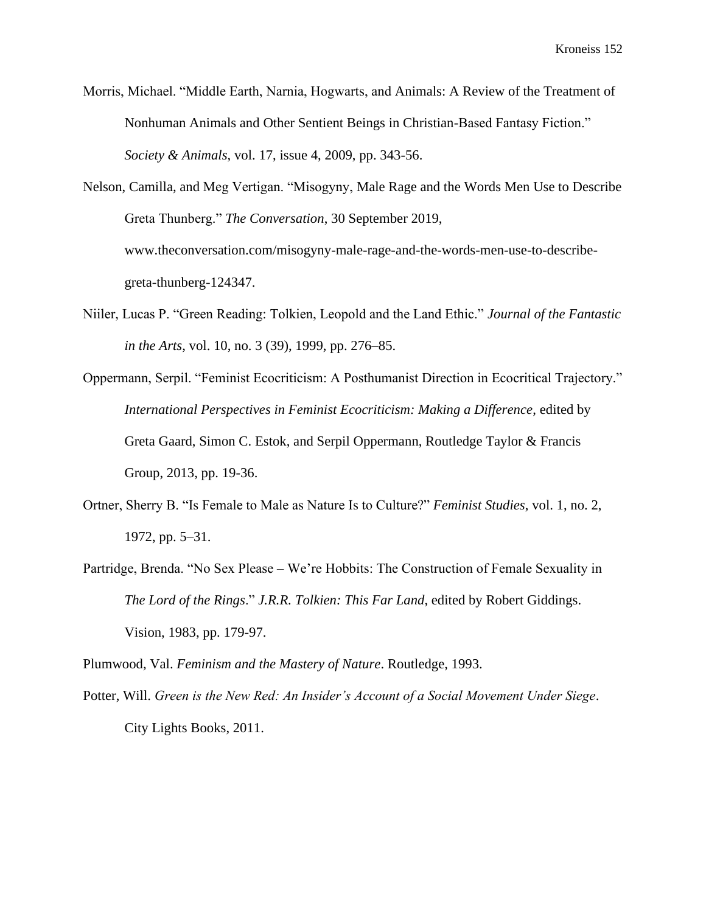Morris, Michael. "Middle Earth, Narnia, Hogwarts, and Animals: A Review of the Treatment of Nonhuman Animals and Other Sentient Beings in Christian-Based Fantasy Fiction." *Society & Animals*, vol. 17, issue 4, 2009, pp. 343-56.

Nelson, Camilla, and Meg Vertigan. "Misogyny, Male Rage and the Words Men Use to Describe Greta Thunberg." *The Conversation*, 30 September 2019, www.theconversation.com/misogyny-male-rage-and-the-words-men-use-to-describe-greta-thunberg-124347.

Niiler, Lucas P. "Green Reading: Tolkien, Leopold and the Land Ethic." *Journal of the Fantastic in the Arts*, vol. 10, no. 3 (39), 1999, pp. 276–85.

Oppermann, Serpil. "Feminist Ecocriticism: A Posthumanist Direction in Ecocritical Trajectory." *International Perspectives in Feminist Ecocriticism: Making a Difference*, edited by Greta Gaard, Simon C. Estok, and Serpil Oppermann, Routledge Taylor & Francis Group, 2013, pp. 19-36.

Ortner, Sherry B. "Is Female to Male as Nature Is to Culture?" *Feminist Studies*, vol. 1, no. 2, 1972, pp. 5–31.

Partridge, Brenda. "No Sex Please – We're Hobbits: The Construction of Female Sexuality in *The Lord of the Rings*." *J.R.R. Tolkien: This Far Land*, edited by Robert Giddings. Vision, 1983, pp. 179-97.

Plumwood, Val. *Feminism and the Mastery of Nature*. Routledge, 1993.

Potter, Will. *Green is the New Red: An Insider's Account of a Social Movement Under Siege*. City Lights Books, 2011.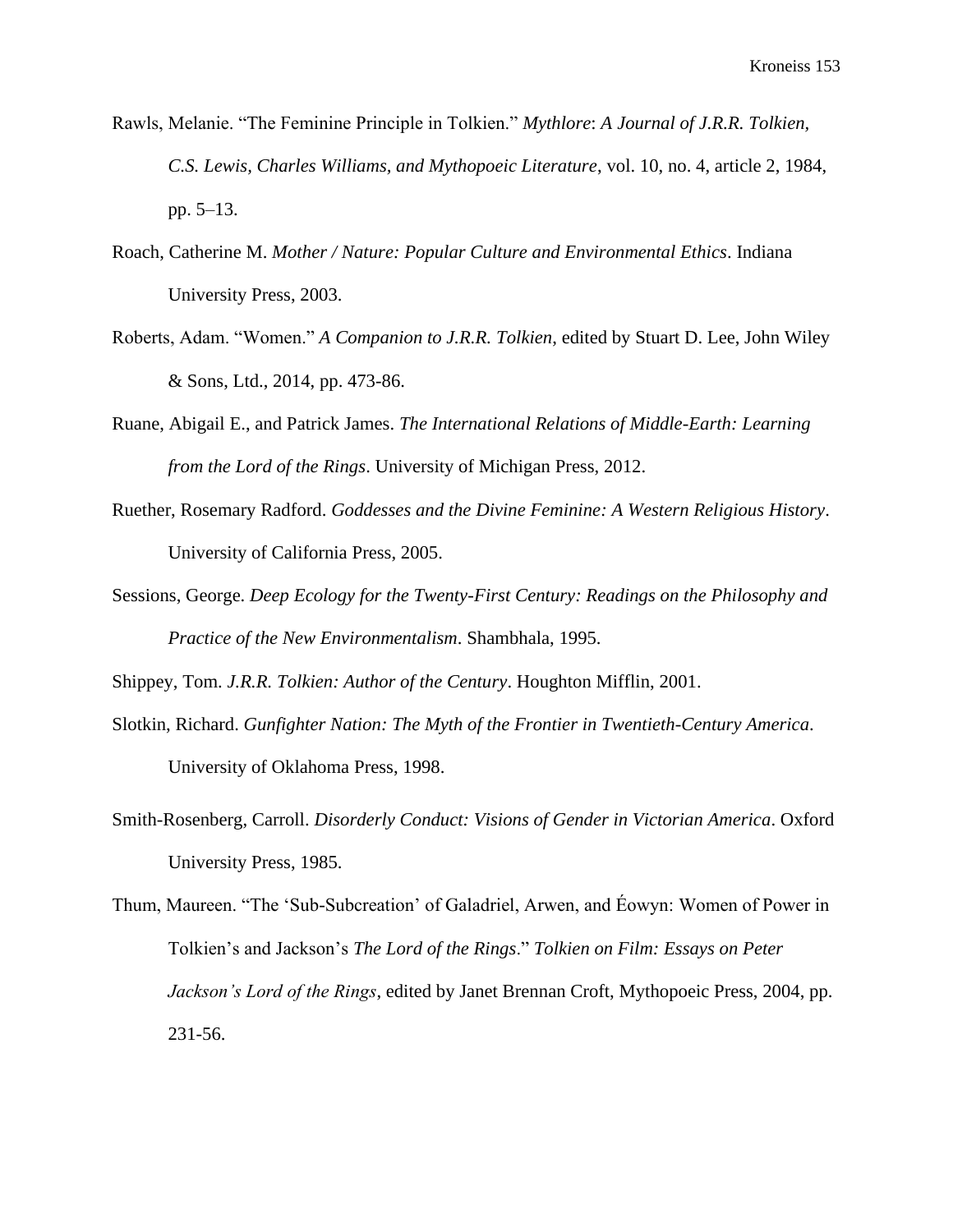Rawls, Melanie. "The Feminine Principle in Tolkien." *Mythlore*: *A Journal of J.R.R. Tolkien, C.S. Lewis, Charles Williams, and Mythopoeic Literature*, vol. 10, no. 4, article 2, 1984, pp. 5–13.

Roach, Catherine M. *Mother / Nature: Popular Culture and Environmental Ethics*. Indiana University Press, 2003.

Roberts, Adam. "Women." *A Companion to J.R.R. Tolkien*, edited by Stuart D. Lee, John Wiley & Sons, Ltd., 2014, pp. 473-86.

Ruane, Abigail E., and Patrick James. *The International Relations of Middle-Earth: Learning from the Lord of the Rings*. University of Michigan Press, 2012.

Ruether, Rosemary Radford. *Goddesses and the Divine Feminine: A Western Religious History*. University of California Press, 2005.

Sessions, George. *Deep Ecology for the Twenty-First Century: Readings on the Philosophy and Practice of the New Environmentalism*. Shambhala, 1995.

Shippey, Tom. *J.R.R. Tolkien: Author of the Century*. Houghton Mifflin, 2001.

Slotkin, Richard. *Gunfighter Nation: The Myth of the Frontier in Twentieth-Century America*. University of Oklahoma Press, 1998.

Smith-Rosenberg, Carroll. *Disorderly Conduct: Visions of Gender in Victorian America*. Oxford University Press, 1985.

Thum, Maureen. "The 'Sub-Subcreation' of Galadriel, Arwen, and Éowyn: Women of Power in Tolkien's and Jackson's *The Lord of the Rings*." *Tolkien on Film: Essays on Peter Jackson's Lord of the Rings*, edited by Janet Brennan Croft, Mythopoeic Press, 2004, pp. 231-56.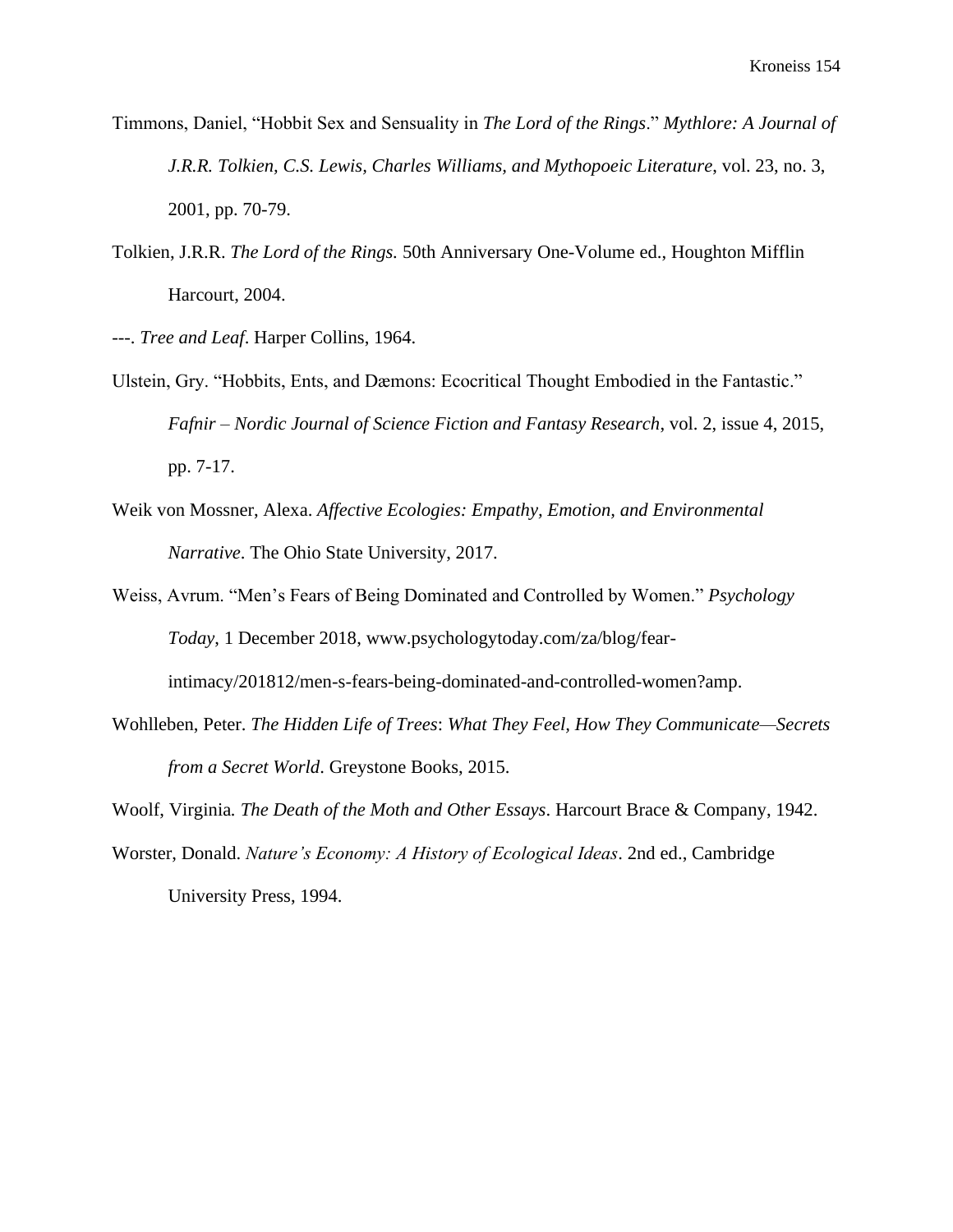Timmons, Daniel, "Hobbit Sex and Sensuality in *The Lord of the Rings*." *Mythlore: A Journal of J.R.R. Tolkien, C.S. Lewis, Charles Williams, and Mythopoeic Literature*, vol. 23, no. 3, 2001, pp. 70-79.

Tolkien, J.R.R. *The Lord of the Rings.* 50th Anniversary One-Volume ed., Houghton Mifflin Harcourt, 2004.

---. *Tree and Leaf*. Harper Collins, 1964.

Ulstein, Gry. "Hobbits, Ents, and Dæmons: Ecocritical Thought Embodied in the Fantastic." *Fafnir – Nordic Journal of Science Fiction and Fantasy Research*, vol. 2, issue 4, 2015, pp. 7-17.

Weik von Mossner, Alexa. *Affective Ecologies: Empathy, Emotion, and Environmental Narrative*. The Ohio State University, 2017.

Weiss, Avrum. "Men's Fears of Being Dominated and Controlled by Women." *Psychology Today*, 1 December 2018, www.psychologytoday.com/za/blog/fear-intimacy/201812/men-s-fears-being-dominated-and-controlled-women?amp.

Wohlleben, Peter. *The Hidden Life of Trees*: *What They Feel, How They Communicate—Secrets from a Secret World*. Greystone Books, 2015.

Woolf, Virginia*. The Death of the Moth and Other Essays*. Harcourt Brace & Company, 1942.

Worster, Donald. *Nature's Economy: A History of Ecological Ideas*. 2nd ed., Cambridge University Press, 1994.